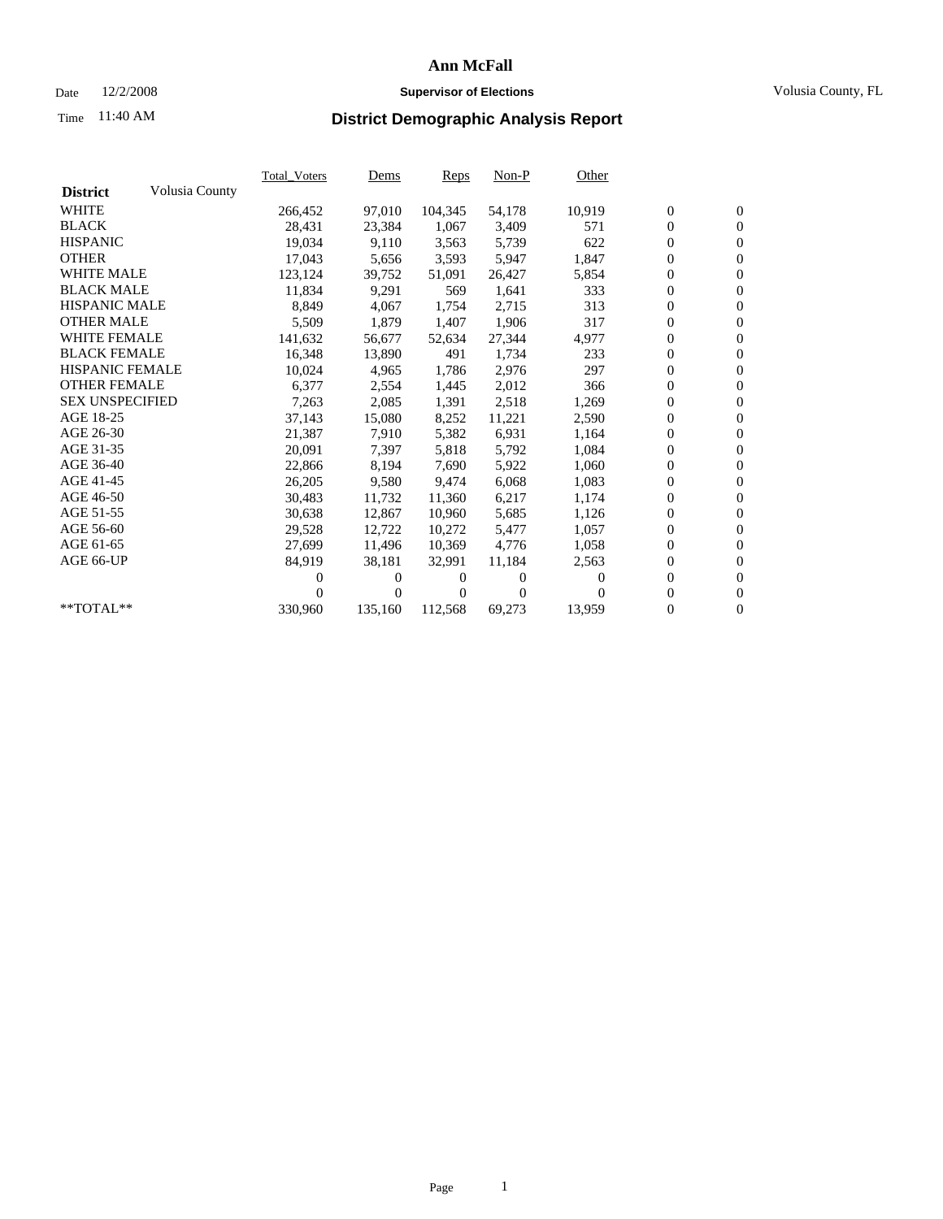# Ann McFall

Date 12/2/2008 **Supervisor of Elections** Volusia County, FL

Time 11:40 AM

## District Demographic Analysis Report

| District Volusia County | Total_Voters | Dems | Reps | Non-P | Other | | |
|---|---|---|---|---|---|---|---|
| WHITE | 266,452 | 97,010 | 104,345 | 54,178 | 10,919 | 0 | 0 |
| BLACK | 28,431 | 23,384 | 1,067 | 3,409 | 571 | 0 | 0 |
| HISPANIC | 19,034 | 9,110 | 3,563 | 5,739 | 622 | 0 | 0 |
| OTHER | 17,043 | 5,656 | 3,593 | 5,947 | 1,847 | 0 | 0 |
| WHITE MALE | 123,124 | 39,752 | 51,091 | 26,427 | 5,854 | 0 | 0 |
| BLACK MALE | 11,834 | 9,291 | 569 | 1,641 | 333 | 0 | 0 |
| HISPANIC MALE | 8,849 | 4,067 | 1,754 | 2,715 | 313 | 0 | 0 |
| OTHER MALE | 5,509 | 1,879 | 1,407 | 1,906 | 317 | 0 | 0 |
| WHITE FEMALE | 141,632 | 56,677 | 52,634 | 27,344 | 4,977 | 0 | 0 |
| BLACK FEMALE | 16,348 | 13,890 | 491 | 1,734 | 233 | 0 | 0 |
| HISPANIC FEMALE | 10,024 | 4,965 | 1,786 | 2,976 | 297 | 0 | 0 |
| OTHER FEMALE | 6,377 | 2,554 | 1,445 | 2,012 | 366 | 0 | 0 |
| SEX UNSPECIFIED | 7,263 | 2,085 | 1,391 | 2,518 | 1,269 | 0 | 0 |
| AGE 18-25 | 37,143 | 15,080 | 8,252 | 11,221 | 2,590 | 0 | 0 |
| AGE 26-30 | 21,387 | 7,910 | 5,382 | 6,931 | 1,164 | 0 | 0 |
| AGE 31-35 | 20,091 | 7,397 | 5,818 | 5,792 | 1,084 | 0 | 0 |
| AGE 36-40 | 22,866 | 8,194 | 7,690 | 5,922 | 1,060 | 0 | 0 |
| AGE 41-45 | 26,205 | 9,580 | 9,474 | 6,068 | 1,083 | 0 | 0 |
| AGE 46-50 | 30,483 | 11,732 | 11,360 | 6,217 | 1,174 | 0 | 0 |
| AGE 51-55 | 30,638 | 12,867 | 10,960 | 5,685 | 1,126 | 0 | 0 |
| AGE 56-60 | 29,528 | 12,722 | 10,272 | 5,477 | 1,057 | 0 | 0 |
| AGE 61-65 | 27,699 | 11,496 | 10,369 | 4,776 | 1,058 | 0 | 0 |
| AGE 66-UP | 84,919 | 38,181 | 32,991 | 11,184 | 2,563 | 0 | 0 |
| | 0 | 0 | 0 | 0 | 0 | 0 | 0 |
| | 0 | 0 | 0 | 0 | 0 | 0 | 0 |
| **TOTAL** | 330,960 | 135,160 | 112,568 | 69,273 | 13,959 | 0 | 0 |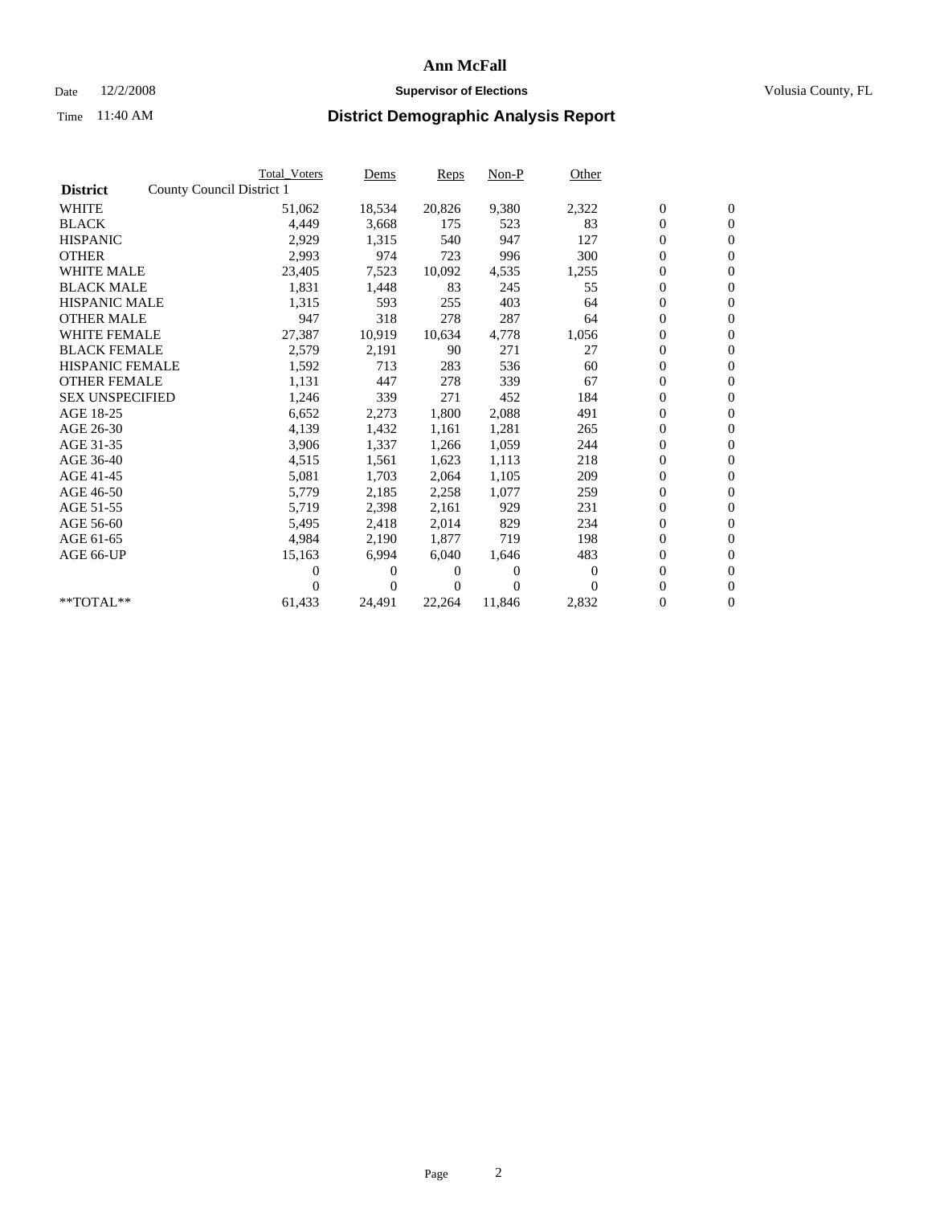# Ann McFall

Date 12/2/2008 **Supervisor of Elections** Volusia County, FL

Time 11:40 AM **District Demographic Analysis Report**

| | Total_Voters | Dems | Reps | Non-P | Other | | |
|---|---|---|---|---|---|---|---|
| **District** County Council District 1 | | | | | | | |
| WHITE | 51,062 | 18,534 | 20,826 | 9,380 | 2,322 | 0 | 0 |
| BLACK | 4,449 | 3,668 | 175 | 523 | 83 | 0 | 0 |
| HISPANIC | 2,929 | 1,315 | 540 | 947 | 127 | 0 | 0 |
| OTHER | 2,993 | 974 | 723 | 996 | 300 | 0 | 0 |
| WHITE MALE | 23,405 | 7,523 | 10,092 | 4,535 | 1,255 | 0 | 0 |
| BLACK MALE | 1,831 | 1,448 | 83 | 245 | 55 | 0 | 0 |
| HISPANIC MALE | 1,315 | 593 | 255 | 403 | 64 | 0 | 0 |
| OTHER MALE | 947 | 318 | 278 | 287 | 64 | 0 | 0 |
| WHITE FEMALE | 27,387 | 10,919 | 10,634 | 4,778 | 1,056 | 0 | 0 |
| BLACK FEMALE | 2,579 | 2,191 | 90 | 271 | 27 | 0 | 0 |
| HISPANIC FEMALE | 1,592 | 713 | 283 | 536 | 60 | 0 | 0 |
| OTHER FEMALE | 1,131 | 447 | 278 | 339 | 67 | 0 | 0 |
| SEX UNSPECIFIED | 1,246 | 339 | 271 | 452 | 184 | 0 | 0 |
| AGE 18-25 | 6,652 | 2,273 | 1,800 | 2,088 | 491 | 0 | 0 |
| AGE 26-30 | 4,139 | 1,432 | 1,161 | 1,281 | 265 | 0 | 0 |
| AGE 31-35 | 3,906 | 1,337 | 1,266 | 1,059 | 244 | 0 | 0 |
| AGE 36-40 | 4,515 | 1,561 | 1,623 | 1,113 | 218 | 0 | 0 |
| AGE 41-45 | 5,081 | 1,703 | 2,064 | 1,105 | 209 | 0 | 0 |
| AGE 46-50 | 5,779 | 2,185 | 2,258 | 1,077 | 259 | 0 | 0 |
| AGE 51-55 | 5,719 | 2,398 | 2,161 | 929 | 231 | 0 | 0 |
| AGE 56-60 | 5,495 | 2,418 | 2,014 | 829 | 234 | 0 | 0 |
| AGE 61-65 | 4,984 | 2,190 | 1,877 | 719 | 198 | 0 | 0 |
| AGE 66-UP | 15,163 | 6,994 | 6,040 | 1,646 | 483 | 0 | 0 |
| | 0 | 0 | 0 | 0 | 0 | 0 | 0 |
| | 0 | 0 | 0 | 0 | 0 | 0 | 0 |
| **TOTAL** | 61,433 | 24,491 | 22,264 | 11,846 | 2,832 | 0 | 0 |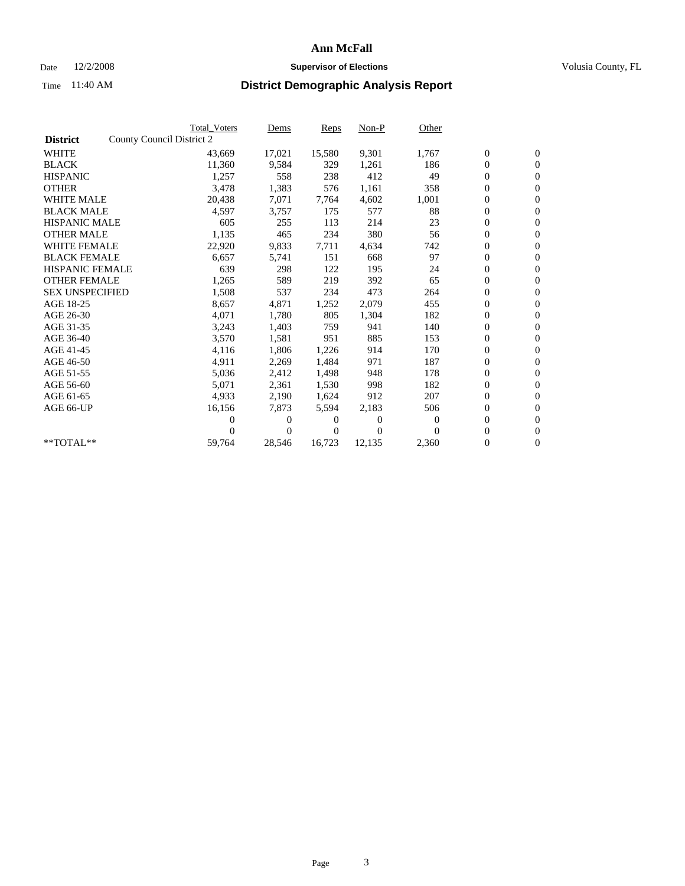# Ann McFall

Date 12/2/2008 **Supervisor of Elections** Volusia County, FL

Time 11:40 AM **District Demographic Analysis Report**

| **District** | County Council District 2 | Total_Voters | Dems | Reps | Non-P | Other | | |
|---|---|---|---|---|---|---|---|---|
| WHITE | | 43,669 | 17,021 | 15,580 | 9,301 | 1,767 | 0 | 0 |
| BLACK | | 11,360 | 9,584 | 329 | 1,261 | 186 | 0 | 0 |
| HISPANIC | | 1,257 | 558 | 238 | 412 | 49 | 0 | 0 |
| OTHER | | 3,478 | 1,383 | 576 | 1,161 | 358 | 0 | 0 |
| WHITE MALE | | 20,438 | 7,071 | 7,764 | 4,602 | 1,001 | 0 | 0 |
| BLACK MALE | | 4,597 | 3,757 | 175 | 577 | 88 | 0 | 0 |
| HISPANIC MALE | | 605 | 255 | 113 | 214 | 23 | 0 | 0 |
| OTHER MALE | | 1,135 | 465 | 234 | 380 | 56 | 0 | 0 |
| WHITE FEMALE | | 22,920 | 9,833 | 7,711 | 4,634 | 742 | 0 | 0 |
| BLACK FEMALE | | 6,657 | 5,741 | 151 | 668 | 97 | 0 | 0 |
| HISPANIC FEMALE | | 639 | 298 | 122 | 195 | 24 | 0 | 0 |
| OTHER FEMALE | | 1,265 | 589 | 219 | 392 | 65 | 0 | 0 |
| SEX UNSPECIFIED | | 1,508 | 537 | 234 | 473 | 264 | 0 | 0 |
| AGE 18-25 | | 8,657 | 4,871 | 1,252 | 2,079 | 455 | 0 | 0 |
| AGE 26-30 | | 4,071 | 1,780 | 805 | 1,304 | 182 | 0 | 0 |
| AGE 31-35 | | 3,243 | 1,403 | 759 | 941 | 140 | 0 | 0 |
| AGE 36-40 | | 3,570 | 1,581 | 951 | 885 | 153 | 0 | 0 |
| AGE 41-45 | | 4,116 | 1,806 | 1,226 | 914 | 170 | 0 | 0 |
| AGE 46-50 | | 4,911 | 2,269 | 1,484 | 971 | 187 | 0 | 0 |
| AGE 51-55 | | 5,036 | 2,412 | 1,498 | 948 | 178 | 0 | 0 |
| AGE 56-60 | | 5,071 | 2,361 | 1,530 | 998 | 182 | 0 | 0 |
| AGE 61-65 | | 4,933 | 2,190 | 1,624 | 912 | 207 | 0 | 0 |
| AGE 66-UP | | 16,156 | 7,873 | 5,594 | 2,183 | 506 | 0 | 0 |
| | | 0 | 0 | 0 | 0 | 0 | 0 | 0 |
| | | 0 | 0 | 0 | 0 | 0 | 0 | 0 |
| **TOTAL** | | 59,764 | 28,546 | 16,723 | 12,135 | 2,360 | 0 | 0 |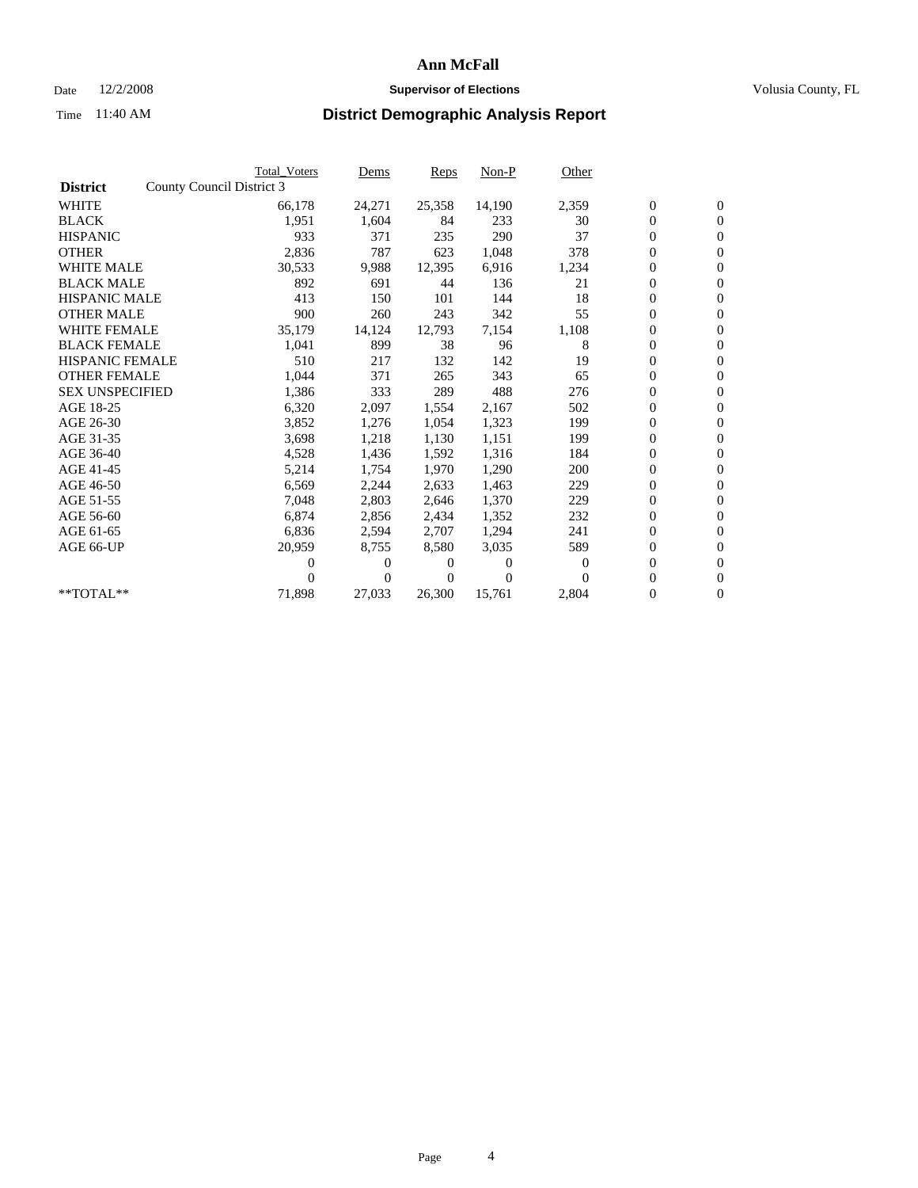# Ann McFall

Date 12/2/2008 **Supervisor of Elections** Volusia County, FL

Time 11:40 AM **District Demographic Analysis Report**

| **District** County Council District 3 | Total_Voters | Dems | Reps | Non-P | Other | | |
|---|---|---|---|---|---|---|---|
| WHITE | 66,178 | 24,271 | 25,358 | 14,190 | 2,359 | 0 | 0 |
| BLACK | 1,951 | 1,604 | 84 | 233 | 30 | 0 | 0 |
| HISPANIC | 933 | 371 | 235 | 290 | 37 | 0 | 0 |
| OTHER | 2,836 | 787 | 623 | 1,048 | 378 | 0 | 0 |
| WHITE MALE | 30,533 | 9,988 | 12,395 | 6,916 | 1,234 | 0 | 0 |
| BLACK MALE | 892 | 691 | 44 | 136 | 21 | 0 | 0 |
| HISPANIC MALE | 413 | 150 | 101 | 144 | 18 | 0 | 0 |
| OTHER MALE | 900 | 260 | 243 | 342 | 55 | 0 | 0 |
| WHITE FEMALE | 35,179 | 14,124 | 12,793 | 7,154 | 1,108 | 0 | 0 |
| BLACK FEMALE | 1,041 | 899 | 38 | 96 | 8 | 0 | 0 |
| HISPANIC FEMALE | 510 | 217 | 132 | 142 | 19 | 0 | 0 |
| OTHER FEMALE | 1,044 | 371 | 265 | 343 | 65 | 0 | 0 |
| SEX UNSPECIFIED | 1,386 | 333 | 289 | 488 | 276 | 0 | 0 |
| AGE 18-25 | 6,320 | 2,097 | 1,554 | 2,167 | 502 | 0 | 0 |
| AGE 26-30 | 3,852 | 1,276 | 1,054 | 1,323 | 199 | 0 | 0 |
| AGE 31-35 | 3,698 | 1,218 | 1,130 | 1,151 | 199 | 0 | 0 |
| AGE 36-40 | 4,528 | 1,436 | 1,592 | 1,316 | 184 | 0 | 0 |
| AGE 41-45 | 5,214 | 1,754 | 1,970 | 1,290 | 200 | 0 | 0 |
| AGE 46-50 | 6,569 | 2,244 | 2,633 | 1,463 | 229 | 0 | 0 |
| AGE 51-55 | 7,048 | 2,803 | 2,646 | 1,370 | 229 | 0 | 0 |
| AGE 56-60 | 6,874 | 2,856 | 2,434 | 1,352 | 232 | 0 | 0 |
| AGE 61-65 | 6,836 | 2,594 | 2,707 | 1,294 | 241 | 0 | 0 |
| AGE 66-UP | 20,959 | 8,755 | 8,580 | 3,035 | 589 | 0 | 0 |
| | 0 | 0 | 0 | 0 | 0 | 0 | 0 |
| | 0 | 0 | 0 | 0 | 0 | 0 | 0 |
| **TOTAL** | 71,898 | 27,033 | 26,300 | 15,761 | 2,804 | 0 | 0 |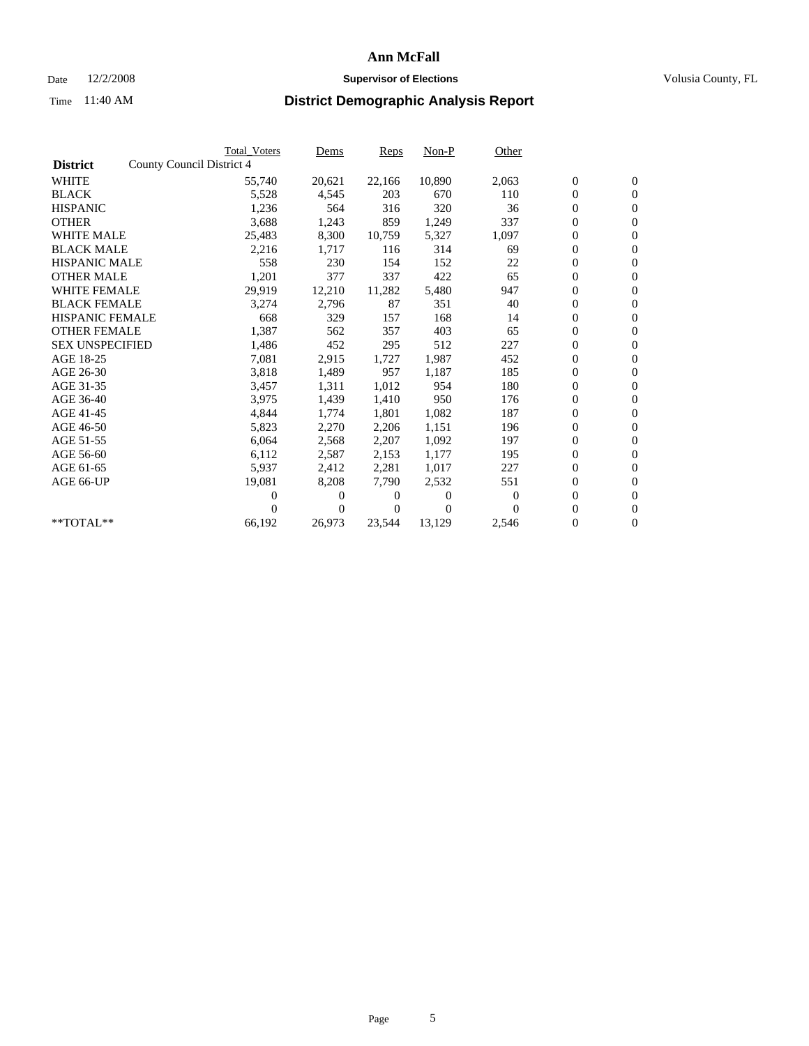# Ann McFall

Date 12/2/2008 **Supervisor of Elections** Volusia County, FL

Time 11:40 AM **District Demographic Analysis Report**

| | Total_Voters | Dems | Reps | Non-P | Other | | |
|---|---|---|---|---|---|---|---|
| **District** County Council District 4 | | | | | | | |
| WHITE | 55,740 | 20,621 | 22,166 | 10,890 | 2,063 | 0 | 0 |
| BLACK | 5,528 | 4,545 | 203 | 670 | 110 | 0 | 0 |
| HISPANIC | 1,236 | 564 | 316 | 320 | 36 | 0 | 0 |
| OTHER | 3,688 | 1,243 | 859 | 1,249 | 337 | 0 | 0 |
| WHITE MALE | 25,483 | 8,300 | 10,759 | 5,327 | 1,097 | 0 | 0 |
| BLACK MALE | 2,216 | 1,717 | 116 | 314 | 69 | 0 | 0 |
| HISPANIC MALE | 558 | 230 | 154 | 152 | 22 | 0 | 0 |
| OTHER MALE | 1,201 | 377 | 337 | 422 | 65 | 0 | 0 |
| WHITE FEMALE | 29,919 | 12,210 | 11,282 | 5,480 | 947 | 0 | 0 |
| BLACK FEMALE | 3,274 | 2,796 | 87 | 351 | 40 | 0 | 0 |
| HISPANIC FEMALE | 668 | 329 | 157 | 168 | 14 | 0 | 0 |
| OTHER FEMALE | 1,387 | 562 | 357 | 403 | 65 | 0 | 0 |
| SEX UNSPECIFIED | 1,486 | 452 | 295 | 512 | 227 | 0 | 0 |
| AGE 18-25 | 7,081 | 2,915 | 1,727 | 1,987 | 452 | 0 | 0 |
| AGE 26-30 | 3,818 | 1,489 | 957 | 1,187 | 185 | 0 | 0 |
| AGE 31-35 | 3,457 | 1,311 | 1,012 | 954 | 180 | 0 | 0 |
| AGE 36-40 | 3,975 | 1,439 | 1,410 | 950 | 176 | 0 | 0 |
| AGE 41-45 | 4,844 | 1,774 | 1,801 | 1,082 | 187 | 0 | 0 |
| AGE 46-50 | 5,823 | 2,270 | 2,206 | 1,151 | 196 | 0 | 0 |
| AGE 51-55 | 6,064 | 2,568 | 2,207 | 1,092 | 197 | 0 | 0 |
| AGE 56-60 | 6,112 | 2,587 | 2,153 | 1,177 | 195 | 0 | 0 |
| AGE 61-65 | 5,937 | 2,412 | 2,281 | 1,017 | 227 | 0 | 0 |
| AGE 66-UP | 19,081 | 8,208 | 7,790 | 2,532 | 551 | 0 | 0 |
| | 0 | 0 | 0 | 0 | 0 | 0 | 0 |
| | 0 | 0 | 0 | 0 | 0 | 0 | 0 |
| **TOTAL** | 66,192 | 26,973 | 23,544 | 13,129 | 2,546 | 0 | 0 |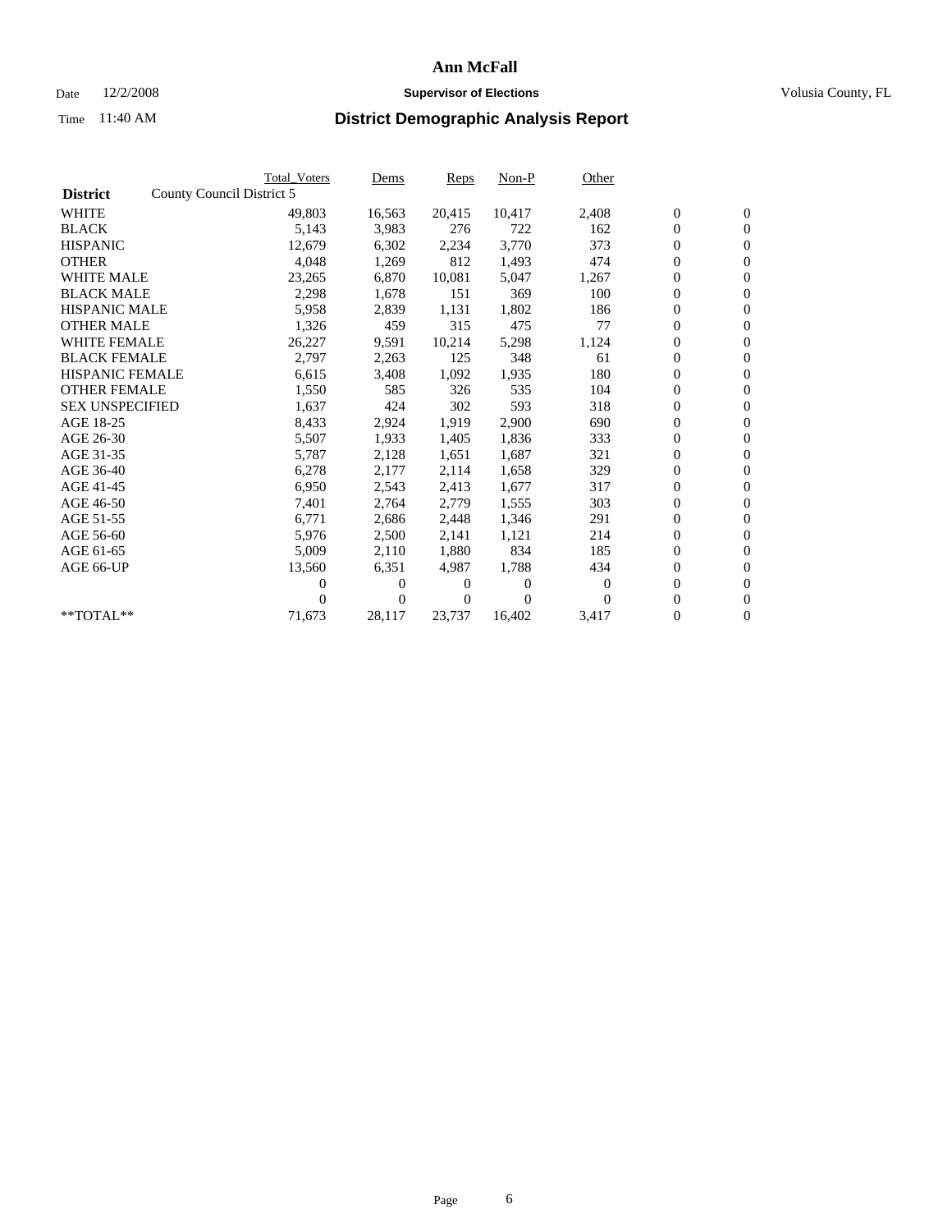# Ann McFall

Date 12/2/2008 **Supervisor of Elections** Volusia County, FL

Time 11:40 AM **District Demographic Analysis Report**

| | Total_Voters | Dems | Reps | Non-P | Other | | |
|---|---|---|---|---|---|---|---|
| **District** County Council District 5 | | | | | | | |
| WHITE | 49,803 | 16,563 | 20,415 | 10,417 | 2,408 | 0 | 0 |
| BLACK | 5,143 | 3,983 | 276 | 722 | 162 | 0 | 0 |
| HISPANIC | 12,679 | 6,302 | 2,234 | 3,770 | 373 | 0 | 0 |
| OTHER | 4,048 | 1,269 | 812 | 1,493 | 474 | 0 | 0 |
| WHITE MALE | 23,265 | 6,870 | 10,081 | 5,047 | 1,267 | 0 | 0 |
| BLACK MALE | 2,298 | 1,678 | 151 | 369 | 100 | 0 | 0 |
| HISPANIC MALE | 5,958 | 2,839 | 1,131 | 1,802 | 186 | 0 | 0 |
| OTHER MALE | 1,326 | 459 | 315 | 475 | 77 | 0 | 0 |
| WHITE FEMALE | 26,227 | 9,591 | 10,214 | 5,298 | 1,124 | 0 | 0 |
| BLACK FEMALE | 2,797 | 2,263 | 125 | 348 | 61 | 0 | 0 |
| HISPANIC FEMALE | 6,615 | 3,408 | 1,092 | 1,935 | 180 | 0 | 0 |
| OTHER FEMALE | 1,550 | 585 | 326 | 535 | 104 | 0 | 0 |
| SEX UNSPECIFIED | 1,637 | 424 | 302 | 593 | 318 | 0 | 0 |
| AGE 18-25 | 8,433 | 2,924 | 1,919 | 2,900 | 690 | 0 | 0 |
| AGE 26-30 | 5,507 | 1,933 | 1,405 | 1,836 | 333 | 0 | 0 |
| AGE 31-35 | 5,787 | 2,128 | 1,651 | 1,687 | 321 | 0 | 0 |
| AGE 36-40 | 6,278 | 2,177 | 2,114 | 1,658 | 329 | 0 | 0 |
| AGE 41-45 | 6,950 | 2,543 | 2,413 | 1,677 | 317 | 0 | 0 |
| AGE 46-50 | 7,401 | 2,764 | 2,779 | 1,555 | 303 | 0 | 0 |
| AGE 51-55 | 6,771 | 2,686 | 2,448 | 1,346 | 291 | 0 | 0 |
| AGE 56-60 | 5,976 | 2,500 | 2,141 | 1,121 | 214 | 0 | 0 |
| AGE 61-65 | 5,009 | 2,110 | 1,880 | 834 | 185 | 0 | 0 |
| AGE 66-UP | 13,560 | 6,351 | 4,987 | 1,788 | 434 | 0 | 0 |
| | 0 | 0 | 0 | 0 | 0 | 0 | 0 |
| | 0 | 0 | 0 | 0 | 0 | 0 | 0 |
| **TOTAL** | 71,673 | 28,117 | 23,737 | 16,402 | 3,417 | 0 | 0 |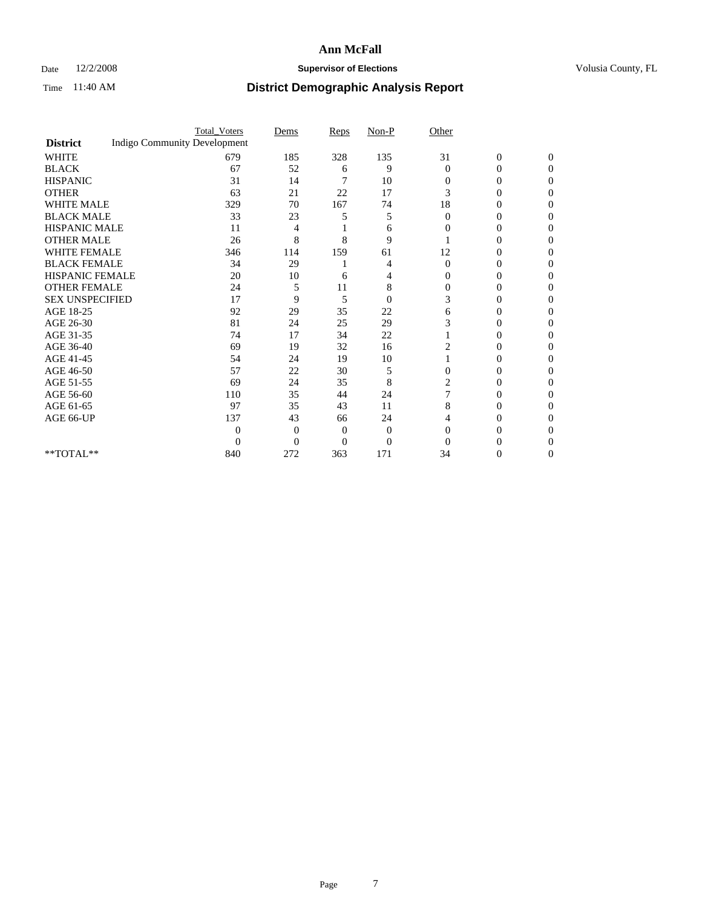# Ann McFall

Date 12/2/2008 **Supervisor of Elections** Volusia County, FL

Time 11:40 AM **District Demographic Analysis Report**

| | Total_Voters | Dems | Reps | Non-P | Other | | |
|---|---|---|---|---|---|---|---|
| **District** Indigo Community Development | | | | | | | |
| WHITE | 679 | 185 | 328 | 135 | 31 | 0 | 0 |
| BLACK | 67 | 52 | 6 | 9 | 0 | 0 | 0 |
| HISPANIC | 31 | 14 | 7 | 10 | 0 | 0 | 0 |
| OTHER | 63 | 21 | 22 | 17 | 3 | 0 | 0 |
| WHITE MALE | 329 | 70 | 167 | 74 | 18 | 0 | 0 |
| BLACK MALE | 33 | 23 | 5 | 5 | 0 | 0 | 0 |
| HISPANIC MALE | 11 | 4 | 1 | 6 | 0 | 0 | 0 |
| OTHER MALE | 26 | 8 | 8 | 9 | 1 | 0 | 0 |
| WHITE FEMALE | 346 | 114 | 159 | 61 | 12 | 0 | 0 |
| BLACK FEMALE | 34 | 29 | 1 | 4 | 0 | 0 | 0 |
| HISPANIC FEMALE | 20 | 10 | 6 | 4 | 0 | 0 | 0 |
| OTHER FEMALE | 24 | 5 | 11 | 8 | 0 | 0 | 0 |
| SEX UNSPECIFIED | 17 | 9 | 5 | 0 | 3 | 0 | 0 |
| AGE 18-25 | 92 | 29 | 35 | 22 | 6 | 0 | 0 |
| AGE 26-30 | 81 | 24 | 25 | 29 | 3 | 0 | 0 |
| AGE 31-35 | 74 | 17 | 34 | 22 | 1 | 0 | 0 |
| AGE 36-40 | 69 | 19 | 32 | 16 | 2 | 0 | 0 |
| AGE 41-45 | 54 | 24 | 19 | 10 | 1 | 0 | 0 |
| AGE 46-50 | 57 | 22 | 30 | 5 | 0 | 0 | 0 |
| AGE 51-55 | 69 | 24 | 35 | 8 | 2 | 0 | 0 |
| AGE 56-60 | 110 | 35 | 44 | 24 | 7 | 0 | 0 |
| AGE 61-65 | 97 | 35 | 43 | 11 | 8 | 0 | 0 |
| AGE 66-UP | 137 | 43 | 66 | 24 | 4 | 0 | 0 |
| | 0 | 0 | 0 | 0 | 0 | 0 | 0 |
| | 0 | 0 | 0 | 0 | 0 | 0 | 0 |
| **TOTAL** | 840 | 272 | 363 | 171 | 34 | 0 | 0 |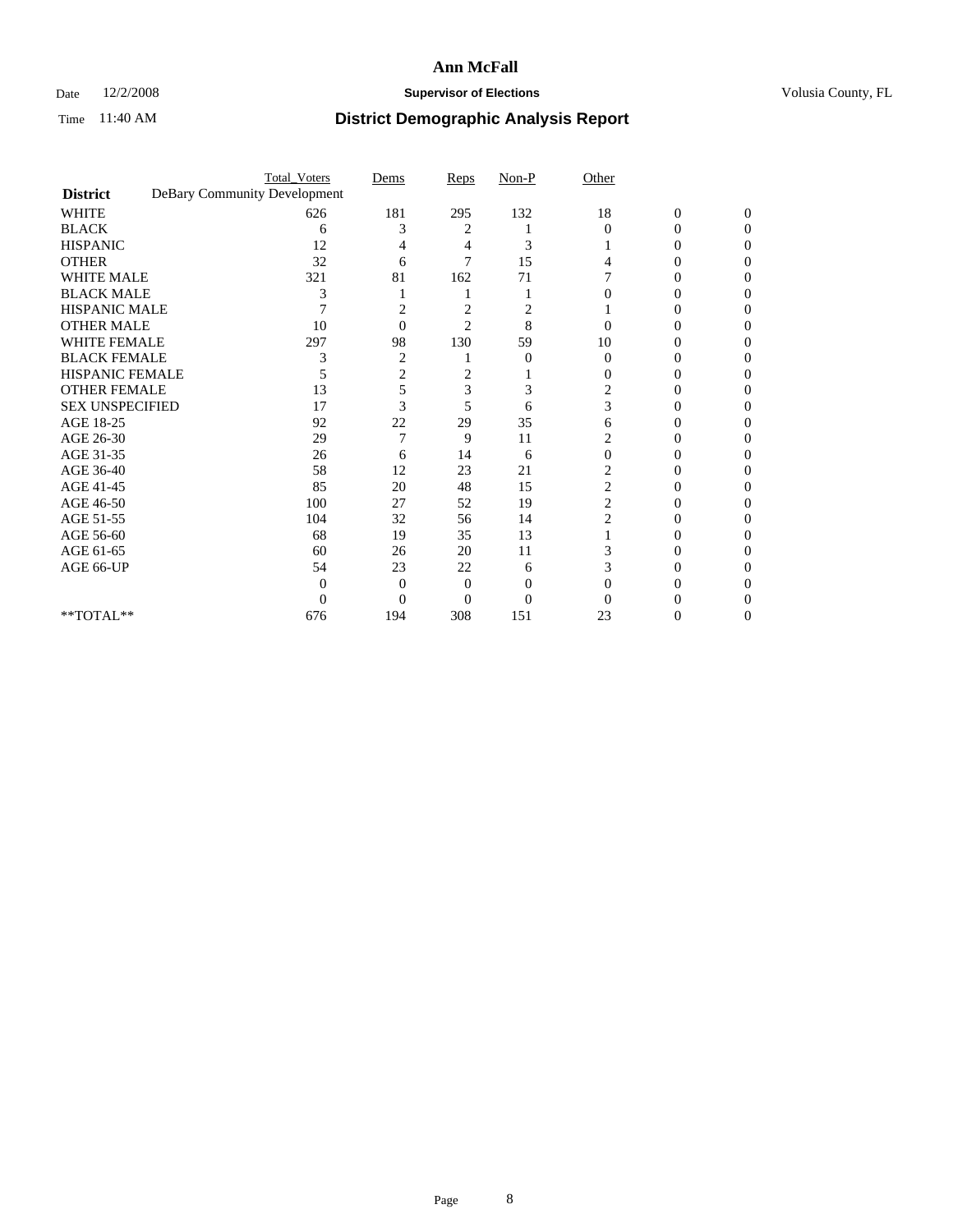# Ann McFall

Date 12/2/2008 **Supervisor of Elections** Volusia County, FL

Time 11:40 AM **District Demographic Analysis Report**

| | Total_Voters | Dems | Reps | Non-P | Other | | |
|---|---|---|---|---|---|---|---|
| **District** DeBary Community Development | | | | | | | |
| WHITE | 626 | 181 | 295 | 132 | 18 | 0 | 0 |
| BLACK | 6 | 3 | 2 | 1 | 0 | 0 | 0 |
| HISPANIC | 12 | 4 | 4 | 3 | 1 | 0 | 0 |
| OTHER | 32 | 6 | 7 | 15 | 4 | 0 | 0 |
| WHITE MALE | 321 | 81 | 162 | 71 | 7 | 0 | 0 |
| BLACK MALE | 3 | 1 | 1 | 1 | 0 | 0 | 0 |
| HISPANIC MALE | 7 | 2 | 2 | 2 | 1 | 0 | 0 |
| OTHER MALE | 10 | 0 | 2 | 8 | 0 | 0 | 0 |
| WHITE FEMALE | 297 | 98 | 130 | 59 | 10 | 0 | 0 |
| BLACK FEMALE | 3 | 2 | 1 | 0 | 0 | 0 | 0 |
| HISPANIC FEMALE | 5 | 2 | 2 | 1 | 0 | 0 | 0 |
| OTHER FEMALE | 13 | 5 | 3 | 3 | 2 | 0 | 0 |
| SEX UNSPECIFIED | 17 | 3 | 5 | 6 | 3 | 0 | 0 |
| AGE 18-25 | 92 | 22 | 29 | 35 | 6 | 0 | 0 |
| AGE 26-30 | 29 | 7 | 9 | 11 | 2 | 0 | 0 |
| AGE 31-35 | 26 | 6 | 14 | 6 | 0 | 0 | 0 |
| AGE 36-40 | 58 | 12 | 23 | 21 | 2 | 0 | 0 |
| AGE 41-45 | 85 | 20 | 48 | 15 | 2 | 0 | 0 |
| AGE 46-50 | 100 | 27 | 52 | 19 | 2 | 0 | 0 |
| AGE 51-55 | 104 | 32 | 56 | 14 | 2 | 0 | 0 |
| AGE 56-60 | 68 | 19 | 35 | 13 | 1 | 0 | 0 |
| AGE 61-65 | 60 | 26 | 20 | 11 | 3 | 0 | 0 |
| AGE 66-UP | 54 | 23 | 22 | 6 | 3 | 0 | 0 |
| | 0 | 0 | 0 | 0 | 0 | 0 | 0 |
| | 0 | 0 | 0 | 0 | 0 | 0 | 0 |
| **TOTAL** | 676 | 194 | 308 | 151 | 23 | 0 | 0 |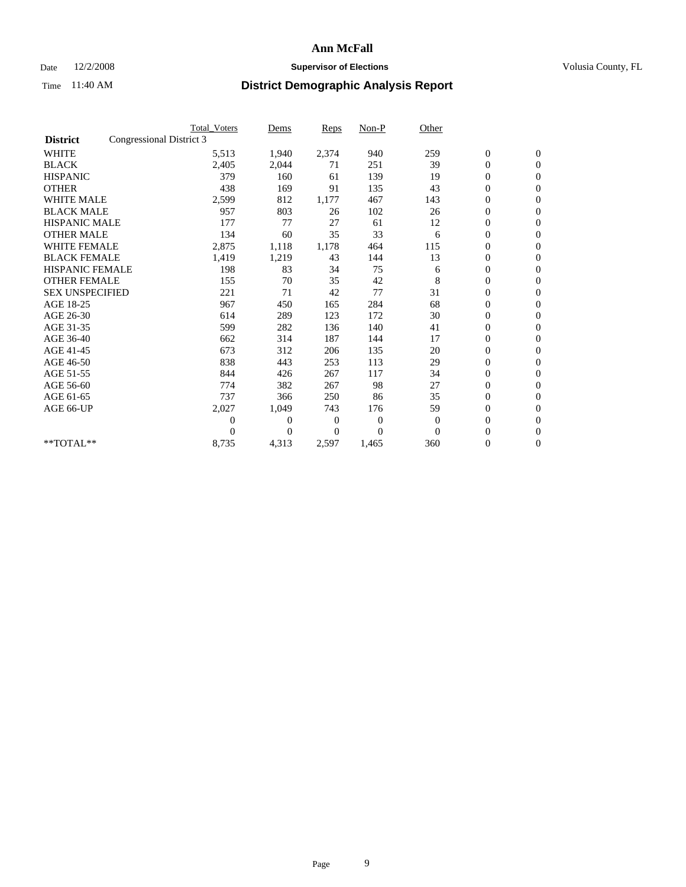# Ann McFall

Date 12/2/2008 **Supervisor of Elections** Volusia County, FL

Time 11:40 AM **District Demographic Analysis Report**

| | Total_Voters | Dems | Reps | Non-P | Other | | |
|---|---|---|---|---|---|---|---|
| **District** Congressional District 3 | | | | | | | |
| WHITE | 5,513 | 1,940 | 2,374 | 940 | 259 | 0 | 0 |
| BLACK | 2,405 | 2,044 | 71 | 251 | 39 | 0 | 0 |
| HISPANIC | 379 | 160 | 61 | 139 | 19 | 0 | 0 |
| OTHER | 438 | 169 | 91 | 135 | 43 | 0 | 0 |
| WHITE MALE | 2,599 | 812 | 1,177 | 467 | 143 | 0 | 0 |
| BLACK MALE | 957 | 803 | 26 | 102 | 26 | 0 | 0 |
| HISPANIC MALE | 177 | 77 | 27 | 61 | 12 | 0 | 0 |
| OTHER MALE | 134 | 60 | 35 | 33 | 6 | 0 | 0 |
| WHITE FEMALE | 2,875 | 1,118 | 1,178 | 464 | 115 | 0 | 0 |
| BLACK FEMALE | 1,419 | 1,219 | 43 | 144 | 13 | 0 | 0 |
| HISPANIC FEMALE | 198 | 83 | 34 | 75 | 6 | 0 | 0 |
| OTHER FEMALE | 155 | 70 | 35 | 42 | 8 | 0 | 0 |
| SEX UNSPECIFIED | 221 | 71 | 42 | 77 | 31 | 0 | 0 |
| AGE 18-25 | 967 | 450 | 165 | 284 | 68 | 0 | 0 |
| AGE 26-30 | 614 | 289 | 123 | 172 | 30 | 0 | 0 |
| AGE 31-35 | 599 | 282 | 136 | 140 | 41 | 0 | 0 |
| AGE 36-40 | 662 | 314 | 187 | 144 | 17 | 0 | 0 |
| AGE 41-45 | 673 | 312 | 206 | 135 | 20 | 0 | 0 |
| AGE 46-50 | 838 | 443 | 253 | 113 | 29 | 0 | 0 |
| AGE 51-55 | 844 | 426 | 267 | 117 | 34 | 0 | 0 |
| AGE 56-60 | 774 | 382 | 267 | 98 | 27 | 0 | 0 |
| AGE 61-65 | 737 | 366 | 250 | 86 | 35 | 0 | 0 |
| AGE 66-UP | 2,027 | 1,049 | 743 | 176 | 59 | 0 | 0 |
| | 0 | 0 | 0 | 0 | 0 | 0 | 0 |
| | 0 | 0 | 0 | 0 | 0 | 0 | 0 |
| **TOTAL** | 8,735 | 4,313 | 2,597 | 1,465 | 360 | 0 | 0 |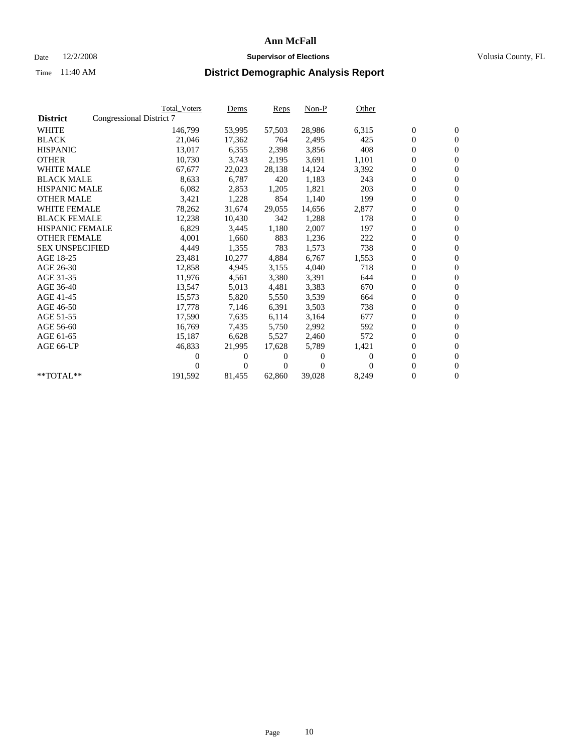# Ann McFall

Date 12/2/2008 **Supervisor of Elections** Volusia County, FL

Time 11:40 AM **District Demographic Analysis Report**

| District | Congressional District 7 | Total_Voters | Dems | Reps | Non-P | Other | | |
|---|---|---|---|---|---|---|---|---|
| WHITE | | 146,799 | 53,995 | 57,503 | 28,986 | 6,315 | 0 | 0 |
| BLACK | | 21,046 | 17,362 | 764 | 2,495 | 425 | 0 | 0 |
| HISPANIC | | 13,017 | 6,355 | 2,398 | 3,856 | 408 | 0 | 0 |
| OTHER | | 10,730 | 3,743 | 2,195 | 3,691 | 1,101 | 0 | 0 |
| WHITE MALE | | 67,677 | 22,023 | 28,138 | 14,124 | 3,392 | 0 | 0 |
| BLACK MALE | | 8,633 | 6,787 | 420 | 1,183 | 243 | 0 | 0 |
| HISPANIC MALE | | 6,082 | 2,853 | 1,205 | 1,821 | 203 | 0 | 0 |
| OTHER MALE | | 3,421 | 1,228 | 854 | 1,140 | 199 | 0 | 0 |
| WHITE FEMALE | | 78,262 | 31,674 | 29,055 | 14,656 | 2,877 | 0 | 0 |
| BLACK FEMALE | | 12,238 | 10,430 | 342 | 1,288 | 178 | 0 | 0 |
| HISPANIC FEMALE | | 6,829 | 3,445 | 1,180 | 2,007 | 197 | 0 | 0 |
| OTHER FEMALE | | 4,001 | 1,660 | 883 | 1,236 | 222 | 0 | 0 |
| SEX UNSPECIFIED | | 4,449 | 1,355 | 783 | 1,573 | 738 | 0 | 0 |
| AGE 18-25 | | 23,481 | 10,277 | 4,884 | 6,767 | 1,553 | 0 | 0 |
| AGE 26-30 | | 12,858 | 4,945 | 3,155 | 4,040 | 718 | 0 | 0 |
| AGE 31-35 | | 11,976 | 4,561 | 3,380 | 3,391 | 644 | 0 | 0 |
| AGE 36-40 | | 13,547 | 5,013 | 4,481 | 3,383 | 670 | 0 | 0 |
| AGE 41-45 | | 15,573 | 5,820 | 5,550 | 3,539 | 664 | 0 | 0 |
| AGE 46-50 | | 17,778 | 7,146 | 6,391 | 3,503 | 738 | 0 | 0 |
| AGE 51-55 | | 17,590 | 7,635 | 6,114 | 3,164 | 677 | 0 | 0 |
| AGE 56-60 | | 16,769 | 7,435 | 5,750 | 2,992 | 592 | 0 | 0 |
| AGE 61-65 | | 15,187 | 6,628 | 5,527 | 2,460 | 572 | 0 | 0 |
| AGE 66-UP | | 46,833 | 21,995 | 17,628 | 5,789 | 1,421 | 0 | 0 |
| | | 0 | 0 | 0 | 0 | 0 | 0 | 0 |
| | | 0 | 0 | 0 | 0 | 0 | 0 | 0 |
| **TOTAL** | | 191,592 | 81,455 | 62,860 | 39,028 | 8,249 | 0 | 0 |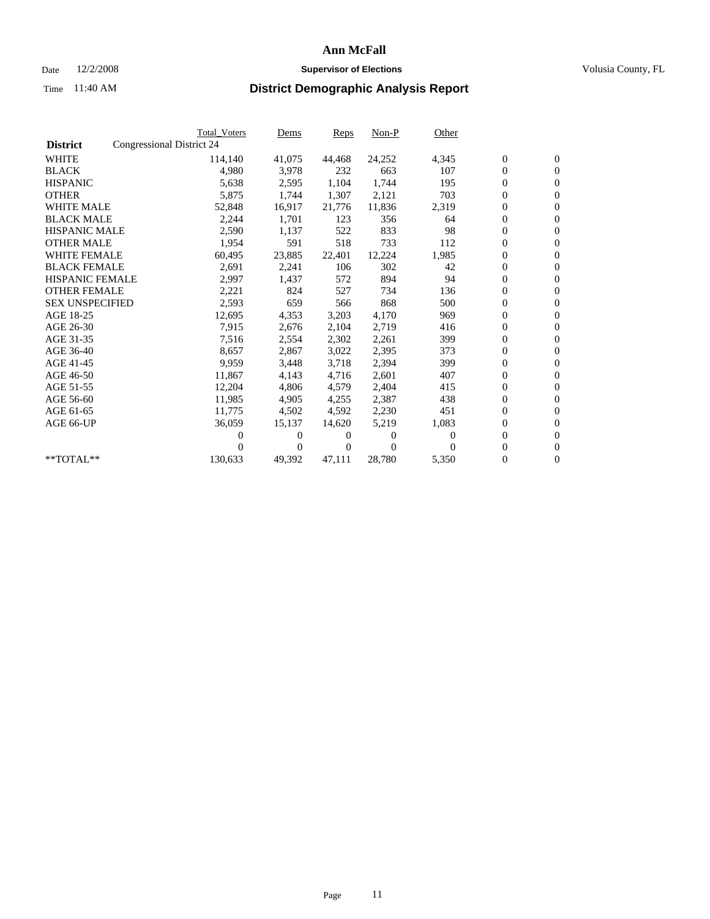# Ann McFall

Date 12/2/2008 **Supervisor of Elections** Volusia County, FL

Time 11:40 AM **District Demographic Analysis Report**

| | Total_Voters | Dems | Reps | Non-P | Other | | |
|---|---|---|---|---|---|---|---|
| **District** Congressional District 24 | | | | | | | |
| WHITE | 114,140 | 41,075 | 44,468 | 24,252 | 4,345 | 0 | 0 |
| BLACK | 4,980 | 3,978 | 232 | 663 | 107 | 0 | 0 |
| HISPANIC | 5,638 | 2,595 | 1,104 | 1,744 | 195 | 0 | 0 |
| OTHER | 5,875 | 1,744 | 1,307 | 2,121 | 703 | 0 | 0 |
| WHITE MALE | 52,848 | 16,917 | 21,776 | 11,836 | 2,319 | 0 | 0 |
| BLACK MALE | 2,244 | 1,701 | 123 | 356 | 64 | 0 | 0 |
| HISPANIC MALE | 2,590 | 1,137 | 522 | 833 | 98 | 0 | 0 |
| OTHER MALE | 1,954 | 591 | 518 | 733 | 112 | 0 | 0 |
| WHITE FEMALE | 60,495 | 23,885 | 22,401 | 12,224 | 1,985 | 0 | 0 |
| BLACK FEMALE | 2,691 | 2,241 | 106 | 302 | 42 | 0 | 0 |
| HISPANIC FEMALE | 2,997 | 1,437 | 572 | 894 | 94 | 0 | 0 |
| OTHER FEMALE | 2,221 | 824 | 527 | 734 | 136 | 0 | 0 |
| SEX UNSPECIFIED | 2,593 | 659 | 566 | 868 | 500 | 0 | 0 |
| AGE 18-25 | 12,695 | 4,353 | 3,203 | 4,170 | 969 | 0 | 0 |
| AGE 26-30 | 7,915 | 2,676 | 2,104 | 2,719 | 416 | 0 | 0 |
| AGE 31-35 | 7,516 | 2,554 | 2,302 | 2,261 | 399 | 0 | 0 |
| AGE 36-40 | 8,657 | 2,867 | 3,022 | 2,395 | 373 | 0 | 0 |
| AGE 41-45 | 9,959 | 3,448 | 3,718 | 2,394 | 399 | 0 | 0 |
| AGE 46-50 | 11,867 | 4,143 | 4,716 | 2,601 | 407 | 0 | 0 |
| AGE 51-55 | 12,204 | 4,806 | 4,579 | 2,404 | 415 | 0 | 0 |
| AGE 56-60 | 11,985 | 4,905 | 4,255 | 2,387 | 438 | 0 | 0 |
| AGE 61-65 | 11,775 | 4,502 | 4,592 | 2,230 | 451 | 0 | 0 |
| AGE 66-UP | 36,059 | 15,137 | 14,620 | 5,219 | 1,083 | 0 | 0 |
| | 0 | 0 | 0 | 0 | 0 | 0 | 0 |
| | 0 | 0 | 0 | 0 | 0 | 0 | 0 |
| **TOTAL** | 130,633 | 49,392 | 47,111 | 28,780 | 5,350 | 0 | 0 |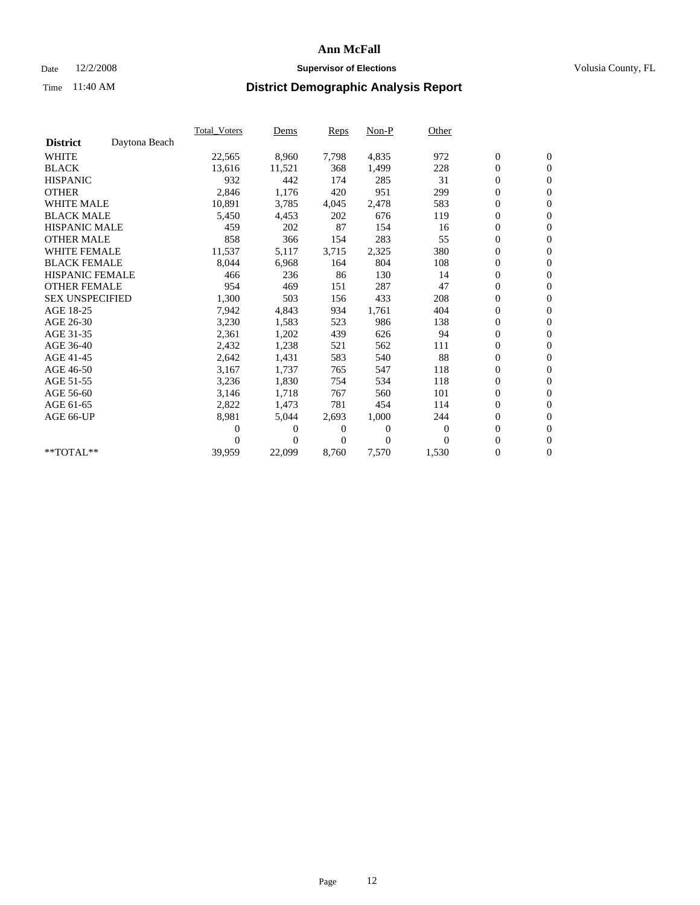# Ann McFall

Date 12/2/2008 **Supervisor of Elections** Volusia County, FL

Time 11:40 AM **District Demographic Analysis Report**

| | Total_Voters | Dems | Reps | Non-P | Other | | |
|---|---|---|---|---|---|---|---|
| **District** Daytona Beach | | | | | | | |
| WHITE | 22,565 | 8,960 | 7,798 | 4,835 | 972 | 0 | 0 |
| BLACK | 13,616 | 11,521 | 368 | 1,499 | 228 | 0 | 0 |
| HISPANIC | 932 | 442 | 174 | 285 | 31 | 0 | 0 |
| OTHER | 2,846 | 1,176 | 420 | 951 | 299 | 0 | 0 |
| WHITE MALE | 10,891 | 3,785 | 4,045 | 2,478 | 583 | 0 | 0 |
| BLACK MALE | 5,450 | 4,453 | 202 | 676 | 119 | 0 | 0 |
| HISPANIC MALE | 459 | 202 | 87 | 154 | 16 | 0 | 0 |
| OTHER MALE | 858 | 366 | 154 | 283 | 55 | 0 | 0 |
| WHITE FEMALE | 11,537 | 5,117 | 3,715 | 2,325 | 380 | 0 | 0 |
| BLACK FEMALE | 8,044 | 6,968 | 164 | 804 | 108 | 0 | 0 |
| HISPANIC FEMALE | 466 | 236 | 86 | 130 | 14 | 0 | 0 |
| OTHER FEMALE | 954 | 469 | 151 | 287 | 47 | 0 | 0 |
| SEX UNSPECIFIED | 1,300 | 503 | 156 | 433 | 208 | 0 | 0 |
| AGE 18-25 | 7,942 | 4,843 | 934 | 1,761 | 404 | 0 | 0 |
| AGE 26-30 | 3,230 | 1,583 | 523 | 986 | 138 | 0 | 0 |
| AGE 31-35 | 2,361 | 1,202 | 439 | 626 | 94 | 0 | 0 |
| AGE 36-40 | 2,432 | 1,238 | 521 | 562 | 111 | 0 | 0 |
| AGE 41-45 | 2,642 | 1,431 | 583 | 540 | 88 | 0 | 0 |
| AGE 46-50 | 3,167 | 1,737 | 765 | 547 | 118 | 0 | 0 |
| AGE 51-55 | 3,236 | 1,830 | 754 | 534 | 118 | 0 | 0 |
| AGE 56-60 | 3,146 | 1,718 | 767 | 560 | 101 | 0 | 0 |
| AGE 61-65 | 2,822 | 1,473 | 781 | 454 | 114 | 0 | 0 |
| AGE 66-UP | 8,981 | 5,044 | 2,693 | 1,000 | 244 | 0 | 0 |
| | 0 | 0 | 0 | 0 | 0 | 0 | 0 |
| | 0 | 0 | 0 | 0 | 0 | 0 | 0 |
| **TOTAL** | 39,959 | 22,099 | 8,760 | 7,570 | 1,530 | 0 | 0 |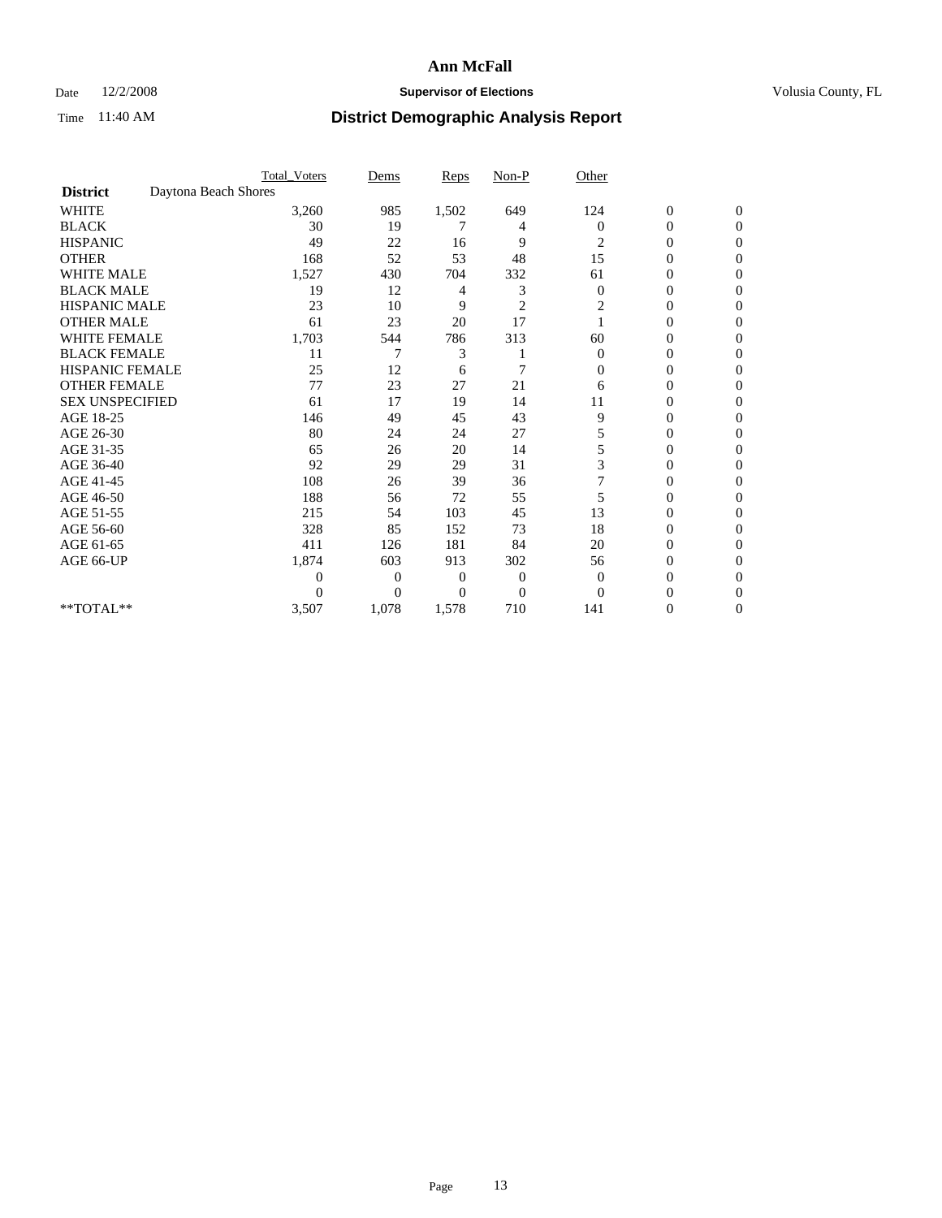# Ann McFall

Date 12/2/2008 **Supervisor of Elections** Volusia County, FL

Time 11:40 AM **District Demographic Analysis Report**

| | Total_Voters | Dems | Reps | Non-P | Other | | |
|---|---|---|---|---|---|---|---|
| **District** Daytona Beach Shores | | | | | | | |
| WHITE | 3,260 | 985 | 1,502 | 649 | 124 | 0 | 0 |
| BLACK | 30 | 19 | 7 | 4 | 0 | 0 | 0 |
| HISPANIC | 49 | 22 | 16 | 9 | 2 | 0 | 0 |
| OTHER | 168 | 52 | 53 | 48 | 15 | 0 | 0 |
| WHITE MALE | 1,527 | 430 | 704 | 332 | 61 | 0 | 0 |
| BLACK MALE | 19 | 12 | 4 | 3 | 0 | 0 | 0 |
| HISPANIC MALE | 23 | 10 | 9 | 2 | 2 | 0 | 0 |
| OTHER MALE | 61 | 23 | 20 | 17 | 1 | 0 | 0 |
| WHITE FEMALE | 1,703 | 544 | 786 | 313 | 60 | 0 | 0 |
| BLACK FEMALE | 11 | 7 | 3 | 1 | 0 | 0 | 0 |
| HISPANIC FEMALE | 25 | 12 | 6 | 7 | 0 | 0 | 0 |
| OTHER FEMALE | 77 | 23 | 27 | 21 | 6 | 0 | 0 |
| SEX UNSPECIFIED | 61 | 17 | 19 | 14 | 11 | 0 | 0 |
| AGE 18-25 | 146 | 49 | 45 | 43 | 9 | 0 | 0 |
| AGE 26-30 | 80 | 24 | 24 | 27 | 5 | 0 | 0 |
| AGE 31-35 | 65 | 26 | 20 | 14 | 5 | 0 | 0 |
| AGE 36-40 | 92 | 29 | 29 | 31 | 3 | 0 | 0 |
| AGE 41-45 | 108 | 26 | 39 | 36 | 7 | 0 | 0 |
| AGE 46-50 | 188 | 56 | 72 | 55 | 5 | 0 | 0 |
| AGE 51-55 | 215 | 54 | 103 | 45 | 13 | 0 | 0 |
| AGE 56-60 | 328 | 85 | 152 | 73 | 18 | 0 | 0 |
| AGE 61-65 | 411 | 126 | 181 | 84 | 20 | 0 | 0 |
| AGE 66-UP | 1,874 | 603 | 913 | 302 | 56 | 0 | 0 |
| | 0 | 0 | 0 | 0 | 0 | 0 | 0 |
| | 0 | 0 | 0 | 0 | 0 | 0 | 0 |
| **TOTAL** | 3,507 | 1,078 | 1,578 | 710 | 141 | 0 | 0 |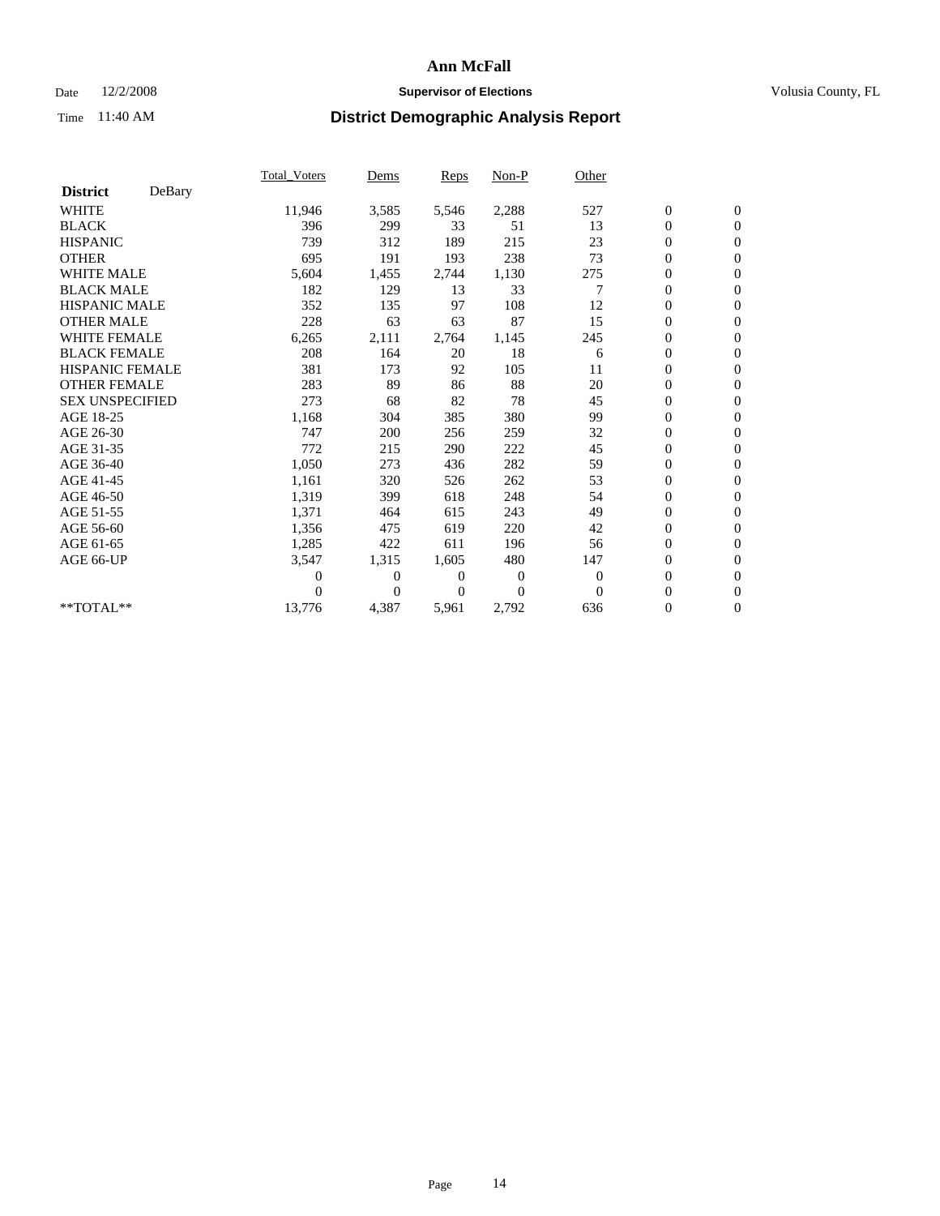# Ann McFall

Date 12/2/2008 **Supervisor of Elections** Volusia County, FL

Time 11:40 AM **District Demographic Analysis Report**

| **District** DeBary | Total_Voters | Dems | Reps | Non-P | Other | | |
|---|---|---|---|---|---|---|---|
| WHITE | 11,946 | 3,585 | 5,546 | 2,288 | 527 | 0 | 0 |
| BLACK | 396 | 299 | 33 | 51 | 13 | 0 | 0 |
| HISPANIC | 739 | 312 | 189 | 215 | 23 | 0 | 0 |
| OTHER | 695 | 191 | 193 | 238 | 73 | 0 | 0 |
| WHITE MALE | 5,604 | 1,455 | 2,744 | 1,130 | 275 | 0 | 0 |
| BLACK MALE | 182 | 129 | 13 | 33 | 7 | 0 | 0 |
| HISPANIC MALE | 352 | 135 | 97 | 108 | 12 | 0 | 0 |
| OTHER MALE | 228 | 63 | 63 | 87 | 15 | 0 | 0 |
| WHITE FEMALE | 6,265 | 2,111 | 2,764 | 1,145 | 245 | 0 | 0 |
| BLACK FEMALE | 208 | 164 | 20 | 18 | 6 | 0 | 0 |
| HISPANIC FEMALE | 381 | 173 | 92 | 105 | 11 | 0 | 0 |
| OTHER FEMALE | 283 | 89 | 86 | 88 | 20 | 0 | 0 |
| SEX UNSPECIFIED | 273 | 68 | 82 | 78 | 45 | 0 | 0 |
| AGE 18-25 | 1,168 | 304 | 385 | 380 | 99 | 0 | 0 |
| AGE 26-30 | 747 | 200 | 256 | 259 | 32 | 0 | 0 |
| AGE 31-35 | 772 | 215 | 290 | 222 | 45 | 0 | 0 |
| AGE 36-40 | 1,050 | 273 | 436 | 282 | 59 | 0 | 0 |
| AGE 41-45 | 1,161 | 320 | 526 | 262 | 53 | 0 | 0 |
| AGE 46-50 | 1,319 | 399 | 618 | 248 | 54 | 0 | 0 |
| AGE 51-55 | 1,371 | 464 | 615 | 243 | 49 | 0 | 0 |
| AGE 56-60 | 1,356 | 475 | 619 | 220 | 42 | 0 | 0 |
| AGE 61-65 | 1,285 | 422 | 611 | 196 | 56 | 0 | 0 |
| AGE 66-UP | 3,547 | 1,315 | 1,605 | 480 | 147 | 0 | 0 |
| | 0 | 0 | 0 | 0 | 0 | 0 | 0 |
| | 0 | 0 | 0 | 0 | 0 | 0 | 0 |
| **TOTAL** | 13,776 | 4,387 | 5,961 | 2,792 | 636 | 0 | 0 |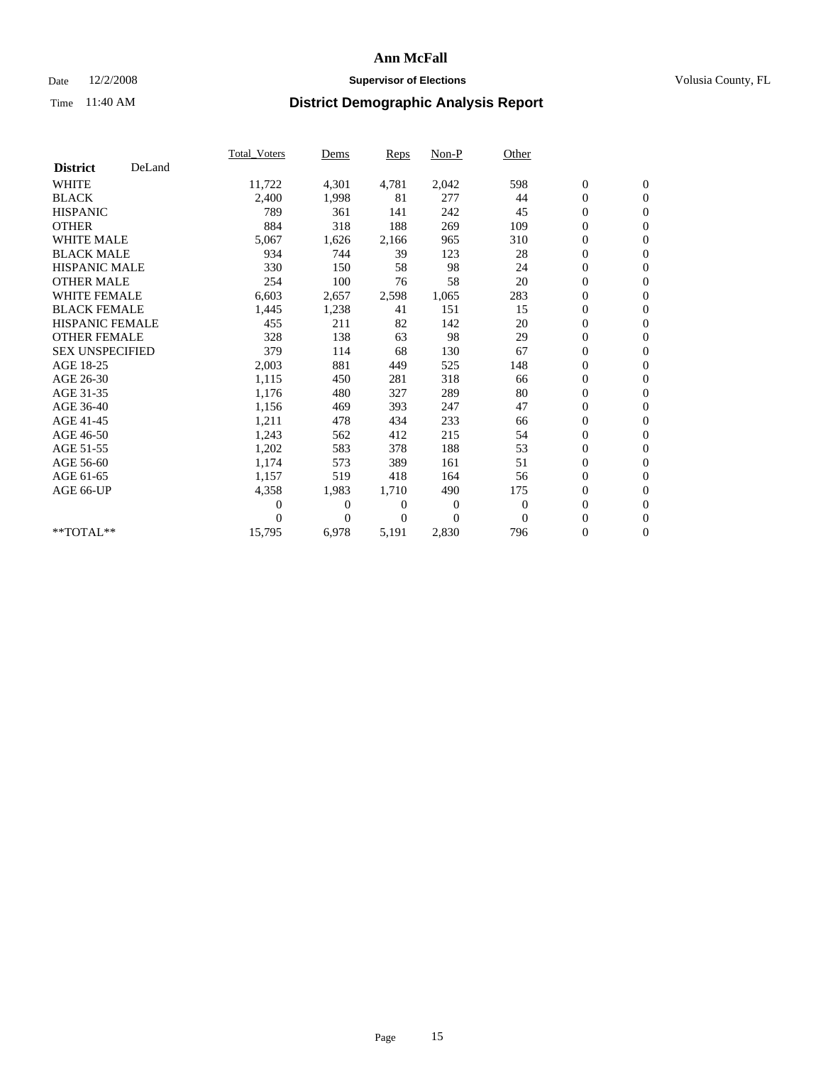# Ann McFall

Date 12/2/2008 **Supervisor of Elections** Volusia County, FL

Time 11:40 AM **District Demographic Analysis Report**

| **District** DeLand | Total_Voters | Dems | Reps | Non-P | Other | | |
|---|---|---|---|---|---|---|---|
| WHITE | 11,722 | 4,301 | 4,781 | 2,042 | 598 | 0 | 0 |
| BLACK | 2,400 | 1,998 | 81 | 277 | 44 | 0 | 0 |
| HISPANIC | 789 | 361 | 141 | 242 | 45 | 0 | 0 |
| OTHER | 884 | 318 | 188 | 269 | 109 | 0 | 0 |
| WHITE MALE | 5,067 | 1,626 | 2,166 | 965 | 310 | 0 | 0 |
| BLACK MALE | 934 | 744 | 39 | 123 | 28 | 0 | 0 |
| HISPANIC MALE | 330 | 150 | 58 | 98 | 24 | 0 | 0 |
| OTHER MALE | 254 | 100 | 76 | 58 | 20 | 0 | 0 |
| WHITE FEMALE | 6,603 | 2,657 | 2,598 | 1,065 | 283 | 0 | 0 |
| BLACK FEMALE | 1,445 | 1,238 | 41 | 151 | 15 | 0 | 0 |
| HISPANIC FEMALE | 455 | 211 | 82 | 142 | 20 | 0 | 0 |
| OTHER FEMALE | 328 | 138 | 63 | 98 | 29 | 0 | 0 |
| SEX UNSPECIFIED | 379 | 114 | 68 | 130 | 67 | 0 | 0 |
| AGE 18-25 | 2,003 | 881 | 449 | 525 | 148 | 0 | 0 |
| AGE 26-30 | 1,115 | 450 | 281 | 318 | 66 | 0 | 0 |
| AGE 31-35 | 1,176 | 480 | 327 | 289 | 80 | 0 | 0 |
| AGE 36-40 | 1,156 | 469 | 393 | 247 | 47 | 0 | 0 |
| AGE 41-45 | 1,211 | 478 | 434 | 233 | 66 | 0 | 0 |
| AGE 46-50 | 1,243 | 562 | 412 | 215 | 54 | 0 | 0 |
| AGE 51-55 | 1,202 | 583 | 378 | 188 | 53 | 0 | 0 |
| AGE 56-60 | 1,174 | 573 | 389 | 161 | 51 | 0 | 0 |
| AGE 61-65 | 1,157 | 519 | 418 | 164 | 56 | 0 | 0 |
| AGE 66-UP | 4,358 | 1,983 | 1,710 | 490 | 175 | 0 | 0 |
| | 0 | 0 | 0 | 0 | 0 | 0 | 0 |
| | 0 | 0 | 0 | 0 | 0 | 0 | 0 |
| **TOTAL** | 15,795 | 6,978 | 5,191 | 2,830 | 796 | 0 | 0 |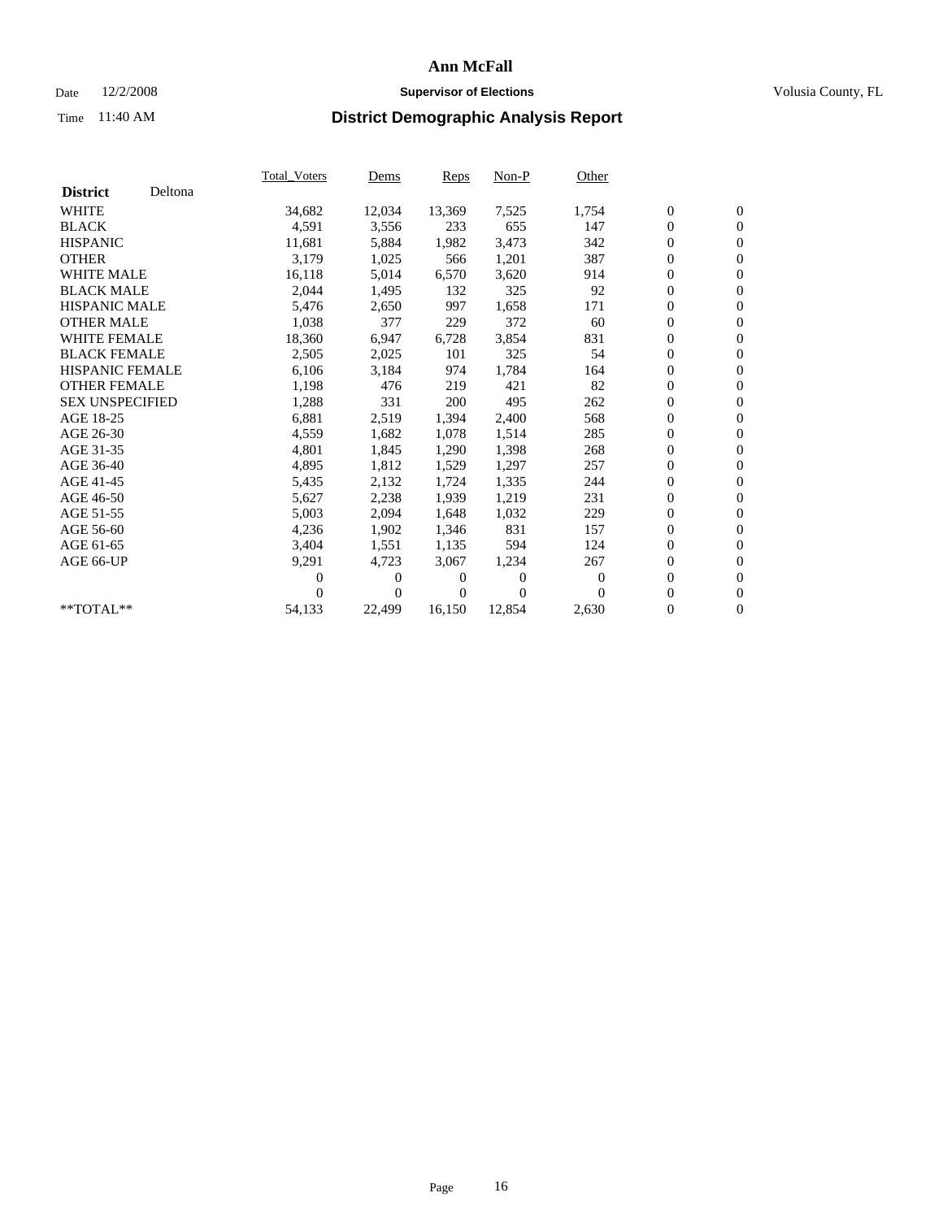# Ann McFall

Date 12/2/2008 **Supervisor of Elections** Volusia County, FL

Time 11:40 AM **District Demographic Analysis Report**

| | Total_Voters | Dems | Reps | Non-P | Other | | |
|---|---|---|---|---|---|---|---|
| **District** Deltona | | | | | | | |
| WHITE | 34,682 | 12,034 | 13,369 | 7,525 | 1,754 | 0 | 0 |
| BLACK | 4,591 | 3,556 | 233 | 655 | 147 | 0 | 0 |
| HISPANIC | 11,681 | 5,884 | 1,982 | 3,473 | 342 | 0 | 0 |
| OTHER | 3,179 | 1,025 | 566 | 1,201 | 387 | 0 | 0 |
| WHITE MALE | 16,118 | 5,014 | 6,570 | 3,620 | 914 | 0 | 0 |
| BLACK MALE | 2,044 | 1,495 | 132 | 325 | 92 | 0 | 0 |
| HISPANIC MALE | 5,476 | 2,650 | 997 | 1,658 | 171 | 0 | 0 |
| OTHER MALE | 1,038 | 377 | 229 | 372 | 60 | 0 | 0 |
| WHITE FEMALE | 18,360 | 6,947 | 6,728 | 3,854 | 831 | 0 | 0 |
| BLACK FEMALE | 2,505 | 2,025 | 101 | 325 | 54 | 0 | 0 |
| HISPANIC FEMALE | 6,106 | 3,184 | 974 | 1,784 | 164 | 0 | 0 |
| OTHER FEMALE | 1,198 | 476 | 219 | 421 | 82 | 0 | 0 |
| SEX UNSPECIFIED | 1,288 | 331 | 200 | 495 | 262 | 0 | 0 |
| AGE 18-25 | 6,881 | 2,519 | 1,394 | 2,400 | 568 | 0 | 0 |
| AGE 26-30 | 4,559 | 1,682 | 1,078 | 1,514 | 285 | 0 | 0 |
| AGE 31-35 | 4,801 | 1,845 | 1,290 | 1,398 | 268 | 0 | 0 |
| AGE 36-40 | 4,895 | 1,812 | 1,529 | 1,297 | 257 | 0 | 0 |
| AGE 41-45 | 5,435 | 2,132 | 1,724 | 1,335 | 244 | 0 | 0 |
| AGE 46-50 | 5,627 | 2,238 | 1,939 | 1,219 | 231 | 0 | 0 |
| AGE 51-55 | 5,003 | 2,094 | 1,648 | 1,032 | 229 | 0 | 0 |
| AGE 56-60 | 4,236 | 1,902 | 1,346 | 831 | 157 | 0 | 0 |
| AGE 61-65 | 3,404 | 1,551 | 1,135 | 594 | 124 | 0 | 0 |
| AGE 66-UP | 9,291 | 4,723 | 3,067 | 1,234 | 267 | 0 | 0 |
| | 0 | 0 | 0 | 0 | 0 | 0 | 0 |
| | 0 | 0 | 0 | 0 | 0 | 0 | 0 |
| **TOTAL** | 54,133 | 22,499 | 16,150 | 12,854 | 2,630 | 0 | 0 |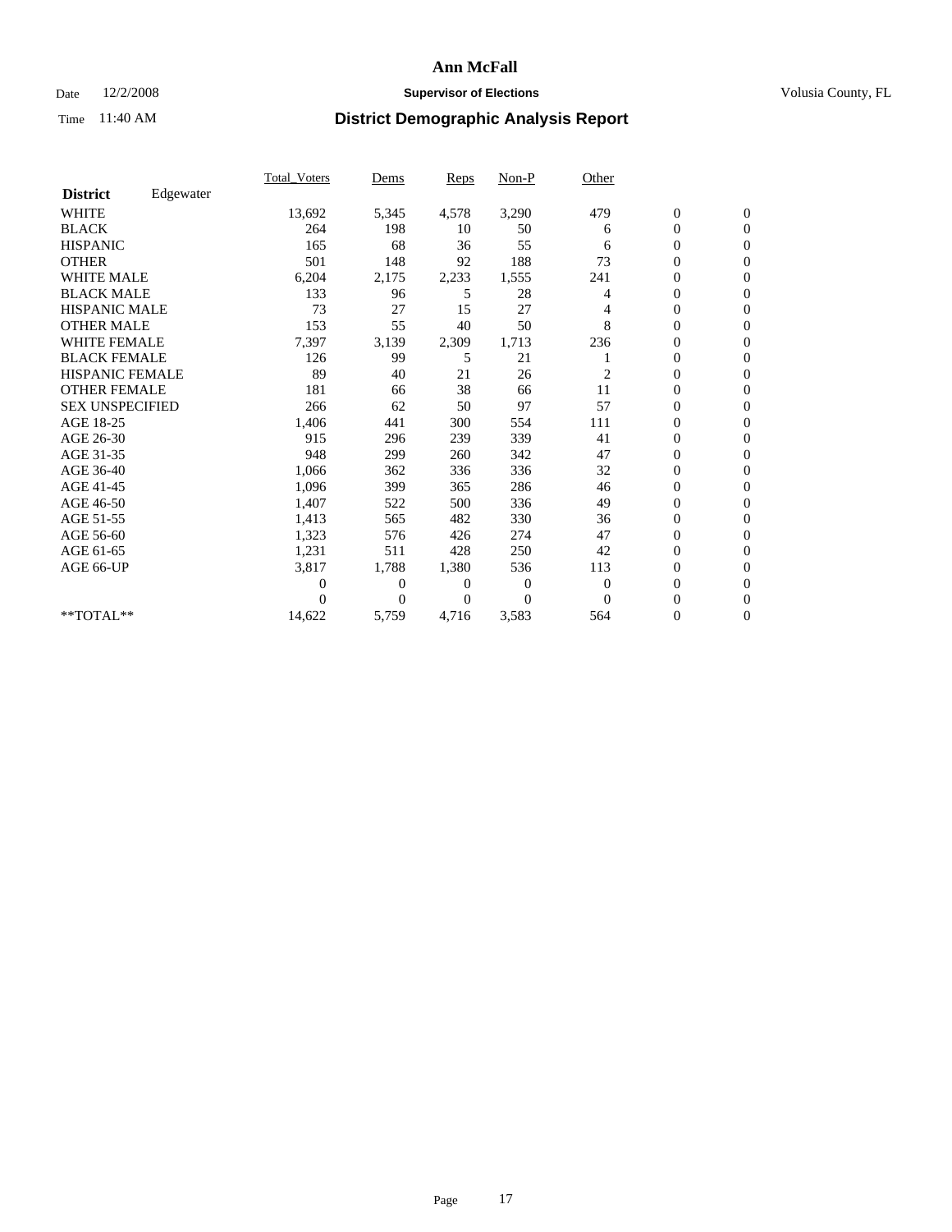# Ann McFall

Date 12/2/2008 **Supervisor of Elections** Volusia County, FL

Time 11:40 AM **District Demographic Analysis Report**

| | Total_Voters | Dems | Reps | Non-P | Other | | |
|---|---|---|---|---|---|---|---|
| **District** Edgewater | | | | | | | |
| WHITE | 13,692 | 5,345 | 4,578 | 3,290 | 479 | 0 | 0 |
| BLACK | 264 | 198 | 10 | 50 | 6 | 0 | 0 |
| HISPANIC | 165 | 68 | 36 | 55 | 6 | 0 | 0 |
| OTHER | 501 | 148 | 92 | 188 | 73 | 0 | 0 |
| WHITE MALE | 6,204 | 2,175 | 2,233 | 1,555 | 241 | 0 | 0 |
| BLACK MALE | 133 | 96 | 5 | 28 | 4 | 0 | 0 |
| HISPANIC MALE | 73 | 27 | 15 | 27 | 4 | 0 | 0 |
| OTHER MALE | 153 | 55 | 40 | 50 | 8 | 0 | 0 |
| WHITE FEMALE | 7,397 | 3,139 | 2,309 | 1,713 | 236 | 0 | 0 |
| BLACK FEMALE | 126 | 99 | 5 | 21 | 1 | 0 | 0 |
| HISPANIC FEMALE | 89 | 40 | 21 | 26 | 2 | 0 | 0 |
| OTHER FEMALE | 181 | 66 | 38 | 66 | 11 | 0 | 0 |
| SEX UNSPECIFIED | 266 | 62 | 50 | 97 | 57 | 0 | 0 |
| AGE 18-25 | 1,406 | 441 | 300 | 554 | 111 | 0 | 0 |
| AGE 26-30 | 915 | 296 | 239 | 339 | 41 | 0 | 0 |
| AGE 31-35 | 948 | 299 | 260 | 342 | 47 | 0 | 0 |
| AGE 36-40 | 1,066 | 362 | 336 | 336 | 32 | 0 | 0 |
| AGE 41-45 | 1,096 | 399 | 365 | 286 | 46 | 0 | 0 |
| AGE 46-50 | 1,407 | 522 | 500 | 336 | 49 | 0 | 0 |
| AGE 51-55 | 1,413 | 565 | 482 | 330 | 36 | 0 | 0 |
| AGE 56-60 | 1,323 | 576 | 426 | 274 | 47 | 0 | 0 |
| AGE 61-65 | 1,231 | 511 | 428 | 250 | 42 | 0 | 0 |
| AGE 66-UP | 3,817 | 1,788 | 1,380 | 536 | 113 | 0 | 0 |
| | 0 | 0 | 0 | 0 | 0 | 0 | 0 |
| | 0 | 0 | 0 | 0 | 0 | 0 | 0 |
| **TOTAL** | 14,622 | 5,759 | 4,716 | 3,583 | 564 | 0 | 0 |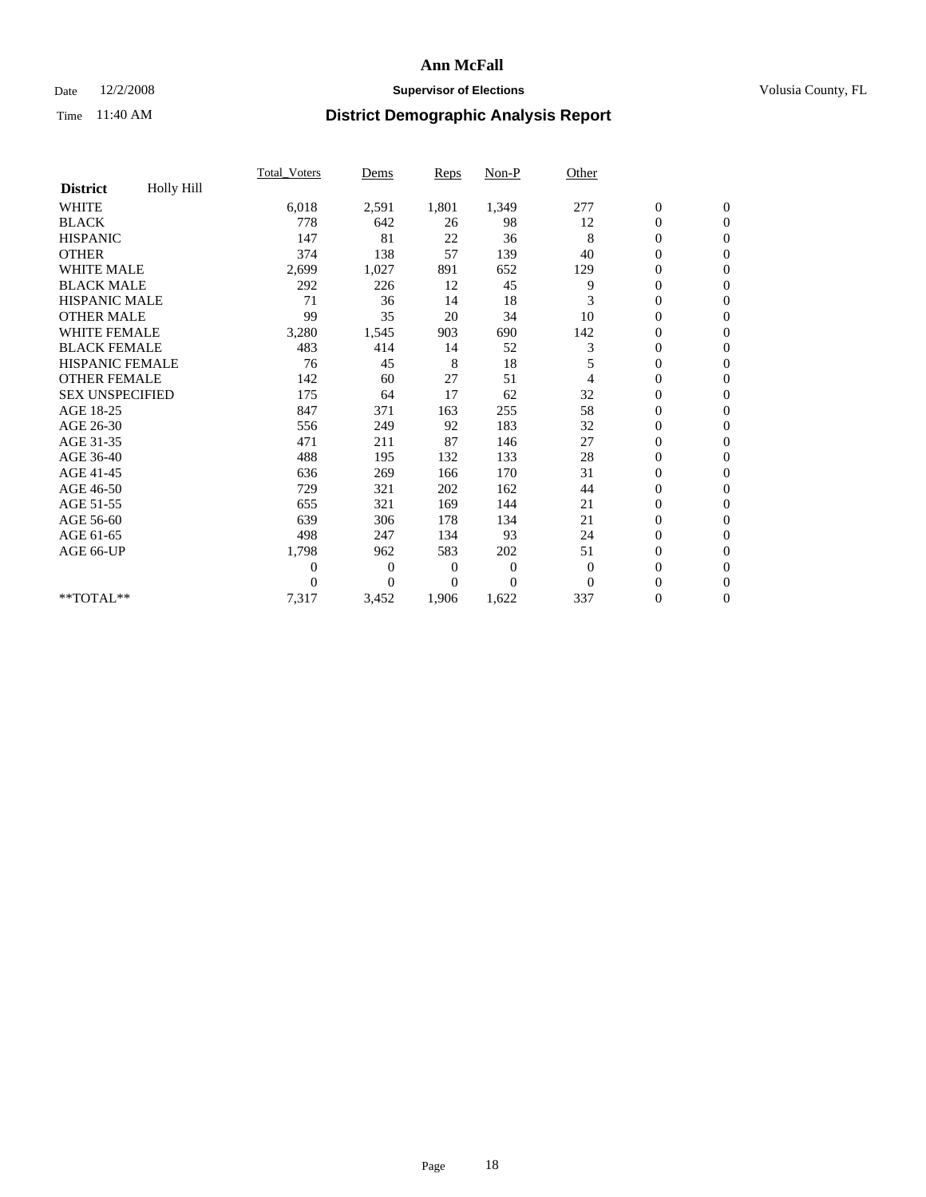# Ann McFall

Date 12/2/2008 **Supervisor of Elections** Volusia County, FL

Time 11:40 AM **District Demographic Analysis Report**

| | Total_Voters | Dems | Reps | Non-P | Other | | |
|---|---|---|---|---|---|---|---|
| **District** Holly Hill | | | | | | | |
| WHITE | 6,018 | 2,591 | 1,801 | 1,349 | 277 | 0 | 0 |
| BLACK | 778 | 642 | 26 | 98 | 12 | 0 | 0 |
| HISPANIC | 147 | 81 | 22 | 36 | 8 | 0 | 0 |
| OTHER | 374 | 138 | 57 | 139 | 40 | 0 | 0 |
| WHITE MALE | 2,699 | 1,027 | 891 | 652 | 129 | 0 | 0 |
| BLACK MALE | 292 | 226 | 12 | 45 | 9 | 0 | 0 |
| HISPANIC MALE | 71 | 36 | 14 | 18 | 3 | 0 | 0 |
| OTHER MALE | 99 | 35 | 20 | 34 | 10 | 0 | 0 |
| WHITE FEMALE | 3,280 | 1,545 | 903 | 690 | 142 | 0 | 0 |
| BLACK FEMALE | 483 | 414 | 14 | 52 | 3 | 0 | 0 |
| HISPANIC FEMALE | 76 | 45 | 8 | 18 | 5 | 0 | 0 |
| OTHER FEMALE | 142 | 60 | 27 | 51 | 4 | 0 | 0 |
| SEX UNSPECIFIED | 175 | 64 | 17 | 62 | 32 | 0 | 0 |
| AGE 18-25 | 847 | 371 | 163 | 255 | 58 | 0 | 0 |
| AGE 26-30 | 556 | 249 | 92 | 183 | 32 | 0 | 0 |
| AGE 31-35 | 471 | 211 | 87 | 146 | 27 | 0 | 0 |
| AGE 36-40 | 488 | 195 | 132 | 133 | 28 | 0 | 0 |
| AGE 41-45 | 636 | 269 | 166 | 170 | 31 | 0 | 0 |
| AGE 46-50 | 729 | 321 | 202 | 162 | 44 | 0 | 0 |
| AGE 51-55 | 655 | 321 | 169 | 144 | 21 | 0 | 0 |
| AGE 56-60 | 639 | 306 | 178 | 134 | 21 | 0 | 0 |
| AGE 61-65 | 498 | 247 | 134 | 93 | 24 | 0 | 0 |
| AGE 66-UP | 1,798 | 962 | 583 | 202 | 51 | 0 | 0 |
| | 0 | 0 | 0 | 0 | 0 | 0 | 0 |
| | 0 | 0 | 0 | 0 | 0 | 0 | 0 |
| **TOTAL** | 7,317 | 3,452 | 1,906 | 1,622 | 337 | 0 | 0 |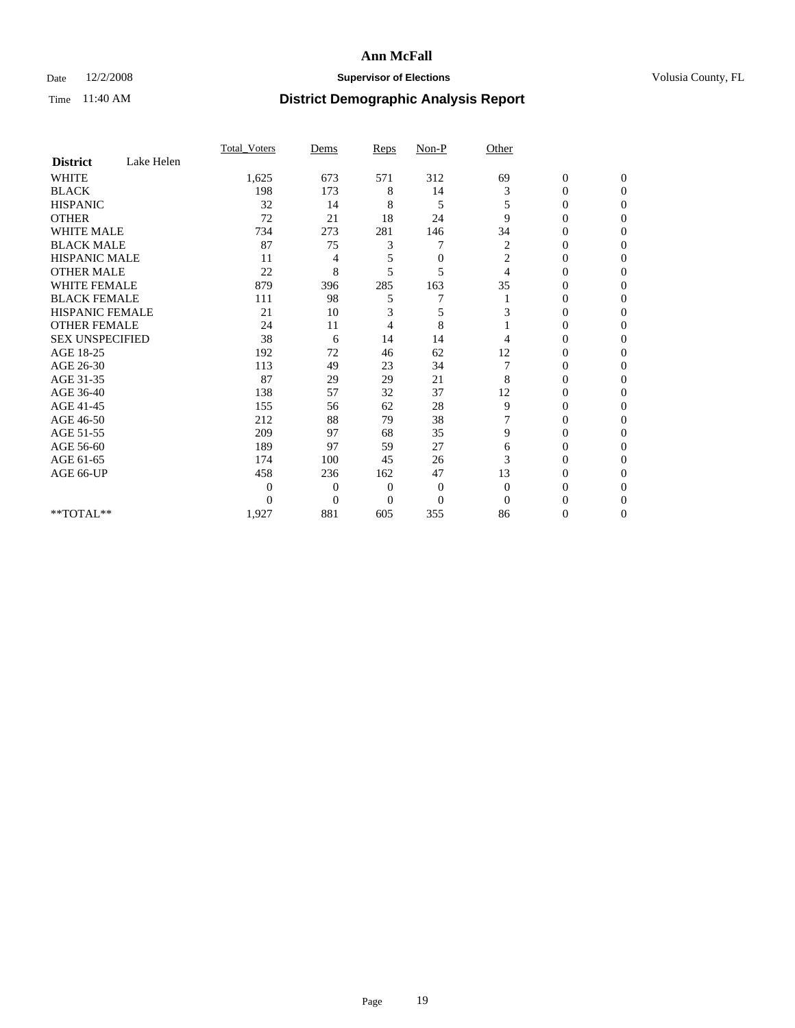# Ann McFall

Date 12/2/2008 **Supervisor of Elections** Volusia County, FL

Time 11:40 AM

## District Demographic Analysis Report

| | Total_Voters | Dems | Reps | Non-P | Other | | |
|---|---|---|---|---|---|---|---|
| **District** Lake Helen | | | | | | | |
| WHITE | 1,625 | 673 | 571 | 312 | 69 | 0 | 0 |
| BLACK | 198 | 173 | 8 | 14 | 3 | 0 | 0 |
| HISPANIC | 32 | 14 | 8 | 5 | 5 | 0 | 0 |
| OTHER | 72 | 21 | 18 | 24 | 9 | 0 | 0 |
| WHITE MALE | 734 | 273 | 281 | 146 | 34 | 0 | 0 |
| BLACK MALE | 87 | 75 | 3 | 7 | 2 | 0 | 0 |
| HISPANIC MALE | 11 | 4 | 5 | 0 | 2 | 0 | 0 |
| OTHER MALE | 22 | 8 | 5 | 5 | 4 | 0 | 0 |
| WHITE FEMALE | 879 | 396 | 285 | 163 | 35 | 0 | 0 |
| BLACK FEMALE | 111 | 98 | 5 | 7 | 1 | 0 | 0 |
| HISPANIC FEMALE | 21 | 10 | 3 | 5 | 3 | 0 | 0 |
| OTHER FEMALE | 24 | 11 | 4 | 8 | 1 | 0 | 0 |
| SEX UNSPECIFIED | 38 | 6 | 14 | 14 | 4 | 0 | 0 |
| AGE 18-25 | 192 | 72 | 46 | 62 | 12 | 0 | 0 |
| AGE 26-30 | 113 | 49 | 23 | 34 | 7 | 0 | 0 |
| AGE 31-35 | 87 | 29 | 29 | 21 | 8 | 0 | 0 |
| AGE 36-40 | 138 | 57 | 32 | 37 | 12 | 0 | 0 |
| AGE 41-45 | 155 | 56 | 62 | 28 | 9 | 0 | 0 |
| AGE 46-50 | 212 | 88 | 79 | 38 | 7 | 0 | 0 |
| AGE 51-55 | 209 | 97 | 68 | 35 | 9 | 0 | 0 |
| AGE 56-60 | 189 | 97 | 59 | 27 | 6 | 0 | 0 |
| AGE 61-65 | 174 | 100 | 45 | 26 | 3 | 0 | 0 |
| AGE 66-UP | 458 | 236 | 162 | 47 | 13 | 0 | 0 |
| | 0 | 0 | 0 | 0 | 0 | 0 | 0 |
| | 0 | 0 | 0 | 0 | 0 | 0 | 0 |
| **TOTAL** | 1,927 | 881 | 605 | 355 | 86 | 0 | 0 |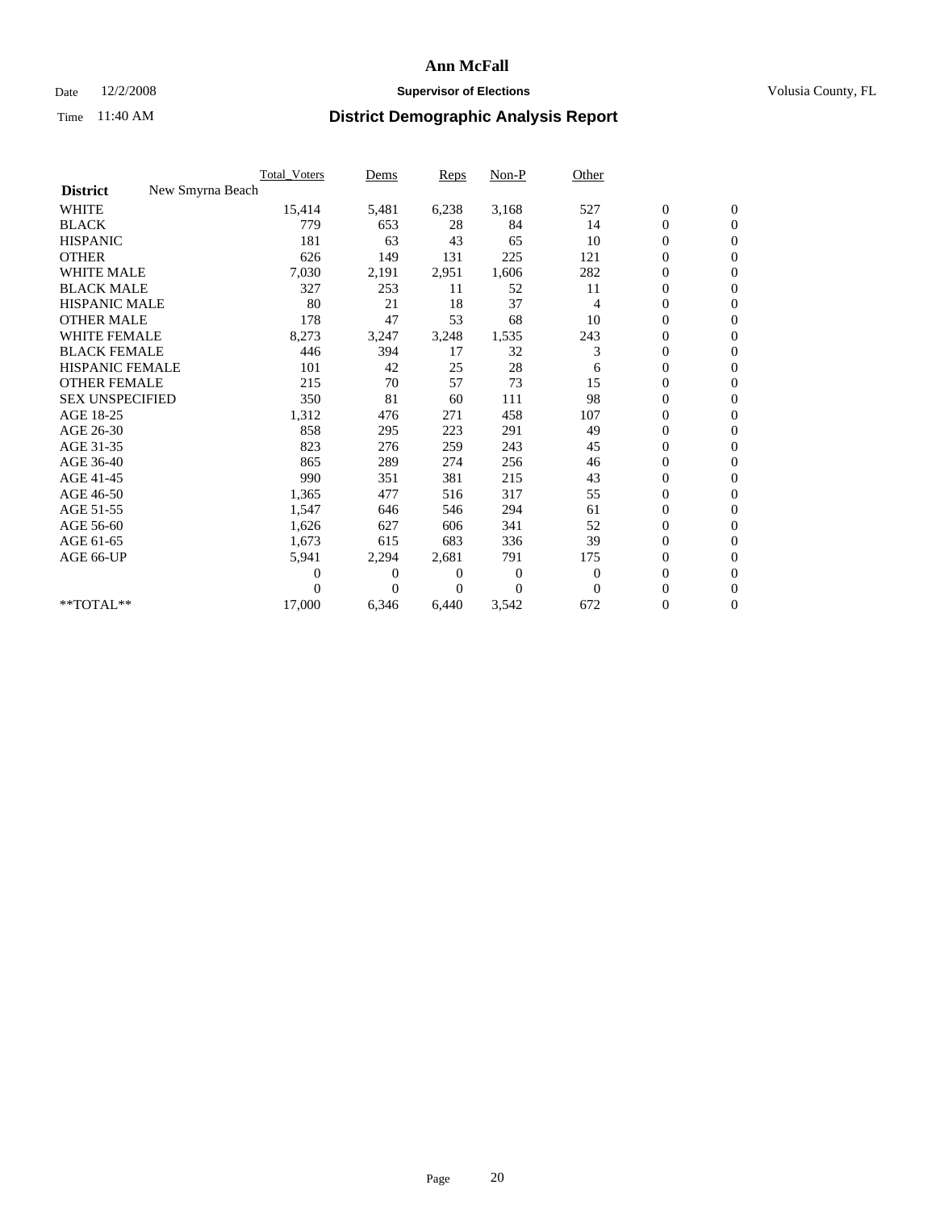# Ann McFall

Date 12/2/2008 **Supervisor of Elections** Volusia County, FL

Time 11:40 AM **District Demographic Analysis Report**

| | Total_Voters | Dems | Reps | Non-P | Other | | |
|---|---|---|---|---|---|---|---|
| **District** New Smyrna Beach | | | | | | | |
| WHITE | 15,414 | 5,481 | 6,238 | 3,168 | 527 | 0 | 0 |
| BLACK | 779 | 653 | 28 | 84 | 14 | 0 | 0 |
| HISPANIC | 181 | 63 | 43 | 65 | 10 | 0 | 0 |
| OTHER | 626 | 149 | 131 | 225 | 121 | 0 | 0 |
| WHITE MALE | 7,030 | 2,191 | 2,951 | 1,606 | 282 | 0 | 0 |
| BLACK MALE | 327 | 253 | 11 | 52 | 11 | 0 | 0 |
| HISPANIC MALE | 80 | 21 | 18 | 37 | 4 | 0 | 0 |
| OTHER MALE | 178 | 47 | 53 | 68 | 10 | 0 | 0 |
| WHITE FEMALE | 8,273 | 3,247 | 3,248 | 1,535 | 243 | 0 | 0 |
| BLACK FEMALE | 446 | 394 | 17 | 32 | 3 | 0 | 0 |
| HISPANIC FEMALE | 101 | 42 | 25 | 28 | 6 | 0 | 0 |
| OTHER FEMALE | 215 | 70 | 57 | 73 | 15 | 0 | 0 |
| SEX UNSPECIFIED | 350 | 81 | 60 | 111 | 98 | 0 | 0 |
| AGE 18-25 | 1,312 | 476 | 271 | 458 | 107 | 0 | 0 |
| AGE 26-30 | 858 | 295 | 223 | 291 | 49 | 0 | 0 |
| AGE 31-35 | 823 | 276 | 259 | 243 | 45 | 0 | 0 |
| AGE 36-40 | 865 | 289 | 274 | 256 | 46 | 0 | 0 |
| AGE 41-45 | 990 | 351 | 381 | 215 | 43 | 0 | 0 |
| AGE 46-50 | 1,365 | 477 | 516 | 317 | 55 | 0 | 0 |
| AGE 51-55 | 1,547 | 646 | 546 | 294 | 61 | 0 | 0 |
| AGE 56-60 | 1,626 | 627 | 606 | 341 | 52 | 0 | 0 |
| AGE 61-65 | 1,673 | 615 | 683 | 336 | 39 | 0 | 0 |
| AGE 66-UP | 5,941 | 2,294 | 2,681 | 791 | 175 | 0 | 0 |
| | 0 | 0 | 0 | 0 | 0 | 0 | 0 |
| | 0 | 0 | 0 | 0 | 0 | 0 | 0 |
| **TOTAL** | 17,000 | 6,346 | 6,440 | 3,542 | 672 | 0 | 0 |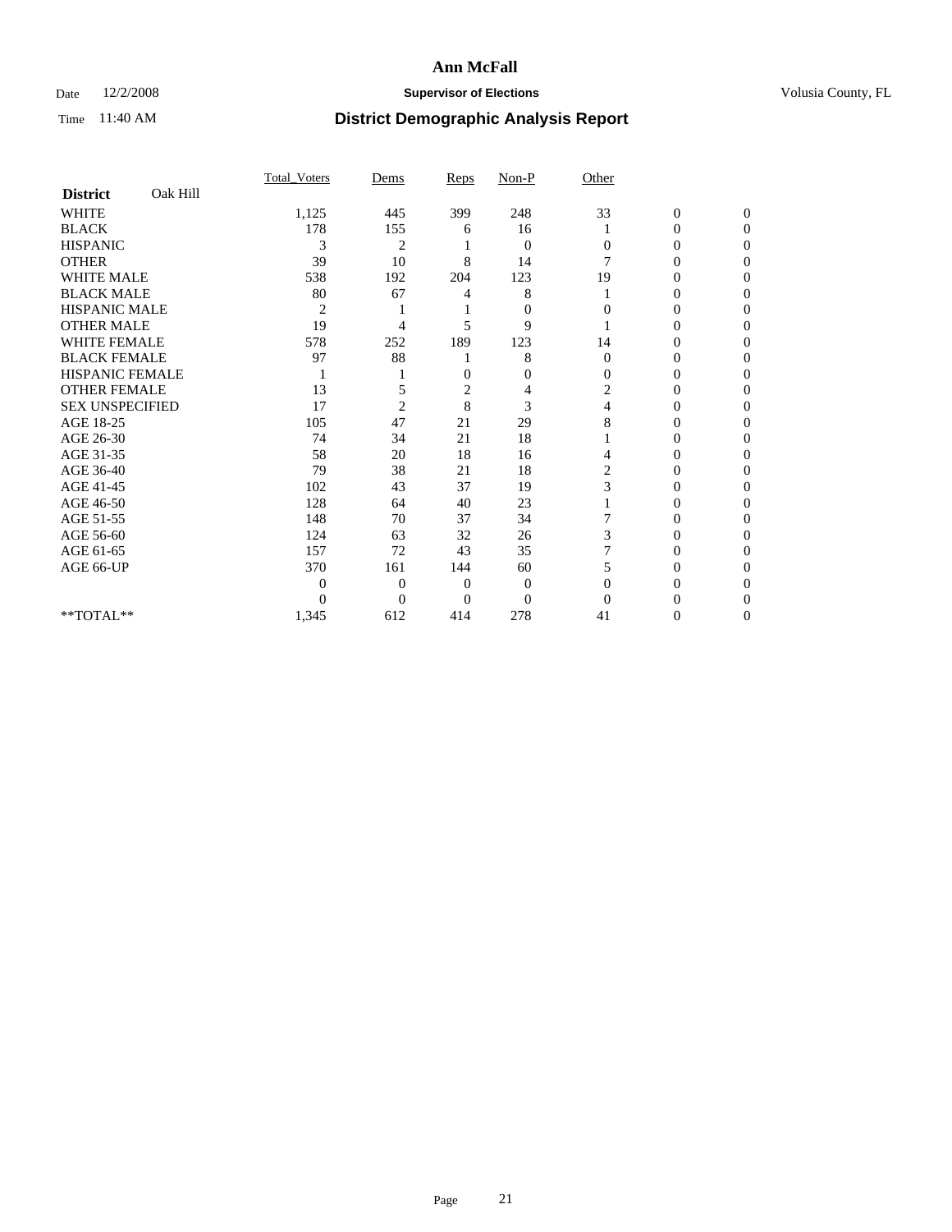# Ann McFall

Date 12/2/2008 **Supervisor of Elections** Volusia County, FL

Time 11:40 AM **District Demographic Analysis Report**

| **District** Oak Hill | Total_Voters | Dems | Reps | Non-P | Other | | |
|---|---|---|---|---|---|---|---|
| WHITE | 1,125 | 445 | 399 | 248 | 33 | 0 | 0 |
| BLACK | 178 | 155 | 6 | 16 | 1 | 0 | 0 |
| HISPANIC | 3 | 2 | 1 | 0 | 0 | 0 | 0 |
| OTHER | 39 | 10 | 8 | 14 | 7 | 0 | 0 |
| WHITE MALE | 538 | 192 | 204 | 123 | 19 | 0 | 0 |
| BLACK MALE | 80 | 67 | 4 | 8 | 1 | 0 | 0 |
| HISPANIC MALE | 2 | 1 | 1 | 0 | 0 | 0 | 0 |
| OTHER MALE | 19 | 4 | 5 | 9 | 1 | 0 | 0 |
| WHITE FEMALE | 578 | 252 | 189 | 123 | 14 | 0 | 0 |
| BLACK FEMALE | 97 | 88 | 1 | 8 | 0 | 0 | 0 |
| HISPANIC FEMALE | 1 | 1 | 0 | 0 | 0 | 0 | 0 |
| OTHER FEMALE | 13 | 5 | 2 | 4 | 2 | 0 | 0 |
| SEX UNSPECIFIED | 17 | 2 | 8 | 3 | 4 | 0 | 0 |
| AGE 18-25 | 105 | 47 | 21 | 29 | 8 | 0 | 0 |
| AGE 26-30 | 74 | 34 | 21 | 18 | 1 | 0 | 0 |
| AGE 31-35 | 58 | 20 | 18 | 16 | 4 | 0 | 0 |
| AGE 36-40 | 79 | 38 | 21 | 18 | 2 | 0 | 0 |
| AGE 41-45 | 102 | 43 | 37 | 19 | 3 | 0 | 0 |
| AGE 46-50 | 128 | 64 | 40 | 23 | 1 | 0 | 0 |
| AGE 51-55 | 148 | 70 | 37 | 34 | 7 | 0 | 0 |
| AGE 56-60 | 124 | 63 | 32 | 26 | 3 | 0 | 0 |
| AGE 61-65 | 157 | 72 | 43 | 35 | 7 | 0 | 0 |
| AGE 66-UP | 370 | 161 | 144 | 60 | 5 | 0 | 0 |
| | 0 | 0 | 0 | 0 | 0 | 0 | 0 |
| | 0 | 0 | 0 | 0 | 0 | 0 | 0 |
| **TOTAL** | 1,345 | 612 | 414 | 278 | 41 | 0 | 0 |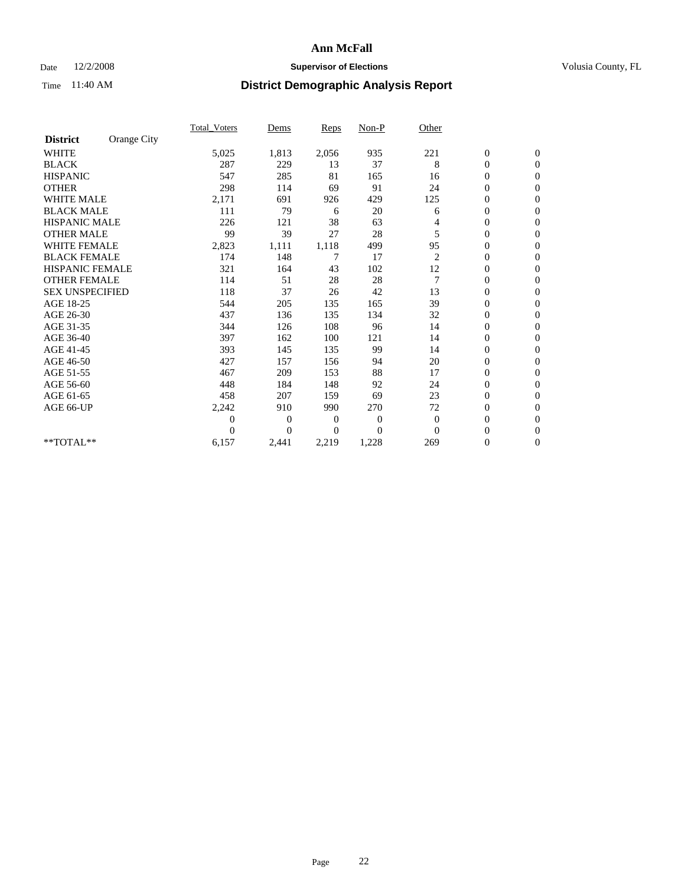# Ann McFall

Date 12/2/2008 **Supervisor of Elections** Volusia County, FL

Time 11:40 AM **District Demographic Analysis Report**

| **District** Orange City | Total_Voters | Dems | Reps | Non-P | Other | | |
|---|---|---|---|---|---|---|---|
| WHITE | 5,025 | 1,813 | 2,056 | 935 | 221 | 0 | 0 |
| BLACK | 287 | 229 | 13 | 37 | 8 | 0 | 0 |
| HISPANIC | 547 | 285 | 81 | 165 | 16 | 0 | 0 |
| OTHER | 298 | 114 | 69 | 91 | 24 | 0 | 0 |
| WHITE MALE | 2,171 | 691 | 926 | 429 | 125 | 0 | 0 |
| BLACK MALE | 111 | 79 | 6 | 20 | 6 | 0 | 0 |
| HISPANIC MALE | 226 | 121 | 38 | 63 | 4 | 0 | 0 |
| OTHER MALE | 99 | 39 | 27 | 28 | 5 | 0 | 0 |
| WHITE FEMALE | 2,823 | 1,111 | 1,118 | 499 | 95 | 0 | 0 |
| BLACK FEMALE | 174 | 148 | 7 | 17 | 2 | 0 | 0 |
| HISPANIC FEMALE | 321 | 164 | 43 | 102 | 12 | 0 | 0 |
| OTHER FEMALE | 114 | 51 | 28 | 28 | 7 | 0 | 0 |
| SEX UNSPECIFIED | 118 | 37 | 26 | 42 | 13 | 0 | 0 |
| AGE 18-25 | 544 | 205 | 135 | 165 | 39 | 0 | 0 |
| AGE 26-30 | 437 | 136 | 135 | 134 | 32 | 0 | 0 |
| AGE 31-35 | 344 | 126 | 108 | 96 | 14 | 0 | 0 |
| AGE 36-40 | 397 | 162 | 100 | 121 | 14 | 0 | 0 |
| AGE 41-45 | 393 | 145 | 135 | 99 | 14 | 0 | 0 |
| AGE 46-50 | 427 | 157 | 156 | 94 | 20 | 0 | 0 |
| AGE 51-55 | 467 | 209 | 153 | 88 | 17 | 0 | 0 |
| AGE 56-60 | 448 | 184 | 148 | 92 | 24 | 0 | 0 |
| AGE 61-65 | 458 | 207 | 159 | 69 | 23 | 0 | 0 |
| AGE 66-UP | 2,242 | 910 | 990 | 270 | 72 | 0 | 0 |
| | 0 | 0 | 0 | 0 | 0 | 0 | 0 |
| | 0 | 0 | 0 | 0 | 0 | 0 | 0 |
| **TOTAL** | 6,157 | 2,441 | 2,219 | 1,228 | 269 | 0 | 0 |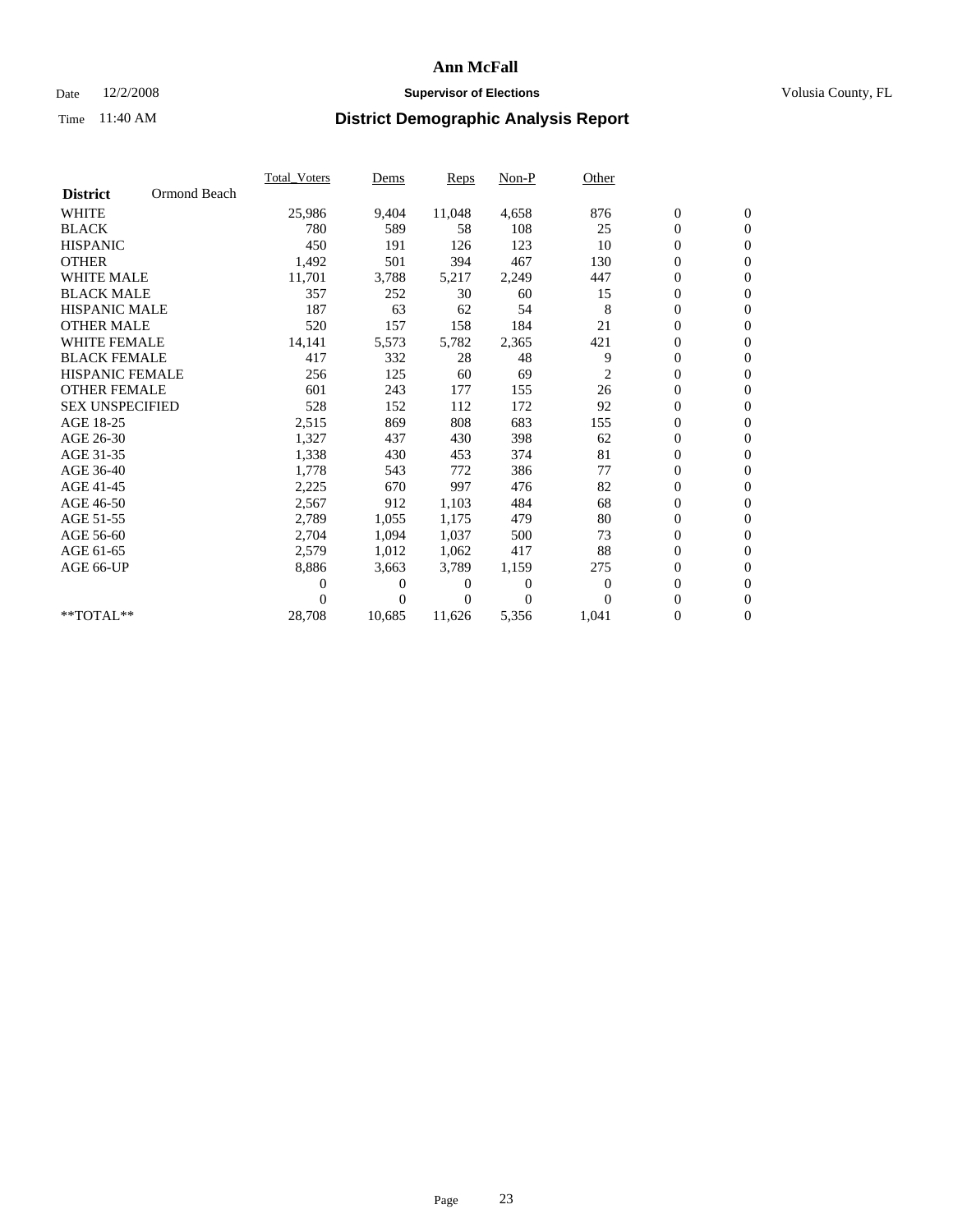# Ann McFall

Date 12/2/2008 **Supervisor of Elections** Volusia County, FL

Time 11:40 AM **District Demographic Analysis Report**

| **District** Ormond Beach | Total_Voters | Dems | Reps | Non-P | Other | | |
|---|---|---|---|---|---|---|---|
| WHITE | 25,986 | 9,404 | 11,048 | 4,658 | 876 | 0 | 0 |
| BLACK | 780 | 589 | 58 | 108 | 25 | 0 | 0 |
| HISPANIC | 450 | 191 | 126 | 123 | 10 | 0 | 0 |
| OTHER | 1,492 | 501 | 394 | 467 | 130 | 0 | 0 |
| WHITE MALE | 11,701 | 3,788 | 5,217 | 2,249 | 447 | 0 | 0 |
| BLACK MALE | 357 | 252 | 30 | 60 | 15 | 0 | 0 |
| HISPANIC MALE | 187 | 63 | 62 | 54 | 8 | 0 | 0 |
| OTHER MALE | 520 | 157 | 158 | 184 | 21 | 0 | 0 |
| WHITE FEMALE | 14,141 | 5,573 | 5,782 | 2,365 | 421 | 0 | 0 |
| BLACK FEMALE | 417 | 332 | 28 | 48 | 9 | 0 | 0 |
| HISPANIC FEMALE | 256 | 125 | 60 | 69 | 2 | 0 | 0 |
| OTHER FEMALE | 601 | 243 | 177 | 155 | 26 | 0 | 0 |
| SEX UNSPECIFIED | 528 | 152 | 112 | 172 | 92 | 0 | 0 |
| AGE 18-25 | 2,515 | 869 | 808 | 683 | 155 | 0 | 0 |
| AGE 26-30 | 1,327 | 437 | 430 | 398 | 62 | 0 | 0 |
| AGE 31-35 | 1,338 | 430 | 453 | 374 | 81 | 0 | 0 |
| AGE 36-40 | 1,778 | 543 | 772 | 386 | 77 | 0 | 0 |
| AGE 41-45 | 2,225 | 670 | 997 | 476 | 82 | 0 | 0 |
| AGE 46-50 | 2,567 | 912 | 1,103 | 484 | 68 | 0 | 0 |
| AGE 51-55 | 2,789 | 1,055 | 1,175 | 479 | 80 | 0 | 0 |
| AGE 56-60 | 2,704 | 1,094 | 1,037 | 500 | 73 | 0 | 0 |
| AGE 61-65 | 2,579 | 1,012 | 1,062 | 417 | 88 | 0 | 0 |
| AGE 66-UP | 8,886 | 3,663 | 3,789 | 1,159 | 275 | 0 | 0 |
| | 0 | 0 | 0 | 0 | 0 | 0 | 0 |
| | 0 | 0 | 0 | 0 | 0 | 0 | 0 |
| **TOTAL** | 28,708 | 10,685 | 11,626 | 5,356 | 1,041 | 0 | 0 |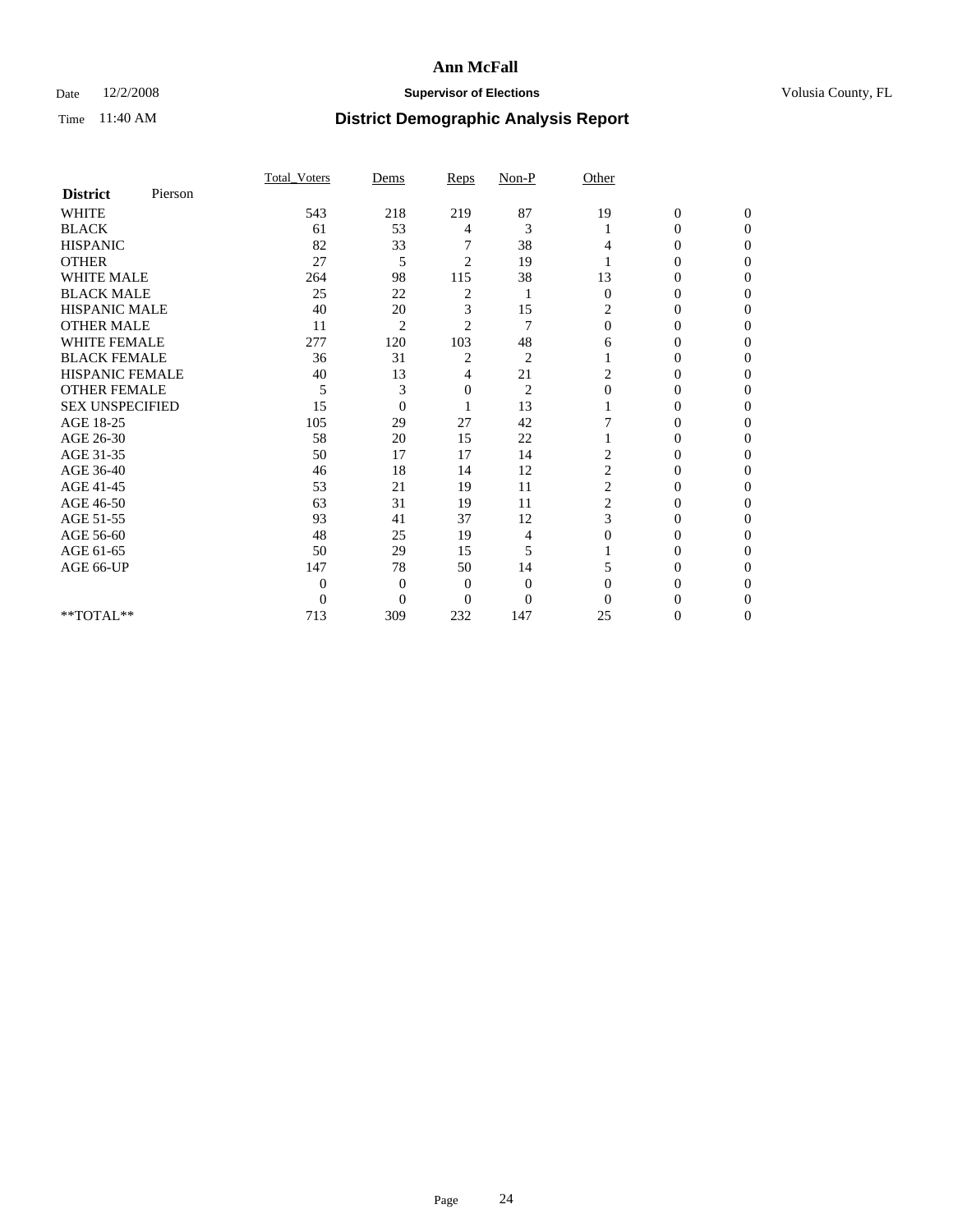# Ann McFall

Date 12/2/2008 **Supervisor of Elections** Volusia County, FL

Time 11:40 AM **District Demographic Analysis Report**

| **District** Pierson | Total_Voters | Dems | Reps | Non-P | Other | | |
|---|---|---|---|---|---|---|---|
| WHITE | 543 | 218 | 219 | 87 | 19 | 0 | 0 |
| BLACK | 61 | 53 | 4 | 3 | 1 | 0 | 0 |
| HISPANIC | 82 | 33 | 7 | 38 | 4 | 0 | 0 |
| OTHER | 27 | 5 | 2 | 19 | 1 | 0 | 0 |
| WHITE MALE | 264 | 98 | 115 | 38 | 13 | 0 | 0 |
| BLACK MALE | 25 | 22 | 2 | 1 | 0 | 0 | 0 |
| HISPANIC MALE | 40 | 20 | 3 | 15 | 2 | 0 | 0 |
| OTHER MALE | 11 | 2 | 2 | 7 | 0 | 0 | 0 |
| WHITE FEMALE | 277 | 120 | 103 | 48 | 6 | 0 | 0 |
| BLACK FEMALE | 36 | 31 | 2 | 2 | 1 | 0 | 0 |
| HISPANIC FEMALE | 40 | 13 | 4 | 21 | 2 | 0 | 0 |
| OTHER FEMALE | 5 | 3 | 0 | 2 | 0 | 0 | 0 |
| SEX UNSPECIFIED | 15 | 0 | 1 | 13 | 1 | 0 | 0 |
| AGE 18-25 | 105 | 29 | 27 | 42 | 7 | 0 | 0 |
| AGE 26-30 | 58 | 20 | 15 | 22 | 1 | 0 | 0 |
| AGE 31-35 | 50 | 17 | 17 | 14 | 2 | 0 | 0 |
| AGE 36-40 | 46 | 18 | 14 | 12 | 2 | 0 | 0 |
| AGE 41-45 | 53 | 21 | 19 | 11 | 2 | 0 | 0 |
| AGE 46-50 | 63 | 31 | 19 | 11 | 2 | 0 | 0 |
| AGE 51-55 | 93 | 41 | 37 | 12 | 3 | 0 | 0 |
| AGE 56-60 | 48 | 25 | 19 | 4 | 0 | 0 | 0 |
| AGE 61-65 | 50 | 29 | 15 | 5 | 1 | 0 | 0 |
| AGE 66-UP | 147 | 78 | 50 | 14 | 5 | 0 | 0 |
| | 0 | 0 | 0 | 0 | 0 | 0 | 0 |
| | 0 | 0 | 0 | 0 | 0 | 0 | 0 |
| **TOTAL** | 713 | 309 | 232 | 147 | 25 | 0 | 0 |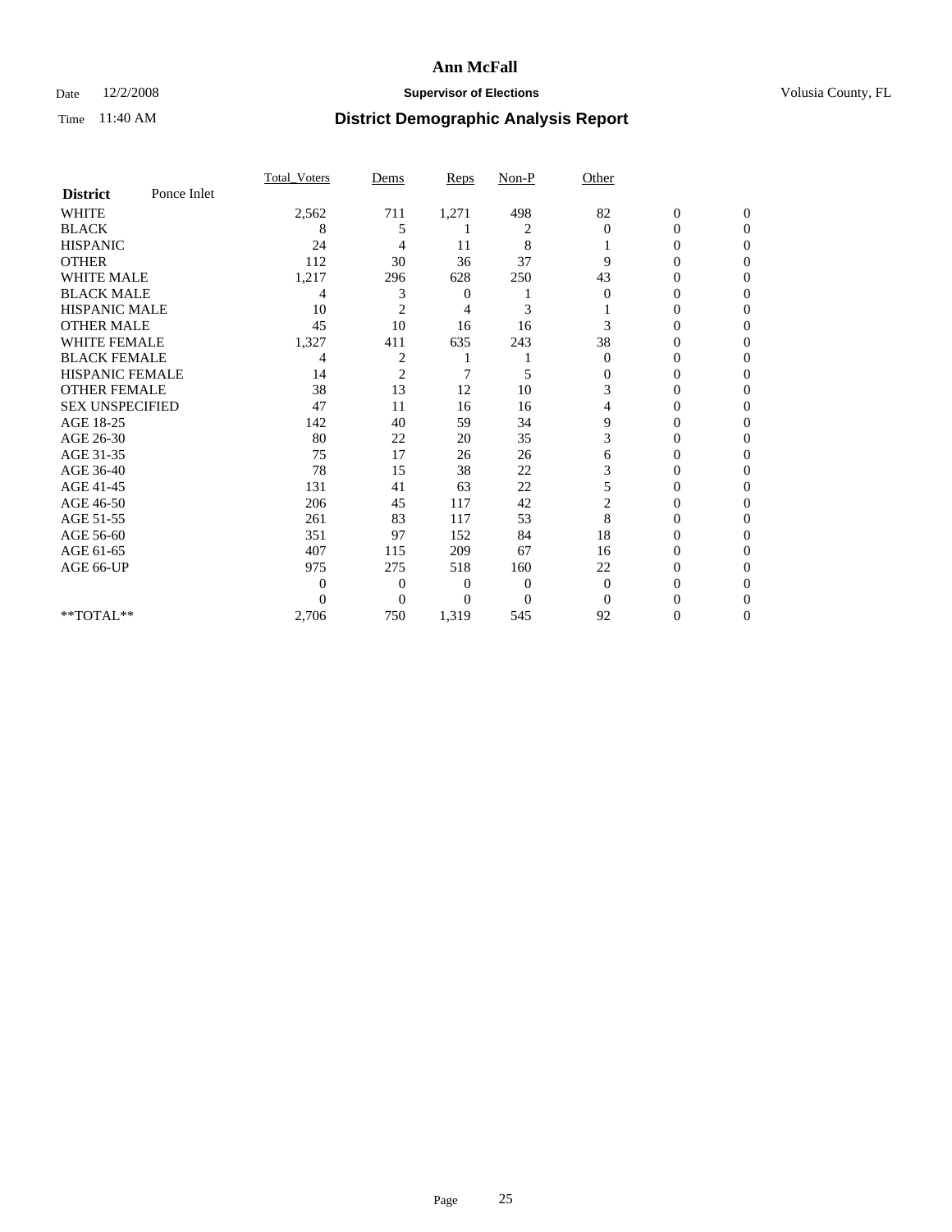# Ann McFall

Date 12/2/2008 **Supervisor of Elections** Volusia County, FL

Time 11:40 AM **District Demographic Analysis Report**

| | Total_Voters | Dems | Reps | Non-P | Other | | |
|---|---|---|---|---|---|---|---|
| **District** Ponce Inlet | | | | | | | |
| WHITE | 2,562 | 711 | 1,271 | 498 | 82 | 0 | 0 |
| BLACK | 8 | 5 | 1 | 2 | 0 | 0 | 0 |
| HISPANIC | 24 | 4 | 11 | 8 | 1 | 0 | 0 |
| OTHER | 112 | 30 | 36 | 37 | 9 | 0 | 0 |
| WHITE MALE | 1,217 | 296 | 628 | 250 | 43 | 0 | 0 |
| BLACK MALE | 4 | 3 | 0 | 1 | 0 | 0 | 0 |
| HISPANIC MALE | 10 | 2 | 4 | 3 | 1 | 0 | 0 |
| OTHER MALE | 45 | 10 | 16 | 16 | 3 | 0 | 0 |
| WHITE FEMALE | 1,327 | 411 | 635 | 243 | 38 | 0 | 0 |
| BLACK FEMALE | 4 | 2 | 1 | 1 | 0 | 0 | 0 |
| HISPANIC FEMALE | 14 | 2 | 7 | 5 | 0 | 0 | 0 |
| OTHER FEMALE | 38 | 13 | 12 | 10 | 3 | 0 | 0 |
| SEX UNSPECIFIED | 47 | 11 | 16 | 16 | 4 | 0 | 0 |
| AGE 18-25 | 142 | 40 | 59 | 34 | 9 | 0 | 0 |
| AGE 26-30 | 80 | 22 | 20 | 35 | 3 | 0 | 0 |
| AGE 31-35 | 75 | 17 | 26 | 26 | 6 | 0 | 0 |
| AGE 36-40 | 78 | 15 | 38 | 22 | 3 | 0 | 0 |
| AGE 41-45 | 131 | 41 | 63 | 22 | 5 | 0 | 0 |
| AGE 46-50 | 206 | 45 | 117 | 42 | 2 | 0 | 0 |
| AGE 51-55 | 261 | 83 | 117 | 53 | 8 | 0 | 0 |
| AGE 56-60 | 351 | 97 | 152 | 84 | 18 | 0 | 0 |
| AGE 61-65 | 407 | 115 | 209 | 67 | 16 | 0 | 0 |
| AGE 66-UP | 975 | 275 | 518 | 160 | 22 | 0 | 0 |
| | 0 | 0 | 0 | 0 | 0 | 0 | 0 |
| | 0 | 0 | 0 | 0 | 0 | 0 | 0 |
| **TOTAL** | 2,706 | 750 | 1,319 | 545 | 92 | 0 | 0 |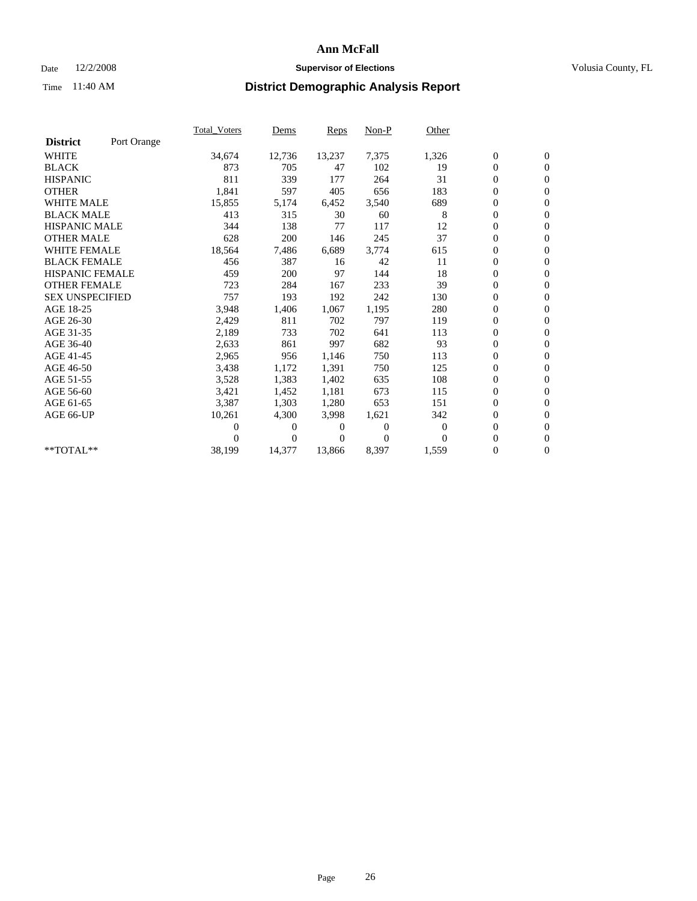# Ann McFall

Date 12/2/2008 **Supervisor of Elections** Volusia County, FL

Time 11:40 AM **District Demographic Analysis Report**

| **District** Port Orange | Total_Voters | Dems | Reps | Non-P | Other | | |
|---|---|---|---|---|---|---|---|
| WHITE | 34,674 | 12,736 | 13,237 | 7,375 | 1,326 | 0 | 0 |
| BLACK | 873 | 705 | 47 | 102 | 19 | 0 | 0 |
| HISPANIC | 811 | 339 | 177 | 264 | 31 | 0 | 0 |
| OTHER | 1,841 | 597 | 405 | 656 | 183 | 0 | 0 |
| WHITE MALE | 15,855 | 5,174 | 6,452 | 3,540 | 689 | 0 | 0 |
| BLACK MALE | 413 | 315 | 30 | 60 | 8 | 0 | 0 |
| HISPANIC MALE | 344 | 138 | 77 | 117 | 12 | 0 | 0 |
| OTHER MALE | 628 | 200 | 146 | 245 | 37 | 0 | 0 |
| WHITE FEMALE | 18,564 | 7,486 | 6,689 | 3,774 | 615 | 0 | 0 |
| BLACK FEMALE | 456 | 387 | 16 | 42 | 11 | 0 | 0 |
| HISPANIC FEMALE | 459 | 200 | 97 | 144 | 18 | 0 | 0 |
| OTHER FEMALE | 723 | 284 | 167 | 233 | 39 | 0 | 0 |
| SEX UNSPECIFIED | 757 | 193 | 192 | 242 | 130 | 0 | 0 |
| AGE 18-25 | 3,948 | 1,406 | 1,067 | 1,195 | 280 | 0 | 0 |
| AGE 26-30 | 2,429 | 811 | 702 | 797 | 119 | 0 | 0 |
| AGE 31-35 | 2,189 | 733 | 702 | 641 | 113 | 0 | 0 |
| AGE 36-40 | 2,633 | 861 | 997 | 682 | 93 | 0 | 0 |
| AGE 41-45 | 2,965 | 956 | 1,146 | 750 | 113 | 0 | 0 |
| AGE 46-50 | 3,438 | 1,172 | 1,391 | 750 | 125 | 0 | 0 |
| AGE 51-55 | 3,528 | 1,383 | 1,402 | 635 | 108 | 0 | 0 |
| AGE 56-60 | 3,421 | 1,452 | 1,181 | 673 | 115 | 0 | 0 |
| AGE 61-65 | 3,387 | 1,303 | 1,280 | 653 | 151 | 0 | 0 |
| AGE 66-UP | 10,261 | 4,300 | 3,998 | 1,621 | 342 | 0 | 0 |
| | 0 | 0 | 0 | 0 | 0 | 0 | 0 |
| | 0 | 0 | 0 | 0 | 0 | 0 | 0 |
| **TOTAL** | 38,199 | 14,377 | 13,866 | 8,397 | 1,559 | 0 | 0 |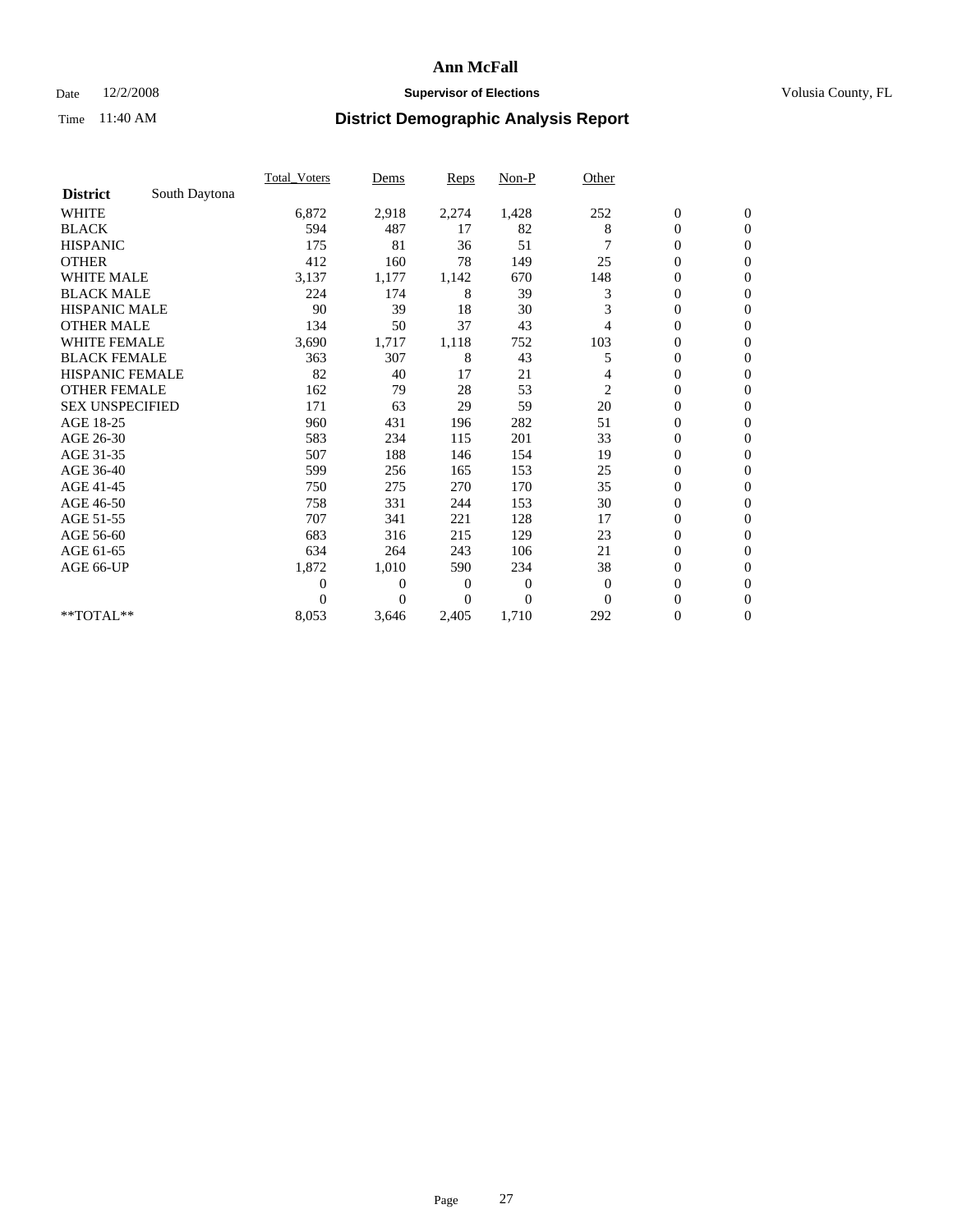# Ann McFall

Date 12/2/2008 **Supervisor of Elections** Volusia County, FL

Time 11:40 AM **District Demographic Analysis Report**

| | Total_Voters | Dems | Reps | Non-P | Other | | |
|---|---|---|---|---|---|---|---|
| **District** South Daytona | | | | | | | |
| WHITE | 6,872 | 2,918 | 2,274 | 1,428 | 252 | 0 | 0 |
| BLACK | 594 | 487 | 17 | 82 | 8 | 0 | 0 |
| HISPANIC | 175 | 81 | 36 | 51 | 7 | 0 | 0 |
| OTHER | 412 | 160 | 78 | 149 | 25 | 0 | 0 |
| WHITE MALE | 3,137 | 1,177 | 1,142 | 670 | 148 | 0 | 0 |
| BLACK MALE | 224 | 174 | 8 | 39 | 3 | 0 | 0 |
| HISPANIC MALE | 90 | 39 | 18 | 30 | 3 | 0 | 0 |
| OTHER MALE | 134 | 50 | 37 | 43 | 4 | 0 | 0 |
| WHITE FEMALE | 3,690 | 1,717 | 1,118 | 752 | 103 | 0 | 0 |
| BLACK FEMALE | 363 | 307 | 8 | 43 | 5 | 0 | 0 |
| HISPANIC FEMALE | 82 | 40 | 17 | 21 | 4 | 0 | 0 |
| OTHER FEMALE | 162 | 79 | 28 | 53 | 2 | 0 | 0 |
| SEX UNSPECIFIED | 171 | 63 | 29 | 59 | 20 | 0 | 0 |
| AGE 18-25 | 960 | 431 | 196 | 282 | 51 | 0 | 0 |
| AGE 26-30 | 583 | 234 | 115 | 201 | 33 | 0 | 0 |
| AGE 31-35 | 507 | 188 | 146 | 154 | 19 | 0 | 0 |
| AGE 36-40 | 599 | 256 | 165 | 153 | 25 | 0 | 0 |
| AGE 41-45 | 750 | 275 | 270 | 170 | 35 | 0 | 0 |
| AGE 46-50 | 758 | 331 | 244 | 153 | 30 | 0 | 0 |
| AGE 51-55 | 707 | 341 | 221 | 128 | 17 | 0 | 0 |
| AGE 56-60 | 683 | 316 | 215 | 129 | 23 | 0 | 0 |
| AGE 61-65 | 634 | 264 | 243 | 106 | 21 | 0 | 0 |
| AGE 66-UP | 1,872 | 1,010 | 590 | 234 | 38 | 0 | 0 |
| | 0 | 0 | 0 | 0 | 0 | 0 | 0 |
| | 0 | 0 | 0 | 0 | 0 | 0 | 0 |
| **TOTAL** | 8,053 | 3,646 | 2,405 | 1,710 | 292 | 0 | 0 |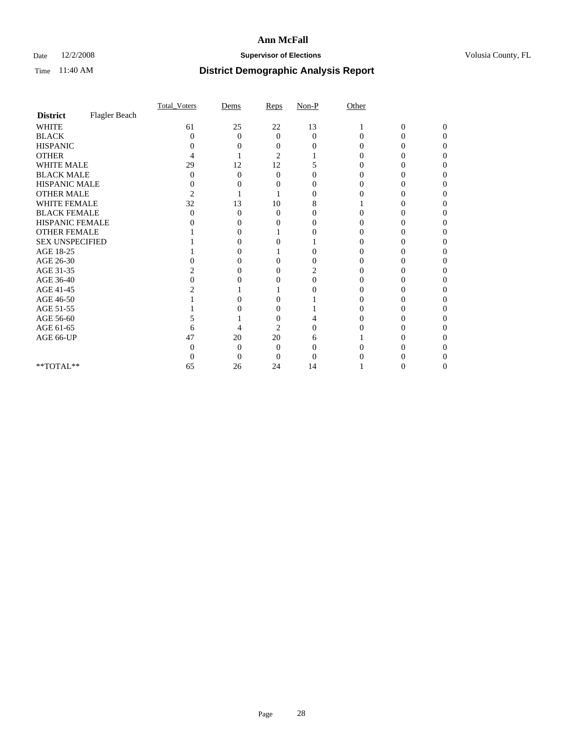# Ann McFall

Date 12/2/2008 **Supervisor of Elections** Volusia County, FL

Time 11:40 AM **District Demographic Analysis Report**

| | Total_Voters | Dems | Reps | Non-P | Other | | |
|---|---|---|---|---|---|---|---|
| **District** Flagler Beach | | | | | | | |
| WHITE | 61 | 25 | 22 | 13 | 1 | 0 | 0 |
| BLACK | 0 | 0 | 0 | 0 | 0 | 0 | 0 |
| HISPANIC | 0 | 0 | 0 | 0 | 0 | 0 | 0 |
| OTHER | 4 | 1 | 2 | 1 | 0 | 0 | 0 |
| WHITE MALE | 29 | 12 | 12 | 5 | 0 | 0 | 0 |
| BLACK MALE | 0 | 0 | 0 | 0 | 0 | 0 | 0 |
| HISPANIC MALE | 0 | 0 | 0 | 0 | 0 | 0 | 0 |
| OTHER MALE | 2 | 1 | 1 | 0 | 0 | 0 | 0 |
| WHITE FEMALE | 32 | 13 | 10 | 8 | 1 | 0 | 0 |
| BLACK FEMALE | 0 | 0 | 0 | 0 | 0 | 0 | 0 |
| HISPANIC FEMALE | 0 | 0 | 0 | 0 | 0 | 0 | 0 |
| OTHER FEMALE | 1 | 0 | 1 | 0 | 0 | 0 | 0 |
| SEX UNSPECIFIED | 1 | 0 | 0 | 1 | 0 | 0 | 0 |
| AGE 18-25 | 1 | 0 | 1 | 0 | 0 | 0 | 0 |
| AGE 26-30 | 0 | 0 | 0 | 0 | 0 | 0 | 0 |
| AGE 31-35 | 2 | 0 | 0 | 2 | 0 | 0 | 0 |
| AGE 36-40 | 0 | 0 | 0 | 0 | 0 | 0 | 0 |
| AGE 41-45 | 2 | 1 | 1 | 0 | 0 | 0 | 0 |
| AGE 46-50 | 1 | 0 | 0 | 1 | 0 | 0 | 0 |
| AGE 51-55 | 1 | 0 | 0 | 1 | 0 | 0 | 0 |
| AGE 56-60 | 5 | 1 | 0 | 4 | 0 | 0 | 0 |
| AGE 61-65 | 6 | 4 | 2 | 0 | 0 | 0 | 0 |
| AGE 66-UP | 47 | 20 | 20 | 6 | 1 | 0 | 0 |
| | 0 | 0 | 0 | 0 | 0 | 0 | 0 |
| | 0 | 0 | 0 | 0 | 0 | 0 | 0 |
| **TOTAL** | 65 | 26 | 24 | 14 | 1 | 0 | 0 |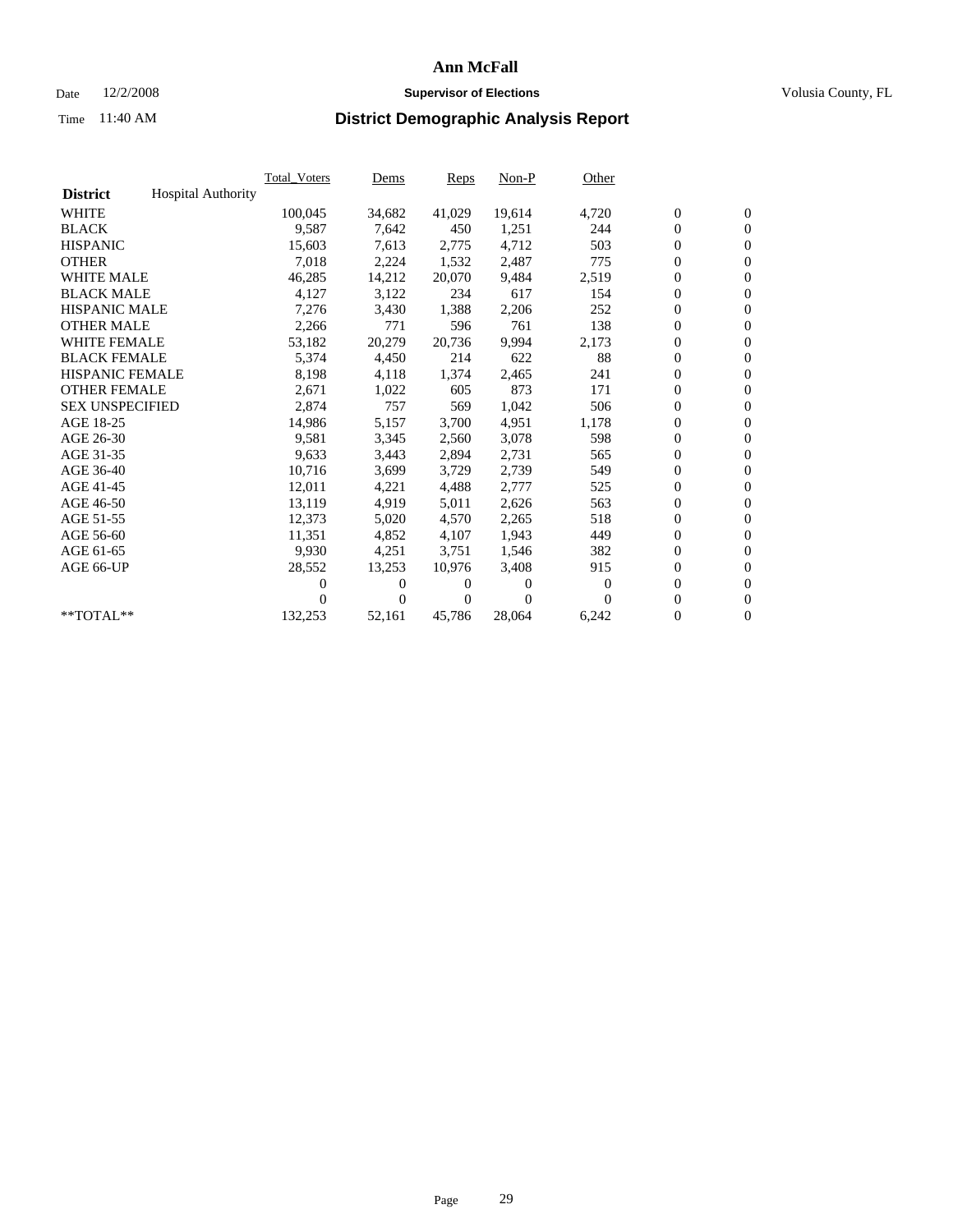# Ann McFall

Date 12/2/2008 **Supervisor of Elections** Volusia County, FL

Time 11:40 AM **District Demographic Analysis Report**

| **District** Hospital Authority | Total_Voters | Dems | Reps | Non-P | Other | | |
|---|---|---|---|---|---|---|---|
| WHITE | 100,045 | 34,682 | 41,029 | 19,614 | 4,720 | 0 | 0 |
| BLACK | 9,587 | 7,642 | 450 | 1,251 | 244 | 0 | 0 |
| HISPANIC | 15,603 | 7,613 | 2,775 | 4,712 | 503 | 0 | 0 |
| OTHER | 7,018 | 2,224 | 1,532 | 2,487 | 775 | 0 | 0 |
| WHITE MALE | 46,285 | 14,212 | 20,070 | 9,484 | 2,519 | 0 | 0 |
| BLACK MALE | 4,127 | 3,122 | 234 | 617 | 154 | 0 | 0 |
| HISPANIC MALE | 7,276 | 3,430 | 1,388 | 2,206 | 252 | 0 | 0 |
| OTHER MALE | 2,266 | 771 | 596 | 761 | 138 | 0 | 0 |
| WHITE FEMALE | 53,182 | 20,279 | 20,736 | 9,994 | 2,173 | 0 | 0 |
| BLACK FEMALE | 5,374 | 4,450 | 214 | 622 | 88 | 0 | 0 |
| HISPANIC FEMALE | 8,198 | 4,118 | 1,374 | 2,465 | 241 | 0 | 0 |
| OTHER FEMALE | 2,671 | 1,022 | 605 | 873 | 171 | 0 | 0 |
| SEX UNSPECIFIED | 2,874 | 757 | 569 | 1,042 | 506 | 0 | 0 |
| AGE 18-25 | 14,986 | 5,157 | 3,700 | 4,951 | 1,178 | 0 | 0 |
| AGE 26-30 | 9,581 | 3,345 | 2,560 | 3,078 | 598 | 0 | 0 |
| AGE 31-35 | 9,633 | 3,443 | 2,894 | 2,731 | 565 | 0 | 0 |
| AGE 36-40 | 10,716 | 3,699 | 3,729 | 2,739 | 549 | 0 | 0 |
| AGE 41-45 | 12,011 | 4,221 | 4,488 | 2,777 | 525 | 0 | 0 |
| AGE 46-50 | 13,119 | 4,919 | 5,011 | 2,626 | 563 | 0 | 0 |
| AGE 51-55 | 12,373 | 5,020 | 4,570 | 2,265 | 518 | 0 | 0 |
| AGE 56-60 | 11,351 | 4,852 | 4,107 | 1,943 | 449 | 0 | 0 |
| AGE 61-65 | 9,930 | 4,251 | 3,751 | 1,546 | 382 | 0 | 0 |
| AGE 66-UP | 28,552 | 13,253 | 10,976 | 3,408 | 915 | 0 | 0 |
| | 0 | 0 | 0 | 0 | 0 | 0 | 0 |
| | 0 | 0 | 0 | 0 | 0 | 0 | 0 |
| **TOTAL** | 132,253 | 52,161 | 45,786 | 28,064 | 6,242 | 0 | 0 |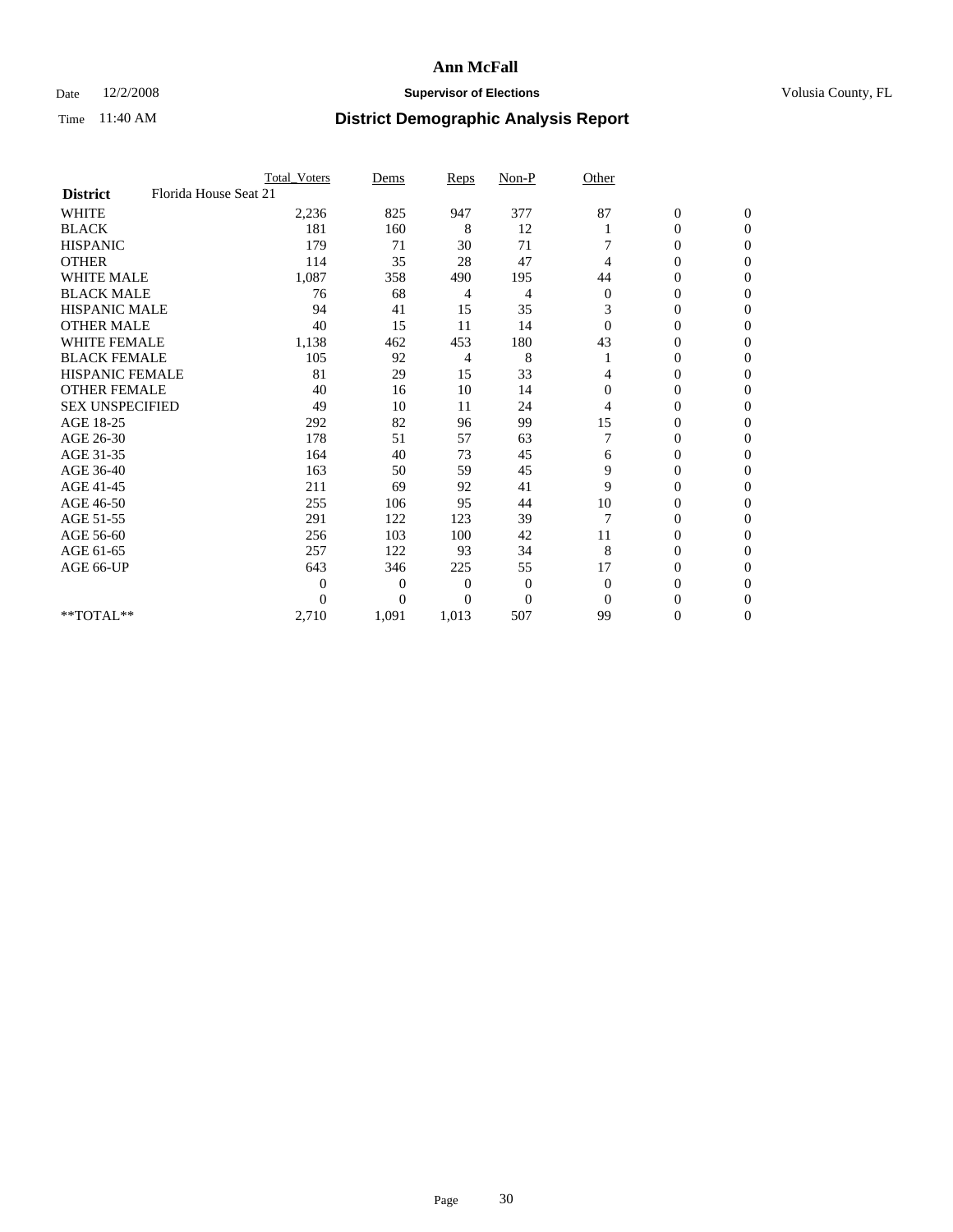# Ann McFall

Date 12/2/2008 **Supervisor of Elections** Volusia County, FL

Time 11:40 AM **District Demographic Analysis Report**

| | Total_Voters | Dems | Reps | Non-P | Other | | |
|---|---|---|---|---|---|---|---|
| **District** Florida House Seat 21 | | | | | | | |
| WHITE | 2,236 | 825 | 947 | 377 | 87 | 0 | 0 |
| BLACK | 181 | 160 | 8 | 12 | 1 | 0 | 0 |
| HISPANIC | 179 | 71 | 30 | 71 | 7 | 0 | 0 |
| OTHER | 114 | 35 | 28 | 47 | 4 | 0 | 0 |
| WHITE MALE | 1,087 | 358 | 490 | 195 | 44 | 0 | 0 |
| BLACK MALE | 76 | 68 | 4 | 4 | 0 | 0 | 0 |
| HISPANIC MALE | 94 | 41 | 15 | 35 | 3 | 0 | 0 |
| OTHER MALE | 40 | 15 | 11 | 14 | 0 | 0 | 0 |
| WHITE FEMALE | 1,138 | 462 | 453 | 180 | 43 | 0 | 0 |
| BLACK FEMALE | 105 | 92 | 4 | 8 | 1 | 0 | 0 |
| HISPANIC FEMALE | 81 | 29 | 15 | 33 | 4 | 0 | 0 |
| OTHER FEMALE | 40 | 16 | 10 | 14 | 0 | 0 | 0 |
| SEX UNSPECIFIED | 49 | 10 | 11 | 24 | 4 | 0 | 0 |
| AGE 18-25 | 292 | 82 | 96 | 99 | 15 | 0 | 0 |
| AGE 26-30 | 178 | 51 | 57 | 63 | 7 | 0 | 0 |
| AGE 31-35 | 164 | 40 | 73 | 45 | 6 | 0 | 0 |
| AGE 36-40 | 163 | 50 | 59 | 45 | 9 | 0 | 0 |
| AGE 41-45 | 211 | 69 | 92 | 41 | 9 | 0 | 0 |
| AGE 46-50 | 255 | 106 | 95 | 44 | 10 | 0 | 0 |
| AGE 51-55 | 291 | 122 | 123 | 39 | 7 | 0 | 0 |
| AGE 56-60 | 256 | 103 | 100 | 42 | 11 | 0 | 0 |
| AGE 61-65 | 257 | 122 | 93 | 34 | 8 | 0 | 0 |
| AGE 66-UP | 643 | 346 | 225 | 55 | 17 | 0 | 0 |
| | 0 | 0 | 0 | 0 | 0 | 0 | 0 |
| | 0 | 0 | 0 | 0 | 0 | 0 | 0 |
| **TOTAL** | 2,710 | 1,091 | 1,013 | 507 | 99 | 0 | 0 |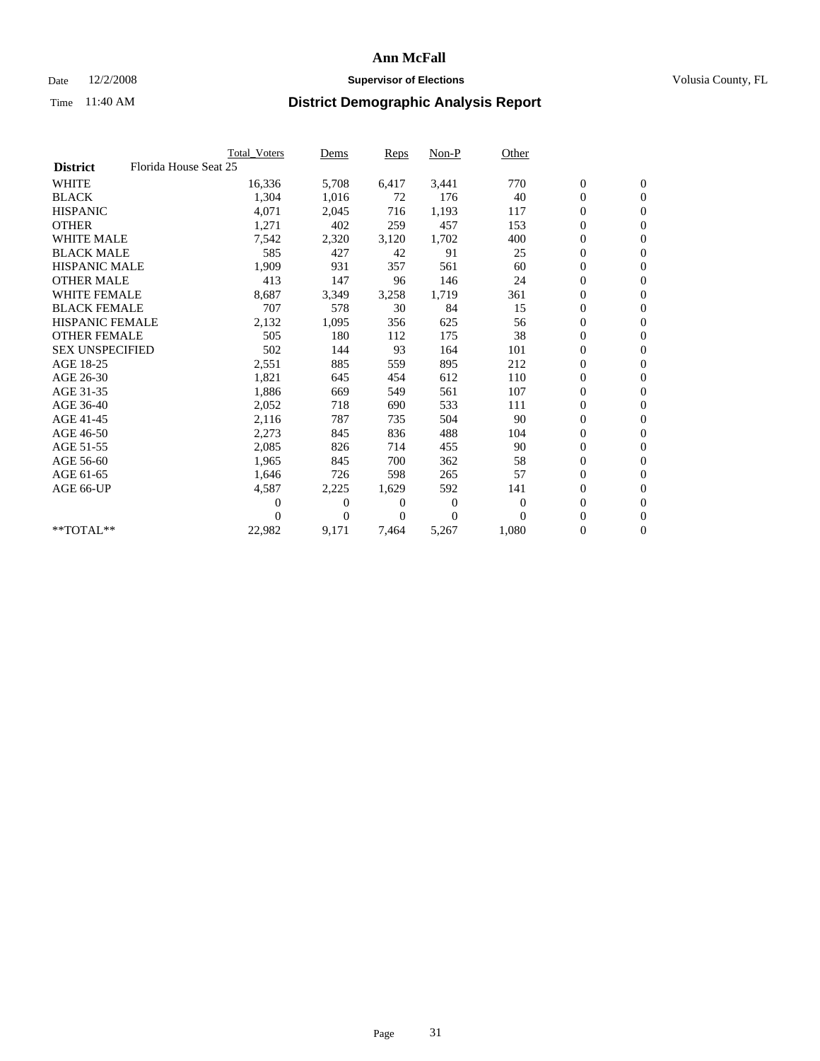**Ann McFall**

Date 12/2/2008 **Supervisor of Elections** Volusia County, FL

Time 11:40 AM **District Demographic Analysis Report**

| | Total_Voters | Dems | Reps | Non-P | Other | | |
|---|---|---|---|---|---|---|---|
| **District** Florida House Seat 25 | | | | | | | |
| WHITE | 16,336 | 5,708 | 6,417 | 3,441 | 770 | 0 | 0 |
| BLACK | 1,304 | 1,016 | 72 | 176 | 40 | 0 | 0 |
| HISPANIC | 4,071 | 2,045 | 716 | 1,193 | 117 | 0 | 0 |
| OTHER | 1,271 | 402 | 259 | 457 | 153 | 0 | 0 |
| WHITE MALE | 7,542 | 2,320 | 3,120 | 1,702 | 400 | 0 | 0 |
| BLACK MALE | 585 | 427 | 42 | 91 | 25 | 0 | 0 |
| HISPANIC MALE | 1,909 | 931 | 357 | 561 | 60 | 0 | 0 |
| OTHER MALE | 413 | 147 | 96 | 146 | 24 | 0 | 0 |
| WHITE FEMALE | 8,687 | 3,349 | 3,258 | 1,719 | 361 | 0 | 0 |
| BLACK FEMALE | 707 | 578 | 30 | 84 | 15 | 0 | 0 |
| HISPANIC FEMALE | 2,132 | 1,095 | 356 | 625 | 56 | 0 | 0 |
| OTHER FEMALE | 505 | 180 | 112 | 175 | 38 | 0 | 0 |
| SEX UNSPECIFIED | 502 | 144 | 93 | 164 | 101 | 0 | 0 |
| AGE 18-25 | 2,551 | 885 | 559 | 895 | 212 | 0 | 0 |
| AGE 26-30 | 1,821 | 645 | 454 | 612 | 110 | 0 | 0 |
| AGE 31-35 | 1,886 | 669 | 549 | 561 | 107 | 0 | 0 |
| AGE 36-40 | 2,052 | 718 | 690 | 533 | 111 | 0 | 0 |
| AGE 41-45 | 2,116 | 787 | 735 | 504 | 90 | 0 | 0 |
| AGE 46-50 | 2,273 | 845 | 836 | 488 | 104 | 0 | 0 |
| AGE 51-55 | 2,085 | 826 | 714 | 455 | 90 | 0 | 0 |
| AGE 56-60 | 1,965 | 845 | 700 | 362 | 58 | 0 | 0 |
| AGE 61-65 | 1,646 | 726 | 598 | 265 | 57 | 0 | 0 |
| AGE 66-UP | 4,587 | 2,225 | 1,629 | 592 | 141 | 0 | 0 |
| | 0 | 0 | 0 | 0 | 0 | 0 | 0 |
| | 0 | 0 | 0 | 0 | 0 | 0 | 0 |
| **TOTAL** | 22,982 | 9,171 | 7,464 | 5,267 | 1,080 | 0 | 0 |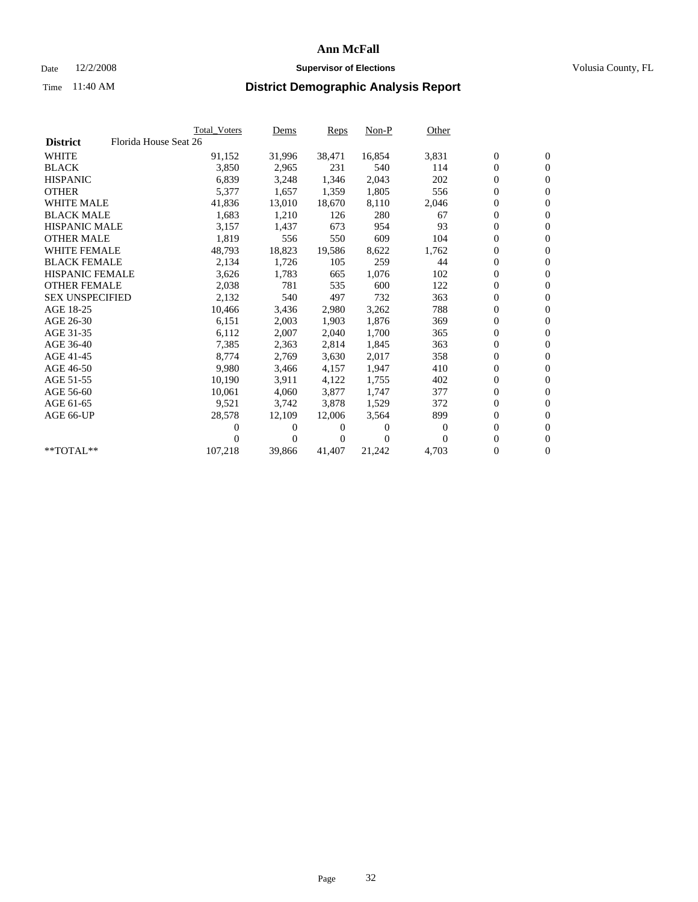# Ann McFall

Date 12/2/2008 **Supervisor of Elections** Volusia County, FL

Time 11:40 AM

## District Demographic Analysis Report

| | Total_Voters | Dems | Reps | Non-P | Other | | |
|---|---|---|---|---|---|---|---|
| **District** Florida House Seat 26 | | | | | | | |
| WHITE | 91,152 | 31,996 | 38,471 | 16,854 | 3,831 | 0 | 0 |
| BLACK | 3,850 | 2,965 | 231 | 540 | 114 | 0 | 0 |
| HISPANIC | 6,839 | 3,248 | 1,346 | 2,043 | 202 | 0 | 0 |
| OTHER | 5,377 | 1,657 | 1,359 | 1,805 | 556 | 0 | 0 |
| WHITE MALE | 41,836 | 13,010 | 18,670 | 8,110 | 2,046 | 0 | 0 |
| BLACK MALE | 1,683 | 1,210 | 126 | 280 | 67 | 0 | 0 |
| HISPANIC MALE | 3,157 | 1,437 | 673 | 954 | 93 | 0 | 0 |
| OTHER MALE | 1,819 | 556 | 550 | 609 | 104 | 0 | 0 |
| WHITE FEMALE | 48,793 | 18,823 | 19,586 | 8,622 | 1,762 | 0 | 0 |
| BLACK FEMALE | 2,134 | 1,726 | 105 | 259 | 44 | 0 | 0 |
| HISPANIC FEMALE | 3,626 | 1,783 | 665 | 1,076 | 102 | 0 | 0 |
| OTHER FEMALE | 2,038 | 781 | 535 | 600 | 122 | 0 | 0 |
| SEX UNSPECIFIED | 2,132 | 540 | 497 | 732 | 363 | 0 | 0 |
| AGE 18-25 | 10,466 | 3,436 | 2,980 | 3,262 | 788 | 0 | 0 |
| AGE 26-30 | 6,151 | 2,003 | 1,903 | 1,876 | 369 | 0 | 0 |
| AGE 31-35 | 6,112 | 2,007 | 2,040 | 1,700 | 365 | 0 | 0 |
| AGE 36-40 | 7,385 | 2,363 | 2,814 | 1,845 | 363 | 0 | 0 |
| AGE 41-45 | 8,774 | 2,769 | 3,630 | 2,017 | 358 | 0 | 0 |
| AGE 46-50 | 9,980 | 3,466 | 4,157 | 1,947 | 410 | 0 | 0 |
| AGE 51-55 | 10,190 | 3,911 | 4,122 | 1,755 | 402 | 0 | 0 |
| AGE 56-60 | 10,061 | 4,060 | 3,877 | 1,747 | 377 | 0 | 0 |
| AGE 61-65 | 9,521 | 3,742 | 3,878 | 1,529 | 372 | 0 | 0 |
| AGE 66-UP | 28,578 | 12,109 | 12,006 | 3,564 | 899 | 0 | 0 |
| | 0 | 0 | 0 | 0 | 0 | 0 | 0 |
| | 0 | 0 | 0 | 0 | 0 | 0 | 0 |
| **TOTAL** | 107,218 | 39,866 | 41,407 | 21,242 | 4,703 | 0 | 0 |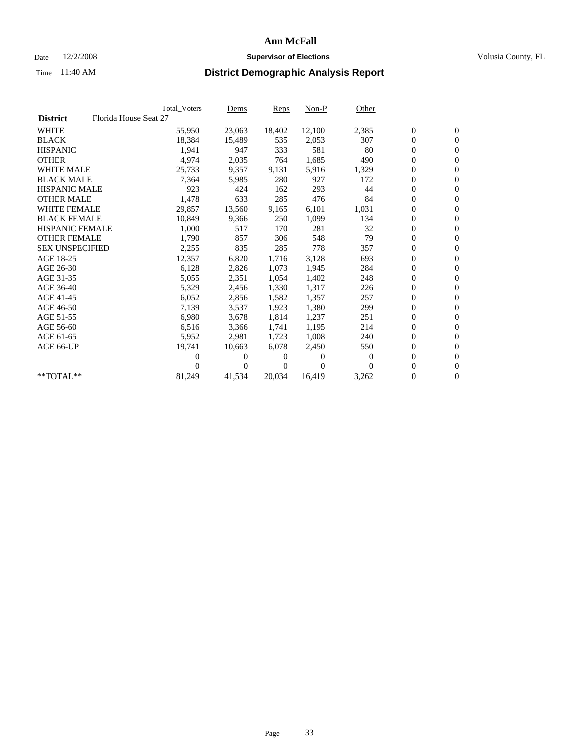# Ann McFall

Date 12/2/2008 **Supervisor of Elections** Volusia County, FL

Time 11:40 AM **District Demographic Analysis Report**

| | Total_Voters | Dems | Reps | Non-P | Other | | |
|---|---|---|---|---|---|---|---|
| **District** Florida House Seat 27 | | | | | | | |
| WHITE | 55,950 | 23,063 | 18,402 | 12,100 | 2,385 | 0 | 0 |
| BLACK | 18,384 | 15,489 | 535 | 2,053 | 307 | 0 | 0 |
| HISPANIC | 1,941 | 947 | 333 | 581 | 80 | 0 | 0 |
| OTHER | 4,974 | 2,035 | 764 | 1,685 | 490 | 0 | 0 |
| WHITE MALE | 25,733 | 9,357 | 9,131 | 5,916 | 1,329 | 0 | 0 |
| BLACK MALE | 7,364 | 5,985 | 280 | 927 | 172 | 0 | 0 |
| HISPANIC MALE | 923 | 424 | 162 | 293 | 44 | 0 | 0 |
| OTHER MALE | 1,478 | 633 | 285 | 476 | 84 | 0 | 0 |
| WHITE FEMALE | 29,857 | 13,560 | 9,165 | 6,101 | 1,031 | 0 | 0 |
| BLACK FEMALE | 10,849 | 9,366 | 250 | 1,099 | 134 | 0 | 0 |
| HISPANIC FEMALE | 1,000 | 517 | 170 | 281 | 32 | 0 | 0 |
| OTHER FEMALE | 1,790 | 857 | 306 | 548 | 79 | 0 | 0 |
| SEX UNSPECIFIED | 2,255 | 835 | 285 | 778 | 357 | 0 | 0 |
| AGE 18-25 | 12,357 | 6,820 | 1,716 | 3,128 | 693 | 0 | 0 |
| AGE 26-30 | 6,128 | 2,826 | 1,073 | 1,945 | 284 | 0 | 0 |
| AGE 31-35 | 5,055 | 2,351 | 1,054 | 1,402 | 248 | 0 | 0 |
| AGE 36-40 | 5,329 | 2,456 | 1,330 | 1,317 | 226 | 0 | 0 |
| AGE 41-45 | 6,052 | 2,856 | 1,582 | 1,357 | 257 | 0 | 0 |
| AGE 46-50 | 7,139 | 3,537 | 1,923 | 1,380 | 299 | 0 | 0 |
| AGE 51-55 | 6,980 | 3,678 | 1,814 | 1,237 | 251 | 0 | 0 |
| AGE 56-60 | 6,516 | 3,366 | 1,741 | 1,195 | 214 | 0 | 0 |
| AGE 61-65 | 5,952 | 2,981 | 1,723 | 1,008 | 240 | 0 | 0 |
| AGE 66-UP | 19,741 | 10,663 | 6,078 | 2,450 | 550 | 0 | 0 |
| | 0 | 0 | 0 | 0 | 0 | 0 | 0 |
| | 0 | 0 | 0 | 0 | 0 | 0 | 0 |
| **TOTAL** | 81,249 | 41,534 | 20,034 | 16,419 | 3,262 | 0 | 0 |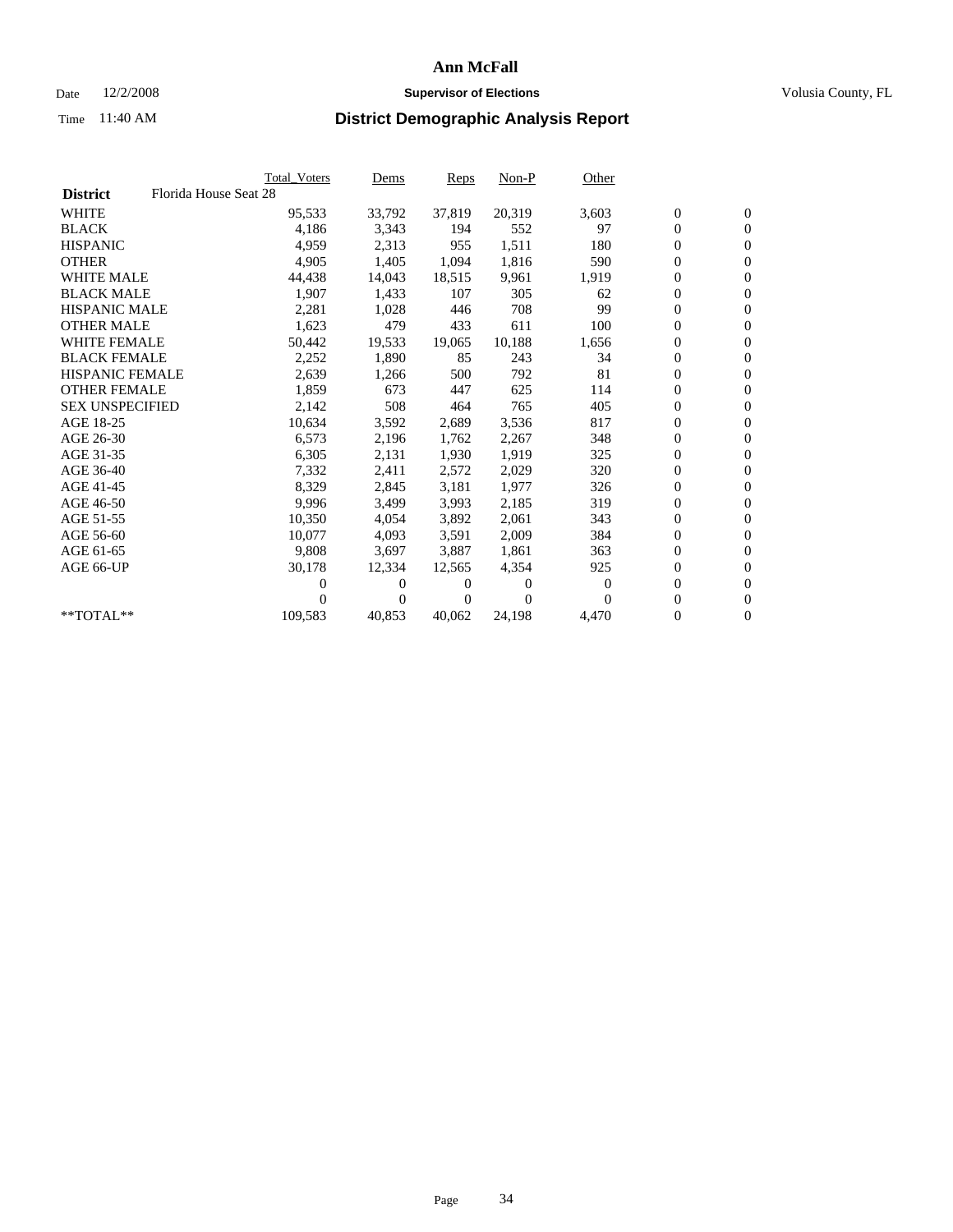# Ann McFall

Date 12/2/2008 **Supervisor of Elections** Volusia County, FL

Time 11:40 AM **District Demographic Analysis Report**

| | Total_Voters | Dems | Reps | Non-P | Other | | |
|---|---|---|---|---|---|---|---|
| **District** Florida House Seat 28 | | | | | | | |
| WHITE | 95,533 | 33,792 | 37,819 | 20,319 | 3,603 | 0 | 0 |
| BLACK | 4,186 | 3,343 | 194 | 552 | 97 | 0 | 0 |
| HISPANIC | 4,959 | 2,313 | 955 | 1,511 | 180 | 0 | 0 |
| OTHER | 4,905 | 1,405 | 1,094 | 1,816 | 590 | 0 | 0 |
| WHITE MALE | 44,438 | 14,043 | 18,515 | 9,961 | 1,919 | 0 | 0 |
| BLACK MALE | 1,907 | 1,433 | 107 | 305 | 62 | 0 | 0 |
| HISPANIC MALE | 2,281 | 1,028 | 446 | 708 | 99 | 0 | 0 |
| OTHER MALE | 1,623 | 479 | 433 | 611 | 100 | 0 | 0 |
| WHITE FEMALE | 50,442 | 19,533 | 19,065 | 10,188 | 1,656 | 0 | 0 |
| BLACK FEMALE | 2,252 | 1,890 | 85 | 243 | 34 | 0 | 0 |
| HISPANIC FEMALE | 2,639 | 1,266 | 500 | 792 | 81 | 0 | 0 |
| OTHER FEMALE | 1,859 | 673 | 447 | 625 | 114 | 0 | 0 |
| SEX UNSPECIFIED | 2,142 | 508 | 464 | 765 | 405 | 0 | 0 |
| AGE 18-25 | 10,634 | 3,592 | 2,689 | 3,536 | 817 | 0 | 0 |
| AGE 26-30 | 6,573 | 2,196 | 1,762 | 2,267 | 348 | 0 | 0 |
| AGE 31-35 | 6,305 | 2,131 | 1,930 | 1,919 | 325 | 0 | 0 |
| AGE 36-40 | 7,332 | 2,411 | 2,572 | 2,029 | 320 | 0 | 0 |
| AGE 41-45 | 8,329 | 2,845 | 3,181 | 1,977 | 326 | 0 | 0 |
| AGE 46-50 | 9,996 | 3,499 | 3,993 | 2,185 | 319 | 0 | 0 |
| AGE 51-55 | 10,350 | 4,054 | 3,892 | 2,061 | 343 | 0 | 0 |
| AGE 56-60 | 10,077 | 4,093 | 3,591 | 2,009 | 384 | 0 | 0 |
| AGE 61-65 | 9,808 | 3,697 | 3,887 | 1,861 | 363 | 0 | 0 |
| AGE 66-UP | 30,178 | 12,334 | 12,565 | 4,354 | 925 | 0 | 0 |
| | 0 | 0 | 0 | 0 | 0 | 0 | 0 |
| | 0 | 0 | 0 | 0 | 0 | 0 | 0 |
| **TOTAL** | 109,583 | 40,853 | 40,062 | 24,198 | 4,470 | 0 | 0 |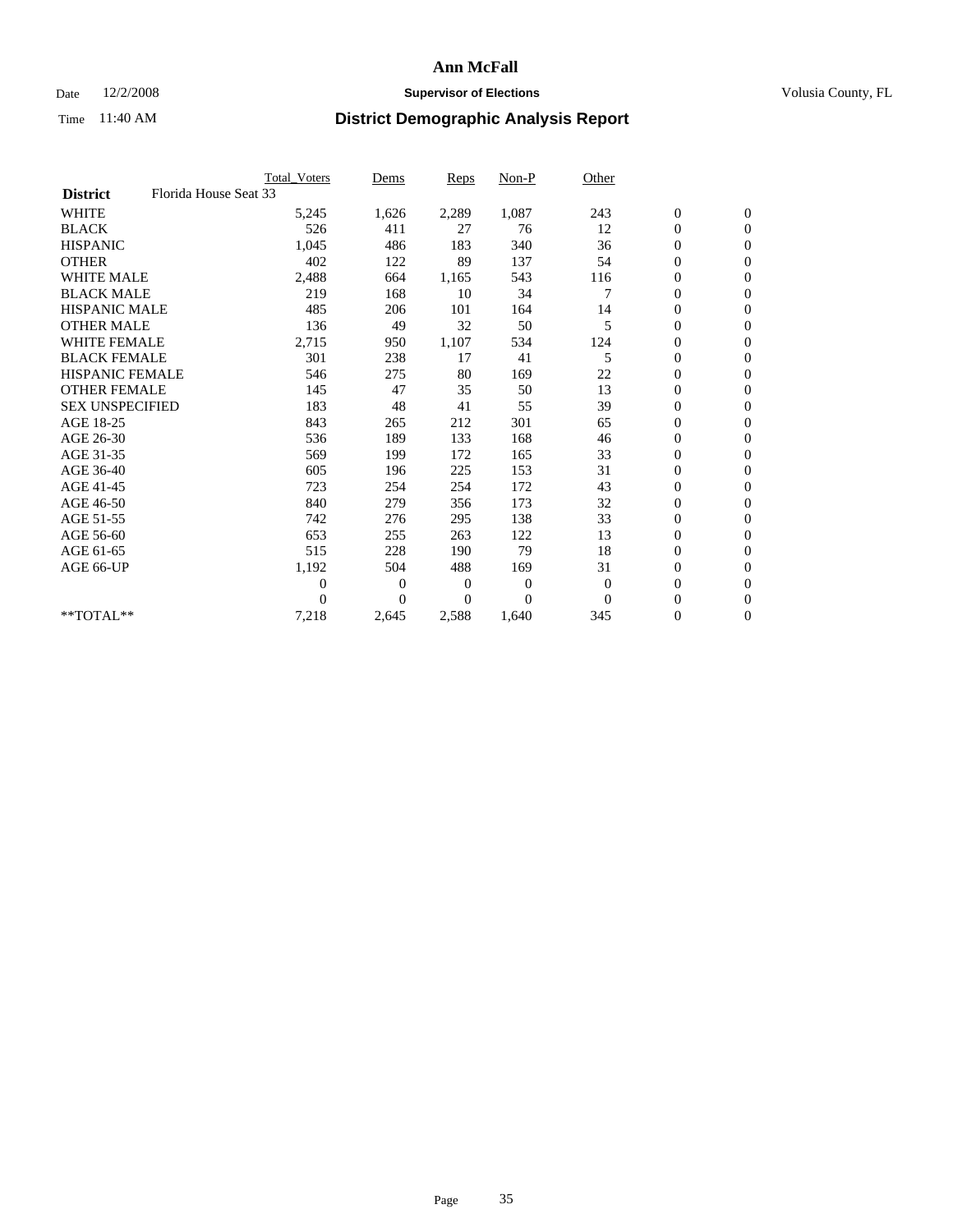**Ann McFall**

Date 12/2/2008 **Supervisor of Elections** Volusia County, FL

Time 11:40 AM **District Demographic Analysis Report**

| | Total_Voters | Dems | Reps | Non-P | Other | | |
|---|---|---|---|---|---|---|---|
| **District** Florida House Seat 33 | | | | | | | |
| WHITE | 5,245 | 1,626 | 2,289 | 1,087 | 243 | 0 | 0 |
| BLACK | 526 | 411 | 27 | 76 | 12 | 0 | 0 |
| HISPANIC | 1,045 | 486 | 183 | 340 | 36 | 0 | 0 |
| OTHER | 402 | 122 | 89 | 137 | 54 | 0 | 0 |
| WHITE MALE | 2,488 | 664 | 1,165 | 543 | 116 | 0 | 0 |
| BLACK MALE | 219 | 168 | 10 | 34 | 7 | 0 | 0 |
| HISPANIC MALE | 485 | 206 | 101 | 164 | 14 | 0 | 0 |
| OTHER MALE | 136 | 49 | 32 | 50 | 5 | 0 | 0 |
| WHITE FEMALE | 2,715 | 950 | 1,107 | 534 | 124 | 0 | 0 |
| BLACK FEMALE | 301 | 238 | 17 | 41 | 5 | 0 | 0 |
| HISPANIC FEMALE | 546 | 275 | 80 | 169 | 22 | 0 | 0 |
| OTHER FEMALE | 145 | 47 | 35 | 50 | 13 | 0 | 0 |
| SEX UNSPECIFIED | 183 | 48 | 41 | 55 | 39 | 0 | 0 |
| AGE 18-25 | 843 | 265 | 212 | 301 | 65 | 0 | 0 |
| AGE 26-30 | 536 | 189 | 133 | 168 | 46 | 0 | 0 |
| AGE 31-35 | 569 | 199 | 172 | 165 | 33 | 0 | 0 |
| AGE 36-40 | 605 | 196 | 225 | 153 | 31 | 0 | 0 |
| AGE 41-45 | 723 | 254 | 254 | 172 | 43 | 0 | 0 |
| AGE 46-50 | 840 | 279 | 356 | 173 | 32 | 0 | 0 |
| AGE 51-55 | 742 | 276 | 295 | 138 | 33 | 0 | 0 |
| AGE 56-60 | 653 | 255 | 263 | 122 | 13 | 0 | 0 |
| AGE 61-65 | 515 | 228 | 190 | 79 | 18 | 0 | 0 |
| AGE 66-UP | 1,192 | 504 | 488 | 169 | 31 | 0 | 0 |
| | 0 | 0 | 0 | 0 | 0 | 0 | 0 |
| | 0 | 0 | 0 | 0 | 0 | 0 | 0 |
| **TOTAL** | 7,218 | 2,645 | 2,588 | 1,640 | 345 | 0 | 0 |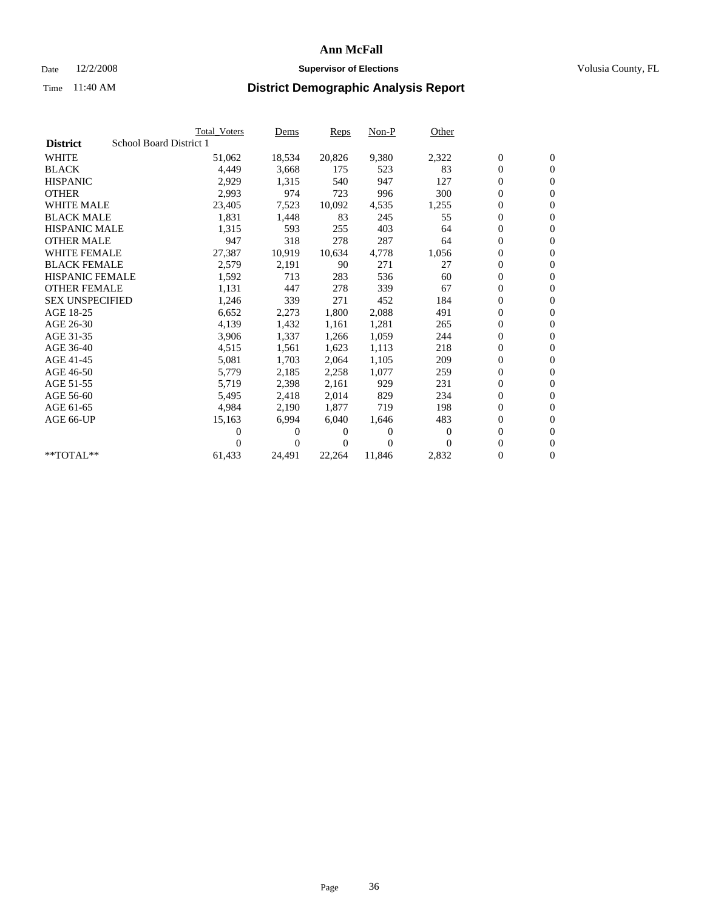# Ann McFall

Date 12/2/2008 **Supervisor of Elections** Volusia County, FL

Time 11:40 AM **District Demographic Analysis Report**

| | Total_Voters | Dems | Reps | Non-P | Other | | |
|---|---|---|---|---|---|---|---|
| **District** School Board District 1 | | | | | | | |
| WHITE | 51,062 | 18,534 | 20,826 | 9,380 | 2,322 | 0 | 0 |
| BLACK | 4,449 | 3,668 | 175 | 523 | 83 | 0 | 0 |
| HISPANIC | 2,929 | 1,315 | 540 | 947 | 127 | 0 | 0 |
| OTHER | 2,993 | 974 | 723 | 996 | 300 | 0 | 0 |
| WHITE MALE | 23,405 | 7,523 | 10,092 | 4,535 | 1,255 | 0 | 0 |
| BLACK MALE | 1,831 | 1,448 | 83 | 245 | 55 | 0 | 0 |
| HISPANIC MALE | 1,315 | 593 | 255 | 403 | 64 | 0 | 0 |
| OTHER MALE | 947 | 318 | 278 | 287 | 64 | 0 | 0 |
| WHITE FEMALE | 27,387 | 10,919 | 10,634 | 4,778 | 1,056 | 0 | 0 |
| BLACK FEMALE | 2,579 | 2,191 | 90 | 271 | 27 | 0 | 0 |
| HISPANIC FEMALE | 1,592 | 713 | 283 | 536 | 60 | 0 | 0 |
| OTHER FEMALE | 1,131 | 447 | 278 | 339 | 67 | 0 | 0 |
| SEX UNSPECIFIED | 1,246 | 339 | 271 | 452 | 184 | 0 | 0 |
| AGE 18-25 | 6,652 | 2,273 | 1,800 | 2,088 | 491 | 0 | 0 |
| AGE 26-30 | 4,139 | 1,432 | 1,161 | 1,281 | 265 | 0 | 0 |
| AGE 31-35 | 3,906 | 1,337 | 1,266 | 1,059 | 244 | 0 | 0 |
| AGE 36-40 | 4,515 | 1,561 | 1,623 | 1,113 | 218 | 0 | 0 |
| AGE 41-45 | 5,081 | 1,703 | 2,064 | 1,105 | 209 | 0 | 0 |
| AGE 46-50 | 5,779 | 2,185 | 2,258 | 1,077 | 259 | 0 | 0 |
| AGE 51-55 | 5,719 | 2,398 | 2,161 | 929 | 231 | 0 | 0 |
| AGE 56-60 | 5,495 | 2,418 | 2,014 | 829 | 234 | 0 | 0 |
| AGE 61-65 | 4,984 | 2,190 | 1,877 | 719 | 198 | 0 | 0 |
| AGE 66-UP | 15,163 | 6,994 | 6,040 | 1,646 | 483 | 0 | 0 |
| | 0 | 0 | 0 | 0 | 0 | 0 | 0 |
| | 0 | 0 | 0 | 0 | 0 | 0 | 0 |
| **TOTAL** | 61,433 | 24,491 | 22,264 | 11,846 | 2,832 | 0 | 0 |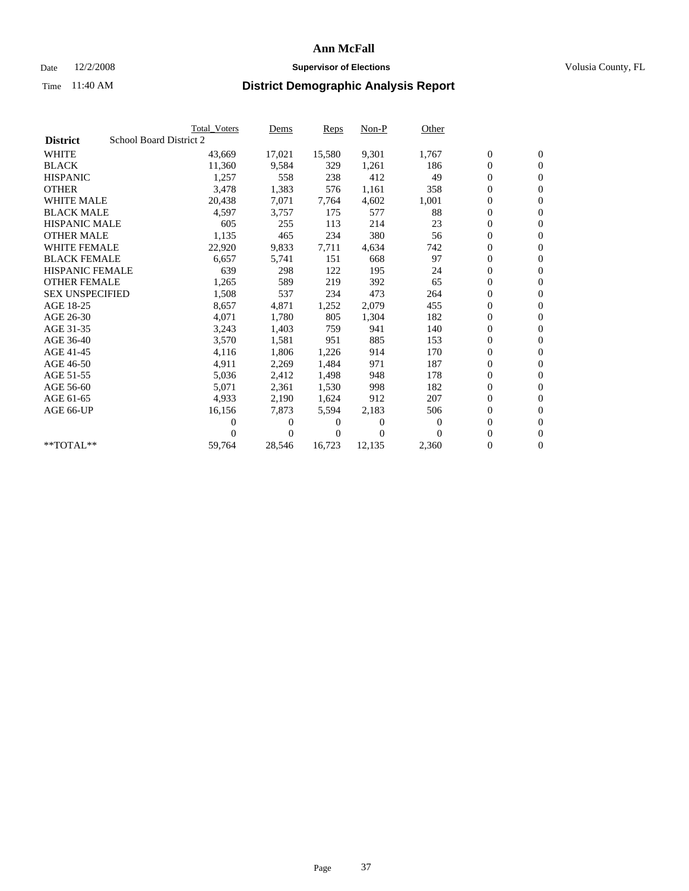# Ann McFall

Date 12/2/2008 **Supervisor of Elections** Volusia County, FL

Time 11:40 AM **District Demographic Analysis Report**

| | Total_Voters | Dems | Reps | Non-P | Other | | |
|---|---|---|---|---|---|---|---|
| **District** School Board District 2 | | | | | | | |
| WHITE | 43,669 | 17,021 | 15,580 | 9,301 | 1,767 | 0 | 0 |
| BLACK | 11,360 | 9,584 | 329 | 1,261 | 186 | 0 | 0 |
| HISPANIC | 1,257 | 558 | 238 | 412 | 49 | 0 | 0 |
| OTHER | 3,478 | 1,383 | 576 | 1,161 | 358 | 0 | 0 |
| WHITE MALE | 20,438 | 7,071 | 7,764 | 4,602 | 1,001 | 0 | 0 |
| BLACK MALE | 4,597 | 3,757 | 175 | 577 | 88 | 0 | 0 |
| HISPANIC MALE | 605 | 255 | 113 | 214 | 23 | 0 | 0 |
| OTHER MALE | 1,135 | 465 | 234 | 380 | 56 | 0 | 0 |
| WHITE FEMALE | 22,920 | 9,833 | 7,711 | 4,634 | 742 | 0 | 0 |
| BLACK FEMALE | 6,657 | 5,741 | 151 | 668 | 97 | 0 | 0 |
| HISPANIC FEMALE | 639 | 298 | 122 | 195 | 24 | 0 | 0 |
| OTHER FEMALE | 1,265 | 589 | 219 | 392 | 65 | 0 | 0 |
| SEX UNSPECIFIED | 1,508 | 537 | 234 | 473 | 264 | 0 | 0 |
| AGE 18-25 | 8,657 | 4,871 | 1,252 | 2,079 | 455 | 0 | 0 |
| AGE 26-30 | 4,071 | 1,780 | 805 | 1,304 | 182 | 0 | 0 |
| AGE 31-35 | 3,243 | 1,403 | 759 | 941 | 140 | 0 | 0 |
| AGE 36-40 | 3,570 | 1,581 | 951 | 885 | 153 | 0 | 0 |
| AGE 41-45 | 4,116 | 1,806 | 1,226 | 914 | 170 | 0 | 0 |
| AGE 46-50 | 4,911 | 2,269 | 1,484 | 971 | 187 | 0 | 0 |
| AGE 51-55 | 5,036 | 2,412 | 1,498 | 948 | 178 | 0 | 0 |
| AGE 56-60 | 5,071 | 2,361 | 1,530 | 998 | 182 | 0 | 0 |
| AGE 61-65 | 4,933 | 2,190 | 1,624 | 912 | 207 | 0 | 0 |
| AGE 66-UP | 16,156 | 7,873 | 5,594 | 2,183 | 506 | 0 | 0 |
| | 0 | 0 | 0 | 0 | 0 | 0 | 0 |
| | 0 | 0 | 0 | 0 | 0 | 0 | 0 |
| **TOTAL** | 59,764 | 28,546 | 16,723 | 12,135 | 2,360 | 0 | 0 |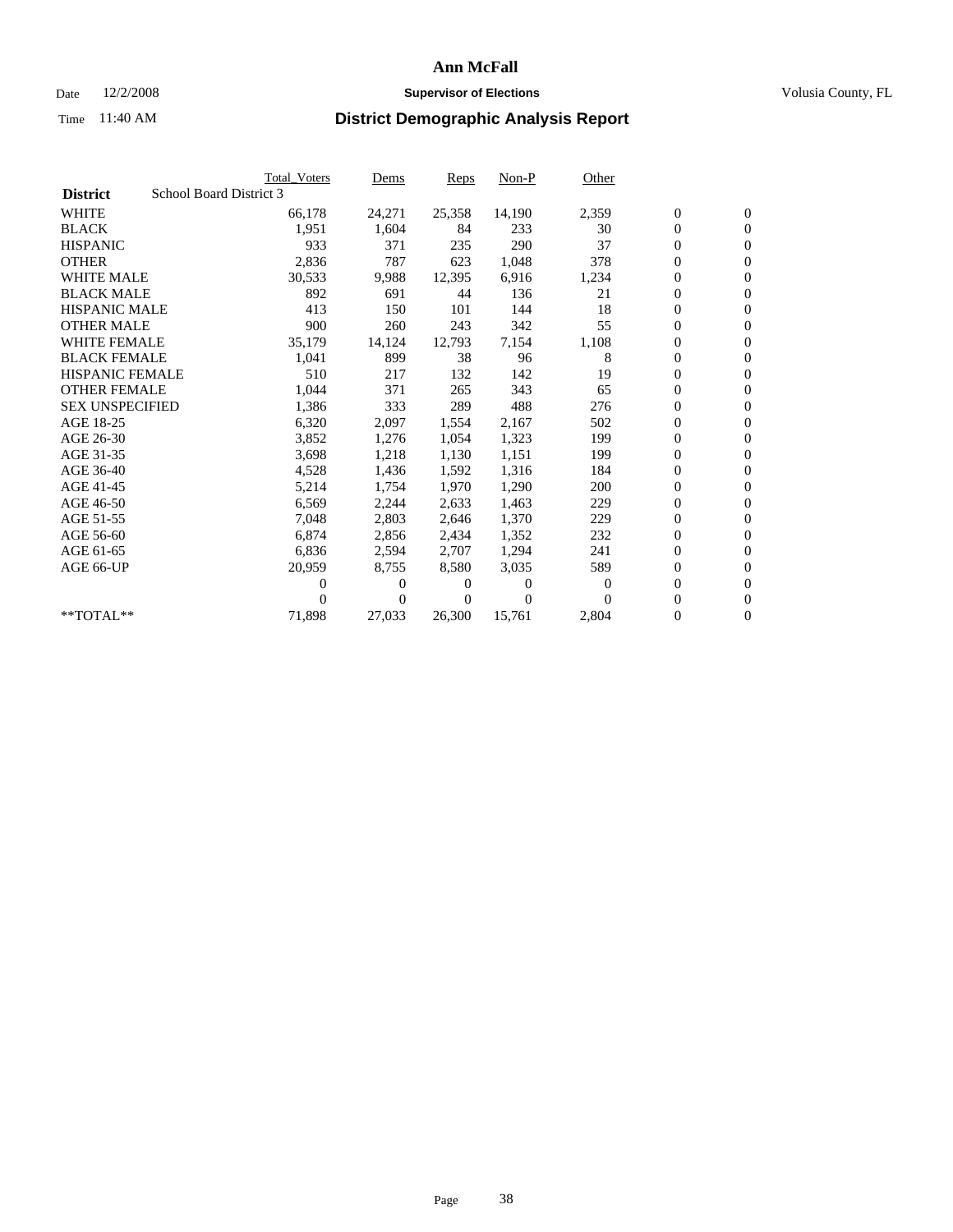**Ann McFall**

Date 12/2/2008 **Supervisor of Elections** Volusia County, FL

Time 11:40 AM **District Demographic Analysis Report**

| **District** School Board District 3 | Total_Voters | Dems | Reps | Non-P | Other | | |
|---|---|---|---|---|---|---|---|
| WHITE | 66,178 | 24,271 | 25,358 | 14,190 | 2,359 | 0 | 0 |
| BLACK | 1,951 | 1,604 | 84 | 233 | 30 | 0 | 0 |
| HISPANIC | 933 | 371 | 235 | 290 | 37 | 0 | 0 |
| OTHER | 2,836 | 787 | 623 | 1,048 | 378 | 0 | 0 |
| WHITE MALE | 30,533 | 9,988 | 12,395 | 6,916 | 1,234 | 0 | 0 |
| BLACK MALE | 892 | 691 | 44 | 136 | 21 | 0 | 0 |
| HISPANIC MALE | 413 | 150 | 101 | 144 | 18 | 0 | 0 |
| OTHER MALE | 900 | 260 | 243 | 342 | 55 | 0 | 0 |
| WHITE FEMALE | 35,179 | 14,124 | 12,793 | 7,154 | 1,108 | 0 | 0 |
| BLACK FEMALE | 1,041 | 899 | 38 | 96 | 8 | 0 | 0 |
| HISPANIC FEMALE | 510 | 217 | 132 | 142 | 19 | 0 | 0 |
| OTHER FEMALE | 1,044 | 371 | 265 | 343 | 65 | 0 | 0 |
| SEX UNSPECIFIED | 1,386 | 333 | 289 | 488 | 276 | 0 | 0 |
| AGE 18-25 | 6,320 | 2,097 | 1,554 | 2,167 | 502 | 0 | 0 |
| AGE 26-30 | 3,852 | 1,276 | 1,054 | 1,323 | 199 | 0 | 0 |
| AGE 31-35 | 3,698 | 1,218 | 1,130 | 1,151 | 199 | 0 | 0 |
| AGE 36-40 | 4,528 | 1,436 | 1,592 | 1,316 | 184 | 0 | 0 |
| AGE 41-45 | 5,214 | 1,754 | 1,970 | 1,290 | 200 | 0 | 0 |
| AGE 46-50 | 6,569 | 2,244 | 2,633 | 1,463 | 229 | 0 | 0 |
| AGE 51-55 | 7,048 | 2,803 | 2,646 | 1,370 | 229 | 0 | 0 |
| AGE 56-60 | 6,874 | 2,856 | 2,434 | 1,352 | 232 | 0 | 0 |
| AGE 61-65 | 6,836 | 2,594 | 2,707 | 1,294 | 241 | 0 | 0 |
| AGE 66-UP | 20,959 | 8,755 | 8,580 | 3,035 | 589 | 0 | 0 |
| | 0 | 0 | 0 | 0 | 0 | 0 | 0 |
| | 0 | 0 | 0 | 0 | 0 | 0 | 0 |
| **TOTAL** | 71,898 | 27,033 | 26,300 | 15,761 | 2,804 | 0 | 0 |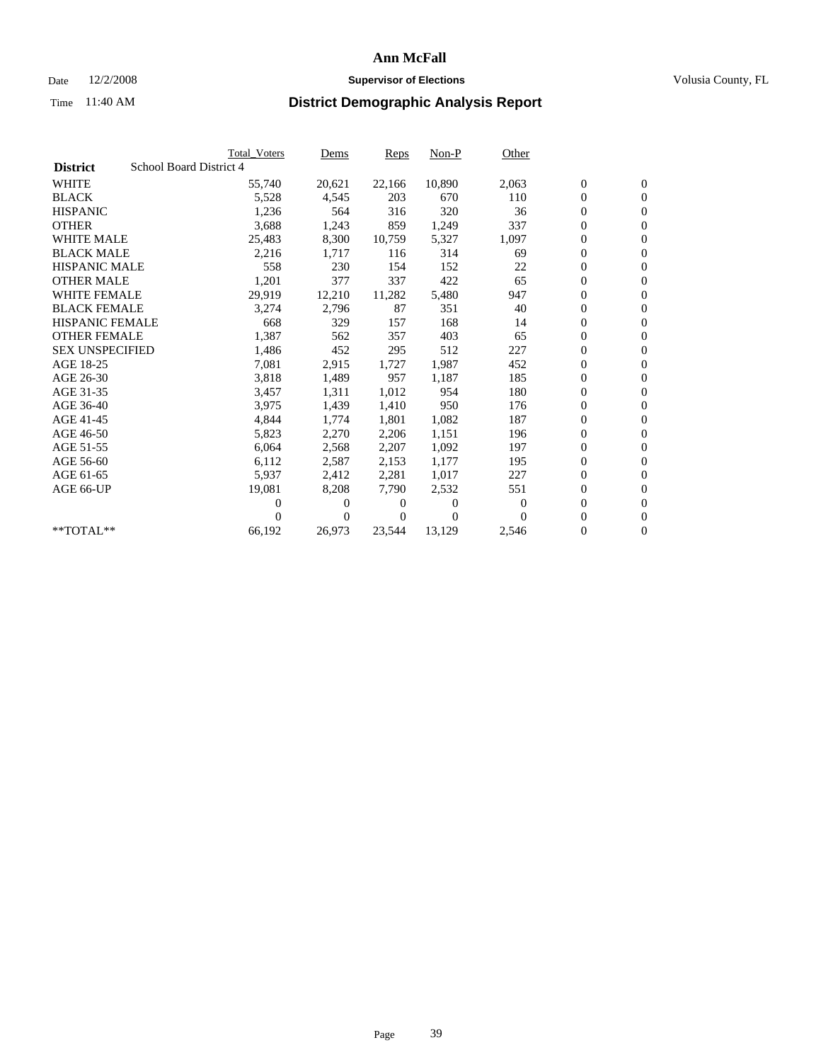# Ann McFall

Date 12/2/2008 **Supervisor of Elections** Volusia County, FL

Time 11:40 AM **District Demographic Analysis Report**

| **District** School Board District 4 | Total_Voters | Dems | Reps | Non-P | Other | | |
|---|---|---|---|---|---|---|---|
| WHITE | 55,740 | 20,621 | 22,166 | 10,890 | 2,063 | 0 | 0 |
| BLACK | 5,528 | 4,545 | 203 | 670 | 110 | 0 | 0 |
| HISPANIC | 1,236 | 564 | 316 | 320 | 36 | 0 | 0 |
| OTHER | 3,688 | 1,243 | 859 | 1,249 | 337 | 0 | 0 |
| WHITE MALE | 25,483 | 8,300 | 10,759 | 5,327 | 1,097 | 0 | 0 |
| BLACK MALE | 2,216 | 1,717 | 116 | 314 | 69 | 0 | 0 |
| HISPANIC MALE | 558 | 230 | 154 | 152 | 22 | 0 | 0 |
| OTHER MALE | 1,201 | 377 | 337 | 422 | 65 | 0 | 0 |
| WHITE FEMALE | 29,919 | 12,210 | 11,282 | 5,480 | 947 | 0 | 0 |
| BLACK FEMALE | 3,274 | 2,796 | 87 | 351 | 40 | 0 | 0 |
| HISPANIC FEMALE | 668 | 329 | 157 | 168 | 14 | 0 | 0 |
| OTHER FEMALE | 1,387 | 562 | 357 | 403 | 65 | 0 | 0 |
| SEX UNSPECIFIED | 1,486 | 452 | 295 | 512 | 227 | 0 | 0 |
| AGE 18-25 | 7,081 | 2,915 | 1,727 | 1,987 | 452 | 0 | 0 |
| AGE 26-30 | 3,818 | 1,489 | 957 | 1,187 | 185 | 0 | 0 |
| AGE 31-35 | 3,457 | 1,311 | 1,012 | 954 | 180 | 0 | 0 |
| AGE 36-40 | 3,975 | 1,439 | 1,410 | 950 | 176 | 0 | 0 |
| AGE 41-45 | 4,844 | 1,774 | 1,801 | 1,082 | 187 | 0 | 0 |
| AGE 46-50 | 5,823 | 2,270 | 2,206 | 1,151 | 196 | 0 | 0 |
| AGE 51-55 | 6,064 | 2,568 | 2,207 | 1,092 | 197 | 0 | 0 |
| AGE 56-60 | 6,112 | 2,587 | 2,153 | 1,177 | 195 | 0 | 0 |
| AGE 61-65 | 5,937 | 2,412 | 2,281 | 1,017 | 227 | 0 | 0 |
| AGE 66-UP | 19,081 | 8,208 | 7,790 | 2,532 | 551 | 0 | 0 |
| | 0 | 0 | 0 | 0 | 0 | 0 | 0 |
| | 0 | 0 | 0 | 0 | 0 | 0 | 0 |
| **TOTAL** | 66,192 | 26,973 | 23,544 | 13,129 | 2,546 | 0 | 0 |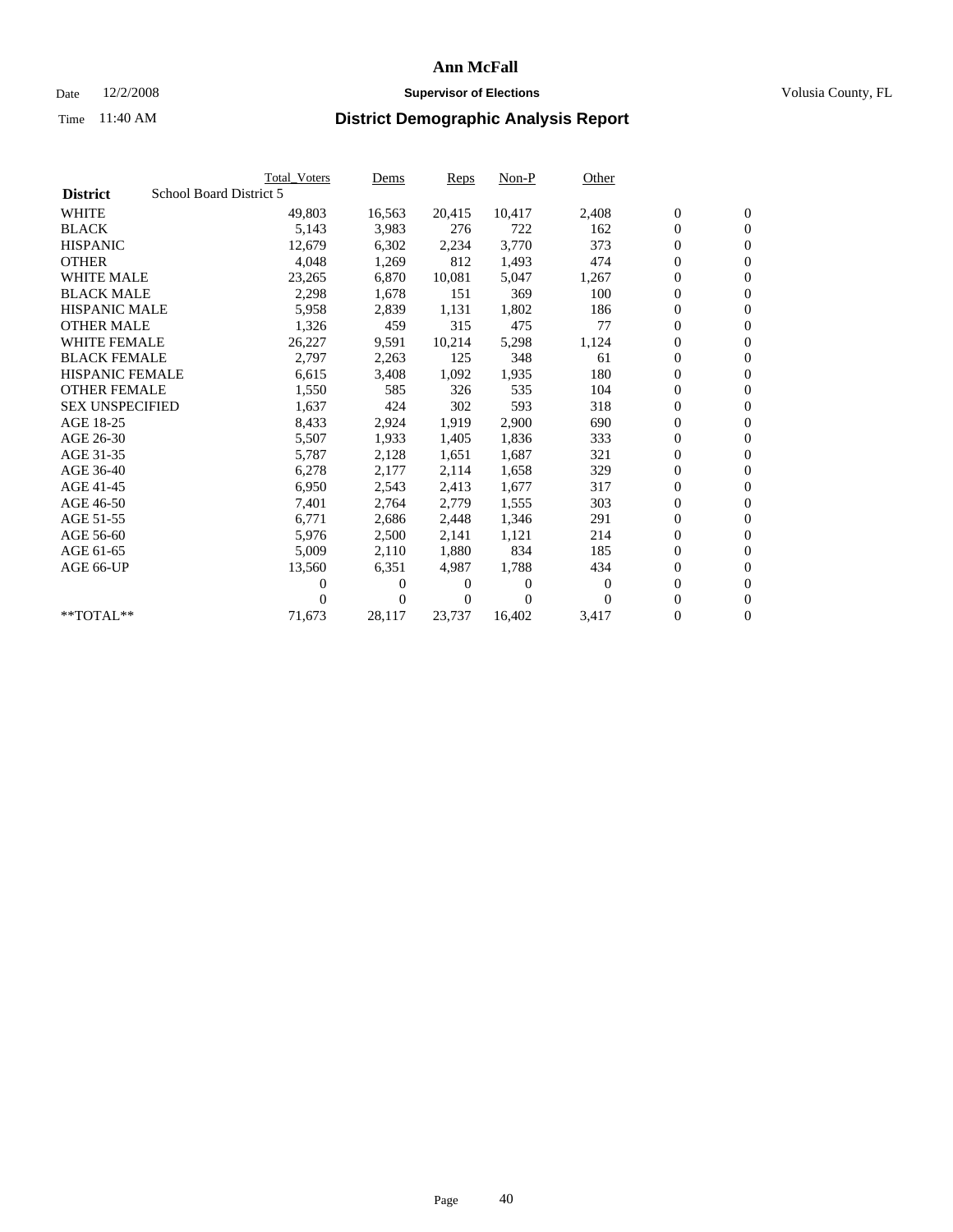# Ann McFall

Date 12/2/2008 **Supervisor of Elections** Volusia County, FL

Time 11:40 AM **District Demographic Analysis Report**

| | Total_Voters | Dems | Reps | Non-P | Other | | |
|---|---|---|---|---|---|---|---|
| **District** School Board District 5 | | | | | | | |
| WHITE | 49,803 | 16,563 | 20,415 | 10,417 | 2,408 | 0 | 0 |
| BLACK | 5,143 | 3,983 | 276 | 722 | 162 | 0 | 0 |
| HISPANIC | 12,679 | 6,302 | 2,234 | 3,770 | 373 | 0 | 0 |
| OTHER | 4,048 | 1,269 | 812 | 1,493 | 474 | 0 | 0 |
| WHITE MALE | 23,265 | 6,870 | 10,081 | 5,047 | 1,267 | 0 | 0 |
| BLACK MALE | 2,298 | 1,678 | 151 | 369 | 100 | 0 | 0 |
| HISPANIC MALE | 5,958 | 2,839 | 1,131 | 1,802 | 186 | 0 | 0 |
| OTHER MALE | 1,326 | 459 | 315 | 475 | 77 | 0 | 0 |
| WHITE FEMALE | 26,227 | 9,591 | 10,214 | 5,298 | 1,124 | 0 | 0 |
| BLACK FEMALE | 2,797 | 2,263 | 125 | 348 | 61 | 0 | 0 |
| HISPANIC FEMALE | 6,615 | 3,408 | 1,092 | 1,935 | 180 | 0 | 0 |
| OTHER FEMALE | 1,550 | 585 | 326 | 535 | 104 | 0 | 0 |
| SEX UNSPECIFIED | 1,637 | 424 | 302 | 593 | 318 | 0 | 0 |
| AGE 18-25 | 8,433 | 2,924 | 1,919 | 2,900 | 690 | 0 | 0 |
| AGE 26-30 | 5,507 | 1,933 | 1,405 | 1,836 | 333 | 0 | 0 |
| AGE 31-35 | 5,787 | 2,128 | 1,651 | 1,687 | 321 | 0 | 0 |
| AGE 36-40 | 6,278 | 2,177 | 2,114 | 1,658 | 329 | 0 | 0 |
| AGE 41-45 | 6,950 | 2,543 | 2,413 | 1,677 | 317 | 0 | 0 |
| AGE 46-50 | 7,401 | 2,764 | 2,779 | 1,555 | 303 | 0 | 0 |
| AGE 51-55 | 6,771 | 2,686 | 2,448 | 1,346 | 291 | 0 | 0 |
| AGE 56-60 | 5,976 | 2,500 | 2,141 | 1,121 | 214 | 0 | 0 |
| AGE 61-65 | 5,009 | 2,110 | 1,880 | 834 | 185 | 0 | 0 |
| AGE 66-UP | 13,560 | 6,351 | 4,987 | 1,788 | 434 | 0 | 0 |
| | 0 | 0 | 0 | 0 | 0 | 0 | 0 |
| | 0 | 0 | 0 | 0 | 0 | 0 | 0 |
| **TOTAL** | 71,673 | 28,117 | 23,737 | 16,402 | 3,417 | 0 | 0 |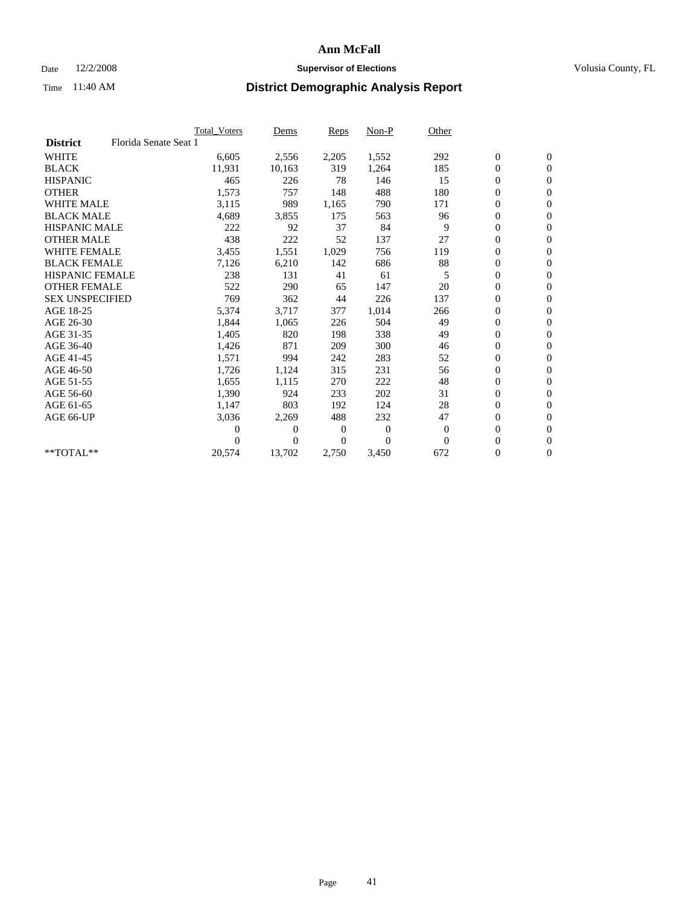# Ann McFall

Date 12/2/2008 **Supervisor of Elections** Volusia County, FL

Time 11:40 AM **District Demographic Analysis Report**

| | Total_Voters | Dems | Reps | Non-P | Other | | |
|---|---|---|---|---|---|---|---|
| **District** Florida Senate Seat 1 | | | | | | | |
| WHITE | 6,605 | 2,556 | 2,205 | 1,552 | 292 | 0 | 0 |
| BLACK | 11,931 | 10,163 | 319 | 1,264 | 185 | 0 | 0 |
| HISPANIC | 465 | 226 | 78 | 146 | 15 | 0 | 0 |
| OTHER | 1,573 | 757 | 148 | 488 | 180 | 0 | 0 |
| WHITE MALE | 3,115 | 989 | 1,165 | 790 | 171 | 0 | 0 |
| BLACK MALE | 4,689 | 3,855 | 175 | 563 | 96 | 0 | 0 |
| HISPANIC MALE | 222 | 92 | 37 | 84 | 9 | 0 | 0 |
| OTHER MALE | 438 | 222 | 52 | 137 | 27 | 0 | 0 |
| WHITE FEMALE | 3,455 | 1,551 | 1,029 | 756 | 119 | 0 | 0 |
| BLACK FEMALE | 7,126 | 6,210 | 142 | 686 | 88 | 0 | 0 |
| HISPANIC FEMALE | 238 | 131 | 41 | 61 | 5 | 0 | 0 |
| OTHER FEMALE | 522 | 290 | 65 | 147 | 20 | 0 | 0 |
| SEX UNSPECIFIED | 769 | 362 | 44 | 226 | 137 | 0 | 0 |
| AGE 18-25 | 5,374 | 3,717 | 377 | 1,014 | 266 | 0 | 0 |
| AGE 26-30 | 1,844 | 1,065 | 226 | 504 | 49 | 0 | 0 |
| AGE 31-35 | 1,405 | 820 | 198 | 338 | 49 | 0 | 0 |
| AGE 36-40 | 1,426 | 871 | 209 | 300 | 46 | 0 | 0 |
| AGE 41-45 | 1,571 | 994 | 242 | 283 | 52 | 0 | 0 |
| AGE 46-50 | 1,726 | 1,124 | 315 | 231 | 56 | 0 | 0 |
| AGE 51-55 | 1,655 | 1,115 | 270 | 222 | 48 | 0 | 0 |
| AGE 56-60 | 1,390 | 924 | 233 | 202 | 31 | 0 | 0 |
| AGE 61-65 | 1,147 | 803 | 192 | 124 | 28 | 0 | 0 |
| AGE 66-UP | 3,036 | 2,269 | 488 | 232 | 47 | 0 | 0 |
| | 0 | 0 | 0 | 0 | 0 | 0 | 0 |
| | 0 | 0 | 0 | 0 | 0 | 0 | 0 |
| **TOTAL** | 20,574 | 13,702 | 2,750 | 3,450 | 672 | 0 | 0 |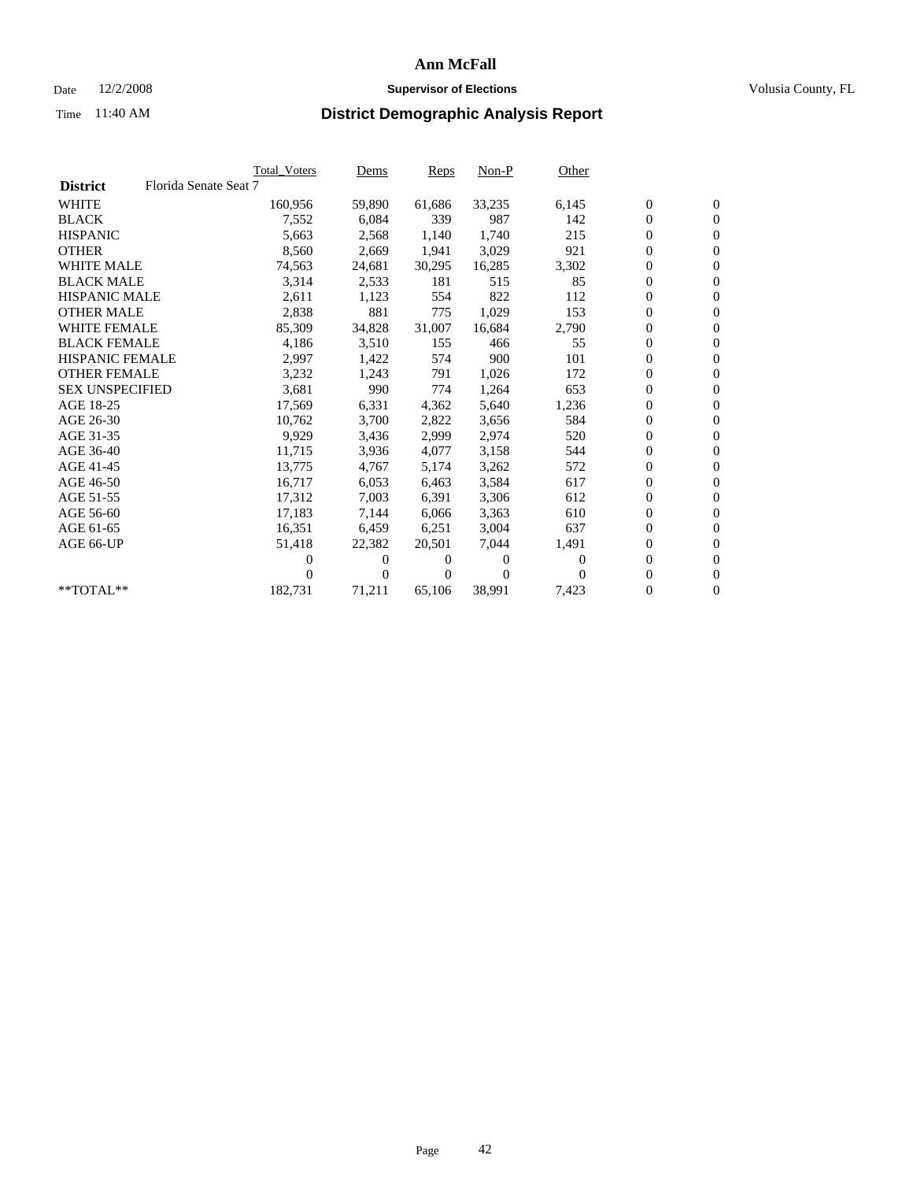# Ann McFall

Date 12/2/2008 **Supervisor of Elections** Volusia County, FL

Time 11:40 AM **District Demographic Analysis Report**

| **District** | Florida Senate Seat 7 | Total_Voters | Dems | Reps | Non-P | Other | | |
|---|---|---|---|---|---|---|---|---|
| WHITE | | 160,956 | 59,890 | 61,686 | 33,235 | 6,145 | 0 | 0 |
| BLACK | | 7,552 | 6,084 | 339 | 987 | 142 | 0 | 0 |
| HISPANIC | | 5,663 | 2,568 | 1,140 | 1,740 | 215 | 0 | 0 |
| OTHER | | 8,560 | 2,669 | 1,941 | 3,029 | 921 | 0 | 0 |
| WHITE MALE | | 74,563 | 24,681 | 30,295 | 16,285 | 3,302 | 0 | 0 |
| BLACK MALE | | 3,314 | 2,533 | 181 | 515 | 85 | 0 | 0 |
| HISPANIC MALE | | 2,611 | 1,123 | 554 | 822 | 112 | 0 | 0 |
| OTHER MALE | | 2,838 | 881 | 775 | 1,029 | 153 | 0 | 0 |
| WHITE FEMALE | | 85,309 | 34,828 | 31,007 | 16,684 | 2,790 | 0 | 0 |
| BLACK FEMALE | | 4,186 | 3,510 | 155 | 466 | 55 | 0 | 0 |
| HISPANIC FEMALE | | 2,997 | 1,422 | 574 | 900 | 101 | 0 | 0 |
| OTHER FEMALE | | 3,232 | 1,243 | 791 | 1,026 | 172 | 0 | 0 |
| SEX UNSPECIFIED | | 3,681 | 990 | 774 | 1,264 | 653 | 0 | 0 |
| AGE 18-25 | | 17,569 | 6,331 | 4,362 | 5,640 | 1,236 | 0 | 0 |
| AGE 26-30 | | 10,762 | 3,700 | 2,822 | 3,656 | 584 | 0 | 0 |
| AGE 31-35 | | 9,929 | 3,436 | 2,999 | 2,974 | 520 | 0 | 0 |
| AGE 36-40 | | 11,715 | 3,936 | 4,077 | 3,158 | 544 | 0 | 0 |
| AGE 41-45 | | 13,775 | 4,767 | 5,174 | 3,262 | 572 | 0 | 0 |
| AGE 46-50 | | 16,717 | 6,053 | 6,463 | 3,584 | 617 | 0 | 0 |
| AGE 51-55 | | 17,312 | 7,003 | 6,391 | 3,306 | 612 | 0 | 0 |
| AGE 56-60 | | 17,183 | 7,144 | 6,066 | 3,363 | 610 | 0 | 0 |
| AGE 61-65 | | 16,351 | 6,459 | 6,251 | 3,004 | 637 | 0 | 0 |
| AGE 66-UP | | 51,418 | 22,382 | 20,501 | 7,044 | 1,491 | 0 | 0 |
| | | 0 | 0 | 0 | 0 | 0 | 0 | 0 |
| | | 0 | 0 | 0 | 0 | 0 | 0 | 0 |
| **TOTAL** | | 182,731 | 71,211 | 65,106 | 38,991 | 7,423 | 0 | 0 |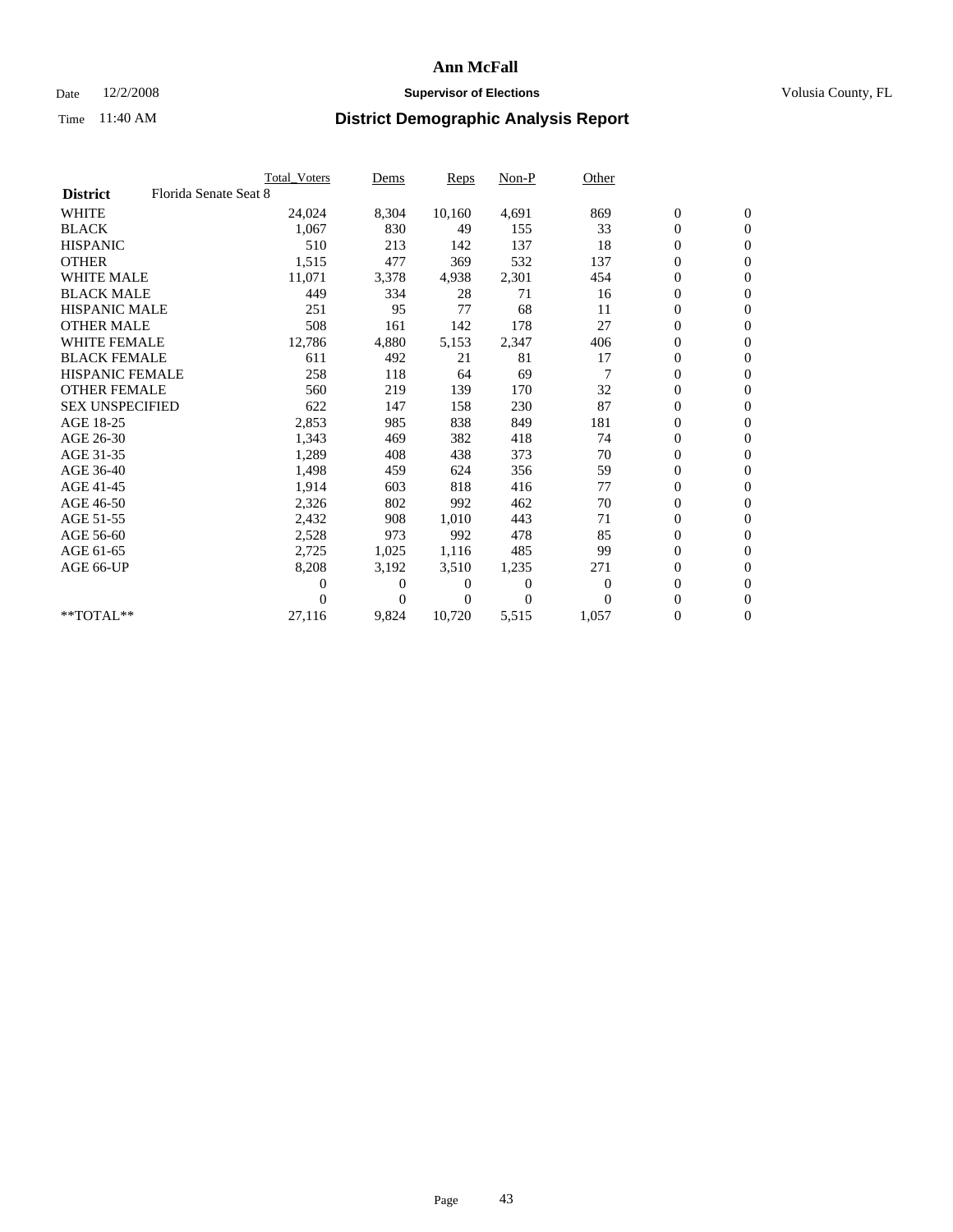# Ann McFall

Date 12/2/2008 **Supervisor of Elections** Volusia County, FL

Time 11:40 AM **District Demographic Analysis Report**

| | Total_Voters | Dems | Reps | Non-P | Other | | |
|---|---|---|---|---|---|---|---|
| **District** Florida Senate Seat 8 | | | | | | | |
| WHITE | 24,024 | 8,304 | 10,160 | 4,691 | 869 | 0 | 0 |
| BLACK | 1,067 | 830 | 49 | 155 | 33 | 0 | 0 |
| HISPANIC | 510 | 213 | 142 | 137 | 18 | 0 | 0 |
| OTHER | 1,515 | 477 | 369 | 532 | 137 | 0 | 0 |
| WHITE MALE | 11,071 | 3,378 | 4,938 | 2,301 | 454 | 0 | 0 |
| BLACK MALE | 449 | 334 | 28 | 71 | 16 | 0 | 0 |
| HISPANIC MALE | 251 | 95 | 77 | 68 | 11 | 0 | 0 |
| OTHER MALE | 508 | 161 | 142 | 178 | 27 | 0 | 0 |
| WHITE FEMALE | 12,786 | 4,880 | 5,153 | 2,347 | 406 | 0 | 0 |
| BLACK FEMALE | 611 | 492 | 21 | 81 | 17 | 0 | 0 |
| HISPANIC FEMALE | 258 | 118 | 64 | 69 | 7 | 0 | 0 |
| OTHER FEMALE | 560 | 219 | 139 | 170 | 32 | 0 | 0 |
| SEX UNSPECIFIED | 622 | 147 | 158 | 230 | 87 | 0 | 0 |
| AGE 18-25 | 2,853 | 985 | 838 | 849 | 181 | 0 | 0 |
| AGE 26-30 | 1,343 | 469 | 382 | 418 | 74 | 0 | 0 |
| AGE 31-35 | 1,289 | 408 | 438 | 373 | 70 | 0 | 0 |
| AGE 36-40 | 1,498 | 459 | 624 | 356 | 59 | 0 | 0 |
| AGE 41-45 | 1,914 | 603 | 818 | 416 | 77 | 0 | 0 |
| AGE 46-50 | 2,326 | 802 | 992 | 462 | 70 | 0 | 0 |
| AGE 51-55 | 2,432 | 908 | 1,010 | 443 | 71 | 0 | 0 |
| AGE 56-60 | 2,528 | 973 | 992 | 478 | 85 | 0 | 0 |
| AGE 61-65 | 2,725 | 1,025 | 1,116 | 485 | 99 | 0 | 0 |
| AGE 66-UP | 8,208 | 3,192 | 3,510 | 1,235 | 271 | 0 | 0 |
| | 0 | 0 | 0 | 0 | 0 | 0 | 0 |
| | 0 | 0 | 0 | 0 | 0 | 0 | 0 |
| **TOTAL** | 27,116 | 9,824 | 10,720 | 5,515 | 1,057 | 0 | 0 |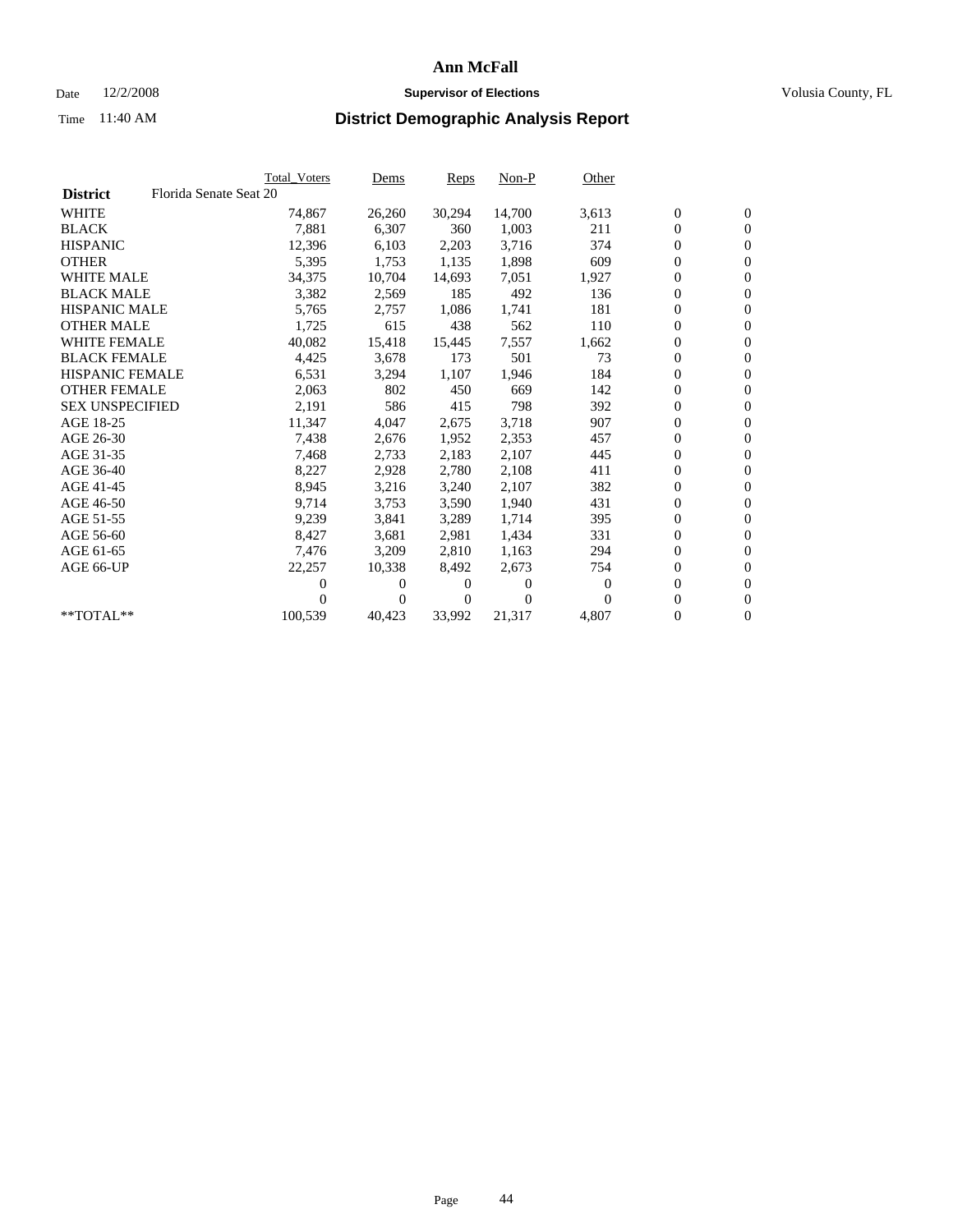# Ann McFall

Date 12/2/2008 **Supervisor of Elections** Volusia County, FL

Time 11:40 AM **District Demographic Analysis Report**

| | Total_Voters | Dems | Reps | Non-P | Other | | |
|---|---|---|---|---|---|---|---|
| **District** Florida Senate Seat 20 | | | | | | | |
| WHITE | 74,867 | 26,260 | 30,294 | 14,700 | 3,613 | 0 | 0 |
| BLACK | 7,881 | 6,307 | 360 | 1,003 | 211 | 0 | 0 |
| HISPANIC | 12,396 | 6,103 | 2,203 | 3,716 | 374 | 0 | 0 |
| OTHER | 5,395 | 1,753 | 1,135 | 1,898 | 609 | 0 | 0 |
| WHITE MALE | 34,375 | 10,704 | 14,693 | 7,051 | 1,927 | 0 | 0 |
| BLACK MALE | 3,382 | 2,569 | 185 | 492 | 136 | 0 | 0 |
| HISPANIC MALE | 5,765 | 2,757 | 1,086 | 1,741 | 181 | 0 | 0 |
| OTHER MALE | 1,725 | 615 | 438 | 562 | 110 | 0 | 0 |
| WHITE FEMALE | 40,082 | 15,418 | 15,445 | 7,557 | 1,662 | 0 | 0 |
| BLACK FEMALE | 4,425 | 3,678 | 173 | 501 | 73 | 0 | 0 |
| HISPANIC FEMALE | 6,531 | 3,294 | 1,107 | 1,946 | 184 | 0 | 0 |
| OTHER FEMALE | 2,063 | 802 | 450 | 669 | 142 | 0 | 0 |
| SEX UNSPECIFIED | 2,191 | 586 | 415 | 798 | 392 | 0 | 0 |
| AGE 18-25 | 11,347 | 4,047 | 2,675 | 3,718 | 907 | 0 | 0 |
| AGE 26-30 | 7,438 | 2,676 | 1,952 | 2,353 | 457 | 0 | 0 |
| AGE 31-35 | 7,468 | 2,733 | 2,183 | 2,107 | 445 | 0 | 0 |
| AGE 36-40 | 8,227 | 2,928 | 2,780 | 2,108 | 411 | 0 | 0 |
| AGE 41-45 | 8,945 | 3,216 | 3,240 | 2,107 | 382 | 0 | 0 |
| AGE 46-50 | 9,714 | 3,753 | 3,590 | 1,940 | 431 | 0 | 0 |
| AGE 51-55 | 9,239 | 3,841 | 3,289 | 1,714 | 395 | 0 | 0 |
| AGE 56-60 | 8,427 | 3,681 | 2,981 | 1,434 | 331 | 0 | 0 |
| AGE 61-65 | 7,476 | 3,209 | 2,810 | 1,163 | 294 | 0 | 0 |
| AGE 66-UP | 22,257 | 10,338 | 8,492 | 2,673 | 754 | 0 | 0 |
| | 0 | 0 | 0 | 0 | 0 | 0 | 0 |
| | 0 | 0 | 0 | 0 | 0 | 0 | 0 |
| **TOTAL** | 100,539 | 40,423 | 33,992 | 21,317 | 4,807 | 0 | 0 |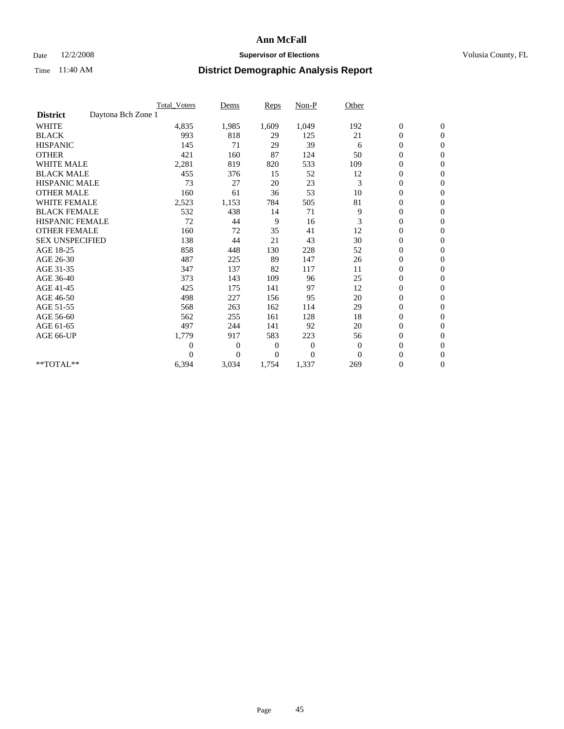# Ann McFall

Date 12/2/2008 **Supervisor of Elections** Volusia County, FL

Time 11:40 AM **District Demographic Analysis Report**

| | Total_Voters | Dems | Reps | Non-P | Other | | |
|---|---|---|---|---|---|---|---|
| **District** Daytona Bch Zone 1 | | | | | | | |
| WHITE | 4,835 | 1,985 | 1,609 | 1,049 | 192 | 0 | 0 |
| BLACK | 993 | 818 | 29 | 125 | 21 | 0 | 0 |
| HISPANIC | 145 | 71 | 29 | 39 | 6 | 0 | 0 |
| OTHER | 421 | 160 | 87 | 124 | 50 | 0 | 0 |
| WHITE MALE | 2,281 | 819 | 820 | 533 | 109 | 0 | 0 |
| BLACK MALE | 455 | 376 | 15 | 52 | 12 | 0 | 0 |
| HISPANIC MALE | 73 | 27 | 20 | 23 | 3 | 0 | 0 |
| OTHER MALE | 160 | 61 | 36 | 53 | 10 | 0 | 0 |
| WHITE FEMALE | 2,523 | 1,153 | 784 | 505 | 81 | 0 | 0 |
| BLACK FEMALE | 532 | 438 | 14 | 71 | 9 | 0 | 0 |
| HISPANIC FEMALE | 72 | 44 | 9 | 16 | 3 | 0 | 0 |
| OTHER FEMALE | 160 | 72 | 35 | 41 | 12 | 0 | 0 |
| SEX UNSPECIFIED | 138 | 44 | 21 | 43 | 30 | 0 | 0 |
| AGE 18-25 | 858 | 448 | 130 | 228 | 52 | 0 | 0 |
| AGE 26-30 | 487 | 225 | 89 | 147 | 26 | 0 | 0 |
| AGE 31-35 | 347 | 137 | 82 | 117 | 11 | 0 | 0 |
| AGE 36-40 | 373 | 143 | 109 | 96 | 25 | 0 | 0 |
| AGE 41-45 | 425 | 175 | 141 | 97 | 12 | 0 | 0 |
| AGE 46-50 | 498 | 227 | 156 | 95 | 20 | 0 | 0 |
| AGE 51-55 | 568 | 263 | 162 | 114 | 29 | 0 | 0 |
| AGE 56-60 | 562 | 255 | 161 | 128 | 18 | 0 | 0 |
| AGE 61-65 | 497 | 244 | 141 | 92 | 20 | 0 | 0 |
| AGE 66-UP | 1,779 | 917 | 583 | 223 | 56 | 0 | 0 |
| | 0 | 0 | 0 | 0 | 0 | 0 | 0 |
| | 0 | 0 | 0 | 0 | 0 | 0 | 0 |
| **TOTAL** | 6,394 | 3,034 | 1,754 | 1,337 | 269 | 0 | 0 |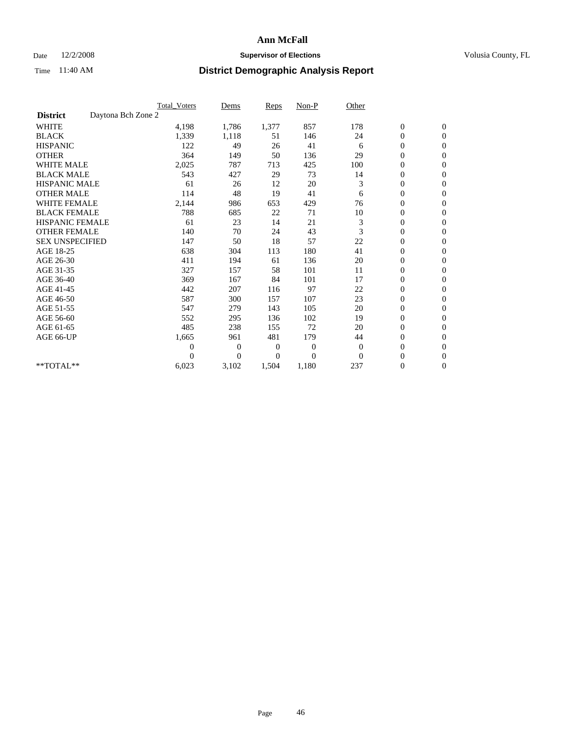# Ann McFall

Date 12/2/2008 **Supervisor of Elections** Volusia County, FL

Time 11:40 AM **District Demographic Analysis Report**

| | Total_Voters | Dems | Reps | Non-P | Other | | |
|---|---|---|---|---|---|---|---|
| **District** Daytona Bch Zone 2 | | | | | | | |
| WHITE | 4,198 | 1,786 | 1,377 | 857 | 178 | 0 | 0 |
| BLACK | 1,339 | 1,118 | 51 | 146 | 24 | 0 | 0 |
| HISPANIC | 122 | 49 | 26 | 41 | 6 | 0 | 0 |
| OTHER | 364 | 149 | 50 | 136 | 29 | 0 | 0 |
| WHITE MALE | 2,025 | 787 | 713 | 425 | 100 | 0 | 0 |
| BLACK MALE | 543 | 427 | 29 | 73 | 14 | 0 | 0 |
| HISPANIC MALE | 61 | 26 | 12 | 20 | 3 | 0 | 0 |
| OTHER MALE | 114 | 48 | 19 | 41 | 6 | 0 | 0 |
| WHITE FEMALE | 2,144 | 986 | 653 | 429 | 76 | 0 | 0 |
| BLACK FEMALE | 788 | 685 | 22 | 71 | 10 | 0 | 0 |
| HISPANIC FEMALE | 61 | 23 | 14 | 21 | 3 | 0 | 0 |
| OTHER FEMALE | 140 | 70 | 24 | 43 | 3 | 0 | 0 |
| SEX UNSPECIFIED | 147 | 50 | 18 | 57 | 22 | 0 | 0 |
| AGE 18-25 | 638 | 304 | 113 | 180 | 41 | 0 | 0 |
| AGE 26-30 | 411 | 194 | 61 | 136 | 20 | 0 | 0 |
| AGE 31-35 | 327 | 157 | 58 | 101 | 11 | 0 | 0 |
| AGE 36-40 | 369 | 167 | 84 | 101 | 17 | 0 | 0 |
| AGE 41-45 | 442 | 207 | 116 | 97 | 22 | 0 | 0 |
| AGE 46-50 | 587 | 300 | 157 | 107 | 23 | 0 | 0 |
| AGE 51-55 | 547 | 279 | 143 | 105 | 20 | 0 | 0 |
| AGE 56-60 | 552 | 295 | 136 | 102 | 19 | 0 | 0 |
| AGE 61-65 | 485 | 238 | 155 | 72 | 20 | 0 | 0 |
| AGE 66-UP | 1,665 | 961 | 481 | 179 | 44 | 0 | 0 |
| | 0 | 0 | 0 | 0 | 0 | 0 | 0 |
| | 0 | 0 | 0 | 0 | 0 | 0 | 0 |
| **TOTAL** | 6,023 | 3,102 | 1,504 | 1,180 | 237 | 0 | 0 |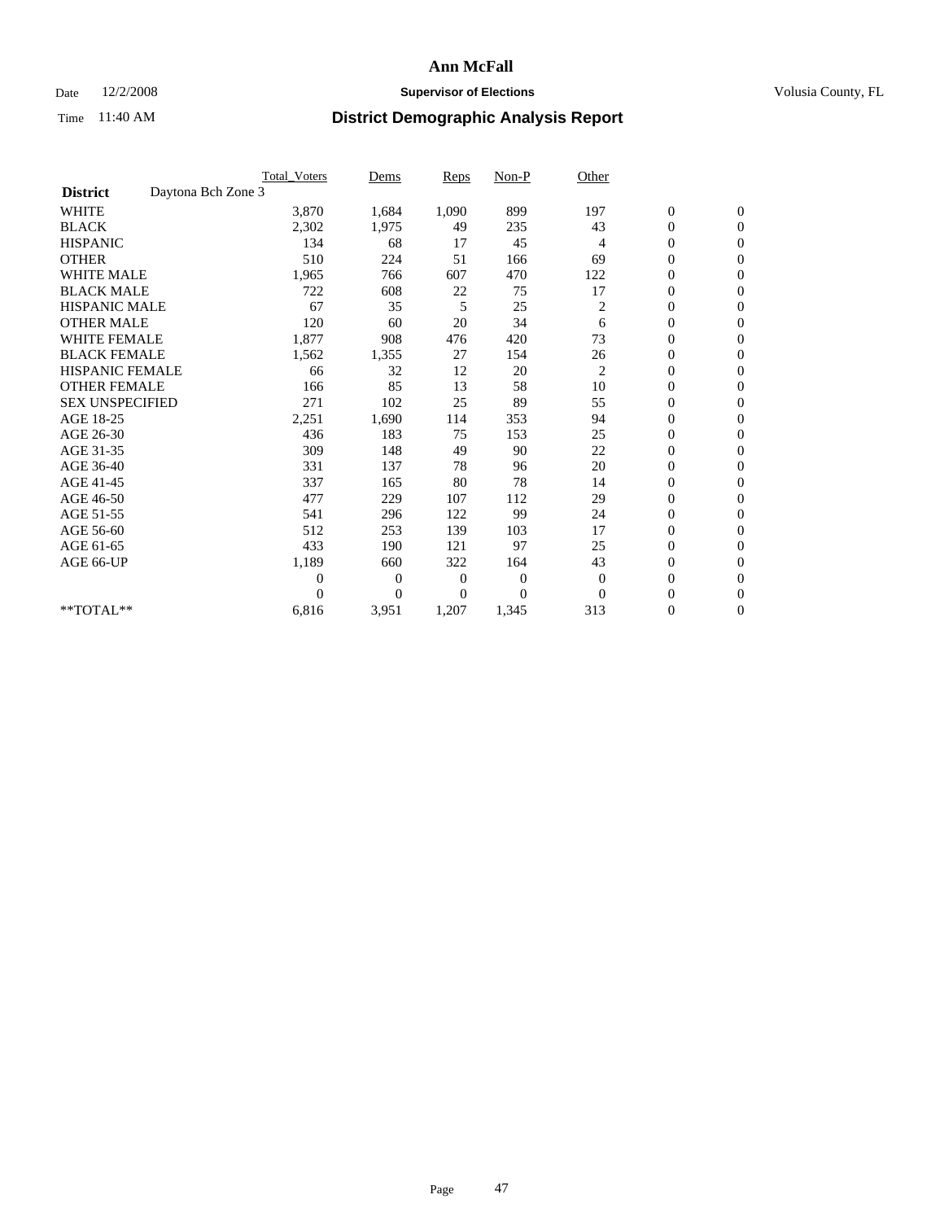# Ann McFall

Date 12/2/2008 **Supervisor of Elections** Volusia County, FL

Time 11:40 AM **District Demographic Analysis Report**

| | Total_Voters | Dems | Reps | Non-P | Other | | |
|---|---|---|---|---|---|---|---|
| **District** Daytona Bch Zone 3 | | | | | | | |
| WHITE | 3,870 | 1,684 | 1,090 | 899 | 197 | 0 | 0 |
| BLACK | 2,302 | 1,975 | 49 | 235 | 43 | 0 | 0 |
| HISPANIC | 134 | 68 | 17 | 45 | 4 | 0 | 0 |
| OTHER | 510 | 224 | 51 | 166 | 69 | 0 | 0 |
| WHITE MALE | 1,965 | 766 | 607 | 470 | 122 | 0 | 0 |
| BLACK MALE | 722 | 608 | 22 | 75 | 17 | 0 | 0 |
| HISPANIC MALE | 67 | 35 | 5 | 25 | 2 | 0 | 0 |
| OTHER MALE | 120 | 60 | 20 | 34 | 6 | 0 | 0 |
| WHITE FEMALE | 1,877 | 908 | 476 | 420 | 73 | 0 | 0 |
| BLACK FEMALE | 1,562 | 1,355 | 27 | 154 | 26 | 0 | 0 |
| HISPANIC FEMALE | 66 | 32 | 12 | 20 | 2 | 0 | 0 |
| OTHER FEMALE | 166 | 85 | 13 | 58 | 10 | 0 | 0 |
| SEX UNSPECIFIED | 271 | 102 | 25 | 89 | 55 | 0 | 0 |
| AGE 18-25 | 2,251 | 1,690 | 114 | 353 | 94 | 0 | 0 |
| AGE 26-30 | 436 | 183 | 75 | 153 | 25 | 0 | 0 |
| AGE 31-35 | 309 | 148 | 49 | 90 | 22 | 0 | 0 |
| AGE 36-40 | 331 | 137 | 78 | 96 | 20 | 0 | 0 |
| AGE 41-45 | 337 | 165 | 80 | 78 | 14 | 0 | 0 |
| AGE 46-50 | 477 | 229 | 107 | 112 | 29 | 0 | 0 |
| AGE 51-55 | 541 | 296 | 122 | 99 | 24 | 0 | 0 |
| AGE 56-60 | 512 | 253 | 139 | 103 | 17 | 0 | 0 |
| AGE 61-65 | 433 | 190 | 121 | 97 | 25 | 0 | 0 |
| AGE 66-UP | 1,189 | 660 | 322 | 164 | 43 | 0 | 0 |
| | 0 | 0 | 0 | 0 | 0 | 0 | 0 |
| | 0 | 0 | 0 | 0 | 0 | 0 | 0 |
| **TOTAL** | 6,816 | 3,951 | 1,207 | 1,345 | 313 | 0 | 0 |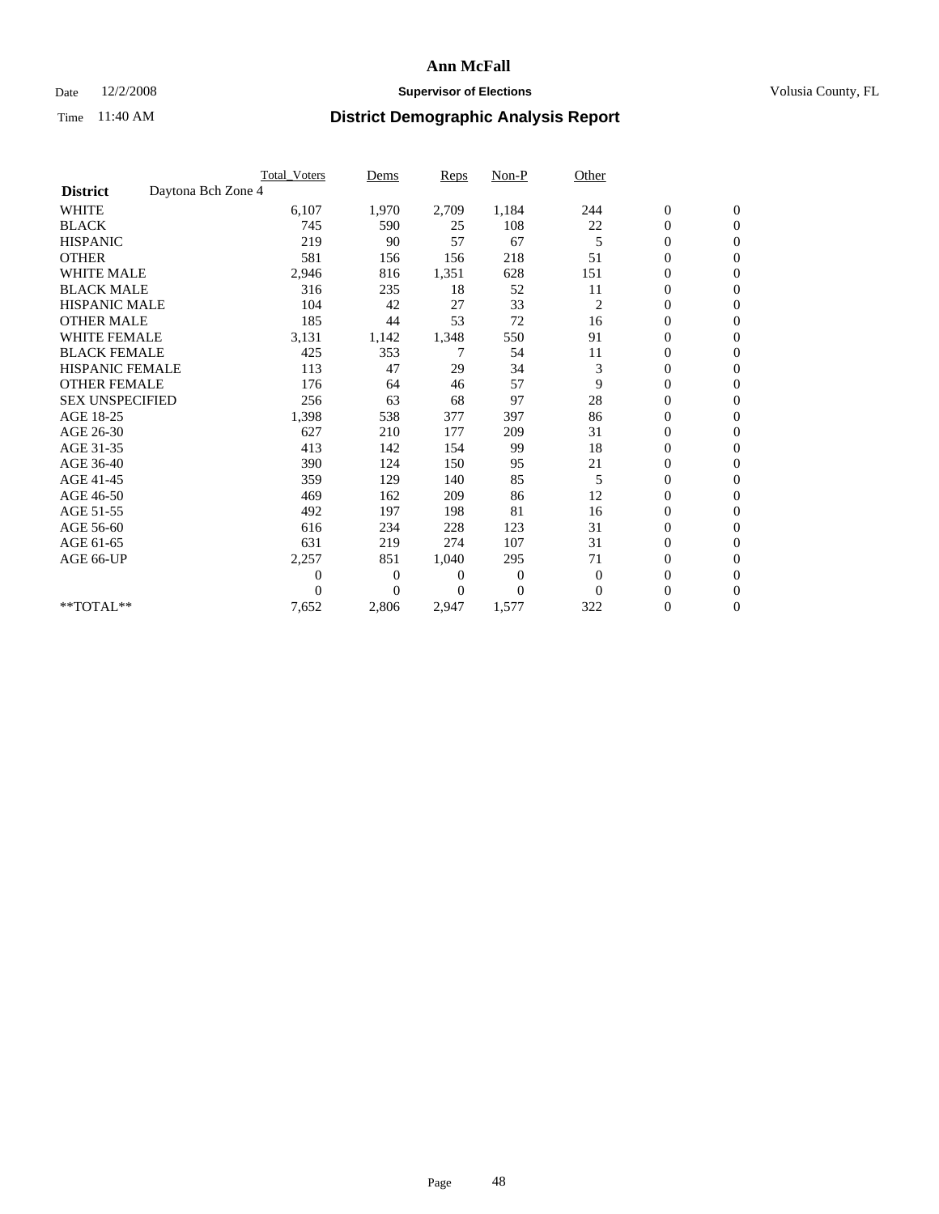# Ann McFall

Date 12/2/2008 **Supervisor of Elections** Volusia County, FL

Time 11:40 AM **District Demographic Analysis Report**

| | Total_Voters | Dems | Reps | Non-P | Other | | |
|---|---|---|---|---|---|---|---|
| **District** Daytona Bch Zone 4 | | | | | | | |
| WHITE | 6,107 | 1,970 | 2,709 | 1,184 | 244 | 0 | 0 |
| BLACK | 745 | 590 | 25 | 108 | 22 | 0 | 0 |
| HISPANIC | 219 | 90 | 57 | 67 | 5 | 0 | 0 |
| OTHER | 581 | 156 | 156 | 218 | 51 | 0 | 0 |
| WHITE MALE | 2,946 | 816 | 1,351 | 628 | 151 | 0 | 0 |
| BLACK MALE | 316 | 235 | 18 | 52 | 11 | 0 | 0 |
| HISPANIC MALE | 104 | 42 | 27 | 33 | 2 | 0 | 0 |
| OTHER MALE | 185 | 44 | 53 | 72 | 16 | 0 | 0 |
| WHITE FEMALE | 3,131 | 1,142 | 1,348 | 550 | 91 | 0 | 0 |
| BLACK FEMALE | 425 | 353 | 7 | 54 | 11 | 0 | 0 |
| HISPANIC FEMALE | 113 | 47 | 29 | 34 | 3 | 0 | 0 |
| OTHER FEMALE | 176 | 64 | 46 | 57 | 9 | 0 | 0 |
| SEX UNSPECIFIED | 256 | 63 | 68 | 97 | 28 | 0 | 0 |
| AGE 18-25 | 1,398 | 538 | 377 | 397 | 86 | 0 | 0 |
| AGE 26-30 | 627 | 210 | 177 | 209 | 31 | 0 | 0 |
| AGE 31-35 | 413 | 142 | 154 | 99 | 18 | 0 | 0 |
| AGE 36-40 | 390 | 124 | 150 | 95 | 21 | 0 | 0 |
| AGE 41-45 | 359 | 129 | 140 | 85 | 5 | 0 | 0 |
| AGE 46-50 | 469 | 162 | 209 | 86 | 12 | 0 | 0 |
| AGE 51-55 | 492 | 197 | 198 | 81 | 16 | 0 | 0 |
| AGE 56-60 | 616 | 234 | 228 | 123 | 31 | 0 | 0 |
| AGE 61-65 | 631 | 219 | 274 | 107 | 31 | 0 | 0 |
| AGE 66-UP | 2,257 | 851 | 1,040 | 295 | 71 | 0 | 0 |
| | 0 | 0 | 0 | 0 | 0 | 0 | 0 |
| | 0 | 0 | 0 | 0 | 0 | 0 | 0 |
| **TOTAL** | 7,652 | 2,806 | 2,947 | 1,577 | 322 | 0 | 0 |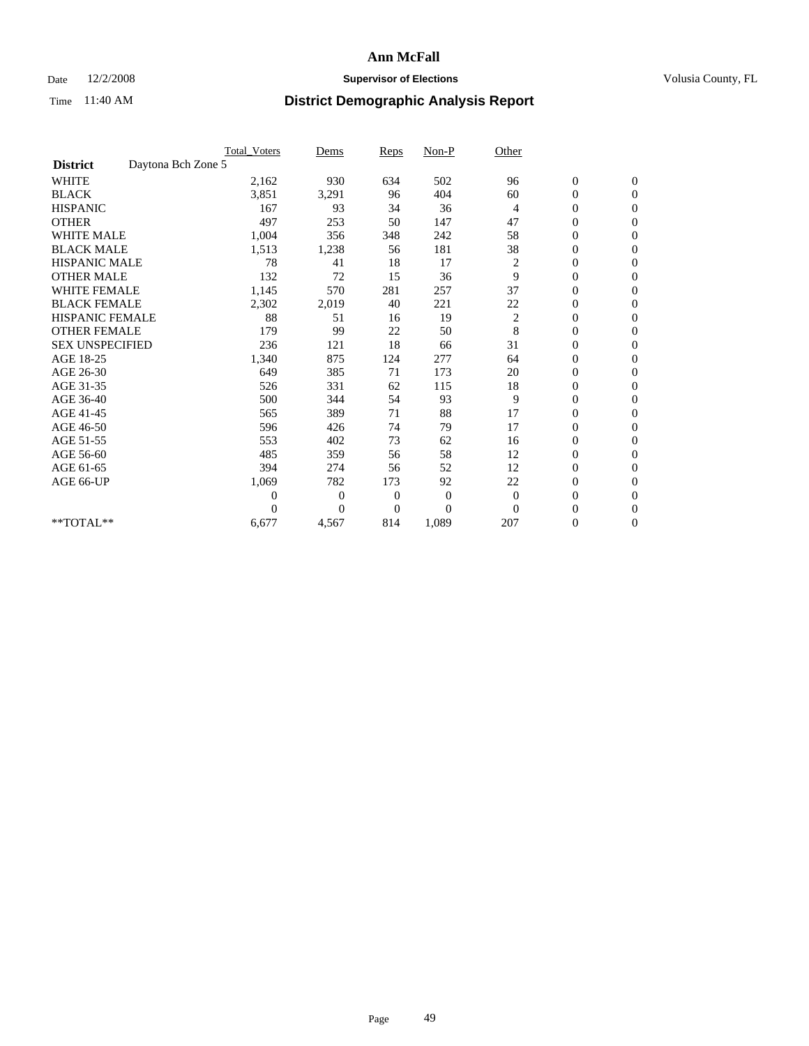# Ann McFall

Date 12/2/2008 **Supervisor of Elections** Volusia County, FL

Time 11:40 AM **District Demographic Analysis Report**

| | Total_Voters | Dems | Reps | Non-P | Other | | |
|---|---|---|---|---|---|---|---|
| **District** Daytona Bch Zone 5 | | | | | | | |
| WHITE | 2,162 | 930 | 634 | 502 | 96 | 0 | 0 |
| BLACK | 3,851 | 3,291 | 96 | 404 | 60 | 0 | 0 |
| HISPANIC | 167 | 93 | 34 | 36 | 4 | 0 | 0 |
| OTHER | 497 | 253 | 50 | 147 | 47 | 0 | 0 |
| WHITE MALE | 1,004 | 356 | 348 | 242 | 58 | 0 | 0 |
| BLACK MALE | 1,513 | 1,238 | 56 | 181 | 38 | 0 | 0 |
| HISPANIC MALE | 78 | 41 | 18 | 17 | 2 | 0 | 0 |
| OTHER MALE | 132 | 72 | 15 | 36 | 9 | 0 | 0 |
| WHITE FEMALE | 1,145 | 570 | 281 | 257 | 37 | 0 | 0 |
| BLACK FEMALE | 2,302 | 2,019 | 40 | 221 | 22 | 0 | 0 |
| HISPANIC FEMALE | 88 | 51 | 16 | 19 | 2 | 0 | 0 |
| OTHER FEMALE | 179 | 99 | 22 | 50 | 8 | 0 | 0 |
| SEX UNSPECIFIED | 236 | 121 | 18 | 66 | 31 | 0 | 0 |
| AGE 18-25 | 1,340 | 875 | 124 | 277 | 64 | 0 | 0 |
| AGE 26-30 | 649 | 385 | 71 | 173 | 20 | 0 | 0 |
| AGE 31-35 | 526 | 331 | 62 | 115 | 18 | 0 | 0 |
| AGE 36-40 | 500 | 344 | 54 | 93 | 9 | 0 | 0 |
| AGE 41-45 | 565 | 389 | 71 | 88 | 17 | 0 | 0 |
| AGE 46-50 | 596 | 426 | 74 | 79 | 17 | 0 | 0 |
| AGE 51-55 | 553 | 402 | 73 | 62 | 16 | 0 | 0 |
| AGE 56-60 | 485 | 359 | 56 | 58 | 12 | 0 | 0 |
| AGE 61-65 | 394 | 274 | 56 | 52 | 12 | 0 | 0 |
| AGE 66-UP | 1,069 | 782 | 173 | 92 | 22 | 0 | 0 |
| | 0 | 0 | 0 | 0 | 0 | 0 | 0 |
| | 0 | 0 | 0 | 0 | 0 | 0 | 0 |
| **TOTAL** | 6,677 | 4,567 | 814 | 1,089 | 207 | 0 | 0 |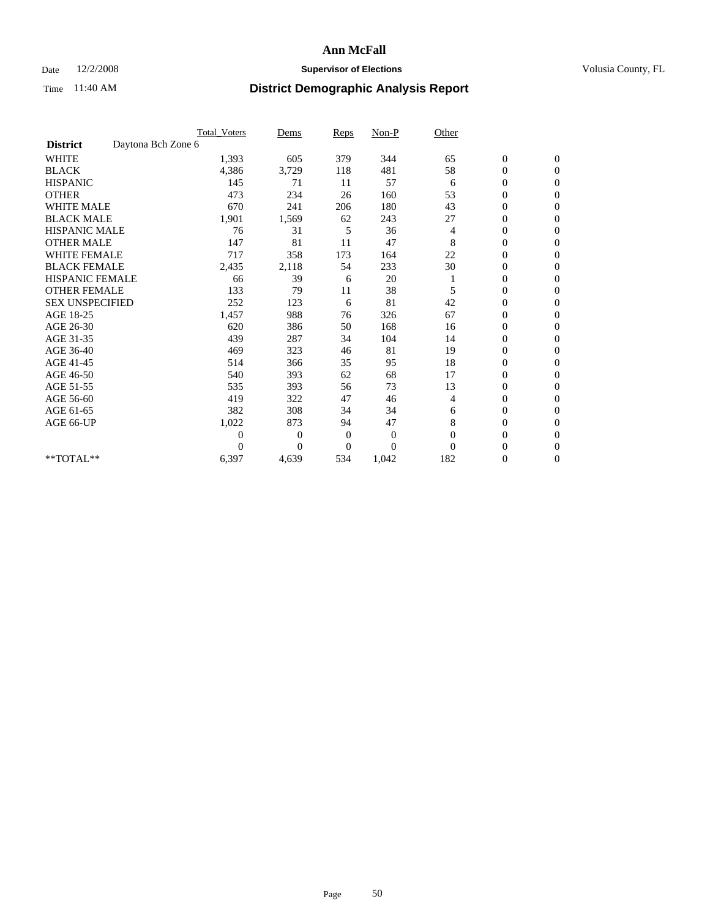# Ann McFall

Date 12/2/2008 **Supervisor of Elections** Volusia County, FL

Time 11:40 AM **District Demographic Analysis Report**

| | Total_Voters | Dems | Reps | Non-P | Other | | |
|---|---|---|---|---|---|---|---|
| **District** Daytona Bch Zone 6 | | | | | | | |
| WHITE | 1,393 | 605 | 379 | 344 | 65 | 0 | 0 |
| BLACK | 4,386 | 3,729 | 118 | 481 | 58 | 0 | 0 |
| HISPANIC | 145 | 71 | 11 | 57 | 6 | 0 | 0 |
| OTHER | 473 | 234 | 26 | 160 | 53 | 0 | 0 |
| WHITE MALE | 670 | 241 | 206 | 180 | 43 | 0 | 0 |
| BLACK MALE | 1,901 | 1,569 | 62 | 243 | 27 | 0 | 0 |
| HISPANIC MALE | 76 | 31 | 5 | 36 | 4 | 0 | 0 |
| OTHER MALE | 147 | 81 | 11 | 47 | 8 | 0 | 0 |
| WHITE FEMALE | 717 | 358 | 173 | 164 | 22 | 0 | 0 |
| BLACK FEMALE | 2,435 | 2,118 | 54 | 233 | 30 | 0 | 0 |
| HISPANIC FEMALE | 66 | 39 | 6 | 20 | 1 | 0 | 0 |
| OTHER FEMALE | 133 | 79 | 11 | 38 | 5 | 0 | 0 |
| SEX UNSPECIFIED | 252 | 123 | 6 | 81 | 42 | 0 | 0 |
| AGE 18-25 | 1,457 | 988 | 76 | 326 | 67 | 0 | 0 |
| AGE 26-30 | 620 | 386 | 50 | 168 | 16 | 0 | 0 |
| AGE 31-35 | 439 | 287 | 34 | 104 | 14 | 0 | 0 |
| AGE 36-40 | 469 | 323 | 46 | 81 | 19 | 0 | 0 |
| AGE 41-45 | 514 | 366 | 35 | 95 | 18 | 0 | 0 |
| AGE 46-50 | 540 | 393 | 62 | 68 | 17 | 0 | 0 |
| AGE 51-55 | 535 | 393 | 56 | 73 | 13 | 0 | 0 |
| AGE 56-60 | 419 | 322 | 47 | 46 | 4 | 0 | 0 |
| AGE 61-65 | 382 | 308 | 34 | 34 | 6 | 0 | 0 |
| AGE 66-UP | 1,022 | 873 | 94 | 47 | 8 | 0 | 0 |
| | 0 | 0 | 0 | 0 | 0 | 0 | 0 |
| | 0 | 0 | 0 | 0 | 0 | 0 | 0 |
| **TOTAL** | 6,397 | 4,639 | 534 | 1,042 | 182 | 0 | 0 |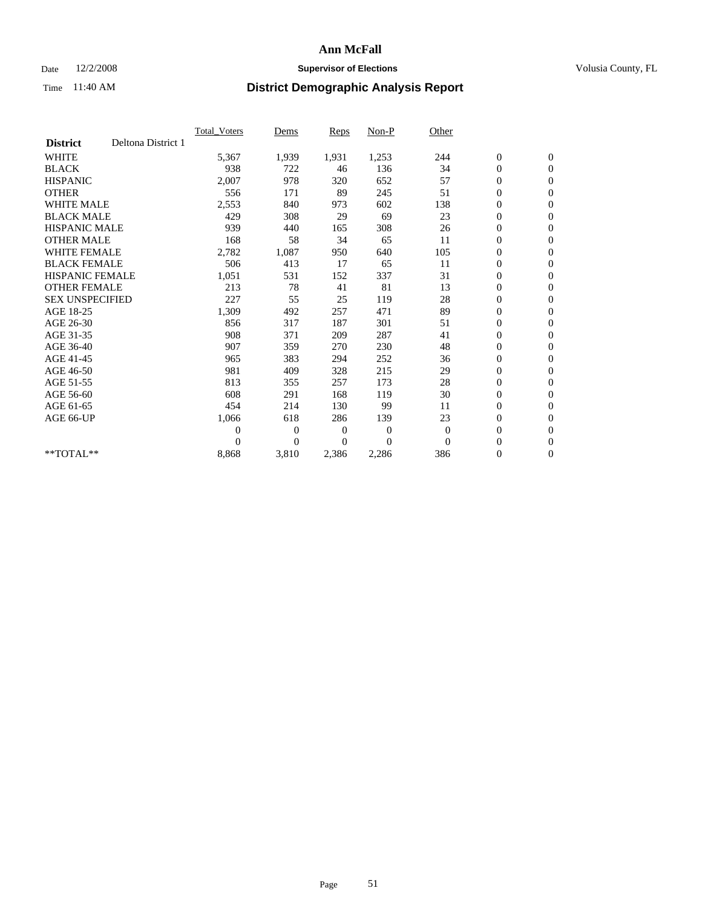**Ann McFall**

Date 12/2/2008 **Supervisor of Elections** Volusia County, FL

Time 11:40 AM **District Demographic Analysis Report**

| | Total_Voters | Dems | Reps | Non-P | Other | | |
|---|---|---|---|---|---|---|---|
| **District** Deltona District 1 | | | | | | | |
| WHITE | 5,367 | 1,939 | 1,931 | 1,253 | 244 | 0 | 0 |
| BLACK | 938 | 722 | 46 | 136 | 34 | 0 | 0 |
| HISPANIC | 2,007 | 978 | 320 | 652 | 57 | 0 | 0 |
| OTHER | 556 | 171 | 89 | 245 | 51 | 0 | 0 |
| WHITE MALE | 2,553 | 840 | 973 | 602 | 138 | 0 | 0 |
| BLACK MALE | 429 | 308 | 29 | 69 | 23 | 0 | 0 |
| HISPANIC MALE | 939 | 440 | 165 | 308 | 26 | 0 | 0 |
| OTHER MALE | 168 | 58 | 34 | 65 | 11 | 0 | 0 |
| WHITE FEMALE | 2,782 | 1,087 | 950 | 640 | 105 | 0 | 0 |
| BLACK FEMALE | 506 | 413 | 17 | 65 | 11 | 0 | 0 |
| HISPANIC FEMALE | 1,051 | 531 | 152 | 337 | 31 | 0 | 0 |
| OTHER FEMALE | 213 | 78 | 41 | 81 | 13 | 0 | 0 |
| SEX UNSPECIFIED | 227 | 55 | 25 | 119 | 28 | 0 | 0 |
| AGE 18-25 | 1,309 | 492 | 257 | 471 | 89 | 0 | 0 |
| AGE 26-30 | 856 | 317 | 187 | 301 | 51 | 0 | 0 |
| AGE 31-35 | 908 | 371 | 209 | 287 | 41 | 0 | 0 |
| AGE 36-40 | 907 | 359 | 270 | 230 | 48 | 0 | 0 |
| AGE 41-45 | 965 | 383 | 294 | 252 | 36 | 0 | 0 |
| AGE 46-50 | 981 | 409 | 328 | 215 | 29 | 0 | 0 |
| AGE 51-55 | 813 | 355 | 257 | 173 | 28 | 0 | 0 |
| AGE 56-60 | 608 | 291 | 168 | 119 | 30 | 0 | 0 |
| AGE 61-65 | 454 | 214 | 130 | 99 | 11 | 0 | 0 |
| AGE 66-UP | 1,066 | 618 | 286 | 139 | 23 | 0 | 0 |
| | 0 | 0 | 0 | 0 | 0 | 0 | 0 |
| | 0 | 0 | 0 | 0 | 0 | 0 | 0 |
| **TOTAL** | 8,868 | 3,810 | 2,386 | 2,286 | 386 | 0 | 0 |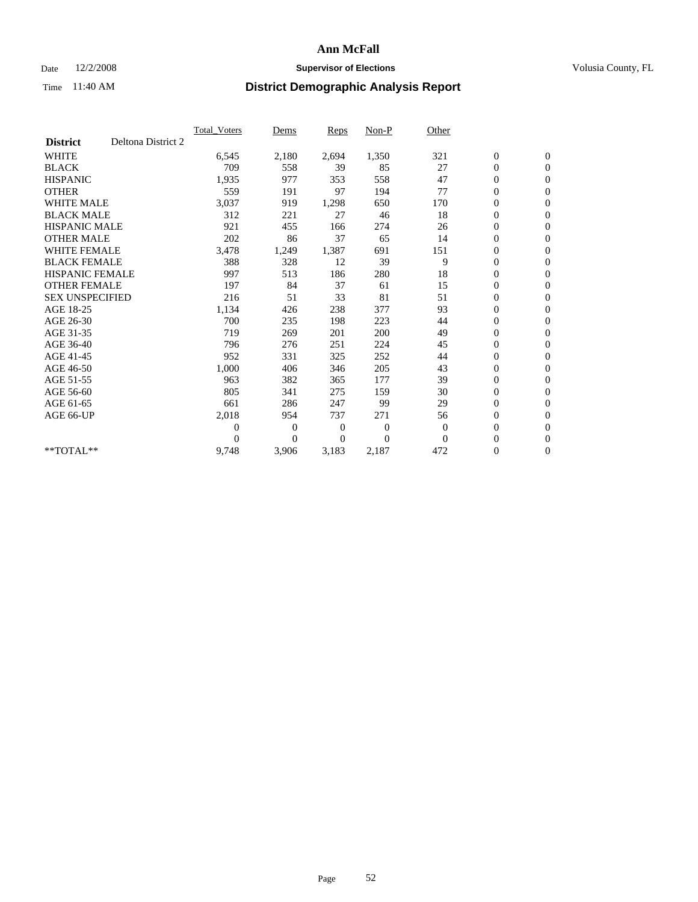# Ann McFall

Date 12/2/2008 **Supervisor of Elections** Volusia County, FL

Time 11:40 AM **District Demographic Analysis Report**

| | Total_Voters | Dems | Reps | Non-P | Other | | |
|---|---|---|---|---|---|---|---|
| **District** Deltona District 2 | | | | | | | |
| WHITE | 6,545 | 2,180 | 2,694 | 1,350 | 321 | 0 | 0 |
| BLACK | 709 | 558 | 39 | 85 | 27 | 0 | 0 |
| HISPANIC | 1,935 | 977 | 353 | 558 | 47 | 0 | 0 |
| OTHER | 559 | 191 | 97 | 194 | 77 | 0 | 0 |
| WHITE MALE | 3,037 | 919 | 1,298 | 650 | 170 | 0 | 0 |
| BLACK MALE | 312 | 221 | 27 | 46 | 18 | 0 | 0 |
| HISPANIC MALE | 921 | 455 | 166 | 274 | 26 | 0 | 0 |
| OTHER MALE | 202 | 86 | 37 | 65 | 14 | 0 | 0 |
| WHITE FEMALE | 3,478 | 1,249 | 1,387 | 691 | 151 | 0 | 0 |
| BLACK FEMALE | 388 | 328 | 12 | 39 | 9 | 0 | 0 |
| HISPANIC FEMALE | 997 | 513 | 186 | 280 | 18 | 0 | 0 |
| OTHER FEMALE | 197 | 84 | 37 | 61 | 15 | 0 | 0 |
| SEX UNSPECIFIED | 216 | 51 | 33 | 81 | 51 | 0 | 0 |
| AGE 18-25 | 1,134 | 426 | 238 | 377 | 93 | 0 | 0 |
| AGE 26-30 | 700 | 235 | 198 | 223 | 44 | 0 | 0 |
| AGE 31-35 | 719 | 269 | 201 | 200 | 49 | 0 | 0 |
| AGE 36-40 | 796 | 276 | 251 | 224 | 45 | 0 | 0 |
| AGE 41-45 | 952 | 331 | 325 | 252 | 44 | 0 | 0 |
| AGE 46-50 | 1,000 | 406 | 346 | 205 | 43 | 0 | 0 |
| AGE 51-55 | 963 | 382 | 365 | 177 | 39 | 0 | 0 |
| AGE 56-60 | 805 | 341 | 275 | 159 | 30 | 0 | 0 |
| AGE 61-65 | 661 | 286 | 247 | 99 | 29 | 0 | 0 |
| AGE 66-UP | 2,018 | 954 | 737 | 271 | 56 | 0 | 0 |
| | 0 | 0 | 0 | 0 | 0 | 0 | 0 |
| | 0 | 0 | 0 | 0 | 0 | 0 | 0 |
| **TOTAL** | 9,748 | 3,906 | 3,183 | 2,187 | 472 | 0 | 0 |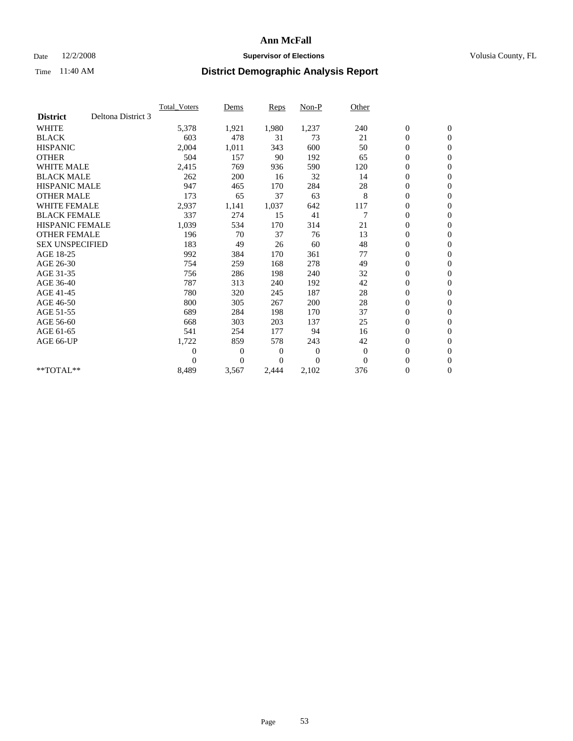# Ann McFall

Date 12/2/2008 **Supervisor of Elections** Volusia County, FL

Time 11:40 AM **District Demographic Analysis Report**

| | Total_Voters | Dems | Reps | Non-P | Other | | |
|---|---|---|---|---|---|---|---|
| **District** Deltona District 3 | | | | | | | |
| WHITE | 5,378 | 1,921 | 1,980 | 1,237 | 240 | 0 | 0 |
| BLACK | 603 | 478 | 31 | 73 | 21 | 0 | 0 |
| HISPANIC | 2,004 | 1,011 | 343 | 600 | 50 | 0 | 0 |
| OTHER | 504 | 157 | 90 | 192 | 65 | 0 | 0 |
| WHITE MALE | 2,415 | 769 | 936 | 590 | 120 | 0 | 0 |
| BLACK MALE | 262 | 200 | 16 | 32 | 14 | 0 | 0 |
| HISPANIC MALE | 947 | 465 | 170 | 284 | 28 | 0 | 0 |
| OTHER MALE | 173 | 65 | 37 | 63 | 8 | 0 | 0 |
| WHITE FEMALE | 2,937 | 1,141 | 1,037 | 642 | 117 | 0 | 0 |
| BLACK FEMALE | 337 | 274 | 15 | 41 | 7 | 0 | 0 |
| HISPANIC FEMALE | 1,039 | 534 | 170 | 314 | 21 | 0 | 0 |
| OTHER FEMALE | 196 | 70 | 37 | 76 | 13 | 0 | 0 |
| SEX UNSPECIFIED | 183 | 49 | 26 | 60 | 48 | 0 | 0 |
| AGE 18-25 | 992 | 384 | 170 | 361 | 77 | 0 | 0 |
| AGE 26-30 | 754 | 259 | 168 | 278 | 49 | 0 | 0 |
| AGE 31-35 | 756 | 286 | 198 | 240 | 32 | 0 | 0 |
| AGE 36-40 | 787 | 313 | 240 | 192 | 42 | 0 | 0 |
| AGE 41-45 | 780 | 320 | 245 | 187 | 28 | 0 | 0 |
| AGE 46-50 | 800 | 305 | 267 | 200 | 28 | 0 | 0 |
| AGE 51-55 | 689 | 284 | 198 | 170 | 37 | 0 | 0 |
| AGE 56-60 | 668 | 303 | 203 | 137 | 25 | 0 | 0 |
| AGE 61-65 | 541 | 254 | 177 | 94 | 16 | 0 | 0 |
| AGE 66-UP | 1,722 | 859 | 578 | 243 | 42 | 0 | 0 |
| | 0 | 0 | 0 | 0 | 0 | 0 | 0 |
| | 0 | 0 | 0 | 0 | 0 | 0 | 0 |
| **TOTAL** | 8,489 | 3,567 | 2,444 | 2,102 | 376 | 0 | 0 |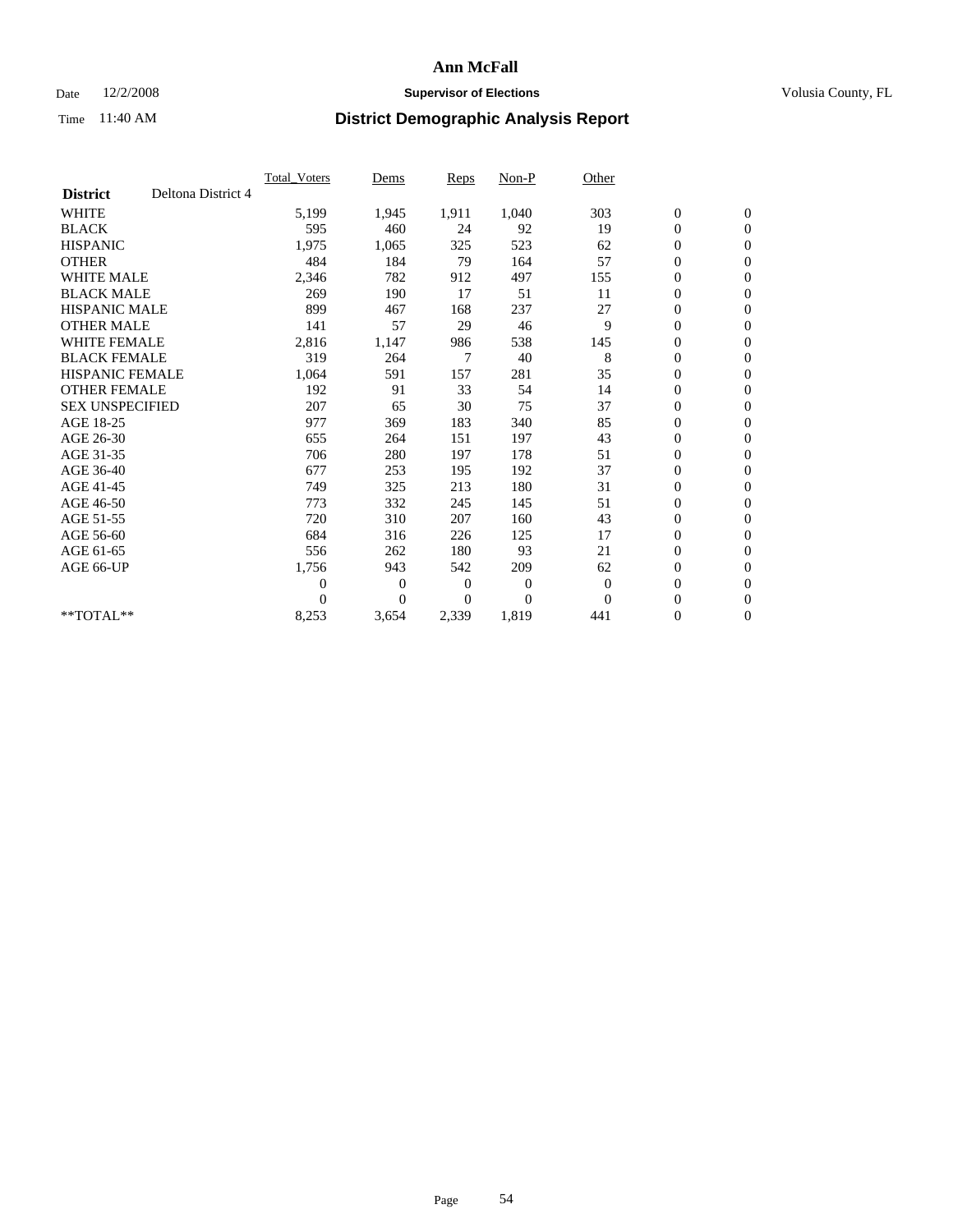# Ann McFall

Date 12/2/2008 **Supervisor of Elections** Volusia County, FL

Time 11:40 AM **District Demographic Analysis Report**

| | Total_Voters | Dems | Reps | Non-P | Other | | |
|---|---|---|---|---|---|---|---|
| **District** Deltona District 4 | | | | | | | |
| WHITE | 5,199 | 1,945 | 1,911 | 1,040 | 303 | 0 | 0 |
| BLACK | 595 | 460 | 24 | 92 | 19 | 0 | 0 |
| HISPANIC | 1,975 | 1,065 | 325 | 523 | 62 | 0 | 0 |
| OTHER | 484 | 184 | 79 | 164 | 57 | 0 | 0 |
| WHITE MALE | 2,346 | 782 | 912 | 497 | 155 | 0 | 0 |
| BLACK MALE | 269 | 190 | 17 | 51 | 11 | 0 | 0 |
| HISPANIC MALE | 899 | 467 | 168 | 237 | 27 | 0 | 0 |
| OTHER MALE | 141 | 57 | 29 | 46 | 9 | 0 | 0 |
| WHITE FEMALE | 2,816 | 1,147 | 986 | 538 | 145 | 0 | 0 |
| BLACK FEMALE | 319 | 264 | 7 | 40 | 8 | 0 | 0 |
| HISPANIC FEMALE | 1,064 | 591 | 157 | 281 | 35 | 0 | 0 |
| OTHER FEMALE | 192 | 91 | 33 | 54 | 14 | 0 | 0 |
| SEX UNSPECIFIED | 207 | 65 | 30 | 75 | 37 | 0 | 0 |
| AGE 18-25 | 977 | 369 | 183 | 340 | 85 | 0 | 0 |
| AGE 26-30 | 655 | 264 | 151 | 197 | 43 | 0 | 0 |
| AGE 31-35 | 706 | 280 | 197 | 178 | 51 | 0 | 0 |
| AGE 36-40 | 677 | 253 | 195 | 192 | 37 | 0 | 0 |
| AGE 41-45 | 749 | 325 | 213 | 180 | 31 | 0 | 0 |
| AGE 46-50 | 773 | 332 | 245 | 145 | 51 | 0 | 0 |
| AGE 51-55 | 720 | 310 | 207 | 160 | 43 | 0 | 0 |
| AGE 56-60 | 684 | 316 | 226 | 125 | 17 | 0 | 0 |
| AGE 61-65 | 556 | 262 | 180 | 93 | 21 | 0 | 0 |
| AGE 66-UP | 1,756 | 943 | 542 | 209 | 62 | 0 | 0 |
| | 0 | 0 | 0 | 0 | 0 | 0 | 0 |
| | 0 | 0 | 0 | 0 | 0 | 0 | 0 |
| **TOTAL** | 8,253 | 3,654 | 2,339 | 1,819 | 441 | 0 | 0 |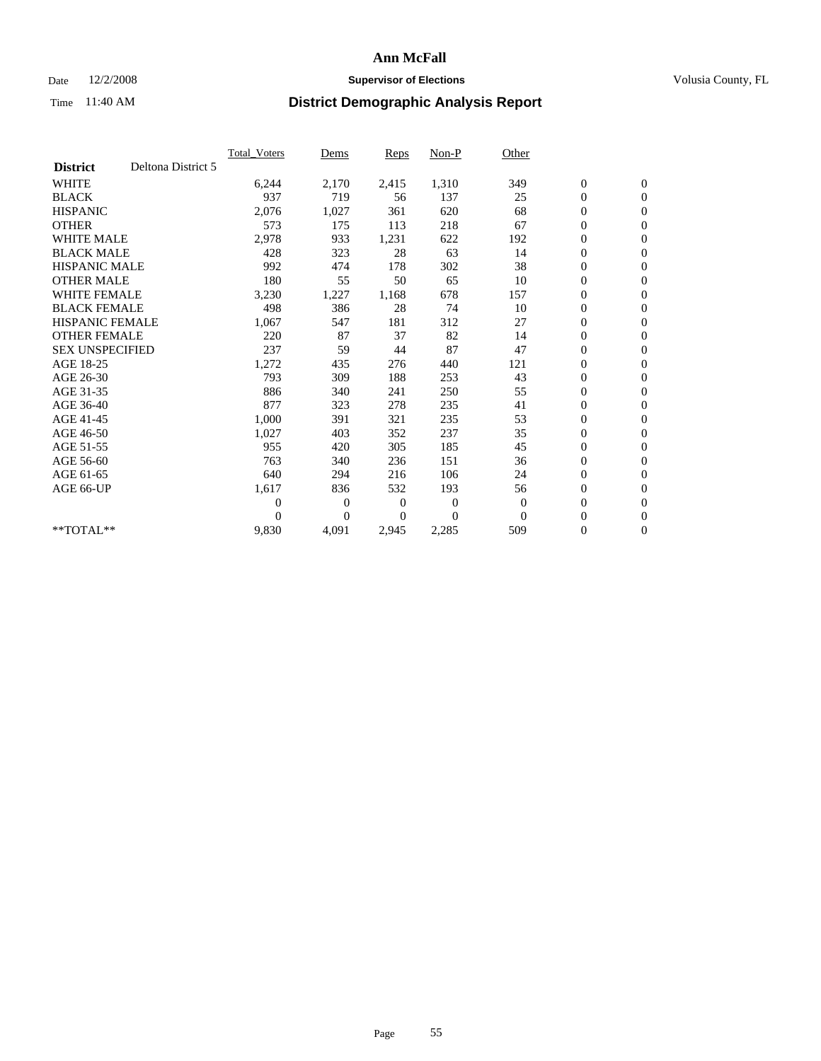# Ann McFall

Date 12/2/2008 **Supervisor of Elections** Volusia County, FL

Time 11:40 AM **District Demographic Analysis Report**

| | Total_Voters | Dems | Reps | Non-P | Other | | |
|---|---|---|---|---|---|---|---|
| **District** Deltona District 5 | | | | | | | |
| WHITE | 6,244 | 2,170 | 2,415 | 1,310 | 349 | 0 | 0 |
| BLACK | 937 | 719 | 56 | 137 | 25 | 0 | 0 |
| HISPANIC | 2,076 | 1,027 | 361 | 620 | 68 | 0 | 0 |
| OTHER | 573 | 175 | 113 | 218 | 67 | 0 | 0 |
| WHITE MALE | 2,978 | 933 | 1,231 | 622 | 192 | 0 | 0 |
| BLACK MALE | 428 | 323 | 28 | 63 | 14 | 0 | 0 |
| HISPANIC MALE | 992 | 474 | 178 | 302 | 38 | 0 | 0 |
| OTHER MALE | 180 | 55 | 50 | 65 | 10 | 0 | 0 |
| WHITE FEMALE | 3,230 | 1,227 | 1,168 | 678 | 157 | 0 | 0 |
| BLACK FEMALE | 498 | 386 | 28 | 74 | 10 | 0 | 0 |
| HISPANIC FEMALE | 1,067 | 547 | 181 | 312 | 27 | 0 | 0 |
| OTHER FEMALE | 220 | 87 | 37 | 82 | 14 | 0 | 0 |
| SEX UNSPECIFIED | 237 | 59 | 44 | 87 | 47 | 0 | 0 |
| AGE 18-25 | 1,272 | 435 | 276 | 440 | 121 | 0 | 0 |
| AGE 26-30 | 793 | 309 | 188 | 253 | 43 | 0 | 0 |
| AGE 31-35 | 886 | 340 | 241 | 250 | 55 | 0 | 0 |
| AGE 36-40 | 877 | 323 | 278 | 235 | 41 | 0 | 0 |
| AGE 41-45 | 1,000 | 391 | 321 | 235 | 53 | 0 | 0 |
| AGE 46-50 | 1,027 | 403 | 352 | 237 | 35 | 0 | 0 |
| AGE 51-55 | 955 | 420 | 305 | 185 | 45 | 0 | 0 |
| AGE 56-60 | 763 | 340 | 236 | 151 | 36 | 0 | 0 |
| AGE 61-65 | 640 | 294 | 216 | 106 | 24 | 0 | 0 |
| AGE 66-UP | 1,617 | 836 | 532 | 193 | 56 | 0 | 0 |
| | 0 | 0 | 0 | 0 | 0 | 0 | 0 |
| | 0 | 0 | 0 | 0 | 0 | 0 | 0 |
| **TOTAL** | 9,830 | 4,091 | 2,945 | 2,285 | 509 | 0 | 0 |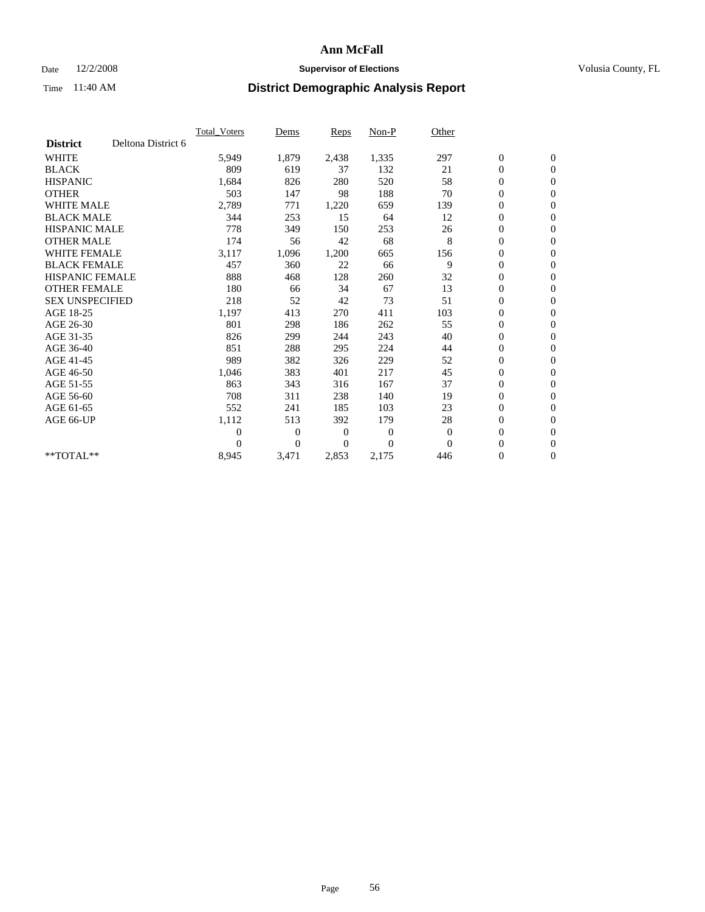# Ann McFall

Date 12/2/2008 **Supervisor of Elections** Volusia County, FL

Time 11:40 AM **District Demographic Analysis Report**

| | Total_Voters | Dems | Reps | Non-P | Other | | |
|---|---|---|---|---|---|---|---|
| **District** Deltona District 6 | | | | | | | |
| WHITE | 5,949 | 1,879 | 2,438 | 1,335 | 297 | 0 | 0 |
| BLACK | 809 | 619 | 37 | 132 | 21 | 0 | 0 |
| HISPANIC | 1,684 | 826 | 280 | 520 | 58 | 0 | 0 |
| OTHER | 503 | 147 | 98 | 188 | 70 | 0 | 0 |
| WHITE MALE | 2,789 | 771 | 1,220 | 659 | 139 | 0 | 0 |
| BLACK MALE | 344 | 253 | 15 | 64 | 12 | 0 | 0 |
| HISPANIC MALE | 778 | 349 | 150 | 253 | 26 | 0 | 0 |
| OTHER MALE | 174 | 56 | 42 | 68 | 8 | 0 | 0 |
| WHITE FEMALE | 3,117 | 1,096 | 1,200 | 665 | 156 | 0 | 0 |
| BLACK FEMALE | 457 | 360 | 22 | 66 | 9 | 0 | 0 |
| HISPANIC FEMALE | 888 | 468 | 128 | 260 | 32 | 0 | 0 |
| OTHER FEMALE | 180 | 66 | 34 | 67 | 13 | 0 | 0 |
| SEX UNSPECIFIED | 218 | 52 | 42 | 73 | 51 | 0 | 0 |
| AGE 18-25 | 1,197 | 413 | 270 | 411 | 103 | 0 | 0 |
| AGE 26-30 | 801 | 298 | 186 | 262 | 55 | 0 | 0 |
| AGE 31-35 | 826 | 299 | 244 | 243 | 40 | 0 | 0 |
| AGE 36-40 | 851 | 288 | 295 | 224 | 44 | 0 | 0 |
| AGE 41-45 | 989 | 382 | 326 | 229 | 52 | 0 | 0 |
| AGE 46-50 | 1,046 | 383 | 401 | 217 | 45 | 0 | 0 |
| AGE 51-55 | 863 | 343 | 316 | 167 | 37 | 0 | 0 |
| AGE 56-60 | 708 | 311 | 238 | 140 | 19 | 0 | 0 |
| AGE 61-65 | 552 | 241 | 185 | 103 | 23 | 0 | 0 |
| AGE 66-UP | 1,112 | 513 | 392 | 179 | 28 | 0 | 0 |
| | 0 | 0 | 0 | 0 | 0 | 0 | 0 |
| | 0 | 0 | 0 | 0 | 0 | 0 | 0 |
| **TOTAL** | 8,945 | 3,471 | 2,853 | 2,175 | 446 | 0 | 0 |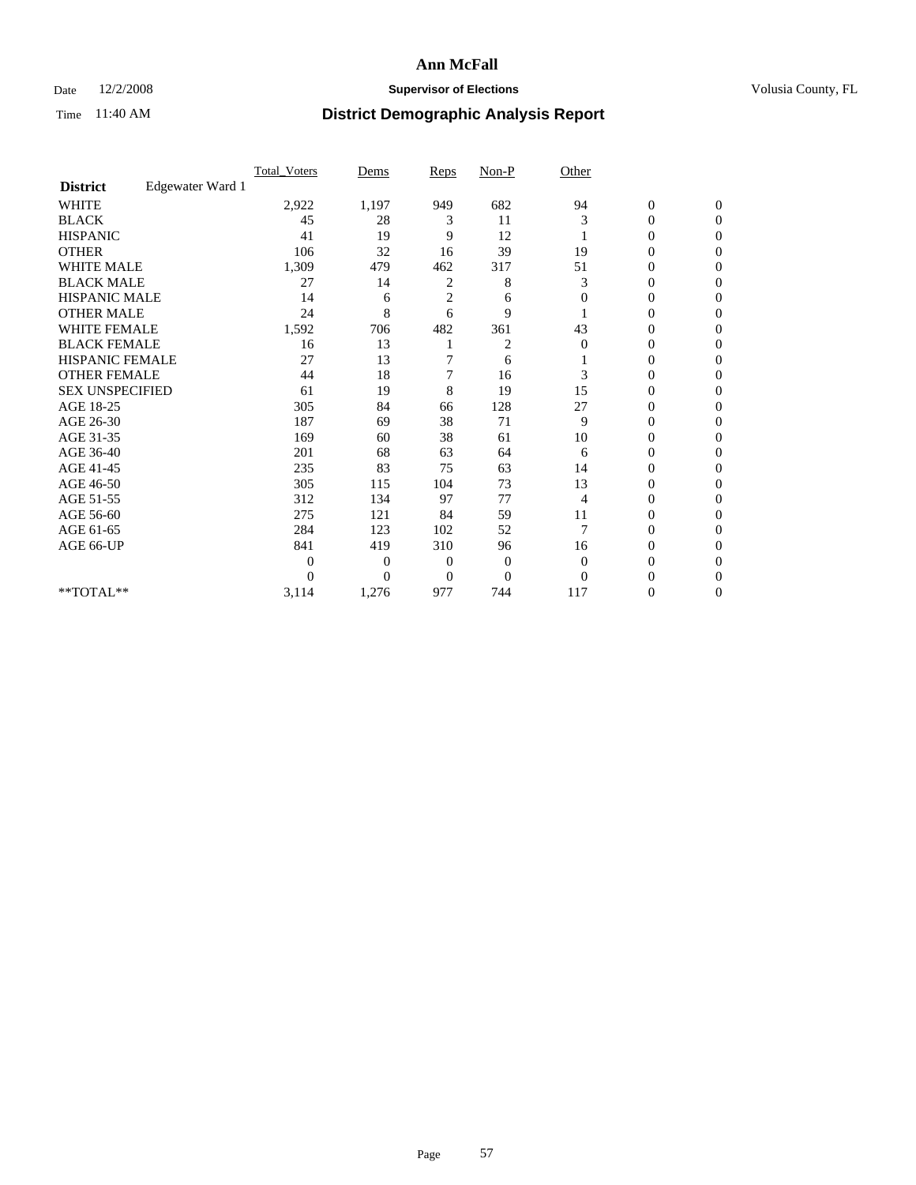# Ann McFall

Date 12/2/2008 **Supervisor of Elections** Volusia County, FL

Time 11:40 AM **District Demographic Analysis Report**

| | Total_Voters | Dems | Reps | Non-P | Other | | |
|---|---|---|---|---|---|---|---|
| **District** Edgewater Ward 1 | | | | | | | |
| WHITE | 2,922 | 1,197 | 949 | 682 | 94 | 0 | 0 |
| BLACK | 45 | 28 | 3 | 11 | 3 | 0 | 0 |
| HISPANIC | 41 | 19 | 9 | 12 | 1 | 0 | 0 |
| OTHER | 106 | 32 | 16 | 39 | 19 | 0 | 0 |
| WHITE MALE | 1,309 | 479 | 462 | 317 | 51 | 0 | 0 |
| BLACK MALE | 27 | 14 | 2 | 8 | 3 | 0 | 0 |
| HISPANIC MALE | 14 | 6 | 2 | 6 | 0 | 0 | 0 |
| OTHER MALE | 24 | 8 | 6 | 9 | 1 | 0 | 0 |
| WHITE FEMALE | 1,592 | 706 | 482 | 361 | 43 | 0 | 0 |
| BLACK FEMALE | 16 | 13 | 1 | 2 | 0 | 0 | 0 |
| HISPANIC FEMALE | 27 | 13 | 7 | 6 | 1 | 0 | 0 |
| OTHER FEMALE | 44 | 18 | 7 | 16 | 3 | 0 | 0 |
| SEX UNSPECIFIED | 61 | 19 | 8 | 19 | 15 | 0 | 0 |
| AGE 18-25 | 305 | 84 | 66 | 128 | 27 | 0 | 0 |
| AGE 26-30 | 187 | 69 | 38 | 71 | 9 | 0 | 0 |
| AGE 31-35 | 169 | 60 | 38 | 61 | 10 | 0 | 0 |
| AGE 36-40 | 201 | 68 | 63 | 64 | 6 | 0 | 0 |
| AGE 41-45 | 235 | 83 | 75 | 63 | 14 | 0 | 0 |
| AGE 46-50 | 305 | 115 | 104 | 73 | 13 | 0 | 0 |
| AGE 51-55 | 312 | 134 | 97 | 77 | 4 | 0 | 0 |
| AGE 56-60 | 275 | 121 | 84 | 59 | 11 | 0 | 0 |
| AGE 61-65 | 284 | 123 | 102 | 52 | 7 | 0 | 0 |
| AGE 66-UP | 841 | 419 | 310 | 96 | 16 | 0 | 0 |
| | 0 | 0 | 0 | 0 | 0 | 0 | 0 |
| | 0 | 0 | 0 | 0 | 0 | 0 | 0 |
| **TOTAL** | 3,114 | 1,276 | 977 | 744 | 117 | 0 | 0 |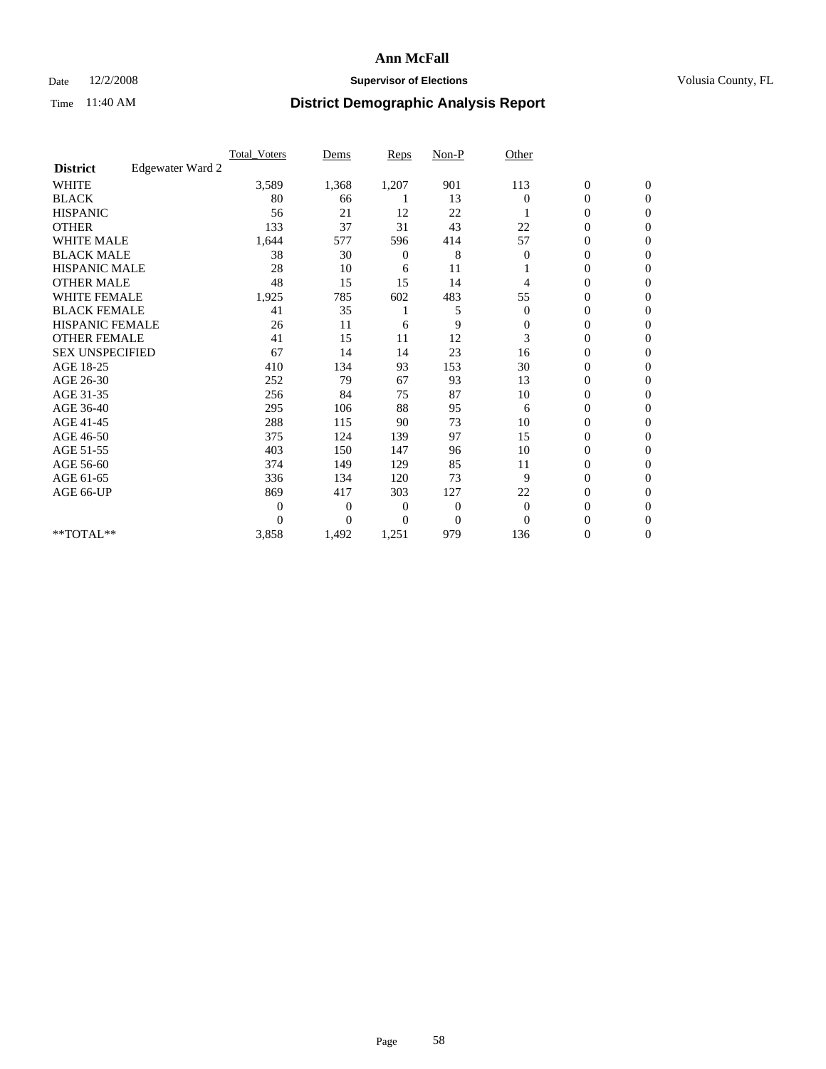# Ann McFall

Date 12/2/2008 **Supervisor of Elections** Volusia County, FL

Time 11:40 AM **District Demographic Analysis Report**

| | Total_Voters | Dems | Reps | Non-P | Other | | |
|---|---|---|---|---|---|---|---|
| **District** Edgewater Ward 2 | | | | | | | |
| WHITE | 3,589 | 1,368 | 1,207 | 901 | 113 | 0 | 0 |
| BLACK | 80 | 66 | 1 | 13 | 0 | 0 | 0 |
| HISPANIC | 56 | 21 | 12 | 22 | 1 | 0 | 0 |
| OTHER | 133 | 37 | 31 | 43 | 22 | 0 | 0 |
| WHITE MALE | 1,644 | 577 | 596 | 414 | 57 | 0 | 0 |
| BLACK MALE | 38 | 30 | 0 | 8 | 0 | 0 | 0 |
| HISPANIC MALE | 28 | 10 | 6 | 11 | 1 | 0 | 0 |
| OTHER MALE | 48 | 15 | 15 | 14 | 4 | 0 | 0 |
| WHITE FEMALE | 1,925 | 785 | 602 | 483 | 55 | 0 | 0 |
| BLACK FEMALE | 41 | 35 | 1 | 5 | 0 | 0 | 0 |
| HISPANIC FEMALE | 26 | 11 | 6 | 9 | 0 | 0 | 0 |
| OTHER FEMALE | 41 | 15 | 11 | 12 | 3 | 0 | 0 |
| SEX UNSPECIFIED | 67 | 14 | 14 | 23 | 16 | 0 | 0 |
| AGE 18-25 | 410 | 134 | 93 | 153 | 30 | 0 | 0 |
| AGE 26-30 | 252 | 79 | 67 | 93 | 13 | 0 | 0 |
| AGE 31-35 | 256 | 84 | 75 | 87 | 10 | 0 | 0 |
| AGE 36-40 | 295 | 106 | 88 | 95 | 6 | 0 | 0 |
| AGE 41-45 | 288 | 115 | 90 | 73 | 10 | 0 | 0 |
| AGE 46-50 | 375 | 124 | 139 | 97 | 15 | 0 | 0 |
| AGE 51-55 | 403 | 150 | 147 | 96 | 10 | 0 | 0 |
| AGE 56-60 | 374 | 149 | 129 | 85 | 11 | 0 | 0 |
| AGE 61-65 | 336 | 134 | 120 | 73 | 9 | 0 | 0 |
| AGE 66-UP | 869 | 417 | 303 | 127 | 22 | 0 | 0 |
| | 0 | 0 | 0 | 0 | 0 | 0 | 0 |
| | 0 | 0 | 0 | 0 | 0 | 0 | 0 |
| **TOTAL** | 3,858 | 1,492 | 1,251 | 979 | 136 | 0 | 0 |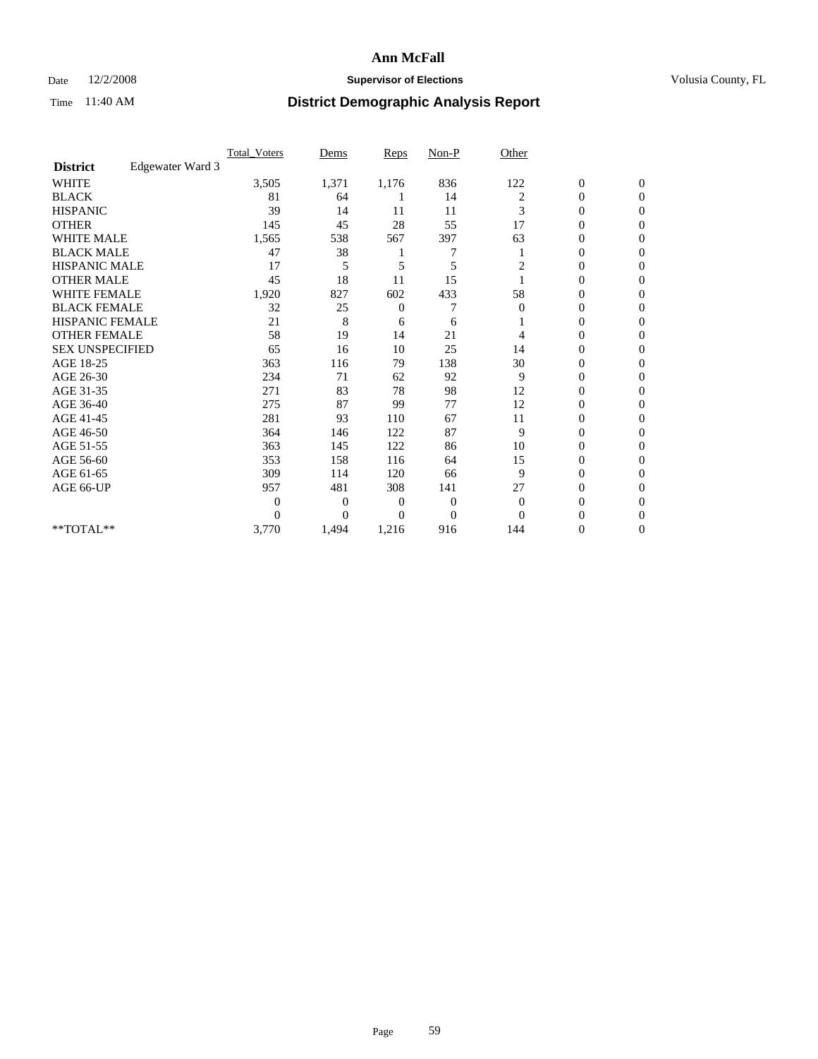# Ann McFall

Date 12/2/2008 **Supervisor of Elections** Volusia County, FL

Time 11:40 AM **District Demographic Analysis Report**

| | Total_Voters | Dems | Reps | Non-P | Other | | |
|---|---|---|---|---|---|---|---|
| **District** Edgewater Ward 3 | | | | | | | |
| WHITE | 3,505 | 1,371 | 1,176 | 836 | 122 | 0 | 0 |
| BLACK | 81 | 64 | 1 | 14 | 2 | 0 | 0 |
| HISPANIC | 39 | 14 | 11 | 11 | 3 | 0 | 0 |
| OTHER | 145 | 45 | 28 | 55 | 17 | 0 | 0 |
| WHITE MALE | 1,565 | 538 | 567 | 397 | 63 | 0 | 0 |
| BLACK MALE | 47 | 38 | 1 | 7 | 1 | 0 | 0 |
| HISPANIC MALE | 17 | 5 | 5 | 5 | 2 | 0 | 0 |
| OTHER MALE | 45 | 18 | 11 | 15 | 1 | 0 | 0 |
| WHITE FEMALE | 1,920 | 827 | 602 | 433 | 58 | 0 | 0 |
| BLACK FEMALE | 32 | 25 | 0 | 7 | 0 | 0 | 0 |
| HISPANIC FEMALE | 21 | 8 | 6 | 6 | 1 | 0 | 0 |
| OTHER FEMALE | 58 | 19 | 14 | 21 | 4 | 0 | 0 |
| SEX UNSPECIFIED | 65 | 16 | 10 | 25 | 14 | 0 | 0 |
| AGE 18-25 | 363 | 116 | 79 | 138 | 30 | 0 | 0 |
| AGE 26-30 | 234 | 71 | 62 | 92 | 9 | 0 | 0 |
| AGE 31-35 | 271 | 83 | 78 | 98 | 12 | 0 | 0 |
| AGE 36-40 | 275 | 87 | 99 | 77 | 12 | 0 | 0 |
| AGE 41-45 | 281 | 93 | 110 | 67 | 11 | 0 | 0 |
| AGE 46-50 | 364 | 146 | 122 | 87 | 9 | 0 | 0 |
| AGE 51-55 | 363 | 145 | 122 | 86 | 10 | 0 | 0 |
| AGE 56-60 | 353 | 158 | 116 | 64 | 15 | 0 | 0 |
| AGE 61-65 | 309 | 114 | 120 | 66 | 9 | 0 | 0 |
| AGE 66-UP | 957 | 481 | 308 | 141 | 27 | 0 | 0 |
| | 0 | 0 | 0 | 0 | 0 | 0 | 0 |
| | 0 | 0 | 0 | 0 | 0 | 0 | 0 |
| **TOTAL** | 3,770 | 1,494 | 1,216 | 916 | 144 | 0 | 0 |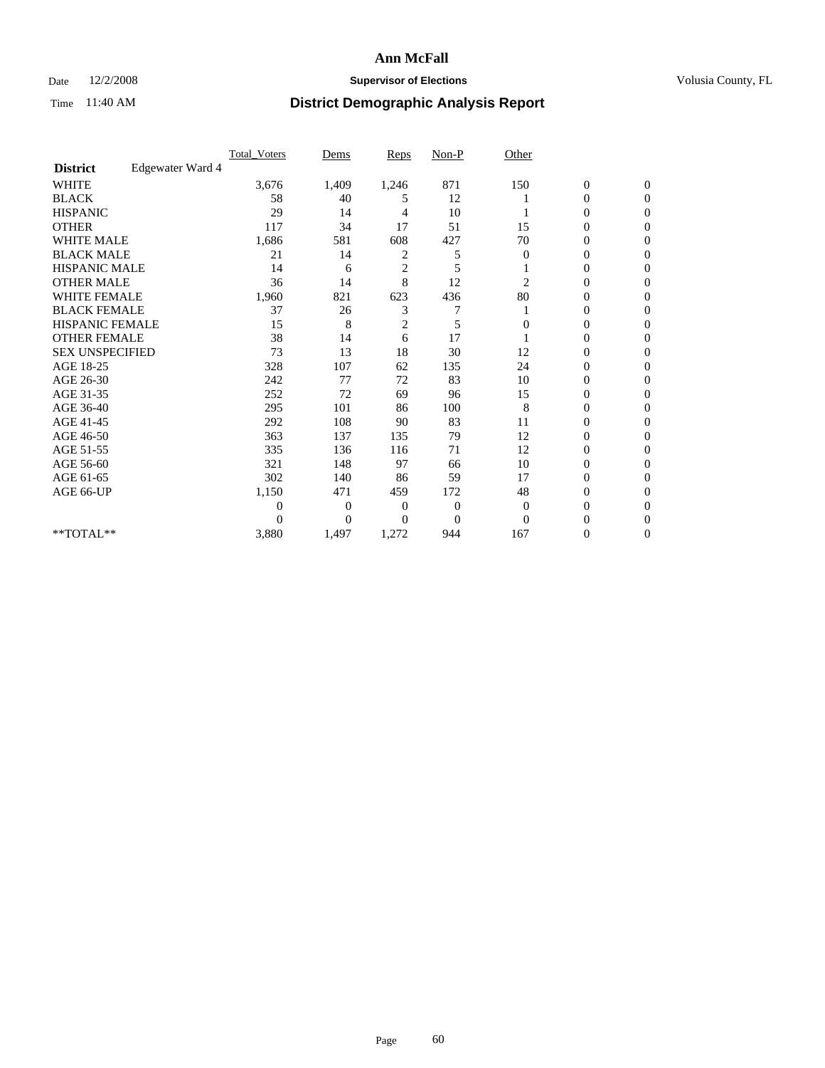# Ann McFall

Date 12/2/2008 **Supervisor of Elections** Volusia County, FL

Time 11:40 AM **District Demographic Analysis Report**

| | Total_Voters | Dems | Reps | Non-P | Other | | |
|---|---|---|---|---|---|---|---|
| **District** Edgewater Ward 4 | | | | | | | |
| WHITE | 3,676 | 1,409 | 1,246 | 871 | 150 | 0 | 0 |
| BLACK | 58 | 40 | 5 | 12 | 1 | 0 | 0 |
| HISPANIC | 29 | 14 | 4 | 10 | 1 | 0 | 0 |
| OTHER | 117 | 34 | 17 | 51 | 15 | 0 | 0 |
| WHITE MALE | 1,686 | 581 | 608 | 427 | 70 | 0 | 0 |
| BLACK MALE | 21 | 14 | 2 | 5 | 0 | 0 | 0 |
| HISPANIC MALE | 14 | 6 | 2 | 5 | 1 | 0 | 0 |
| OTHER MALE | 36 | 14 | 8 | 12 | 2 | 0 | 0 |
| WHITE FEMALE | 1,960 | 821 | 623 | 436 | 80 | 0 | 0 |
| BLACK FEMALE | 37 | 26 | 3 | 7 | 1 | 0 | 0 |
| HISPANIC FEMALE | 15 | 8 | 2 | 5 | 0 | 0 | 0 |
| OTHER FEMALE | 38 | 14 | 6 | 17 | 1 | 0 | 0 |
| SEX UNSPECIFIED | 73 | 13 | 18 | 30 | 12 | 0 | 0 |
| AGE 18-25 | 328 | 107 | 62 | 135 | 24 | 0 | 0 |
| AGE 26-30 | 242 | 77 | 72 | 83 | 10 | 0 | 0 |
| AGE 31-35 | 252 | 72 | 69 | 96 | 15 | 0 | 0 |
| AGE 36-40 | 295 | 101 | 86 | 100 | 8 | 0 | 0 |
| AGE 41-45 | 292 | 108 | 90 | 83 | 11 | 0 | 0 |
| AGE 46-50 | 363 | 137 | 135 | 79 | 12 | 0 | 0 |
| AGE 51-55 | 335 | 136 | 116 | 71 | 12 | 0 | 0 |
| AGE 56-60 | 321 | 148 | 97 | 66 | 10 | 0 | 0 |
| AGE 61-65 | 302 | 140 | 86 | 59 | 17 | 0 | 0 |
| AGE 66-UP | 1,150 | 471 | 459 | 172 | 48 | 0 | 0 |
| | 0 | 0 | 0 | 0 | 0 | 0 | 0 |
| | 0 | 0 | 0 | 0 | 0 | 0 | 0 |
| **TOTAL** | 3,880 | 1,497 | 1,272 | 944 | 167 | 0 | 0 |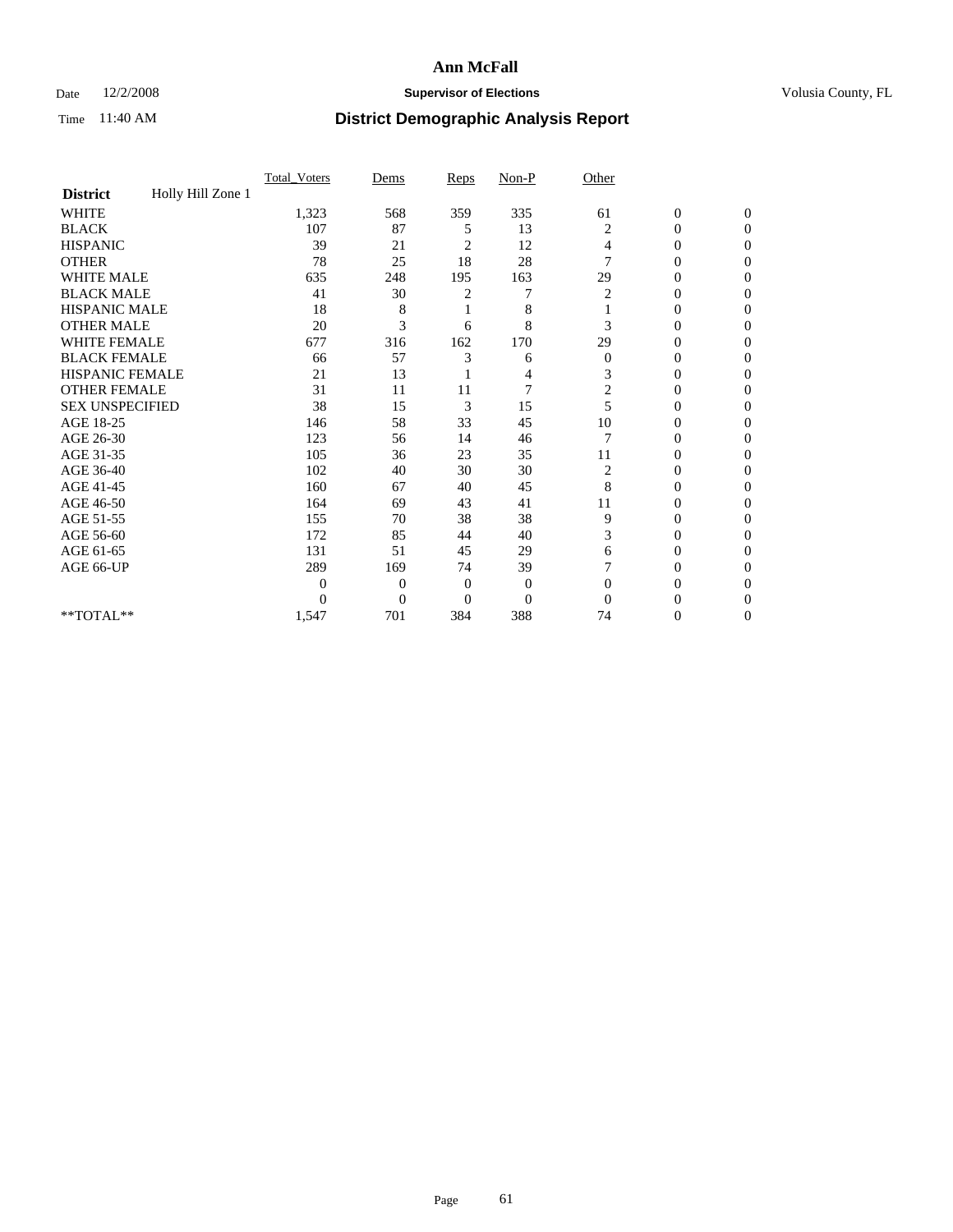# Ann McFall

Date 12/2/2008 **Supervisor of Elections** Volusia County, FL

Time 11:40 AM **District Demographic Analysis Report**

| | Total_Voters | Dems | Reps | Non-P | Other | | |
|---|---|---|---|---|---|---|---|
| **District** Holly Hill Zone 1 | | | | | | | |
| WHITE | 1,323 | 568 | 359 | 335 | 61 | 0 | 0 |
| BLACK | 107 | 87 | 5 | 13 | 2 | 0 | 0 |
| HISPANIC | 39 | 21 | 2 | 12 | 4 | 0 | 0 |
| OTHER | 78 | 25 | 18 | 28 | 7 | 0 | 0 |
| WHITE MALE | 635 | 248 | 195 | 163 | 29 | 0 | 0 |
| BLACK MALE | 41 | 30 | 2 | 7 | 2 | 0 | 0 |
| HISPANIC MALE | 18 | 8 | 1 | 8 | 1 | 0 | 0 |
| OTHER MALE | 20 | 3 | 6 | 8 | 3 | 0 | 0 |
| WHITE FEMALE | 677 | 316 | 162 | 170 | 29 | 0 | 0 |
| BLACK FEMALE | 66 | 57 | 3 | 6 | 0 | 0 | 0 |
| HISPANIC FEMALE | 21 | 13 | 1 | 4 | 3 | 0 | 0 |
| OTHER FEMALE | 31 | 11 | 11 | 7 | 2 | 0 | 0 |
| SEX UNSPECIFIED | 38 | 15 | 3 | 15 | 5 | 0 | 0 |
| AGE 18-25 | 146 | 58 | 33 | 45 | 10 | 0 | 0 |
| AGE 26-30 | 123 | 56 | 14 | 46 | 7 | 0 | 0 |
| AGE 31-35 | 105 | 36 | 23 | 35 | 11 | 0 | 0 |
| AGE 36-40 | 102 | 40 | 30 | 30 | 2 | 0 | 0 |
| AGE 41-45 | 160 | 67 | 40 | 45 | 8 | 0 | 0 |
| AGE 46-50 | 164 | 69 | 43 | 41 | 11 | 0 | 0 |
| AGE 51-55 | 155 | 70 | 38 | 38 | 9 | 0 | 0 |
| AGE 56-60 | 172 | 85 | 44 | 40 | 3 | 0 | 0 |
| AGE 61-65 | 131 | 51 | 45 | 29 | 6 | 0 | 0 |
| AGE 66-UP | 289 | 169 | 74 | 39 | 7 | 0 | 0 |
| | 0 | 0 | 0 | 0 | 0 | 0 | 0 |
| | 0 | 0 | 0 | 0 | 0 | 0 | 0 |
| **TOTAL** | 1,547 | 701 | 384 | 388 | 74 | 0 | 0 |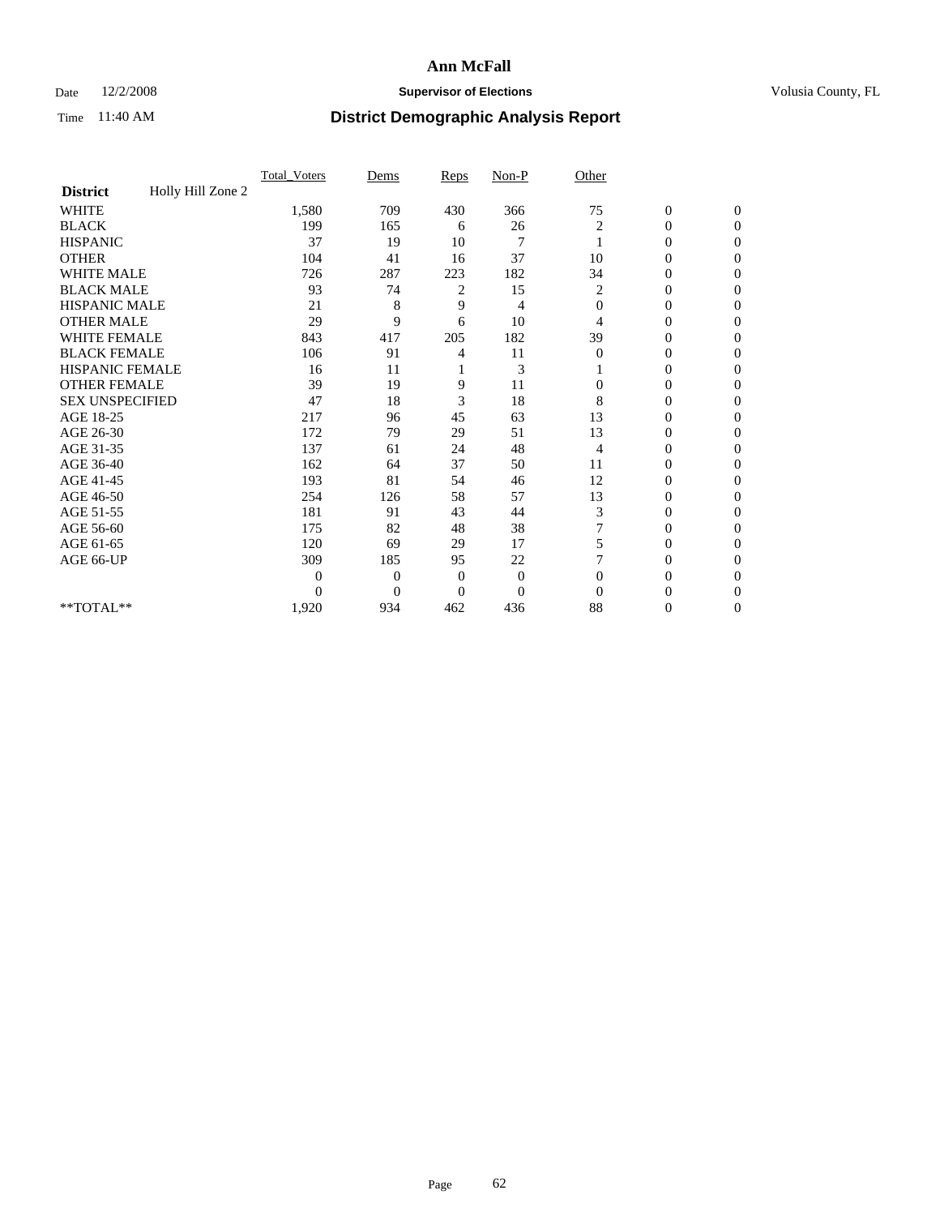# Ann McFall

Date 12/2/2008 **Supervisor of Elections** Volusia County, FL

Time 11:40 AM **District Demographic Analysis Report**

| | Total_Voters | Dems | Reps | Non-P | Other | | |
|---|---|---|---|---|---|---|---|
| **District** Holly Hill Zone 2 | | | | | | | |
| WHITE | 1,580 | 709 | 430 | 366 | 75 | 0 | 0 |
| BLACK | 199 | 165 | 6 | 26 | 2 | 0 | 0 |
| HISPANIC | 37 | 19 | 10 | 7 | 1 | 0 | 0 |
| OTHER | 104 | 41 | 16 | 37 | 10 | 0 | 0 |
| WHITE MALE | 726 | 287 | 223 | 182 | 34 | 0 | 0 |
| BLACK MALE | 93 | 74 | 2 | 15 | 2 | 0 | 0 |
| HISPANIC MALE | 21 | 8 | 9 | 4 | 0 | 0 | 0 |
| OTHER MALE | 29 | 9 | 6 | 10 | 4 | 0 | 0 |
| WHITE FEMALE | 843 | 417 | 205 | 182 | 39 | 0 | 0 |
| BLACK FEMALE | 106 | 91 | 4 | 11 | 0 | 0 | 0 |
| HISPANIC FEMALE | 16 | 11 | 1 | 3 | 1 | 0 | 0 |
| OTHER FEMALE | 39 | 19 | 9 | 11 | 0 | 0 | 0 |
| SEX UNSPECIFIED | 47 | 18 | 3 | 18 | 8 | 0 | 0 |
| AGE 18-25 | 217 | 96 | 45 | 63 | 13 | 0 | 0 |
| AGE 26-30 | 172 | 79 | 29 | 51 | 13 | 0 | 0 |
| AGE 31-35 | 137 | 61 | 24 | 48 | 4 | 0 | 0 |
| AGE 36-40 | 162 | 64 | 37 | 50 | 11 | 0 | 0 |
| AGE 41-45 | 193 | 81 | 54 | 46 | 12 | 0 | 0 |
| AGE 46-50 | 254 | 126 | 58 | 57 | 13 | 0 | 0 |
| AGE 51-55 | 181 | 91 | 43 | 44 | 3 | 0 | 0 |
| AGE 56-60 | 175 | 82 | 48 | 38 | 7 | 0 | 0 |
| AGE 61-65 | 120 | 69 | 29 | 17 | 5 | 0 | 0 |
| AGE 66-UP | 309 | 185 | 95 | 22 | 7 | 0 | 0 |
| | 0 | 0 | 0 | 0 | 0 | 0 | 0 |
| | 0 | 0 | 0 | 0 | 0 | 0 | 0 |
| **TOTAL** | 1,920 | 934 | 462 | 436 | 88 | 0 | 0 |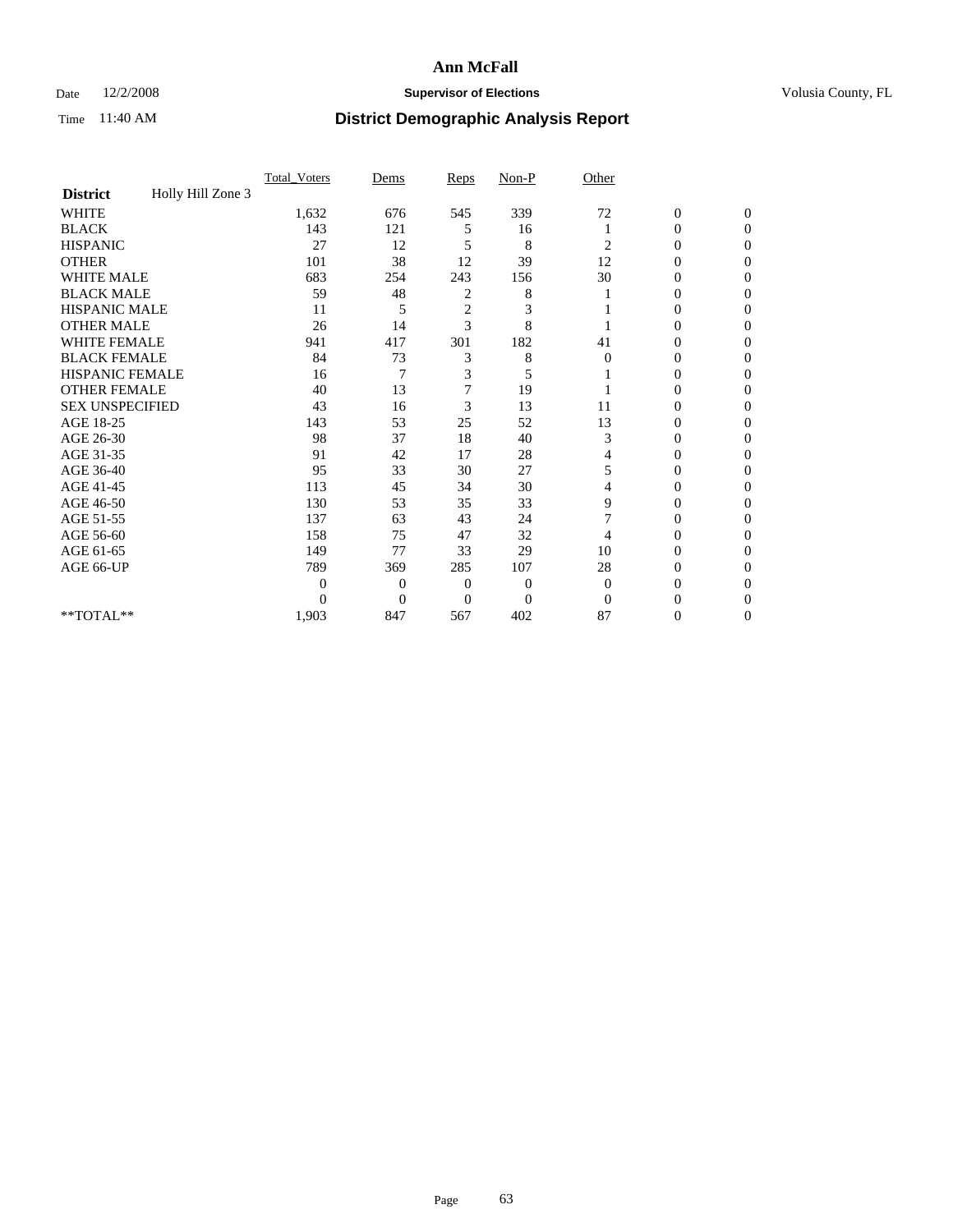# Ann McFall

Date 12/2/2008 **Supervisor of Elections** Volusia County, FL

Time 11:40 AM **District Demographic Analysis Report**

| | Total_Voters | Dems | Reps | Non-P | Other | | |
|---|---|---|---|---|---|---|---|
| **District** Holly Hill Zone 3 | | | | | | | |
| WHITE | 1,632 | 676 | 545 | 339 | 72 | 0 | 0 |
| BLACK | 143 | 121 | 5 | 16 | 1 | 0 | 0 |
| HISPANIC | 27 | 12 | 5 | 8 | 2 | 0 | 0 |
| OTHER | 101 | 38 | 12 | 39 | 12 | 0 | 0 |
| WHITE MALE | 683 | 254 | 243 | 156 | 30 | 0 | 0 |
| BLACK MALE | 59 | 48 | 2 | 8 | 1 | 0 | 0 |
| HISPANIC MALE | 11 | 5 | 2 | 3 | 1 | 0 | 0 |
| OTHER MALE | 26 | 14 | 3 | 8 | 1 | 0 | 0 |
| WHITE FEMALE | 941 | 417 | 301 | 182 | 41 | 0 | 0 |
| BLACK FEMALE | 84 | 73 | 3 | 8 | 0 | 0 | 0 |
| HISPANIC FEMALE | 16 | 7 | 3 | 5 | 1 | 0 | 0 |
| OTHER FEMALE | 40 | 13 | 7 | 19 | 1 | 0 | 0 |
| SEX UNSPECIFIED | 43 | 16 | 3 | 13 | 11 | 0 | 0 |
| AGE 18-25 | 143 | 53 | 25 | 52 | 13 | 0 | 0 |
| AGE 26-30 | 98 | 37 | 18 | 40 | 3 | 0 | 0 |
| AGE 31-35 | 91 | 42 | 17 | 28 | 4 | 0 | 0 |
| AGE 36-40 | 95 | 33 | 30 | 27 | 5 | 0 | 0 |
| AGE 41-45 | 113 | 45 | 34 | 30 | 4 | 0 | 0 |
| AGE 46-50 | 130 | 53 | 35 | 33 | 9 | 0 | 0 |
| AGE 51-55 | 137 | 63 | 43 | 24 | 7 | 0 | 0 |
| AGE 56-60 | 158 | 75 | 47 | 32 | 4 | 0 | 0 |
| AGE 61-65 | 149 | 77 | 33 | 29 | 10 | 0 | 0 |
| AGE 66-UP | 789 | 369 | 285 | 107 | 28 | 0 | 0 |
| | 0 | 0 | 0 | 0 | 0 | 0 | 0 |
| | 0 | 0 | 0 | 0 | 0 | 0 | 0 |
| **TOTAL** | 1,903 | 847 | 567 | 402 | 87 | 0 | 0 |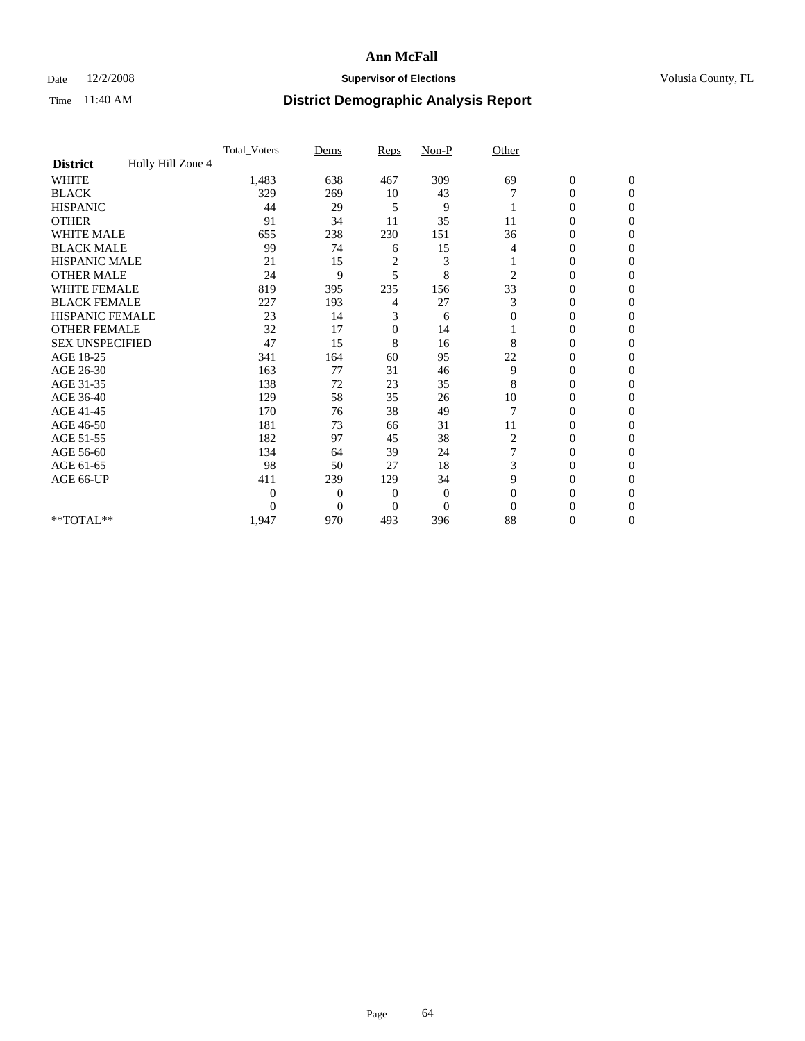# Ann McFall

Date 12/2/2008 **Supervisor of Elections** Volusia County, FL

Time 11:40 AM **District Demographic Analysis Report**

| | Total_Voters | Dems | Reps | Non-P | Other | | |
|---|---|---|---|---|---|---|---|
| **District** Holly Hill Zone 4 | | | | | | | |
| WHITE | 1,483 | 638 | 467 | 309 | 69 | 0 | 0 |
| BLACK | 329 | 269 | 10 | 43 | 7 | 0 | 0 |
| HISPANIC | 44 | 29 | 5 | 9 | 1 | 0 | 0 |
| OTHER | 91 | 34 | 11 | 35 | 11 | 0 | 0 |
| WHITE MALE | 655 | 238 | 230 | 151 | 36 | 0 | 0 |
| BLACK MALE | 99 | 74 | 6 | 15 | 4 | 0 | 0 |
| HISPANIC MALE | 21 | 15 | 2 | 3 | 1 | 0 | 0 |
| OTHER MALE | 24 | 9 | 5 | 8 | 2 | 0 | 0 |
| WHITE FEMALE | 819 | 395 | 235 | 156 | 33 | 0 | 0 |
| BLACK FEMALE | 227 | 193 | 4 | 27 | 3 | 0 | 0 |
| HISPANIC FEMALE | 23 | 14 | 3 | 6 | 0 | 0 | 0 |
| OTHER FEMALE | 32 | 17 | 0 | 14 | 1 | 0 | 0 |
| SEX UNSPECIFIED | 47 | 15 | 8 | 16 | 8 | 0 | 0 |
| AGE 18-25 | 341 | 164 | 60 | 95 | 22 | 0 | 0 |
| AGE 26-30 | 163 | 77 | 31 | 46 | 9 | 0 | 0 |
| AGE 31-35 | 138 | 72 | 23 | 35 | 8 | 0 | 0 |
| AGE 36-40 | 129 | 58 | 35 | 26 | 10 | 0 | 0 |
| AGE 41-45 | 170 | 76 | 38 | 49 | 7 | 0 | 0 |
| AGE 46-50 | 181 | 73 | 66 | 31 | 11 | 0 | 0 |
| AGE 51-55 | 182 | 97 | 45 | 38 | 2 | 0 | 0 |
| AGE 56-60 | 134 | 64 | 39 | 24 | 7 | 0 | 0 |
| AGE 61-65 | 98 | 50 | 27 | 18 | 3 | 0 | 0 |
| AGE 66-UP | 411 | 239 | 129 | 34 | 9 | 0 | 0 |
| | 0 | 0 | 0 | 0 | 0 | 0 | 0 |
| | 0 | 0 | 0 | 0 | 0 | 0 | 0 |
| **TOTAL** | 1,947 | 970 | 493 | 396 | 88 | 0 | 0 |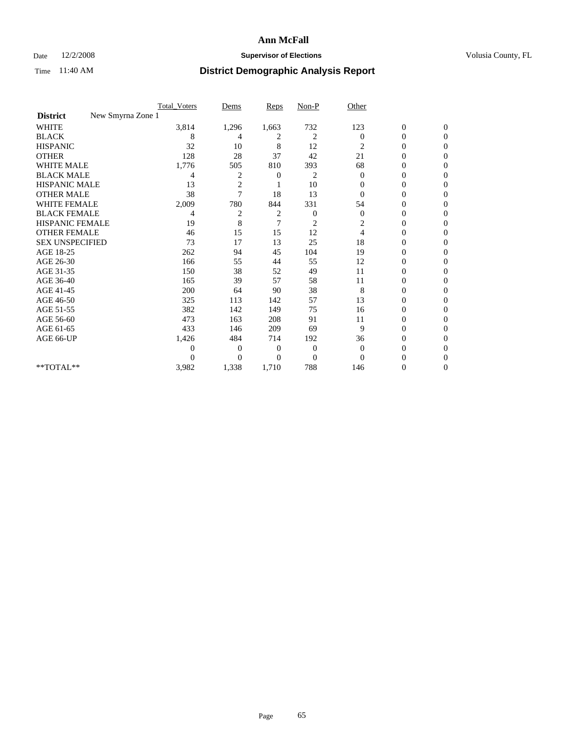**Ann McFall**

Date 12/2/2008 **Supervisor of Elections** Volusia County, FL

Time 11:40 AM **District Demographic Analysis Report**

| | Total_Voters | Dems | Reps | Non-P | Other | | |
|---|---|---|---|---|---|---|---|
| **District** New Smyrna Zone 1 | | | | | | | |
| WHITE | 3,814 | 1,296 | 1,663 | 732 | 123 | 0 | 0 |
| BLACK | 8 | 4 | 2 | 2 | 0 | 0 | 0 |
| HISPANIC | 32 | 10 | 8 | 12 | 2 | 0 | 0 |
| OTHER | 128 | 28 | 37 | 42 | 21 | 0 | 0 |
| WHITE MALE | 1,776 | 505 | 810 | 393 | 68 | 0 | 0 |
| BLACK MALE | 4 | 2 | 0 | 2 | 0 | 0 | 0 |
| HISPANIC MALE | 13 | 2 | 1 | 10 | 0 | 0 | 0 |
| OTHER MALE | 38 | 7 | 18 | 13 | 0 | 0 | 0 |
| WHITE FEMALE | 2,009 | 780 | 844 | 331 | 54 | 0 | 0 |
| BLACK FEMALE | 4 | 2 | 2 | 0 | 0 | 0 | 0 |
| HISPANIC FEMALE | 19 | 8 | 7 | 2 | 2 | 0 | 0 |
| OTHER FEMALE | 46 | 15 | 15 | 12 | 4 | 0 | 0 |
| SEX UNSPECIFIED | 73 | 17 | 13 | 25 | 18 | 0 | 0 |
| AGE 18-25 | 262 | 94 | 45 | 104 | 19 | 0 | 0 |
| AGE 26-30 | 166 | 55 | 44 | 55 | 12 | 0 | 0 |
| AGE 31-35 | 150 | 38 | 52 | 49 | 11 | 0 | 0 |
| AGE 36-40 | 165 | 39 | 57 | 58 | 11 | 0 | 0 |
| AGE 41-45 | 200 | 64 | 90 | 38 | 8 | 0 | 0 |
| AGE 46-50 | 325 | 113 | 142 | 57 | 13 | 0 | 0 |
| AGE 51-55 | 382 | 142 | 149 | 75 | 16 | 0 | 0 |
| AGE 56-60 | 473 | 163 | 208 | 91 | 11 | 0 | 0 |
| AGE 61-65 | 433 | 146 | 209 | 69 | 9 | 0 | 0 |
| AGE 66-UP | 1,426 | 484 | 714 | 192 | 36 | 0 | 0 |
| | 0 | 0 | 0 | 0 | 0 | 0 | 0 |
| | 0 | 0 | 0 | 0 | 0 | 0 | 0 |
| **TOTAL** | 3,982 | 1,338 | 1,710 | 788 | 146 | 0 | 0 |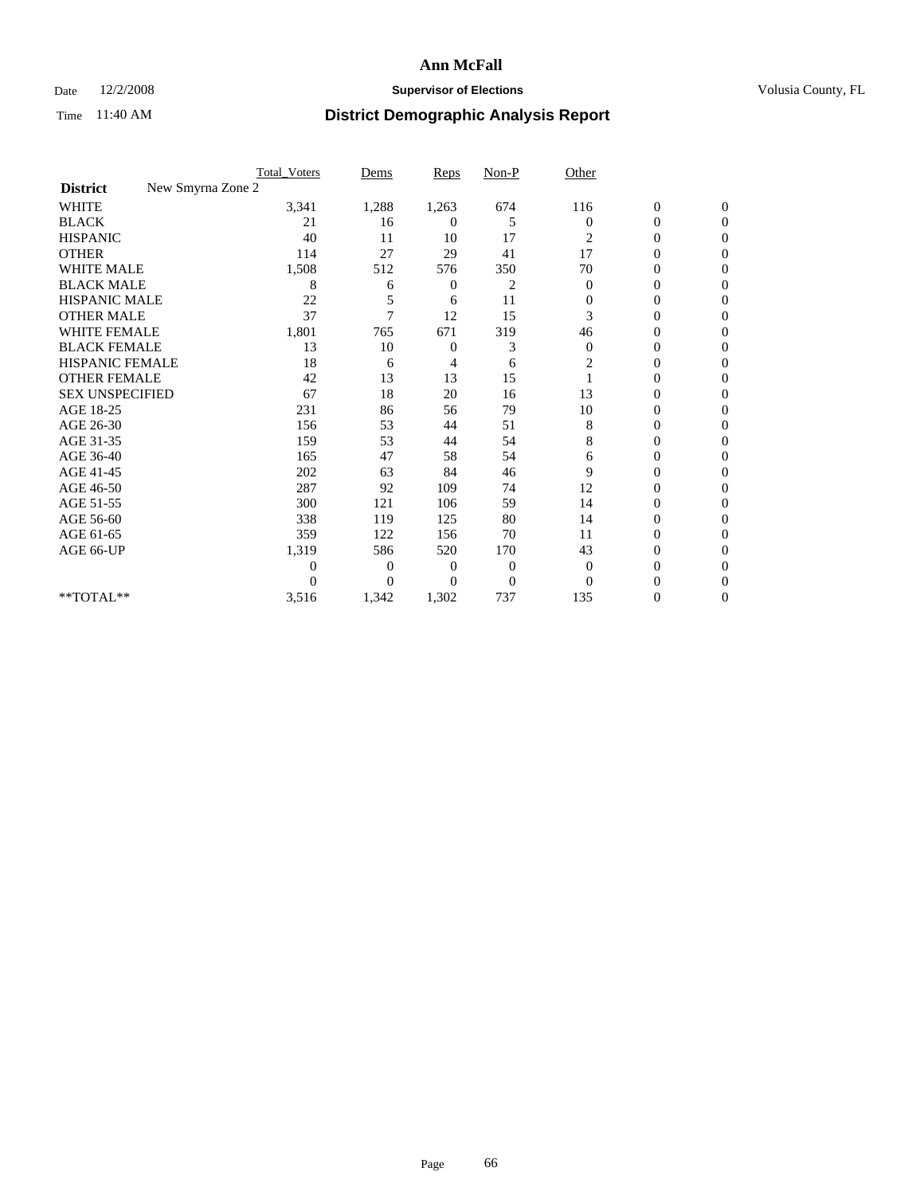# Ann McFall

Date 12/2/2008 **Supervisor of Elections** Volusia County, FL

Time 11:40 AM **District Demographic Analysis Report**

| | Total_Voters | Dems | Reps | Non-P | Other | | |
|---|---|---|---|---|---|---|---|
| **District** New Smyrna Zone 2 | | | | | | | |
| WHITE | 3,341 | 1,288 | 1,263 | 674 | 116 | 0 | 0 |
| BLACK | 21 | 16 | 0 | 5 | 0 | 0 | 0 |
| HISPANIC | 40 | 11 | 10 | 17 | 2 | 0 | 0 |
| OTHER | 114 | 27 | 29 | 41 | 17 | 0 | 0 |
| WHITE MALE | 1,508 | 512 | 576 | 350 | 70 | 0 | 0 |
| BLACK MALE | 8 | 6 | 0 | 2 | 0 | 0 | 0 |
| HISPANIC MALE | 22 | 5 | 6 | 11 | 0 | 0 | 0 |
| OTHER MALE | 37 | 7 | 12 | 15 | 3 | 0 | 0 |
| WHITE FEMALE | 1,801 | 765 | 671 | 319 | 46 | 0 | 0 |
| BLACK FEMALE | 13 | 10 | 0 | 3 | 0 | 0 | 0 |
| HISPANIC FEMALE | 18 | 6 | 4 | 6 | 2 | 0 | 0 |
| OTHER FEMALE | 42 | 13 | 13 | 15 | 1 | 0 | 0 |
| SEX UNSPECIFIED | 67 | 18 | 20 | 16 | 13 | 0 | 0 |
| AGE 18-25 | 231 | 86 | 56 | 79 | 10 | 0 | 0 |
| AGE 26-30 | 156 | 53 | 44 | 51 | 8 | 0 | 0 |
| AGE 31-35 | 159 | 53 | 44 | 54 | 8 | 0 | 0 |
| AGE 36-40 | 165 | 47 | 58 | 54 | 6 | 0 | 0 |
| AGE 41-45 | 202 | 63 | 84 | 46 | 9 | 0 | 0 |
| AGE 46-50 | 287 | 92 | 109 | 74 | 12 | 0 | 0 |
| AGE 51-55 | 300 | 121 | 106 | 59 | 14 | 0 | 0 |
| AGE 56-60 | 338 | 119 | 125 | 80 | 14 | 0 | 0 |
| AGE 61-65 | 359 | 122 | 156 | 70 | 11 | 0 | 0 |
| AGE 66-UP | 1,319 | 586 | 520 | 170 | 43 | 0 | 0 |
| | 0 | 0 | 0 | 0 | 0 | 0 | 0 |
| | 0 | 0 | 0 | 0 | 0 | 0 | 0 |
| **TOTAL** | 3,516 | 1,342 | 1,302 | 737 | 135 | 0 | 0 |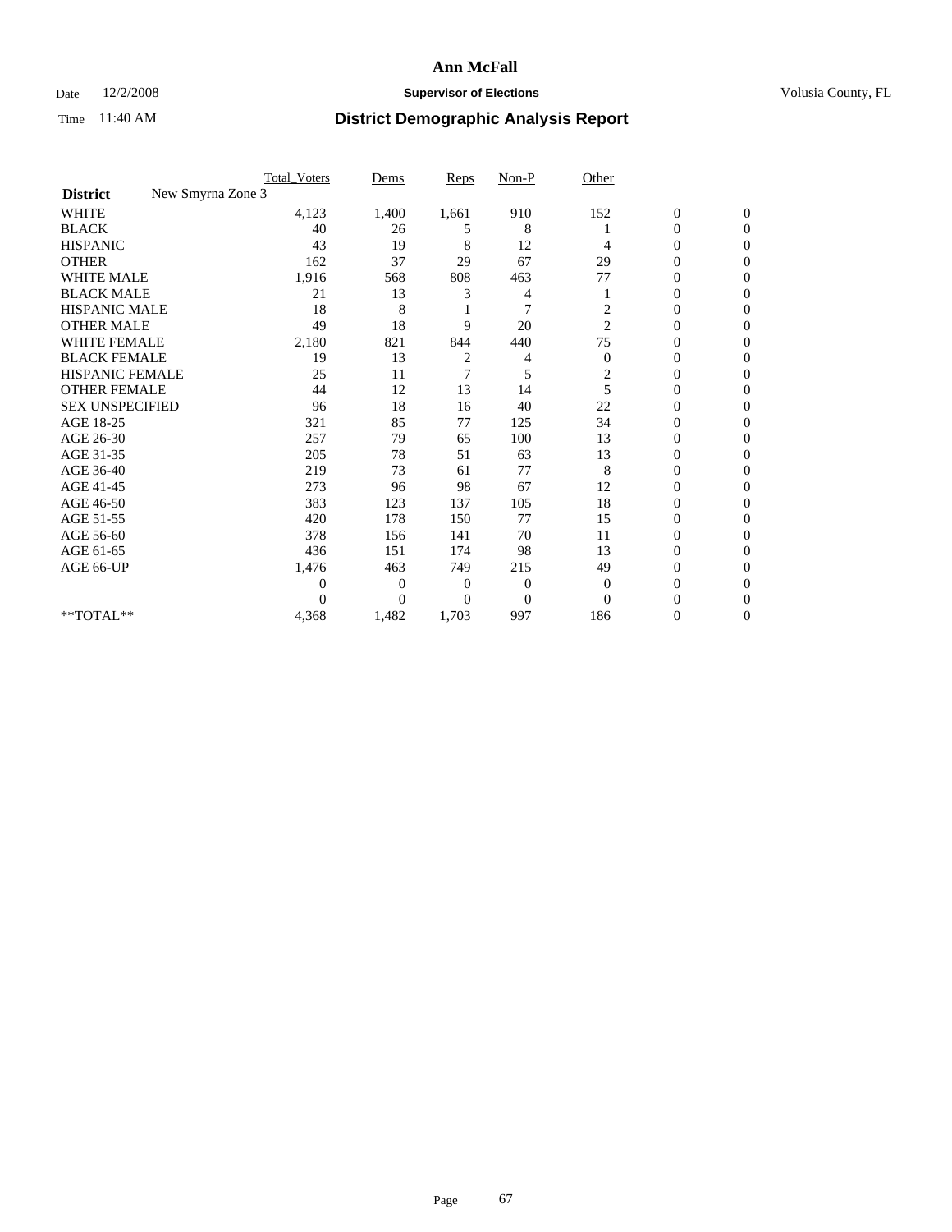# Ann McFall

Date 12/2/2008 **Supervisor of Elections** Volusia County, FL

Time 11:40 AM **District Demographic Analysis Report**

| | Total_Voters | Dems | Reps | Non-P | Other | | |
|---|---|---|---|---|---|---|---|
| **District** New Smyrna Zone 3 | | | | | | | |
| WHITE | 4,123 | 1,400 | 1,661 | 910 | 152 | 0 | 0 |
| BLACK | 40 | 26 | 5 | 8 | 1 | 0 | 0 |
| HISPANIC | 43 | 19 | 8 | 12 | 4 | 0 | 0 |
| OTHER | 162 | 37 | 29 | 67 | 29 | 0 | 0 |
| WHITE MALE | 1,916 | 568 | 808 | 463 | 77 | 0 | 0 |
| BLACK MALE | 21 | 13 | 3 | 4 | 1 | 0 | 0 |
| HISPANIC MALE | 18 | 8 | 1 | 7 | 2 | 0 | 0 |
| OTHER MALE | 49 | 18 | 9 | 20 | 2 | 0 | 0 |
| WHITE FEMALE | 2,180 | 821 | 844 | 440 | 75 | 0 | 0 |
| BLACK FEMALE | 19 | 13 | 2 | 4 | 0 | 0 | 0 |
| HISPANIC FEMALE | 25 | 11 | 7 | 5 | 2 | 0 | 0 |
| OTHER FEMALE | 44 | 12 | 13 | 14 | 5 | 0 | 0 |
| SEX UNSPECIFIED | 96 | 18 | 16 | 40 | 22 | 0 | 0 |
| AGE 18-25 | 321 | 85 | 77 | 125 | 34 | 0 | 0 |
| AGE 26-30 | 257 | 79 | 65 | 100 | 13 | 0 | 0 |
| AGE 31-35 | 205 | 78 | 51 | 63 | 13 | 0 | 0 |
| AGE 36-40 | 219 | 73 | 61 | 77 | 8 | 0 | 0 |
| AGE 41-45 | 273 | 96 | 98 | 67 | 12 | 0 | 0 |
| AGE 46-50 | 383 | 123 | 137 | 105 | 18 | 0 | 0 |
| AGE 51-55 | 420 | 178 | 150 | 77 | 15 | 0 | 0 |
| AGE 56-60 | 378 | 156 | 141 | 70 | 11 | 0 | 0 |
| AGE 61-65 | 436 | 151 | 174 | 98 | 13 | 0 | 0 |
| AGE 66-UP | 1,476 | 463 | 749 | 215 | 49 | 0 | 0 |
| | 0 | 0 | 0 | 0 | 0 | 0 | 0 |
| | 0 | 0 | 0 | 0 | 0 | 0 | 0 |
| **TOTAL** | 4,368 | 1,482 | 1,703 | 997 | 186 | 0 | 0 |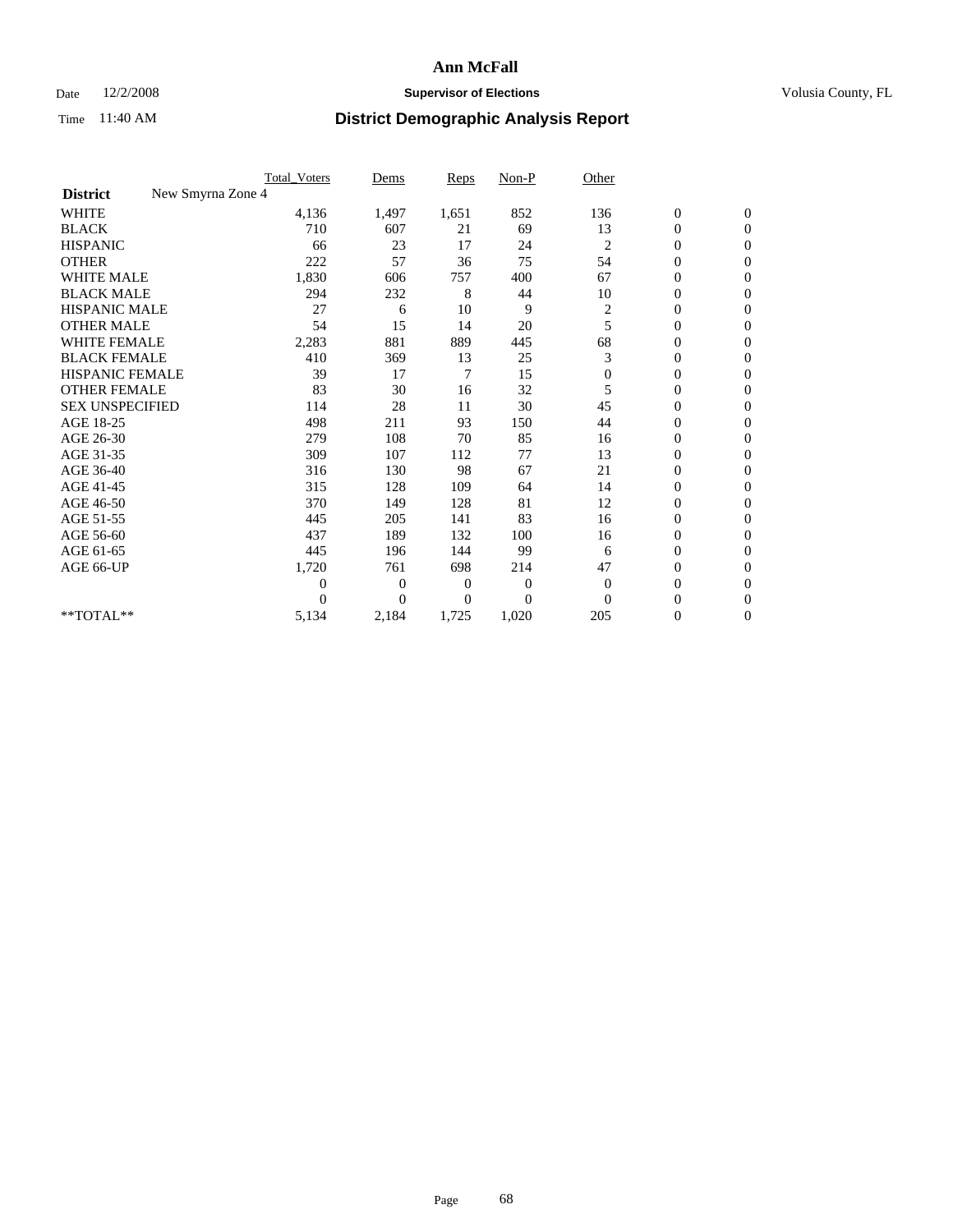# Ann McFall

Date 12/2/2008 **Supervisor of Elections** Volusia County, FL

Time 11:40 AM **District Demographic Analysis Report**

| | Total_Voters | Dems | Reps | Non-P | Other | | |
|---|---|---|---|---|---|---|---|
| **District** New Smyrna Zone 4 | | | | | | | |
| WHITE | 4,136 | 1,497 | 1,651 | 852 | 136 | 0 | 0 |
| BLACK | 710 | 607 | 21 | 69 | 13 | 0 | 0 |
| HISPANIC | 66 | 23 | 17 | 24 | 2 | 0 | 0 |
| OTHER | 222 | 57 | 36 | 75 | 54 | 0 | 0 |
| WHITE MALE | 1,830 | 606 | 757 | 400 | 67 | 0 | 0 |
| BLACK MALE | 294 | 232 | 8 | 44 | 10 | 0 | 0 |
| HISPANIC MALE | 27 | 6 | 10 | 9 | 2 | 0 | 0 |
| OTHER MALE | 54 | 15 | 14 | 20 | 5 | 0 | 0 |
| WHITE FEMALE | 2,283 | 881 | 889 | 445 | 68 | 0 | 0 |
| BLACK FEMALE | 410 | 369 | 13 | 25 | 3 | 0 | 0 |
| HISPANIC FEMALE | 39 | 17 | 7 | 15 | 0 | 0 | 0 |
| OTHER FEMALE | 83 | 30 | 16 | 32 | 5 | 0 | 0 |
| SEX UNSPECIFIED | 114 | 28 | 11 | 30 | 45 | 0 | 0 |
| AGE 18-25 | 498 | 211 | 93 | 150 | 44 | 0 | 0 |
| AGE 26-30 | 279 | 108 | 70 | 85 | 16 | 0 | 0 |
| AGE 31-35 | 309 | 107 | 112 | 77 | 13 | 0 | 0 |
| AGE 36-40 | 316 | 130 | 98 | 67 | 21 | 0 | 0 |
| AGE 41-45 | 315 | 128 | 109 | 64 | 14 | 0 | 0 |
| AGE 46-50 | 370 | 149 | 128 | 81 | 12 | 0 | 0 |
| AGE 51-55 | 445 | 205 | 141 | 83 | 16 | 0 | 0 |
| AGE 56-60 | 437 | 189 | 132 | 100 | 16 | 0 | 0 |
| AGE 61-65 | 445 | 196 | 144 | 99 | 6 | 0 | 0 |
| AGE 66-UP | 1,720 | 761 | 698 | 214 | 47 | 0 | 0 |
| | 0 | 0 | 0 | 0 | 0 | 0 | 0 |
| | 0 | 0 | 0 | 0 | 0 | 0 | 0 |
| **TOTAL** | 5,134 | 2,184 | 1,725 | 1,020 | 205 | 0 | 0 |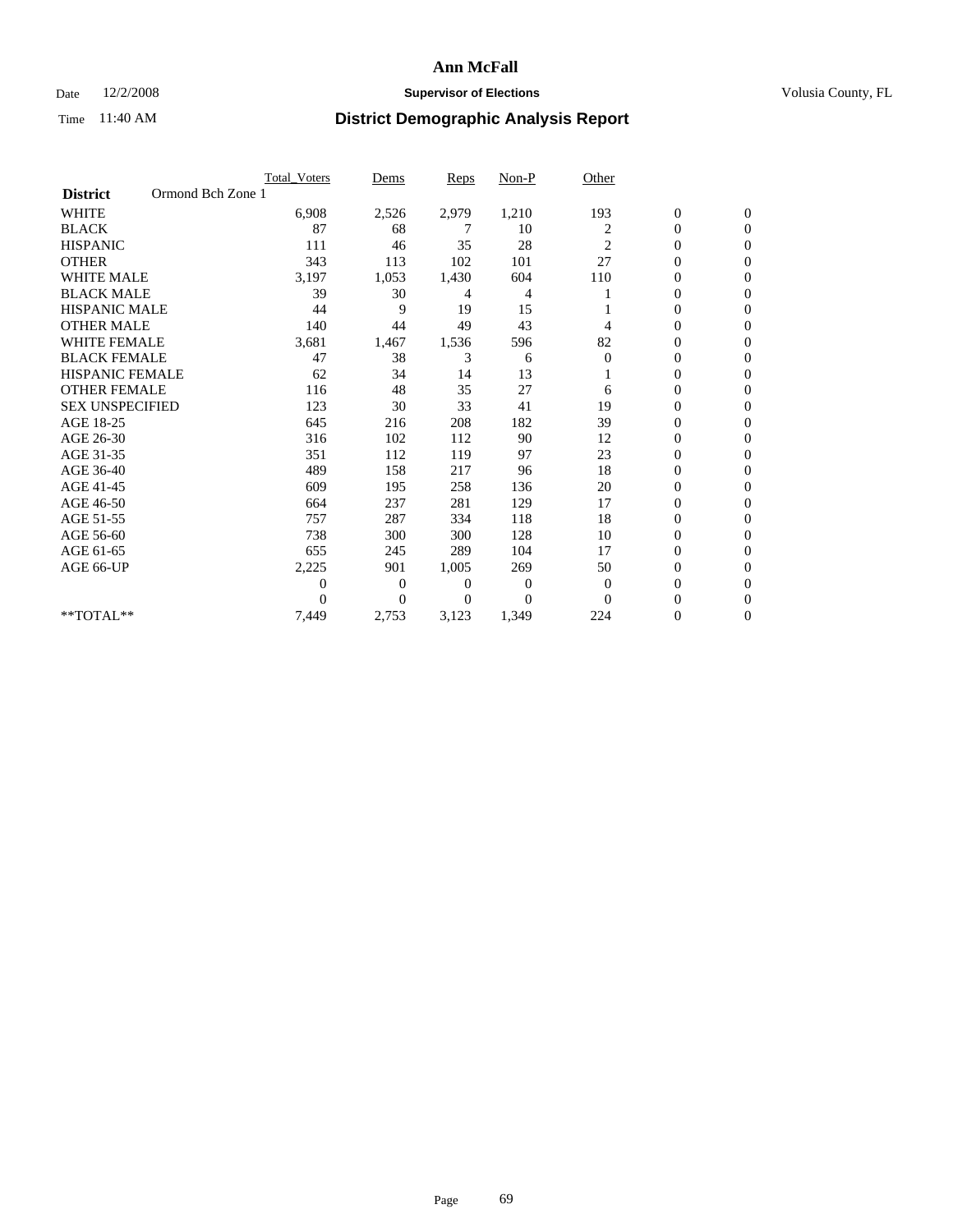# Ann McFall

Date 12/2/2008 **Supervisor of Elections** Volusia County, FL

Time 11:40 AM **District Demographic Analysis Report**

| | Total_Voters | Dems | Reps | Non-P | Other | | |
|---|---|---|---|---|---|---|---|
| **District** Ormond Bch Zone 1 | | | | | | | |
| WHITE | 6,908 | 2,526 | 2,979 | 1,210 | 193 | 0 | 0 |
| BLACK | 87 | 68 | 7 | 10 | 2 | 0 | 0 |
| HISPANIC | 111 | 46 | 35 | 28 | 2 | 0 | 0 |
| OTHER | 343 | 113 | 102 | 101 | 27 | 0 | 0 |
| WHITE MALE | 3,197 | 1,053 | 1,430 | 604 | 110 | 0 | 0 |
| BLACK MALE | 39 | 30 | 4 | 4 | 1 | 0 | 0 |
| HISPANIC MALE | 44 | 9 | 19 | 15 | 1 | 0 | 0 |
| OTHER MALE | 140 | 44 | 49 | 43 | 4 | 0 | 0 |
| WHITE FEMALE | 3,681 | 1,467 | 1,536 | 596 | 82 | 0 | 0 |
| BLACK FEMALE | 47 | 38 | 3 | 6 | 0 | 0 | 0 |
| HISPANIC FEMALE | 62 | 34 | 14 | 13 | 1 | 0 | 0 |
| OTHER FEMALE | 116 | 48 | 35 | 27 | 6 | 0 | 0 |
| SEX UNSPECIFIED | 123 | 30 | 33 | 41 | 19 | 0 | 0 |
| AGE 18-25 | 645 | 216 | 208 | 182 | 39 | 0 | 0 |
| AGE 26-30 | 316 | 102 | 112 | 90 | 12 | 0 | 0 |
| AGE 31-35 | 351 | 112 | 119 | 97 | 23 | 0 | 0 |
| AGE 36-40 | 489 | 158 | 217 | 96 | 18 | 0 | 0 |
| AGE 41-45 | 609 | 195 | 258 | 136 | 20 | 0 | 0 |
| AGE 46-50 | 664 | 237 | 281 | 129 | 17 | 0 | 0 |
| AGE 51-55 | 757 | 287 | 334 | 118 | 18 | 0 | 0 |
| AGE 56-60 | 738 | 300 | 300 | 128 | 10 | 0 | 0 |
| AGE 61-65 | 655 | 245 | 289 | 104 | 17 | 0 | 0 |
| AGE 66-UP | 2,225 | 901 | 1,005 | 269 | 50 | 0 | 0 |
| | 0 | 0 | 0 | 0 | 0 | 0 | 0 |
| | 0 | 0 | 0 | 0 | 0 | 0 | 0 |
| **TOTAL** | 7,449 | 2,753 | 3,123 | 1,349 | 224 | 0 | 0 |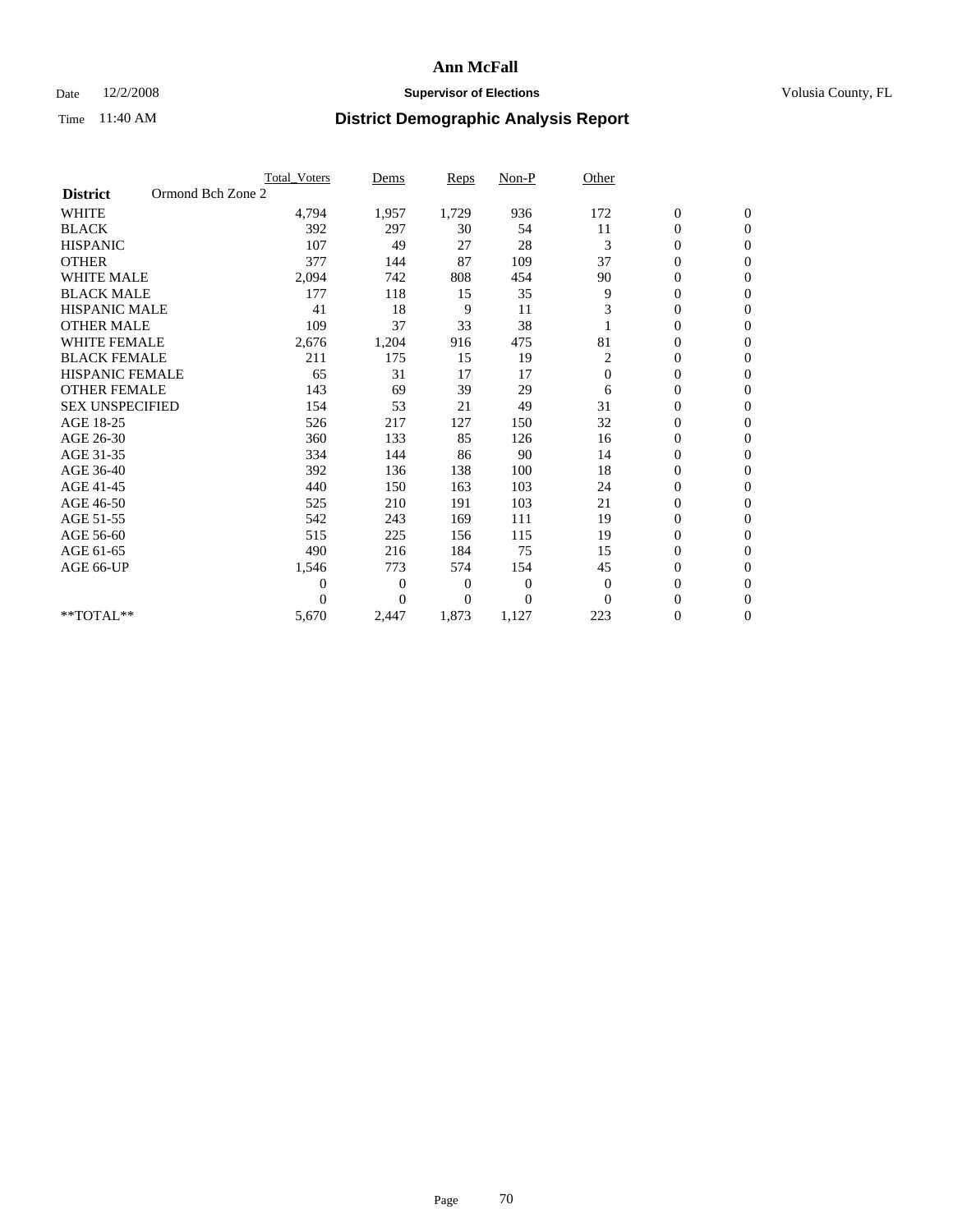# Ann McFall

Date 12/2/2008 **Supervisor of Elections** Volusia County, FL

Time 11:40 AM **District Demographic Analysis Report**

| | Total_Voters | Dems | Reps | Non-P | Other | | |
|---|---|---|---|---|---|---|---|
| **District** Ormond Bch Zone 2 | | | | | | | |
| WHITE | 4,794 | 1,957 | 1,729 | 936 | 172 | 0 | 0 |
| BLACK | 392 | 297 | 30 | 54 | 11 | 0 | 0 |
| HISPANIC | 107 | 49 | 27 | 28 | 3 | 0 | 0 |
| OTHER | 377 | 144 | 87 | 109 | 37 | 0 | 0 |
| WHITE MALE | 2,094 | 742 | 808 | 454 | 90 | 0 | 0 |
| BLACK MALE | 177 | 118 | 15 | 35 | 9 | 0 | 0 |
| HISPANIC MALE | 41 | 18 | 9 | 11 | 3 | 0 | 0 |
| OTHER MALE | 109 | 37 | 33 | 38 | 1 | 0 | 0 |
| WHITE FEMALE | 2,676 | 1,204 | 916 | 475 | 81 | 0 | 0 |
| BLACK FEMALE | 211 | 175 | 15 | 19 | 2 | 0 | 0 |
| HISPANIC FEMALE | 65 | 31 | 17 | 17 | 0 | 0 | 0 |
| OTHER FEMALE | 143 | 69 | 39 | 29 | 6 | 0 | 0 |
| SEX UNSPECIFIED | 154 | 53 | 21 | 49 | 31 | 0 | 0 |
| AGE 18-25 | 526 | 217 | 127 | 150 | 32 | 0 | 0 |
| AGE 26-30 | 360 | 133 | 85 | 126 | 16 | 0 | 0 |
| AGE 31-35 | 334 | 144 | 86 | 90 | 14 | 0 | 0 |
| AGE 36-40 | 392 | 136 | 138 | 100 | 18 | 0 | 0 |
| AGE 41-45 | 440 | 150 | 163 | 103 | 24 | 0 | 0 |
| AGE 46-50 | 525 | 210 | 191 | 103 | 21 | 0 | 0 |
| AGE 51-55 | 542 | 243 | 169 | 111 | 19 | 0 | 0 |
| AGE 56-60 | 515 | 225 | 156 | 115 | 19 | 0 | 0 |
| AGE 61-65 | 490 | 216 | 184 | 75 | 15 | 0 | 0 |
| AGE 66-UP | 1,546 | 773 | 574 | 154 | 45 | 0 | 0 |
| | 0 | 0 | 0 | 0 | 0 | 0 | 0 |
| | 0 | 0 | 0 | 0 | 0 | 0 | 0 |
| **TOTAL** | 5,670 | 2,447 | 1,873 | 1,127 | 223 | 0 | 0 |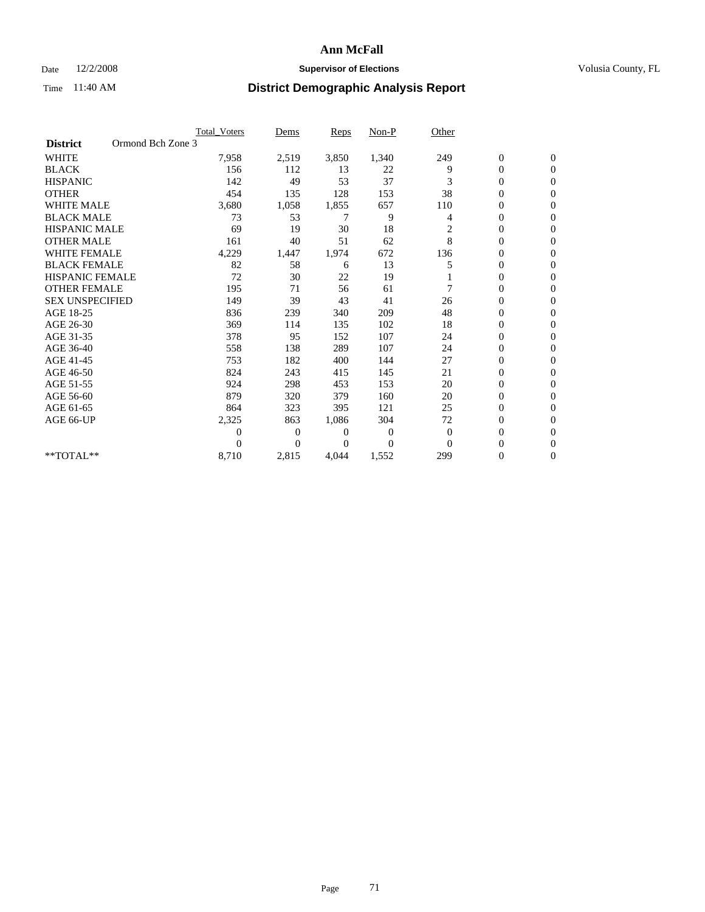# Ann McFall

Date 12/2/2008 **Supervisor of Elections** Volusia County, FL

Time 11:40 AM **District Demographic Analysis Report**

| | Total_Voters | Dems | Reps | Non-P | Other | | |
|---|---|---|---|---|---|---|---|
| **District** Ormond Bch Zone 3 | | | | | | | |
| WHITE | 7,958 | 2,519 | 3,850 | 1,340 | 249 | 0 | 0 |
| BLACK | 156 | 112 | 13 | 22 | 9 | 0 | 0 |
| HISPANIC | 142 | 49 | 53 | 37 | 3 | 0 | 0 |
| OTHER | 454 | 135 | 128 | 153 | 38 | 0 | 0 |
| WHITE MALE | 3,680 | 1,058 | 1,855 | 657 | 110 | 0 | 0 |
| BLACK MALE | 73 | 53 | 7 | 9 | 4 | 0 | 0 |
| HISPANIC MALE | 69 | 19 | 30 | 18 | 2 | 0 | 0 |
| OTHER MALE | 161 | 40 | 51 | 62 | 8 | 0 | 0 |
| WHITE FEMALE | 4,229 | 1,447 | 1,974 | 672 | 136 | 0 | 0 |
| BLACK FEMALE | 82 | 58 | 6 | 13 | 5 | 0 | 0 |
| HISPANIC FEMALE | 72 | 30 | 22 | 19 | 1 | 0 | 0 |
| OTHER FEMALE | 195 | 71 | 56 | 61 | 7 | 0 | 0 |
| SEX UNSPECIFIED | 149 | 39 | 43 | 41 | 26 | 0 | 0 |
| AGE 18-25 | 836 | 239 | 340 | 209 | 48 | 0 | 0 |
| AGE 26-30 | 369 | 114 | 135 | 102 | 18 | 0 | 0 |
| AGE 31-35 | 378 | 95 | 152 | 107 | 24 | 0 | 0 |
| AGE 36-40 | 558 | 138 | 289 | 107 | 24 | 0 | 0 |
| AGE 41-45 | 753 | 182 | 400 | 144 | 27 | 0 | 0 |
| AGE 46-50 | 824 | 243 | 415 | 145 | 21 | 0 | 0 |
| AGE 51-55 | 924 | 298 | 453 | 153 | 20 | 0 | 0 |
| AGE 56-60 | 879 | 320 | 379 | 160 | 20 | 0 | 0 |
| AGE 61-65 | 864 | 323 | 395 | 121 | 25 | 0 | 0 |
| AGE 66-UP | 2,325 | 863 | 1,086 | 304 | 72 | 0 | 0 |
| | 0 | 0 | 0 | 0 | 0 | 0 | 0 |
| | 0 | 0 | 0 | 0 | 0 | 0 | 0 |
| **TOTAL** | 8,710 | 2,815 | 4,044 | 1,552 | 299 | 0 | 0 |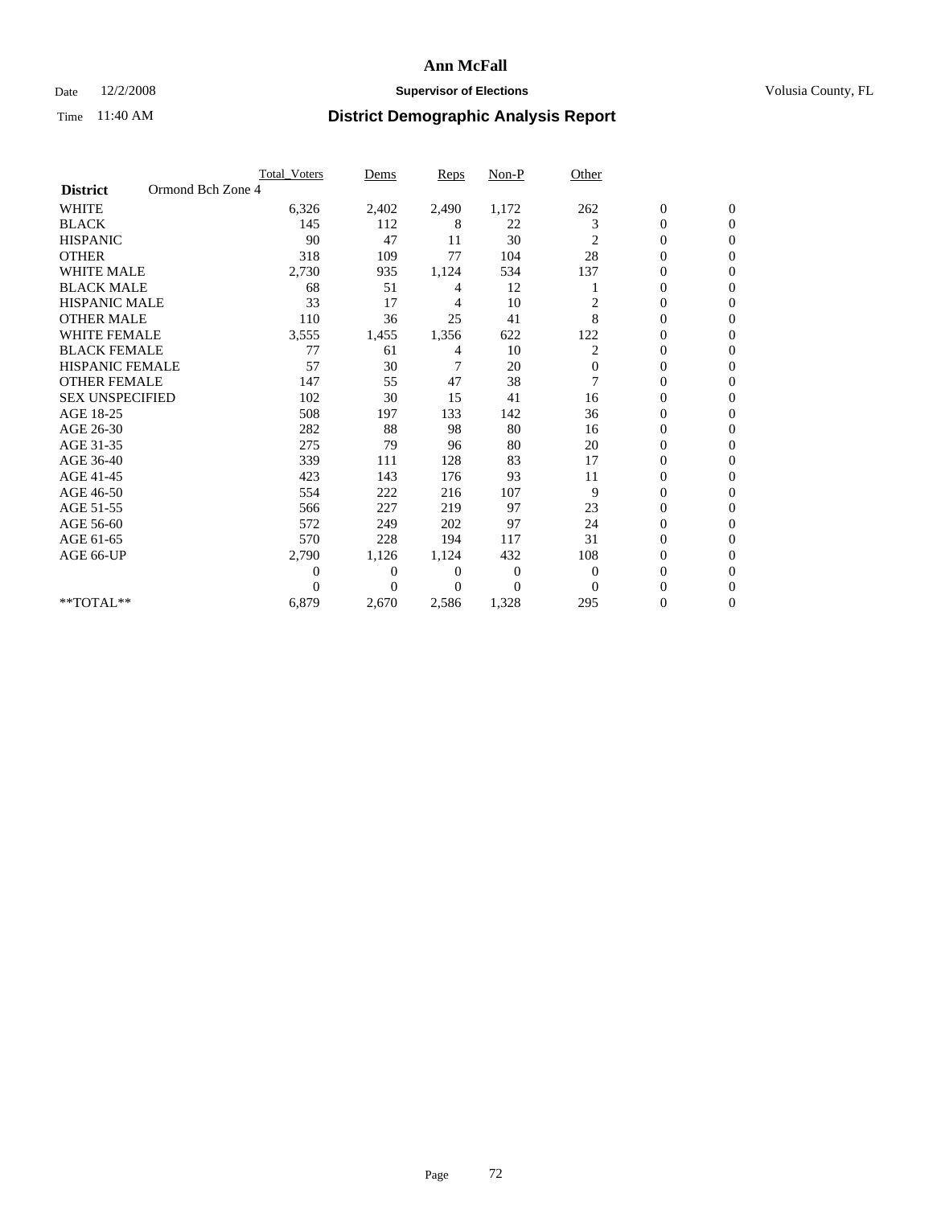# Ann McFall

Date 12/2/2008 **Supervisor of Elections** Volusia County, FL

Time 11:40 AM **District Demographic Analysis Report**

| | Total_Voters | Dems | Reps | Non-P | Other | | |
|---|---|---|---|---|---|---|---|
| **District** Ormond Bch Zone 4 | | | | | | | |
| WHITE | 6,326 | 2,402 | 2,490 | 1,172 | 262 | 0 | 0 |
| BLACK | 145 | 112 | 8 | 22 | 3 | 0 | 0 |
| HISPANIC | 90 | 47 | 11 | 30 | 2 | 0 | 0 |
| OTHER | 318 | 109 | 77 | 104 | 28 | 0 | 0 |
| WHITE MALE | 2,730 | 935 | 1,124 | 534 | 137 | 0 | 0 |
| BLACK MALE | 68 | 51 | 4 | 12 | 1 | 0 | 0 |
| HISPANIC MALE | 33 | 17 | 4 | 10 | 2 | 0 | 0 |
| OTHER MALE | 110 | 36 | 25 | 41 | 8 | 0 | 0 |
| WHITE FEMALE | 3,555 | 1,455 | 1,356 | 622 | 122 | 0 | 0 |
| BLACK FEMALE | 77 | 61 | 4 | 10 | 2 | 0 | 0 |
| HISPANIC FEMALE | 57 | 30 | 7 | 20 | 0 | 0 | 0 |
| OTHER FEMALE | 147 | 55 | 47 | 38 | 7 | 0 | 0 |
| SEX UNSPECIFIED | 102 | 30 | 15 | 41 | 16 | 0 | 0 |
| AGE 18-25 | 508 | 197 | 133 | 142 | 36 | 0 | 0 |
| AGE 26-30 | 282 | 88 | 98 | 80 | 16 | 0 | 0 |
| AGE 31-35 | 275 | 79 | 96 | 80 | 20 | 0 | 0 |
| AGE 36-40 | 339 | 111 | 128 | 83 | 17 | 0 | 0 |
| AGE 41-45 | 423 | 143 | 176 | 93 | 11 | 0 | 0 |
| AGE 46-50 | 554 | 222 | 216 | 107 | 9 | 0 | 0 |
| AGE 51-55 | 566 | 227 | 219 | 97 | 23 | 0 | 0 |
| AGE 56-60 | 572 | 249 | 202 | 97 | 24 | 0 | 0 |
| AGE 61-65 | 570 | 228 | 194 | 117 | 31 | 0 | 0 |
| AGE 66-UP | 2,790 | 1,126 | 1,124 | 432 | 108 | 0 | 0 |
| | 0 | 0 | 0 | 0 | 0 | 0 | 0 |
| | 0 | 0 | 0 | 0 | 0 | 0 | 0 |
| **TOTAL** | 6,879 | 2,670 | 2,586 | 1,328 | 295 | 0 | 0 |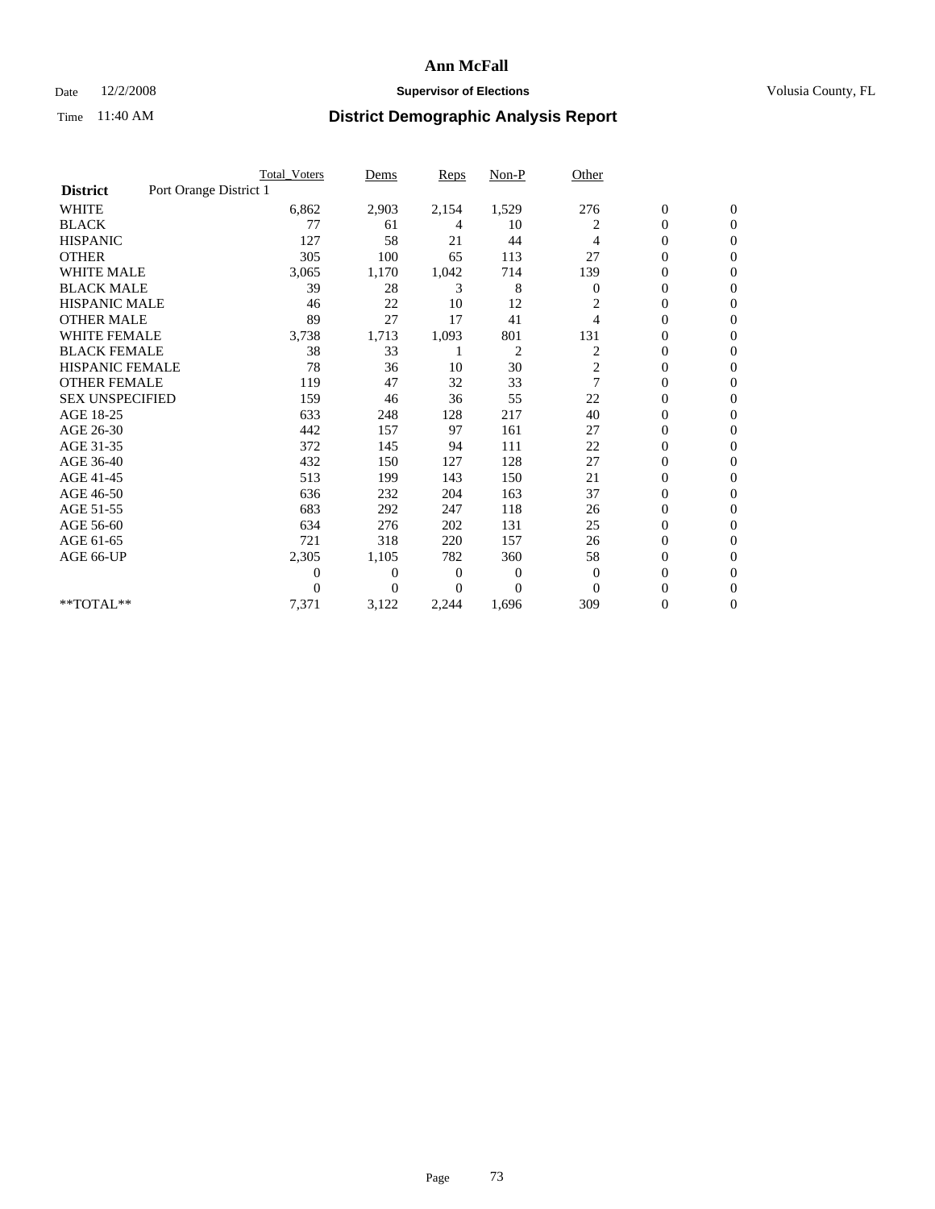# Ann McFall

Date 12/2/2008 **Supervisor of Elections** Volusia County, FL

Time 11:40 AM **District Demographic Analysis Report**

| | Total_Voters | Dems | Reps | Non-P | Other | | |
|---|---|---|---|---|---|---|---|
| **District** Port Orange District 1 | | | | | | | |
| WHITE | 6,862 | 2,903 | 2,154 | 1,529 | 276 | 0 | 0 |
| BLACK | 77 | 61 | 4 | 10 | 2 | 0 | 0 |
| HISPANIC | 127 | 58 | 21 | 44 | 4 | 0 | 0 |
| OTHER | 305 | 100 | 65 | 113 | 27 | 0 | 0 |
| WHITE MALE | 3,065 | 1,170 | 1,042 | 714 | 139 | 0 | 0 |
| BLACK MALE | 39 | 28 | 3 | 8 | 0 | 0 | 0 |
| HISPANIC MALE | 46 | 22 | 10 | 12 | 2 | 0 | 0 |
| OTHER MALE | 89 | 27 | 17 | 41 | 4 | 0 | 0 |
| WHITE FEMALE | 3,738 | 1,713 | 1,093 | 801 | 131 | 0 | 0 |
| BLACK FEMALE | 38 | 33 | 1 | 2 | 2 | 0 | 0 |
| HISPANIC FEMALE | 78 | 36 | 10 | 30 | 2 | 0 | 0 |
| OTHER FEMALE | 119 | 47 | 32 | 33 | 7 | 0 | 0 |
| SEX UNSPECIFIED | 159 | 46 | 36 | 55 | 22 | 0 | 0 |
| AGE 18-25 | 633 | 248 | 128 | 217 | 40 | 0 | 0 |
| AGE 26-30 | 442 | 157 | 97 | 161 | 27 | 0 | 0 |
| AGE 31-35 | 372 | 145 | 94 | 111 | 22 | 0 | 0 |
| AGE 36-40 | 432 | 150 | 127 | 128 | 27 | 0 | 0 |
| AGE 41-45 | 513 | 199 | 143 | 150 | 21 | 0 | 0 |
| AGE 46-50 | 636 | 232 | 204 | 163 | 37 | 0 | 0 |
| AGE 51-55 | 683 | 292 | 247 | 118 | 26 | 0 | 0 |
| AGE 56-60 | 634 | 276 | 202 | 131 | 25 | 0 | 0 |
| AGE 61-65 | 721 | 318 | 220 | 157 | 26 | 0 | 0 |
| AGE 66-UP | 2,305 | 1,105 | 782 | 360 | 58 | 0 | 0 |
| | 0 | 0 | 0 | 0 | 0 | 0 | 0 |
| | 0 | 0 | 0 | 0 | 0 | 0 | 0 |
| **TOTAL** | 7,371 | 3,122 | 2,244 | 1,696 | 309 | 0 | 0 |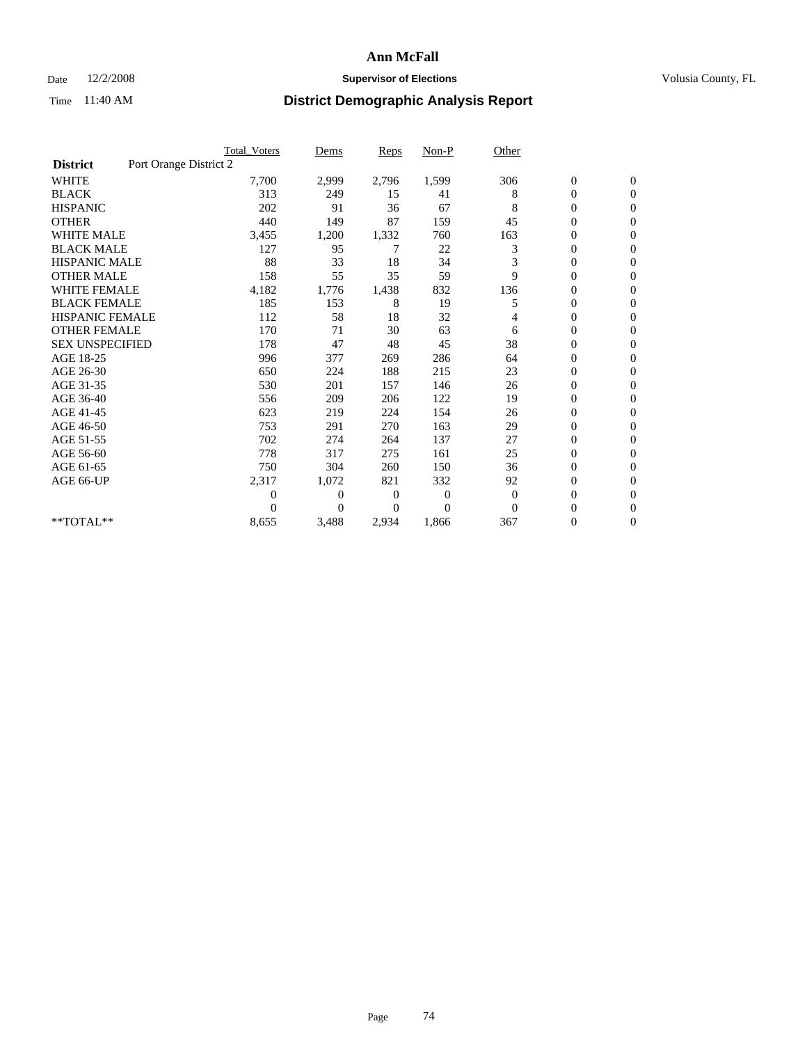# Ann McFall

Date 12/2/2008 **Supervisor of Elections** Volusia County, FL

Time 11:40 AM **District Demographic Analysis Report**

| | Total_Voters | Dems | Reps | Non-P | Other | | |
|---|---|---|---|---|---|---|---|
| **District** Port Orange District 2 | | | | | | | |
| WHITE | 7,700 | 2,999 | 2,796 | 1,599 | 306 | 0 | 0 |
| BLACK | 313 | 249 | 15 | 41 | 8 | 0 | 0 |
| HISPANIC | 202 | 91 | 36 | 67 | 8 | 0 | 0 |
| OTHER | 440 | 149 | 87 | 159 | 45 | 0 | 0 |
| WHITE MALE | 3,455 | 1,200 | 1,332 | 760 | 163 | 0 | 0 |
| BLACK MALE | 127 | 95 | 7 | 22 | 3 | 0 | 0 |
| HISPANIC MALE | 88 | 33 | 18 | 34 | 3 | 0 | 0 |
| OTHER MALE | 158 | 55 | 35 | 59 | 9 | 0 | 0 |
| WHITE FEMALE | 4,182 | 1,776 | 1,438 | 832 | 136 | 0 | 0 |
| BLACK FEMALE | 185 | 153 | 8 | 19 | 5 | 0 | 0 |
| HISPANIC FEMALE | 112 | 58 | 18 | 32 | 4 | 0 | 0 |
| OTHER FEMALE | 170 | 71 | 30 | 63 | 6 | 0 | 0 |
| SEX UNSPECIFIED | 178 | 47 | 48 | 45 | 38 | 0 | 0 |
| AGE 18-25 | 996 | 377 | 269 | 286 | 64 | 0 | 0 |
| AGE 26-30 | 650 | 224 | 188 | 215 | 23 | 0 | 0 |
| AGE 31-35 | 530 | 201 | 157 | 146 | 26 | 0 | 0 |
| AGE 36-40 | 556 | 209 | 206 | 122 | 19 | 0 | 0 |
| AGE 41-45 | 623 | 219 | 224 | 154 | 26 | 0 | 0 |
| AGE 46-50 | 753 | 291 | 270 | 163 | 29 | 0 | 0 |
| AGE 51-55 | 702 | 274 | 264 | 137 | 27 | 0 | 0 |
| AGE 56-60 | 778 | 317 | 275 | 161 | 25 | 0 | 0 |
| AGE 61-65 | 750 | 304 | 260 | 150 | 36 | 0 | 0 |
| AGE 66-UP | 2,317 | 1,072 | 821 | 332 | 92 | 0 | 0 |
| | 0 | 0 | 0 | 0 | 0 | 0 | 0 |
| | 0 | 0 | 0 | 0 | 0 | 0 | 0 |
| **TOTAL** | 8,655 | 3,488 | 2,934 | 1,866 | 367 | 0 | 0 |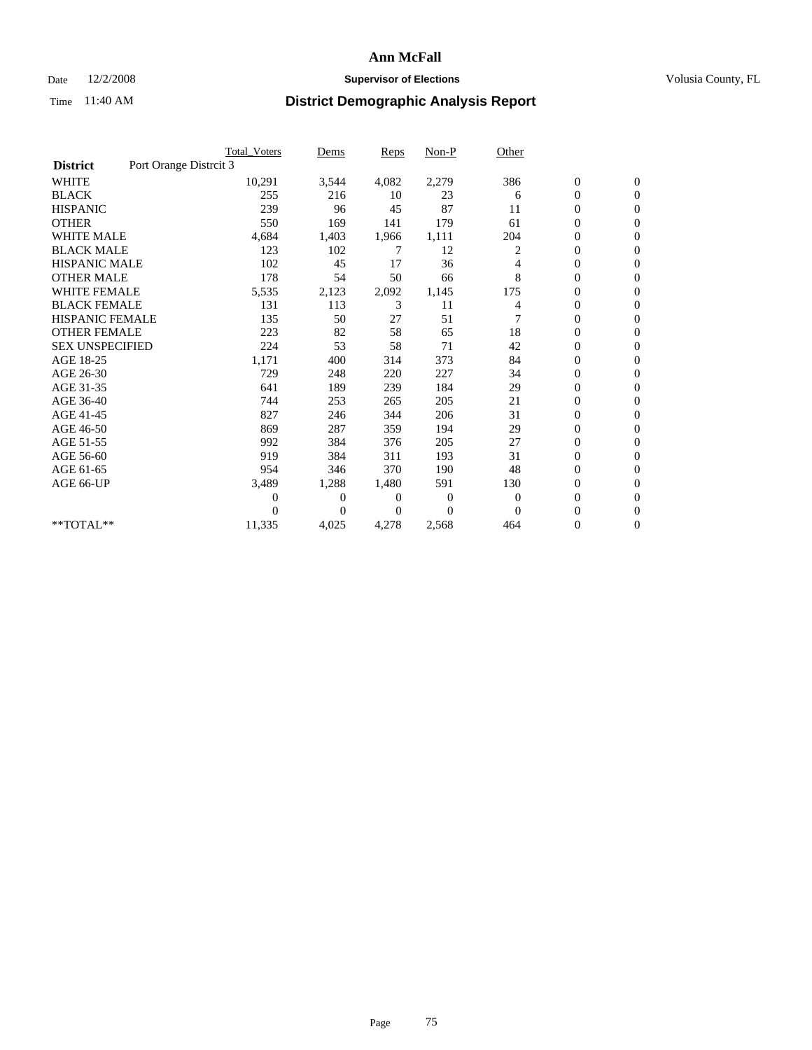# Ann McFall

Date 12/2/2008 **Supervisor of Elections** Volusia County, FL

Time 11:40 AM **District Demographic Analysis Report**

| | Total_Voters | Dems | Reps | Non-P | Other | | |
|---|---|---|---|---|---|---|---|
| **District** Port Orange Distrcit 3 | | | | | | | |
| WHITE | 10,291 | 3,544 | 4,082 | 2,279 | 386 | 0 | 0 |
| BLACK | 255 | 216 | 10 | 23 | 6 | 0 | 0 |
| HISPANIC | 239 | 96 | 45 | 87 | 11 | 0 | 0 |
| OTHER | 550 | 169 | 141 | 179 | 61 | 0 | 0 |
| WHITE MALE | 4,684 | 1,403 | 1,966 | 1,111 | 204 | 0 | 0 |
| BLACK MALE | 123 | 102 | 7 | 12 | 2 | 0 | 0 |
| HISPANIC MALE | 102 | 45 | 17 | 36 | 4 | 0 | 0 |
| OTHER MALE | 178 | 54 | 50 | 66 | 8 | 0 | 0 |
| WHITE FEMALE | 5,535 | 2,123 | 2,092 | 1,145 | 175 | 0 | 0 |
| BLACK FEMALE | 131 | 113 | 3 | 11 | 4 | 0 | 0 |
| HISPANIC FEMALE | 135 | 50 | 27 | 51 | 7 | 0 | 0 |
| OTHER FEMALE | 223 | 82 | 58 | 65 | 18 | 0 | 0 |
| SEX UNSPECIFIED | 224 | 53 | 58 | 71 | 42 | 0 | 0 |
| AGE 18-25 | 1,171 | 400 | 314 | 373 | 84 | 0 | 0 |
| AGE 26-30 | 729 | 248 | 220 | 227 | 34 | 0 | 0 |
| AGE 31-35 | 641 | 189 | 239 | 184 | 29 | 0 | 0 |
| AGE 36-40 | 744 | 253 | 265 | 205 | 21 | 0 | 0 |
| AGE 41-45 | 827 | 246 | 344 | 206 | 31 | 0 | 0 |
| AGE 46-50 | 869 | 287 | 359 | 194 | 29 | 0 | 0 |
| AGE 51-55 | 992 | 384 | 376 | 205 | 27 | 0 | 0 |
| AGE 56-60 | 919 | 384 | 311 | 193 | 31 | 0 | 0 |
| AGE 61-65 | 954 | 346 | 370 | 190 | 48 | 0 | 0 |
| AGE 66-UP | 3,489 | 1,288 | 1,480 | 591 | 130 | 0 | 0 |
| | 0 | 0 | 0 | 0 | 0 | 0 | 0 |
| | 0 | 0 | 0 | 0 | 0 | 0 | 0 |
| **TOTAL** | 11,335 | 4,025 | 4,278 | 2,568 | 464 | 0 | 0 |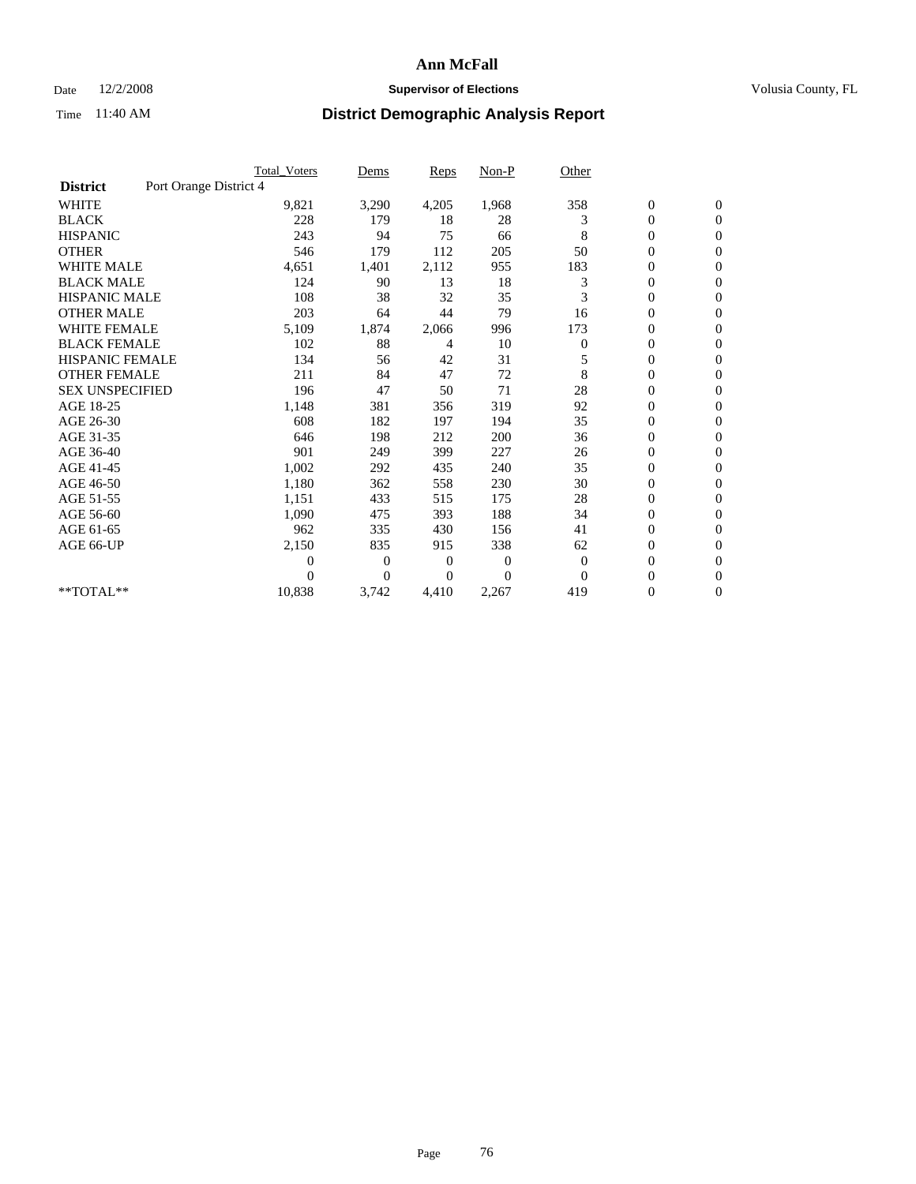# Ann McFall

Date 12/2/2008 **Supervisor of Elections** Volusia County, FL

Time 11:40 AM **District Demographic Analysis Report**

| | Total_Voters | Dems | Reps | Non-P | Other | | |
|---|---|---|---|---|---|---|---|
| **District** Port Orange District 4 | | | | | | | |
| WHITE | 9,821 | 3,290 | 4,205 | 1,968 | 358 | 0 | 0 |
| BLACK | 228 | 179 | 18 | 28 | 3 | 0 | 0 |
| HISPANIC | 243 | 94 | 75 | 66 | 8 | 0 | 0 |
| OTHER | 546 | 179 | 112 | 205 | 50 | 0 | 0 |
| WHITE MALE | 4,651 | 1,401 | 2,112 | 955 | 183 | 0 | 0 |
| BLACK MALE | 124 | 90 | 13 | 18 | 3 | 0 | 0 |
| HISPANIC MALE | 108 | 38 | 32 | 35 | 3 | 0 | 0 |
| OTHER MALE | 203 | 64 | 44 | 79 | 16 | 0 | 0 |
| WHITE FEMALE | 5,109 | 1,874 | 2,066 | 996 | 173 | 0 | 0 |
| BLACK FEMALE | 102 | 88 | 4 | 10 | 0 | 0 | 0 |
| HISPANIC FEMALE | 134 | 56 | 42 | 31 | 5 | 0 | 0 |
| OTHER FEMALE | 211 | 84 | 47 | 72 | 8 | 0 | 0 |
| SEX UNSPECIFIED | 196 | 47 | 50 | 71 | 28 | 0 | 0 |
| AGE 18-25 | 1,148 | 381 | 356 | 319 | 92 | 0 | 0 |
| AGE 26-30 | 608 | 182 | 197 | 194 | 35 | 0 | 0 |
| AGE 31-35 | 646 | 198 | 212 | 200 | 36 | 0 | 0 |
| AGE 36-40 | 901 | 249 | 399 | 227 | 26 | 0 | 0 |
| AGE 41-45 | 1,002 | 292 | 435 | 240 | 35 | 0 | 0 |
| AGE 46-50 | 1,180 | 362 | 558 | 230 | 30 | 0 | 0 |
| AGE 51-55 | 1,151 | 433 | 515 | 175 | 28 | 0 | 0 |
| AGE 56-60 | 1,090 | 475 | 393 | 188 | 34 | 0 | 0 |
| AGE 61-65 | 962 | 335 | 430 | 156 | 41 | 0 | 0 |
| AGE 66-UP | 2,150 | 835 | 915 | 338 | 62 | 0 | 0 |
| | 0 | 0 | 0 | 0 | 0 | 0 | 0 |
| | 0 | 0 | 0 | 0 | 0 | 0 | 0 |
| **TOTAL** | 10,838 | 3,742 | 4,410 | 2,267 | 419 | 0 | 0 |